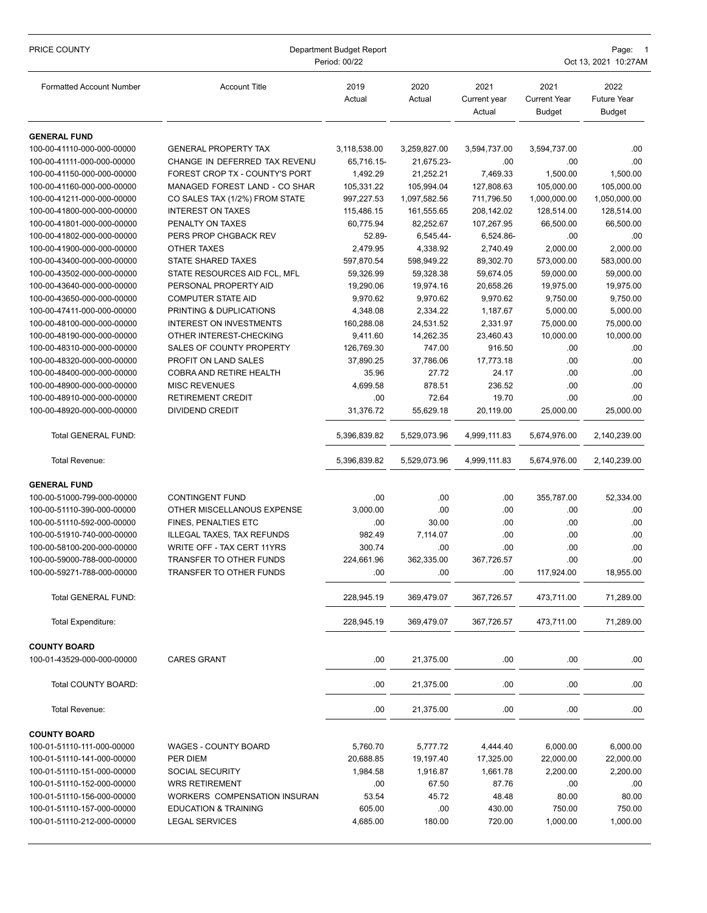PRICE COUNTY

Department Budget Report

Period: 00/22

| Formatted Account Number | Account Title | 2019 Actual | 2020 Actual | 2021 Current year Actual | 2021 Current Year Budget | 2022 Future Year Budget |
|---|---|---|---|---|---|---|
| **GENERAL FUND** | | | | | | |
| 100-00-41110-000-000-00000 | GENERAL PROPERTY TAX | 3,118,538.00 | 3,259,827.00 | 3,594,737.00 | 3,594,737.00 | .00 |
| 100-00-41111-000-000-00000 | CHANGE IN DEFERRED TAX REVENU | 65,716.15- | 21,675.23- | .00 | .00 | .00 |
| 100-00-41150-000-000-00000 | FOREST CROP TX - COUNTY'S PORT | 1,492.29 | 21,252.21 | 7,469.33 | 1,500.00 | 1,500.00 |
| 100-00-41160-000-000-00000 | MANAGED FOREST LAND - CO SHAR | 105,331.22 | 105,994.04 | 127,808.63 | 105,000.00 | 105,000.00 |
| 100-00-41211-000-000-00000 | CO SALES TAX (1/2%) FROM STATE | 997,227.53 | 1,097,582.56 | 711,796.50 | 1,000,000.00 | 1,050,000.00 |
| 100-00-41800-000-000-00000 | INTEREST ON TAXES | 115,486.15 | 161,555.65 | 208,142.02 | 128,514.00 | 128,514.00 |
| 100-00-41801-000-000-00000 | PENALTY ON TAXES | 60,775.94 | 82,252.67 | 107,267.95 | 66,500.00 | 66,500.00 |
| 100-00-41802-000-000-00000 | PERS PROP CHGBACK REV | 52.89- | 6,545.44- | 6,524.86- | .00 | .00 |
| 100-00-41900-000-000-00000 | OTHER TAXES | 2,479.95 | 4,338.92 | 2,740.49 | 2,000.00 | 2,000.00 |
| 100-00-43400-000-000-00000 | STATE SHARED TAXES | 597,870.54 | 598,949.22 | 89,302.70 | 573,000.00 | 583,000.00 |
| 100-00-43502-000-000-00000 | STATE RESOURCES AID FCL, MFL | 59,326.99 | 59,328.38 | 59,674.05 | 59,000.00 | 59,000.00 |
| 100-00-43640-000-000-00000 | PERSONAL PROPERTY AID | 19,290.06 | 19,974.16 | 20,658.26 | 19,975.00 | 19,975.00 |
| 100-00-43650-000-000-00000 | COMPUTER STATE AID | 9,970.62 | 9,970.62 | 9,970.62 | 9,750.00 | 9,750.00 |
| 100-00-47411-000-000-00000 | PRINTING & DUPLICATIONS | 4,348.08 | 2,334.22 | 1,187.67 | 5,000.00 | 5,000.00 |
| 100-00-48100-000-000-00000 | INTEREST ON INVESTMENTS | 160,288.08 | 24,531.52 | 2,331.97 | 75,000.00 | 75,000.00 |
| 100-00-48190-000-000-00000 | OTHER INTEREST-CHECKING | 9,411.60 | 14,262.35 | 23,460.43 | 10,000.00 | 10,000.00 |
| 100-00-48310-000-000-00000 | SALES OF COUNTY PROPERTY | 126,769.30 | 747.00 | 916.50 | .00 | .00 |
| 100-00-48320-000-000-00000 | PROFIT ON LAND SALES | 37,890.25 | 37,786.06 | 17,773.18 | .00 | .00 |
| 100-00-48400-000-000-00000 | COBRA AND RETIRE HEALTH | 35.96 | 27.72 | 24.17 | .00 | .00 |
| 100-00-48900-000-000-00000 | MISC REVENUES | 4,699.58 | 878.51 | 236.52 | .00 | .00 |
| 100-00-48910-000-000-00000 | RETIREMENT CREDIT | .00 | 72.64 | 19.70 | .00 | .00 |
| 100-00-48920-000-000-00000 | DIVIDEND CREDIT | 31,376.72 | 55,629.18 | 20,119.00 | 25,000.00 | 25,000.00 |
| Total GENERAL FUND: | | 5,396,839.82 | 5,529,073.96 | 4,999,111.83 | 5,674,976.00 | 2,140,239.00 |
| Total Revenue: | | 5,396,839.82 | 5,529,073.96 | 4,999,111.83 | 5,674,976.00 | 2,140,239.00 |
| **GENERAL FUND** | | | | | | |
| 100-00-51000-799-000-00000 | CONTINGENT FUND | .00 | .00 | .00 | 355,787.00 | 52,334.00 |
| 100-00-51110-390-000-00000 | OTHER MISCELLANOUS EXPENSE | 3,000.00 | .00 | .00 | .00 | .00 |
| 100-00-51110-592-000-00000 | FINES, PENALTIES ETC | .00 | 30.00 | .00 | .00 | .00 |
| 100-00-51910-740-000-00000 | ILLEGAL TAXES, TAX REFUNDS | 982.49 | 7,114.07 | .00 | .00 | .00 |
| 100-00-58100-200-000-00000 | WRITE OFF - TAX CERT 11YRS | 300.74 | .00 | .00 | .00 | .00 |
| 100-00-59000-788-000-00000 | TRANSFER TO OTHER FUNDS | 224,661.96 | 362,335.00 | 367,726.57 | .00 | .00 |
| 100-00-59271-788-000-00000 | TRANSFER TO OTHER FUNDS | .00 | .00 | .00 | 117,924.00 | 18,955.00 |
| Total GENERAL FUND: | | 228,945.19 | 369,479.07 | 367,726.57 | 473,711.00 | 71,289.00 |
| Total Expenditure: | | 228,945.19 | 369,479.07 | 367,726.57 | 473,711.00 | 71,289.00 |
| **COUNTY BOARD** | | | | | | |
| 100-01-43529-000-000-00000 | CARES GRANT | .00 | 21,375.00 | .00 | .00 | .00 |
| Total COUNTY BOARD: | | .00 | 21,375.00 | .00 | .00 | .00 |
| Total Revenue: | | .00 | 21,375.00 | .00 | .00 | .00 |
| **COUNTY BOARD** | | | | | | |
| 100-01-51110-111-000-00000 | WAGES - COUNTY BOARD | 5,760.70 | 5,777.72 | 4,444.40 | 6,000.00 | 6,000.00 |
| 100-01-51110-141-000-00000 | PER DIEM | 20,688.85 | 19,197.40 | 17,325.00 | 22,000.00 | 22,000.00 |
| 100-01-51110-151-000-00000 | SOCIAL SECURITY | 1,984.58 | 1,916.87 | 1,661.78 | 2,200.00 | 2,200.00 |
| 100-01-51110-152-000-00000 | WRS RETIREMENT | .00 | 67.50 | 87.76 | .00 | .00 |
| 100-01-51110-156-000-00000 | WORKERS COMPENSATION INSURAN | 53.54 | 45.72 | 48.48 | 80.00 | 80.00 |
| 100-01-51110-157-000-00000 | EDUCATION & TRAINING | 605.00 | .00 | 430.00 | 750.00 | 750.00 |
| 100-01-51110-212-000-00000 | LEGAL SERVICES | 4,685.00 | 180.00 | 720.00 | 1,000.00 | 1,000.00 |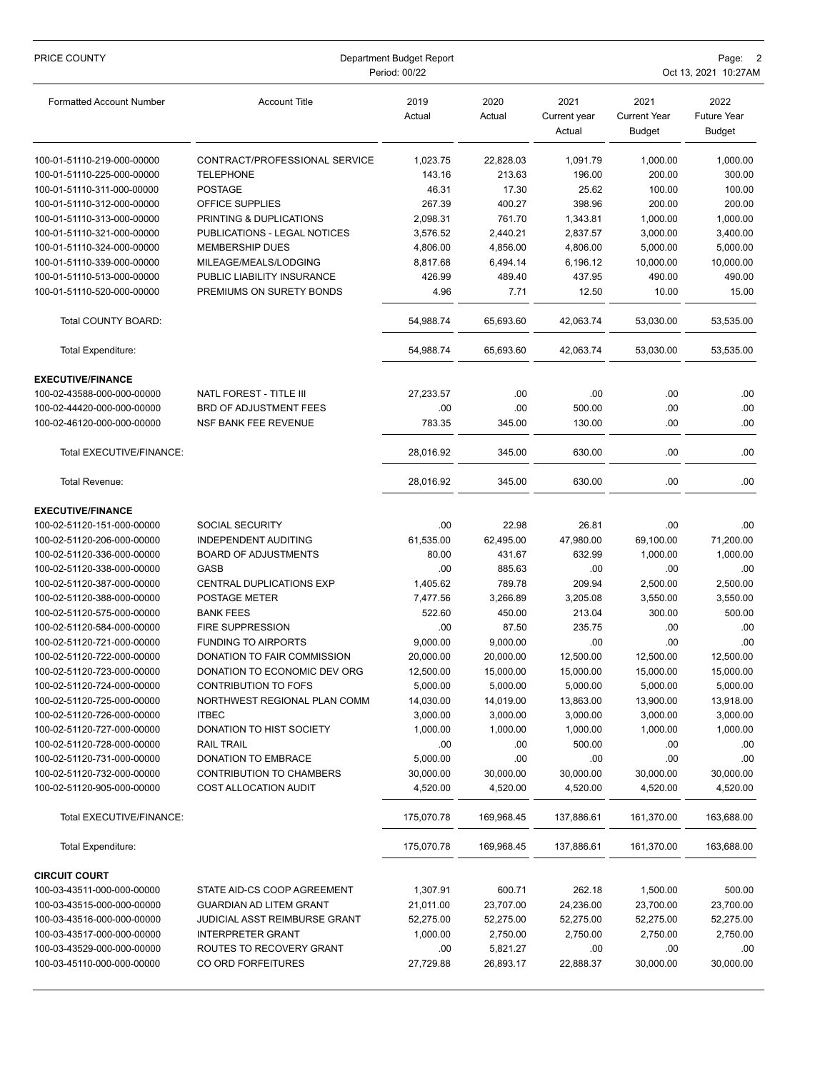| Formatted Account Number | Account Title | 2019 Actual | 2020 Actual | 2021 Current year Actual | 2021 Current Year Budget | 2022 Future Year Budget |
|---|---|---|---|---|---|---|
| 100-01-51110-219-000-00000 | CONTRACT/PROFESSIONAL SERVICE | 1,023.75 | 22,828.03 | 1,091.79 | 1,000.00 | 1,000.00 |
| 100-01-51110-225-000-00000 | TELEPHONE | 143.16 | 213.63 | 196.00 | 200.00 | 300.00 |
| 100-01-51110-311-000-00000 | POSTAGE | 46.31 | 17.30 | 25.62 | 100.00 | 100.00 |
| 100-01-51110-312-000-00000 | OFFICE SUPPLIES | 267.39 | 400.27 | 398.96 | 200.00 | 200.00 |
| 100-01-51110-313-000-00000 | PRINTING & DUPLICATIONS | 2,098.31 | 761.70 | 1,343.81 | 1,000.00 | 1,000.00 |
| 100-01-51110-321-000-00000 | PUBLICATIONS - LEGAL NOTICES | 3,576.52 | 2,440.21 | 2,837.57 | 3,000.00 | 3,400.00 |
| 100-01-51110-324-000-00000 | MEMBERSHIP DUES | 4,806.00 | 4,856.00 | 4,806.00 | 5,000.00 | 5,000.00 |
| 100-01-51110-339-000-00000 | MILEAGE/MEALS/LODGING | 8,817.68 | 6,494.14 | 6,196.12 | 10,000.00 | 10,000.00 |
| 100-01-51110-513-000-00000 | PUBLIC LIABILITY INSURANCE | 426.99 | 489.40 | 437.95 | 490.00 | 490.00 |
| 100-01-51110-520-000-00000 | PREMIUMS ON SURETY BONDS | 4.96 | 7.71 | 12.50 | 10.00 | 15.00 |
| Total COUNTY BOARD: | | 54,988.74 | 65,693.60 | 42,063.74 | 53,030.00 | 53,535.00 |
| Total Expenditure: | | 54,988.74 | 65,693.60 | 42,063.74 | 53,030.00 | 53,535.00 |
| **EXECUTIVE/FINANCE** | | | | | | |
| 100-02-43588-000-000-00000 | NATL FOREST - TITLE III | 27,233.57 | .00 | .00 | .00 | .00 |
| 100-02-44420-000-000-00000 | BRD OF ADJUSTMENT FEES | .00 | .00 | 500.00 | .00 | .00 |
| 100-02-46120-000-000-00000 | NSF BANK FEE REVENUE | 783.35 | 345.00 | 130.00 | .00 | .00 |
| Total EXECUTIVE/FINANCE: | | 28,016.92 | 345.00 | 630.00 | .00 | .00 |
| Total Revenue: | | 28,016.92 | 345.00 | 630.00 | .00 | .00 |
| **EXECUTIVE/FINANCE** | | | | | | |
| 100-02-51120-151-000-00000 | SOCIAL SECURITY | .00 | 22.98 | 26.81 | .00 | .00 |
| 100-02-51120-206-000-00000 | INDEPENDENT AUDITING | 61,535.00 | 62,495.00 | 47,980.00 | 69,100.00 | 71,200.00 |
| 100-02-51120-336-000-00000 | BOARD OF ADJUSTMENTS | 80.00 | 431.67 | 632.99 | 1,000.00 | 1,000.00 |
| 100-02-51120-338-000-00000 | GASB | .00 | 885.63 | .00 | .00 | .00 |
| 100-02-51120-387-000-00000 | CENTRAL DUPLICATIONS EXP | 1,405.62 | 789.78 | 209.94 | 2,500.00 | 2,500.00 |
| 100-02-51120-388-000-00000 | POSTAGE METER | 7,477.56 | 3,266.89 | 3,205.08 | 3,550.00 | 3,550.00 |
| 100-02-51120-575-000-00000 | BANK FEES | 522.60 | 450.00 | 213.04 | 300.00 | 500.00 |
| 100-02-51120-584-000-00000 | FIRE SUPPRESSION | .00 | 87.50 | 235.75 | .00 | .00 |
| 100-02-51120-721-000-00000 | FUNDING TO AIRPORTS | 9,000.00 | 9,000.00 | .00 | .00 | .00 |
| 100-02-51120-722-000-00000 | DONATION TO FAIR COMMISSION | 20,000.00 | 20,000.00 | 12,500.00 | 12,500.00 | 12,500.00 |
| 100-02-51120-723-000-00000 | DONATION TO ECONOMIC DEV ORG | 12,500.00 | 15,000.00 | 15,000.00 | 15,000.00 | 15,000.00 |
| 100-02-51120-724-000-00000 | CONTRIBUTION TO FOFS | 5,000.00 | 5,000.00 | 5,000.00 | 5,000.00 | 5,000.00 |
| 100-02-51120-725-000-00000 | NORTHWEST REGIONAL PLAN COMM | 14,030.00 | 14,019.00 | 13,863.00 | 13,900.00 | 13,918.00 |
| 100-02-51120-726-000-00000 | ITBEC | 3,000.00 | 3,000.00 | 3,000.00 | 3,000.00 | 3,000.00 |
| 100-02-51120-727-000-00000 | DONATION TO HIST SOCIETY | 1,000.00 | 1,000.00 | 1,000.00 | 1,000.00 | 1,000.00 |
| 100-02-51120-728-000-00000 | RAIL TRAIL | .00 | .00 | 500.00 | .00 | .00 |
| 100-02-51120-731-000-00000 | DONATION TO EMBRACE | 5,000.00 | .00 | .00 | .00 | .00 |
| 100-02-51120-732-000-00000 | CONTRIBUTION TO CHAMBERS | 30,000.00 | 30,000.00 | 30,000.00 | 30,000.00 | 30,000.00 |
| 100-02-51120-905-000-00000 | COST ALLOCATION AUDIT | 4,520.00 | 4,520.00 | 4,520.00 | 4,520.00 | 4,520.00 |
| Total EXECUTIVE/FINANCE: | | 175,070.78 | 169,968.45 | 137,886.61 | 161,370.00 | 163,688.00 |
| Total Expenditure: | | 175,070.78 | 169,968.45 | 137,886.61 | 161,370.00 | 163,688.00 |
| **CIRCUIT COURT** | | | | | | |
| 100-03-43511-000-000-00000 | STATE AID-CS COOP AGREEMENT | 1,307.91 | 600.71 | 262.18 | 1,500.00 | 500.00 |
| 100-03-43515-000-000-00000 | GUARDIAN AD LITEM GRANT | 21,011.00 | 23,707.00 | 24,236.00 | 23,700.00 | 23,700.00 |
| 100-03-43516-000-000-00000 | JUDICIAL ASST REIMBURSE GRANT | 52,275.00 | 52,275.00 | 52,275.00 | 52,275.00 | 52,275.00 |
| 100-03-43517-000-000-00000 | INTERPRETER GRANT | 1,000.00 | 2,750.00 | 2,750.00 | 2,750.00 | 2,750.00 |
| 100-03-43529-000-000-00000 | ROUTES TO RECOVERY GRANT | .00 | 5,821.27 | .00 | .00 | .00 |
| 100-03-45110-000-000-00000 | CO ORD FORFEITURES | 27,729.88 | 26,893.17 | 22,888.37 | 30,000.00 | 30,000.00 |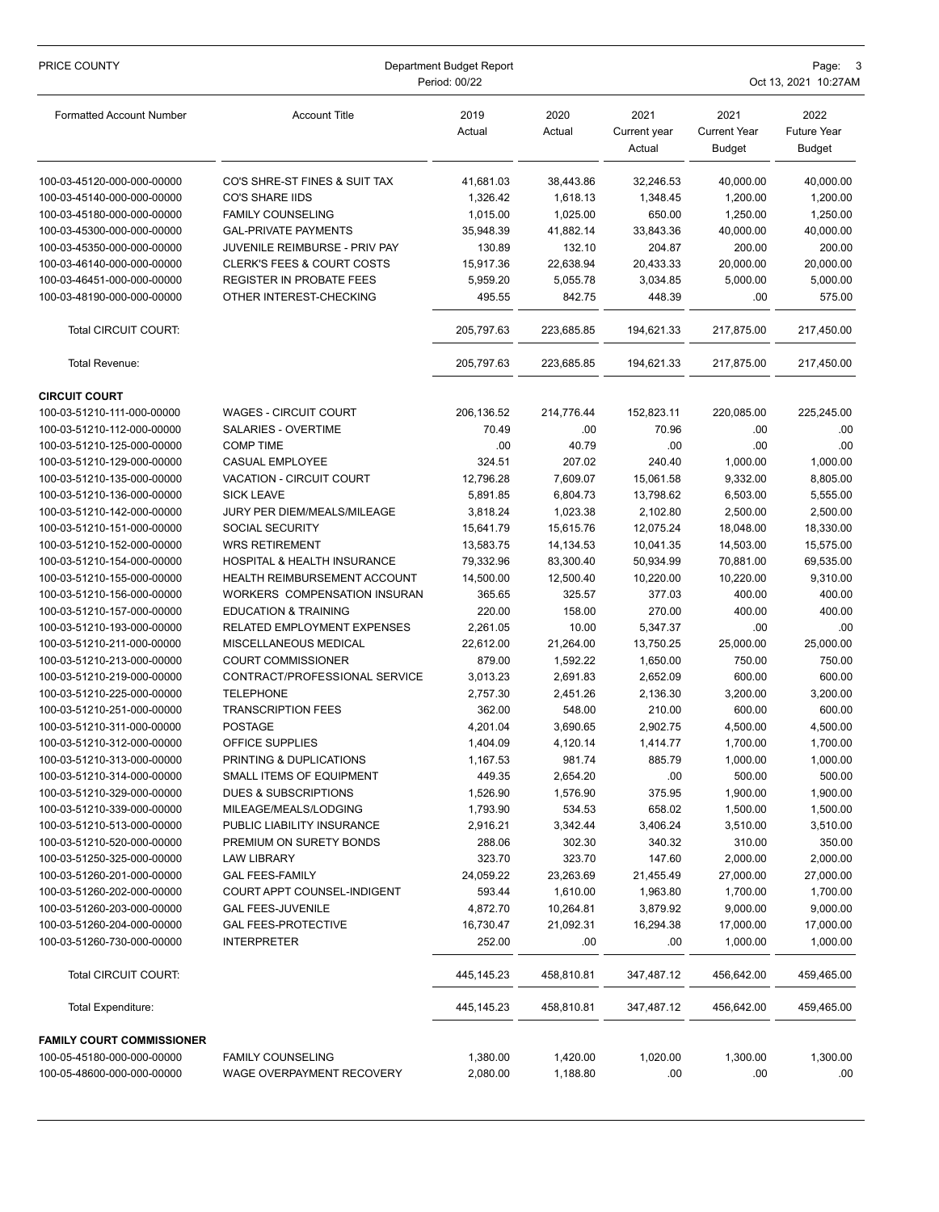| Formatted Account Number | Account Title | 2019 Actual | 2020 Actual | 2021 Current year Actual | 2021 Current Year Budget | 2022 Future Year Budget |
|---|---|---|---|---|---|---|
| 100-03-45120-000-000-00000 | CO'S SHRE-ST FINES & SUIT TAX | 41,681.03 | 38,443.86 | 32,246.53 | 40,000.00 | 40,000.00 |
| 100-03-45140-000-000-00000 | CO'S SHARE IIDS | 1,326.42 | 1,618.13 | 1,348.45 | 1,200.00 | 1,200.00 |
| 100-03-45180-000-000-00000 | FAMILY COUNSELING | 1,015.00 | 1,025.00 | 650.00 | 1,250.00 | 1,250.00 |
| 100-03-45300-000-000-00000 | GAL-PRIVATE PAYMENTS | 35,948.39 | 41,882.14 | 33,843.36 | 40,000.00 | 40,000.00 |
| 100-03-45350-000-000-00000 | JUVENILE REIMBURSE - PRIV PAY | 130.89 | 132.10 | 204.87 | 200.00 | 200.00 |
| 100-03-46140-000-000-00000 | CLERK'S FEES & COURT COSTS | 15,917.36 | 22,638.94 | 20,433.33 | 20,000.00 | 20,000.00 |
| 100-03-46451-000-000-00000 | REGISTER IN PROBATE FEES | 5,959.20 | 5,055.78 | 3,034.85 | 5,000.00 | 5,000.00 |
| 100-03-48190-000-000-00000 | OTHER INTEREST-CHECKING | 495.55 | 842.75 | 448.39 | .00 | 575.00 |
| Total CIRCUIT COURT: | | 205,797.63 | 223,685.85 | 194,621.33 | 217,875.00 | 217,450.00 |
| Total Revenue: | | 205,797.63 | 223,685.85 | 194,621.33 | 217,875.00 | 217,450.00 |
| **CIRCUIT COURT** | | | | | | |
| 100-03-51210-111-000-00000 | WAGES - CIRCUIT COURT | 206,136.52 | 214,776.44 | 152,823.11 | 220,085.00 | 225,245.00 |
| 100-03-51210-112-000-00000 | SALARIES - OVERTIME | 70.49 | .00 | 70.96 | .00 | .00 |
| 100-03-51210-125-000-00000 | COMP TIME | .00 | 40.79 | .00 | .00 | .00 |
| 100-03-51210-129-000-00000 | CASUAL EMPLOYEE | 324.51 | 207.02 | 240.40 | 1,000.00 | 1,000.00 |
| 100-03-51210-135-000-00000 | VACATION - CIRCUIT COURT | 12,796.28 | 7,609.07 | 15,061.58 | 9,332.00 | 8,805.00 |
| 100-03-51210-136-000-00000 | SICK LEAVE | 5,891.85 | 6,804.73 | 13,798.62 | 6,503.00 | 5,555.00 |
| 100-03-51210-142-000-00000 | JURY PER DIEM/MEALS/MILEAGE | 3,818.24 | 1,023.38 | 2,102.80 | 2,500.00 | 2,500.00 |
| 100-03-51210-151-000-00000 | SOCIAL SECURITY | 15,641.79 | 15,615.76 | 12,075.24 | 18,048.00 | 18,330.00 |
| 100-03-51210-152-000-00000 | WRS RETIREMENT | 13,583.75 | 14,134.53 | 10,041.35 | 14,503.00 | 15,575.00 |
| 100-03-51210-154-000-00000 | HOSPITAL & HEALTH INSURANCE | 79,332.96 | 83,300.40 | 50,934.99 | 70,881.00 | 69,535.00 |
| 100-03-51210-155-000-00000 | HEALTH REIMBURSEMENT ACCOUNT | 14,500.00 | 12,500.40 | 10,220.00 | 10,220.00 | 9,310.00 |
| 100-03-51210-156-000-00000 | WORKERS COMPENSATION INSURAN | 365.65 | 325.57 | 377.03 | 400.00 | 400.00 |
| 100-03-51210-157-000-00000 | EDUCATION & TRAINING | 220.00 | 158.00 | 270.00 | 400.00 | 400.00 |
| 100-03-51210-193-000-00000 | RELATED EMPLOYMENT EXPENSES | 2,261.05 | 10.00 | 5,347.37 | .00 | .00 |
| 100-03-51210-211-000-00000 | MISCELLANEOUS MEDICAL | 22,612.00 | 21,264.00 | 13,750.25 | 25,000.00 | 25,000.00 |
| 100-03-51210-213-000-00000 | COURT COMMISSIONER | 879.00 | 1,592.22 | 1,650.00 | 750.00 | 750.00 |
| 100-03-51210-219-000-00000 | CONTRACT/PROFESSIONAL SERVICE | 3,013.23 | 2,691.83 | 2,652.09 | 600.00 | 600.00 |
| 100-03-51210-225-000-00000 | TELEPHONE | 2,757.30 | 2,451.26 | 2,136.30 | 3,200.00 | 3,200.00 |
| 100-03-51210-251-000-00000 | TRANSCRIPTION FEES | 362.00 | 548.00 | 210.00 | 600.00 | 600.00 |
| 100-03-51210-311-000-00000 | POSTAGE | 4,201.04 | 3,690.65 | 2,902.75 | 4,500.00 | 4,500.00 |
| 100-03-51210-312-000-00000 | OFFICE SUPPLIES | 1,404.09 | 4,120.14 | 1,414.77 | 1,700.00 | 1,700.00 |
| 100-03-51210-313-000-00000 | PRINTING & DUPLICATIONS | 1,167.53 | 981.74 | 885.79 | 1,000.00 | 1,000.00 |
| 100-03-51210-314-000-00000 | SMALL ITEMS OF EQUIPMENT | 449.35 | 2,654.20 | .00 | 500.00 | 500.00 |
| 100-03-51210-329-000-00000 | DUES & SUBSCRIPTIONS | 1,526.90 | 1,576.90 | 375.95 | 1,900.00 | 1,900.00 |
| 100-03-51210-339-000-00000 | MILEAGE/MEALS/LODGING | 1,793.90 | 534.53 | 658.02 | 1,500.00 | 1,500.00 |
| 100-03-51210-513-000-00000 | PUBLIC LIABILITY INSURANCE | 2,916.21 | 3,342.44 | 3,406.24 | 3,510.00 | 3,510.00 |
| 100-03-51210-520-000-00000 | PREMIUM ON SURETY BONDS | 288.06 | 302.30 | 340.32 | 310.00 | 350.00 |
| 100-03-51250-325-000-00000 | LAW LIBRARY | 323.70 | 323.70 | 147.60 | 2,000.00 | 2,000.00 |
| 100-03-51260-201-000-00000 | GAL FEES-FAMILY | 24,059.22 | 23,263.69 | 21,455.49 | 27,000.00 | 27,000.00 |
| 100-03-51260-202-000-00000 | COURT APPT COUNSEL-INDIGENT | 593.44 | 1,610.00 | 1,963.80 | 1,700.00 | 1,700.00 |
| 100-03-51260-203-000-00000 | GAL FEES-JUVENILE | 4,872.70 | 10,264.81 | 3,879.92 | 9,000.00 | 9,000.00 |
| 100-03-51260-204-000-00000 | GAL FEES-PROTECTIVE | 16,730.47 | 21,092.31 | 16,294.38 | 17,000.00 | 17,000.00 |
| 100-03-51260-730-000-00000 | INTERPRETER | 252.00 | .00 | .00 | 1,000.00 | 1,000.00 |
| Total CIRCUIT COURT: | | 445,145.23 | 458,810.81 | 347,487.12 | 456,642.00 | 459,465.00 |
| Total Expenditure: | | 445,145.23 | 458,810.81 | 347,487.12 | 456,642.00 | 459,465.00 |
| **FAMILY COURT COMMISSIONER** | | | | | | |
| 100-05-45180-000-000-00000 | FAMILY COUNSELING | 1,380.00 | 1,420.00 | 1,020.00 | 1,300.00 | 1,300.00 |
| 100-05-48600-000-000-00000 | WAGE OVERPAYMENT RECOVERY | 2,080.00 | 1,188.80 | .00 | .00 | .00 |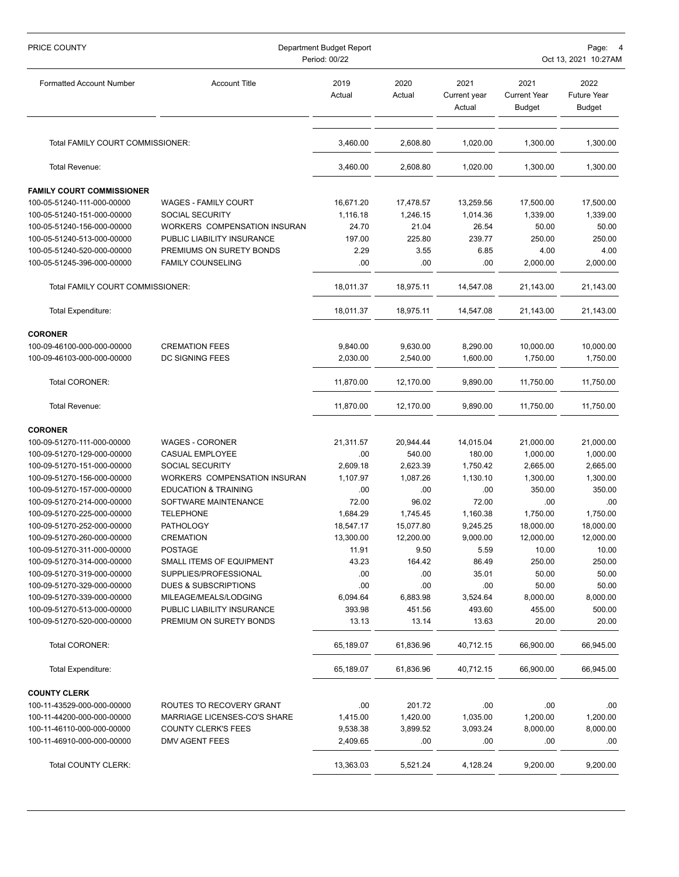| Formatted Account Number | Account Title | 2019 Actual | 2020 Actual | 2021 Current year Actual | 2021 Current Year Budget | 2022 Future Year Budget |
|---|---|---|---|---|---|---|
| Total FAMILY COURT COMMISSIONER: | | 3,460.00 | 2,608.80 | 1,020.00 | 1,300.00 | 1,300.00 |
| Total Revenue: | | 3,460.00 | 2,608.80 | 1,020.00 | 1,300.00 | 1,300.00 |
| **FAMILY COURT COMMISSIONER** | | | | | | |
| 100-05-51240-111-000-00000 | WAGES - FAMILY COURT | 16,671.20 | 17,478.57 | 13,259.56 | 17,500.00 | 17,500.00 |
| 100-05-51240-151-000-00000 | SOCIAL SECURITY | 1,116.18 | 1,246.15 | 1,014.36 | 1,339.00 | 1,339.00 |
| 100-05-51240-156-000-00000 | WORKERS COMPENSATION INSURAN | 24.70 | 21.04 | 26.54 | 50.00 | 50.00 |
| 100-05-51240-513-000-00000 | PUBLIC LIABILITY INSURANCE | 197.00 | 225.80 | 239.77 | 250.00 | 250.00 |
| 100-05-51240-520-000-00000 | PREMIUMS ON SURETY BONDS | 2.29 | 3.55 | 6.85 | 4.00 | 4.00 |
| 100-05-51245-396-000-00000 | FAMILY COUNSELING | .00 | .00 | .00 | 2,000.00 | 2,000.00 |
| Total FAMILY COURT COMMISSIONER: | | 18,011.37 | 18,975.11 | 14,547.08 | 21,143.00 | 21,143.00 |
| Total Expenditure: | | 18,011.37 | 18,975.11 | 14,547.08 | 21,143.00 | 21,143.00 |
| **CORONER** | | | | | | |
| 100-09-46100-000-000-00000 | CREMATION FEES | 9,840.00 | 9,630.00 | 8,290.00 | 10,000.00 | 10,000.00 |
| 100-09-46103-000-000-00000 | DC SIGNING FEES | 2,030.00 | 2,540.00 | 1,600.00 | 1,750.00 | 1,750.00 |
| Total CORONER: | | 11,870.00 | 12,170.00 | 9,890.00 | 11,750.00 | 11,750.00 |
| Total Revenue: | | 11,870.00 | 12,170.00 | 9,890.00 | 11,750.00 | 11,750.00 |
| **CORONER** | | | | | | |
| 100-09-51270-111-000-00000 | WAGES - CORONER | 21,311.57 | 20,944.44 | 14,015.04 | 21,000.00 | 21,000.00 |
| 100-09-51270-129-000-00000 | CASUAL EMPLOYEE | .00 | 540.00 | 180.00 | 1,000.00 | 1,000.00 |
| 100-09-51270-151-000-00000 | SOCIAL SECURITY | 2,609.18 | 2,623.39 | 1,750.42 | 2,665.00 | 2,665.00 |
| 100-09-51270-156-000-00000 | WORKERS COMPENSATION INSURAN | 1,107.97 | 1,087.26 | 1,130.10 | 1,300.00 | 1,300.00 |
| 100-09-51270-157-000-00000 | EDUCATION & TRAINING | .00 | .00 | .00 | 350.00 | 350.00 |
| 100-09-51270-214-000-00000 | SOFTWARE MAINTENANCE | 72.00 | 96.02 | 72.00 | .00 | .00 |
| 100-09-51270-225-000-00000 | TELEPHONE | 1,684.29 | 1,745.45 | 1,160.38 | 1,750.00 | 1,750.00 |
| 100-09-51270-252-000-00000 | PATHOLOGY | 18,547.17 | 15,077.80 | 9,245.25 | 18,000.00 | 18,000.00 |
| 100-09-51270-260-000-00000 | CREMATION | 13,300.00 | 12,200.00 | 9,000.00 | 12,000.00 | 12,000.00 |
| 100-09-51270-311-000-00000 | POSTAGE | 11.91 | 9.50 | 5.59 | 10.00 | 10.00 |
| 100-09-51270-314-000-00000 | SMALL ITEMS OF EQUIPMENT | 43.23 | 164.42 | 86.49 | 250.00 | 250.00 |
| 100-09-51270-319-000-00000 | SUPPLIES/PROFESSIONAL | .00 | .00 | 35.01 | 50.00 | 50.00 |
| 100-09-51270-329-000-00000 | DUES & SUBSCRIPTIONS | .00 | .00 | .00 | 50.00 | 50.00 |
| 100-09-51270-339-000-00000 | MILEAGE/MEALS/LODGING | 6,094.64 | 6,883.98 | 3,524.64 | 8,000.00 | 8,000.00 |
| 100-09-51270-513-000-00000 | PUBLIC LIABILITY INSURANCE | 393.98 | 451.56 | 493.60 | 455.00 | 500.00 |
| 100-09-51270-520-000-00000 | PREMIUM ON SURETY BONDS | 13.13 | 13.14 | 13.63 | 20.00 | 20.00 |
| Total CORONER: | | 65,189.07 | 61,836.96 | 40,712.15 | 66,900.00 | 66,945.00 |
| Total Expenditure: | | 65,189.07 | 61,836.96 | 40,712.15 | 66,900.00 | 66,945.00 |
| **COUNTY CLERK** | | | | | | |
| 100-11-43529-000-000-00000 | ROUTES TO RECOVERY GRANT | .00 | 201.72 | .00 | .00 | .00 |
| 100-11-44200-000-000-00000 | MARRIAGE LICENSES-CO'S SHARE | 1,415.00 | 1,420.00 | 1,035.00 | 1,200.00 | 1,200.00 |
| 100-11-46110-000-000-00000 | COUNTY CLERK'S FEES | 9,538.38 | 3,899.52 | 3,093.24 | 8,000.00 | 8,000.00 |
| 100-11-46910-000-000-00000 | DMV AGENT FEES | 2,409.65 | .00 | .00 | .00 | .00 |
| Total COUNTY CLERK: | | 13,363.03 | 5,521.24 | 4,128.24 | 9,200.00 | 9,200.00 |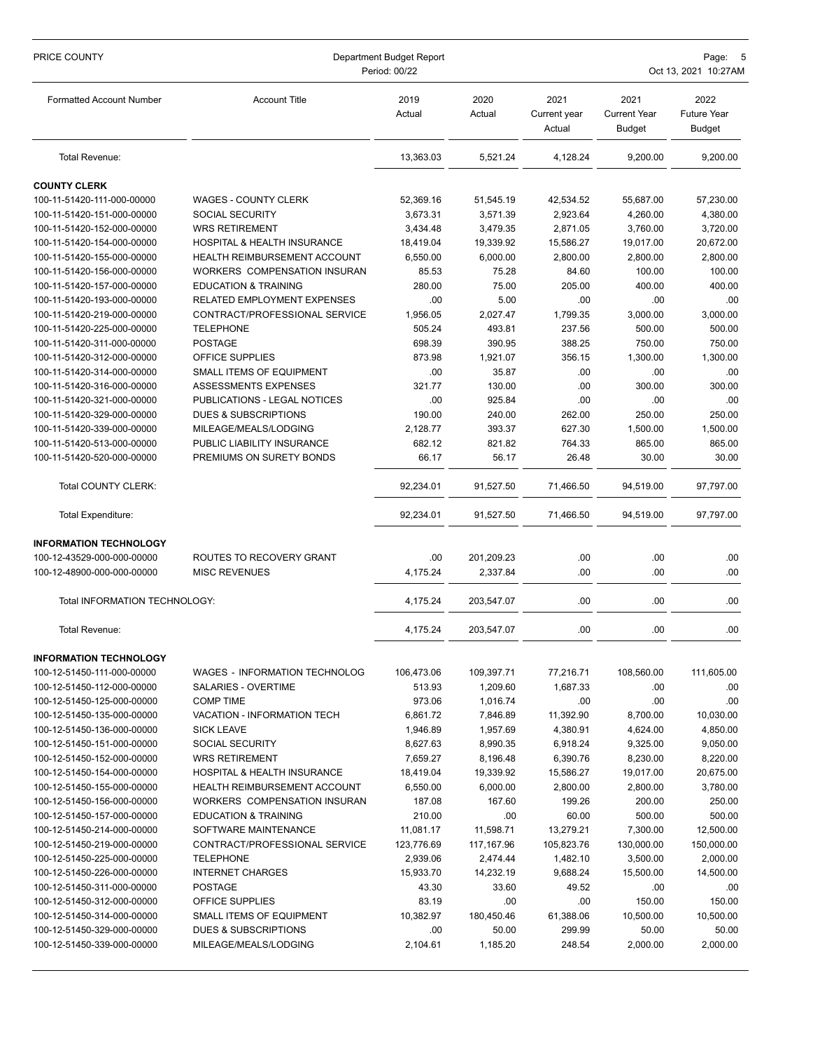| Formatted Account Number | Account Title | 2019 Actual | 2020 Actual | 2021 Current year Actual | 2021 Current Year Budget | 2022 Future Year Budget |
|---|---|---|---|---|---|---|
| Total Revenue: | | 13,363.03 | 5,521.24 | 4,128.24 | 9,200.00 | 9,200.00 |
| **COUNTY CLERK** | | | | | | |
| 100-11-51420-111-000-00000 | WAGES - COUNTY CLERK | 52,369.16 | 51,545.19 | 42,534.52 | 55,687.00 | 57,230.00 |
| 100-11-51420-151-000-00000 | SOCIAL SECURITY | 3,673.31 | 3,571.39 | 2,923.64 | 4,260.00 | 4,380.00 |
| 100-11-51420-152-000-00000 | WRS RETIREMENT | 3,434.48 | 3,479.35 | 2,871.05 | 3,760.00 | 3,720.00 |
| 100-11-51420-154-000-00000 | HOSPITAL & HEALTH INSURANCE | 18,419.04 | 19,339.92 | 15,586.27 | 19,017.00 | 20,672.00 |
| 100-11-51420-155-000-00000 | HEALTH REIMBURSEMENT ACCOUNT | 6,550.00 | 6,000.00 | 2,800.00 | 2,800.00 | 2,800.00 |
| 100-11-51420-156-000-00000 | WORKERS COMPENSATION INSURAN | 85.53 | 75.28 | 84.60 | 100.00 | 100.00 |
| 100-11-51420-157-000-00000 | EDUCATION & TRAINING | 280.00 | 75.00 | 205.00 | 400.00 | 400.00 |
| 100-11-51420-193-000-00000 | RELATED EMPLOYMENT EXPENSES | .00 | 5.00 | .00 | .00 | .00 |
| 100-11-51420-219-000-00000 | CONTRACT/PROFESSIONAL SERVICE | 1,956.05 | 2,027.47 | 1,799.35 | 3,000.00 | 3,000.00 |
| 100-11-51420-225-000-00000 | TELEPHONE | 505.24 | 493.81 | 237.56 | 500.00 | 500.00 |
| 100-11-51420-311-000-00000 | POSTAGE | 698.39 | 390.95 | 388.25 | 750.00 | 750.00 |
| 100-11-51420-312-000-00000 | OFFICE SUPPLIES | 873.98 | 1,921.07 | 356.15 | 1,300.00 | 1,300.00 |
| 100-11-51420-314-000-00000 | SMALL ITEMS OF EQUIPMENT | .00 | 35.87 | .00 | .00 | .00 |
| 100-11-51420-316-000-00000 | ASSESSMENTS EXPENSES | 321.77 | 130.00 | .00 | 300.00 | 300.00 |
| 100-11-51420-321-000-00000 | PUBLICATIONS - LEGAL NOTICES | .00 | 925.84 | .00 | .00 | .00 |
| 100-11-51420-329-000-00000 | DUES & SUBSCRIPTIONS | 190.00 | 240.00 | 262.00 | 250.00 | 250.00 |
| 100-11-51420-339-000-00000 | MILEAGE/MEALS/LODGING | 2,128.77 | 393.37 | 627.30 | 1,500.00 | 1,500.00 |
| 100-11-51420-513-000-00000 | PUBLIC LIABILITY INSURANCE | 682.12 | 821.82 | 764.33 | 865.00 | 865.00 |
| 100-11-51420-520-000-00000 | PREMIUMS ON SURETY BONDS | 66.17 | 56.17 | 26.48 | 30.00 | 30.00 |
| Total COUNTY CLERK: | | 92,234.01 | 91,527.50 | 71,466.50 | 94,519.00 | 97,797.00 |
| Total Expenditure: | | 92,234.01 | 91,527.50 | 71,466.50 | 94,519.00 | 97,797.00 |
| **INFORMATION TECHNOLOGY** | | | | | | |
| 100-12-43529-000-000-00000 | ROUTES TO RECOVERY GRANT | .00 | 201,209.23 | .00 | .00 | .00 |
| 100-12-48900-000-000-00000 | MISC REVENUES | 4,175.24 | 2,337.84 | .00 | .00 | .00 |
| Total INFORMATION TECHNOLOGY: | | 4,175.24 | 203,547.07 | .00 | .00 | .00 |
| Total Revenue: | | 4,175.24 | 203,547.07 | .00 | .00 | .00 |
| **INFORMATION TECHNOLOGY** | | | | | | |
| 100-12-51450-111-000-00000 | WAGES - INFORMATION TECHNOLOG | 106,473.06 | 109,397.71 | 77,216.71 | 108,560.00 | 111,605.00 |
| 100-12-51450-112-000-00000 | SALARIES - OVERTIME | 513.93 | 1,209.60 | 1,687.33 | .00 | .00 |
| 100-12-51450-125-000-00000 | COMP TIME | 973.06 | 1,016.74 | .00 | .00 | .00 |
| 100-12-51450-135-000-00000 | VACATION - INFORMATION TECH | 6,861.72 | 7,846.89 | 11,392.90 | 8,700.00 | 10,030.00 |
| 100-12-51450-136-000-00000 | SICK LEAVE | 1,946.89 | 1,957.69 | 4,380.91 | 4,624.00 | 4,850.00 |
| 100-12-51450-151-000-00000 | SOCIAL SECURITY | 8,627.63 | 8,990.35 | 6,918.24 | 9,325.00 | 9,050.00 |
| 100-12-51450-152-000-00000 | WRS RETIREMENT | 7,659.27 | 8,196.48 | 6,390.76 | 8,230.00 | 8,220.00 |
| 100-12-51450-154-000-00000 | HOSPITAL & HEALTH INSURANCE | 18,419.04 | 19,339.92 | 15,586.27 | 19,017.00 | 20,675.00 |
| 100-12-51450-155-000-00000 | HEALTH REIMBURSEMENT ACCOUNT | 6,550.00 | 6,000.00 | 2,800.00 | 2,800.00 | 3,780.00 |
| 100-12-51450-156-000-00000 | WORKERS COMPENSATION INSURAN | 187.08 | 167.60 | 199.26 | 200.00 | 250.00 |
| 100-12-51450-157-000-00000 | EDUCATION & TRAINING | 210.00 | .00 | 60.00 | 500.00 | 500.00 |
| 100-12-51450-214-000-00000 | SOFTWARE MAINTENANCE | 11,081.17 | 11,598.71 | 13,279.21 | 7,300.00 | 12,500.00 |
| 100-12-51450-219-000-00000 | CONTRACT/PROFESSIONAL SERVICE | 123,776.69 | 117,167.96 | 105,823.76 | 130,000.00 | 150,000.00 |
| 100-12-51450-225-000-00000 | TELEPHONE | 2,939.06 | 2,474.44 | 1,482.10 | 3,500.00 | 2,000.00 |
| 100-12-51450-226-000-00000 | INTERNET CHARGES | 15,933.70 | 14,232.19 | 9,688.24 | 15,500.00 | 14,500.00 |
| 100-12-51450-311-000-00000 | POSTAGE | 43.30 | 33.60 | 49.52 | .00 | .00 |
| 100-12-51450-312-000-00000 | OFFICE SUPPLIES | 83.19 | .00 | .00 | 150.00 | 150.00 |
| 100-12-51450-314-000-00000 | SMALL ITEMS OF EQUIPMENT | 10,382.97 | 180,450.46 | 61,388.06 | 10,500.00 | 10,500.00 |
| 100-12-51450-329-000-00000 | DUES & SUBSCRIPTIONS | .00 | 50.00 | 299.99 | 50.00 | 50.00 |
| 100-12-51450-339-000-00000 | MILEAGE/MEALS/LODGING | 2,104.61 | 1,185.20 | 248.54 | 2,000.00 | 2,000.00 |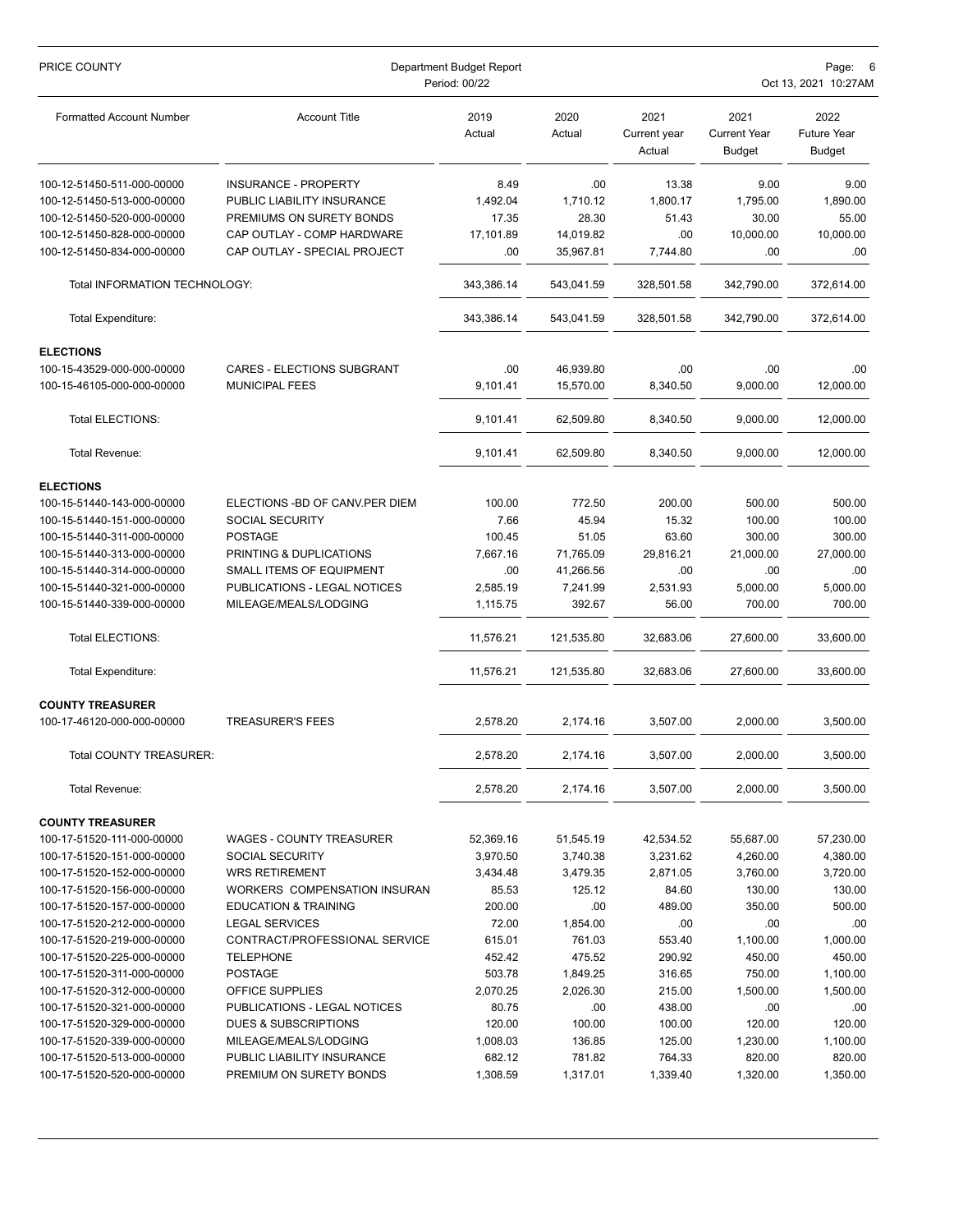PRICE COUNTY — Department Budget Report — Period: 00/22 — Oct 13, 2021 10:27AM

| Formatted Account Number | Account Title | 2019 Actual | 2020 Actual | 2021 Current year Actual | 2021 Current Year Budget | 2022 Future Year Budget |
|---|---|---|---|---|---|---|
| 100-12-51450-511-000-00000 | INSURANCE - PROPERTY | 8.49 | .00 | 13.38 | 9.00 | 9.00 |
| 100-12-51450-513-000-00000 | PUBLIC LIABILITY INSURANCE | 1,492.04 | 1,710.12 | 1,800.17 | 1,795.00 | 1,890.00 |
| 100-12-51450-520-000-00000 | PREMIUMS ON SURETY BONDS | 17.35 | 28.30 | 51.43 | 30.00 | 55.00 |
| 100-12-51450-828-000-00000 | CAP OUTLAY - COMP HARDWARE | 17,101.89 | 14,019.82 | .00 | 10,000.00 | 10,000.00 |
| 100-12-51450-834-000-00000 | CAP OUTLAY - SPECIAL PROJECT | .00 | 35,967.81 | 7,744.80 | .00 | .00 |
| Total INFORMATION TECHNOLOGY: | | 343,386.14 | 543,041.59 | 328,501.58 | 342,790.00 | 372,614.00 |
| Total Expenditure: | | 343,386.14 | 543,041.59 | 328,501.58 | 342,790.00 | 372,614.00 |
| **ELECTIONS** | | | | | | |
| 100-15-43529-000-000-00000 | CARES - ELECTIONS SUBGRANT | .00 | 46,939.80 | .00 | .00 | .00 |
| 100-15-46105-000-000-00000 | MUNICIPAL FEES | 9,101.41 | 15,570.00 | 8,340.50 | 9,000.00 | 12,000.00 |
| Total ELECTIONS: | | 9,101.41 | 62,509.80 | 8,340.50 | 9,000.00 | 12,000.00 |
| Total Revenue: | | 9,101.41 | 62,509.80 | 8,340.50 | 9,000.00 | 12,000.00 |
| **ELECTIONS** | | | | | | |
| 100-15-51440-143-000-00000 | ELECTIONS -BD OF CANV.PER DIEM | 100.00 | 772.50 | 200.00 | 500.00 | 500.00 |
| 100-15-51440-151-000-00000 | SOCIAL SECURITY | 7.66 | 45.94 | 15.32 | 100.00 | 100.00 |
| 100-15-51440-311-000-00000 | POSTAGE | 100.45 | 51.05 | 63.60 | 300.00 | 300.00 |
| 100-15-51440-313-000-00000 | PRINTING & DUPLICATIONS | 7,667.16 | 71,765.09 | 29,816.21 | 21,000.00 | 27,000.00 |
| 100-15-51440-314-000-00000 | SMALL ITEMS OF EQUIPMENT | .00 | 41,266.56 | .00 | .00 | .00 |
| 100-15-51440-321-000-00000 | PUBLICATIONS - LEGAL NOTICES | 2,585.19 | 7,241.99 | 2,531.93 | 5,000.00 | 5,000.00 |
| 100-15-51440-339-000-00000 | MILEAGE/MEALS/LODGING | 1,115.75 | 392.67 | 56.00 | 700.00 | 700.00 |
| Total ELECTIONS: | | 11,576.21 | 121,535.80 | 32,683.06 | 27,600.00 | 33,600.00 |
| Total Expenditure: | | 11,576.21 | 121,535.80 | 32,683.06 | 27,600.00 | 33,600.00 |
| **COUNTY TREASURER** | | | | | | |
| 100-17-46120-000-000-00000 | TREASURER'S FEES | 2,578.20 | 2,174.16 | 3,507.00 | 2,000.00 | 3,500.00 |
| Total COUNTY TREASURER: | | 2,578.20 | 2,174.16 | 3,507.00 | 2,000.00 | 3,500.00 |
| Total Revenue: | | 2,578.20 | 2,174.16 | 3,507.00 | 2,000.00 | 3,500.00 |
| **COUNTY TREASURER** | | | | | | |
| 100-17-51520-111-000-00000 | WAGES - COUNTY TREASURER | 52,369.16 | 51,545.19 | 42,534.52 | 55,687.00 | 57,230.00 |
| 100-17-51520-151-000-00000 | SOCIAL SECURITY | 3,970.50 | 3,740.38 | 3,231.62 | 4,260.00 | 4,380.00 |
| 100-17-51520-152-000-00000 | WRS RETIREMENT | 3,434.48 | 3,479.35 | 2,871.05 | 3,760.00 | 3,720.00 |
| 100-17-51520-156-000-00000 | WORKERS COMPENSATION INSURAN | 85.53 | 125.12 | 84.60 | 130.00 | 130.00 |
| 100-17-51520-157-000-00000 | EDUCATION & TRAINING | 200.00 | .00 | 489.00 | 350.00 | 500.00 |
| 100-17-51520-212-000-00000 | LEGAL SERVICES | 72.00 | 1,854.00 | .00 | .00 | .00 |
| 100-17-51520-219-000-00000 | CONTRACT/PROFESSIONAL SERVICE | 615.01 | 761.03 | 553.40 | 1,100.00 | 1,000.00 |
| 100-17-51520-225-000-00000 | TELEPHONE | 452.42 | 475.52 | 290.92 | 450.00 | 450.00 |
| 100-17-51520-311-000-00000 | POSTAGE | 503.78 | 1,849.25 | 316.65 | 750.00 | 1,100.00 |
| 100-17-51520-312-000-00000 | OFFICE SUPPLIES | 2,070.25 | 2,026.30 | 215.00 | 1,500.00 | 1,500.00 |
| 100-17-51520-321-000-00000 | PUBLICATIONS - LEGAL NOTICES | 80.75 | .00 | 438.00 | .00 | .00 |
| 100-17-51520-329-000-00000 | DUES & SUBSCRIPTIONS | 120.00 | 100.00 | 100.00 | 120.00 | 120.00 |
| 100-17-51520-339-000-00000 | MILEAGE/MEALS/LODGING | 1,008.03 | 136.85 | 125.00 | 1,230.00 | 1,100.00 |
| 100-17-51520-513-000-00000 | PUBLIC LIABILITY INSURANCE | 682.12 | 781.82 | 764.33 | 820.00 | 820.00 |
| 100-17-51520-520-000-00000 | PREMIUM ON SURETY BONDS | 1,308.59 | 1,317.01 | 1,339.40 | 1,320.00 | 1,350.00 |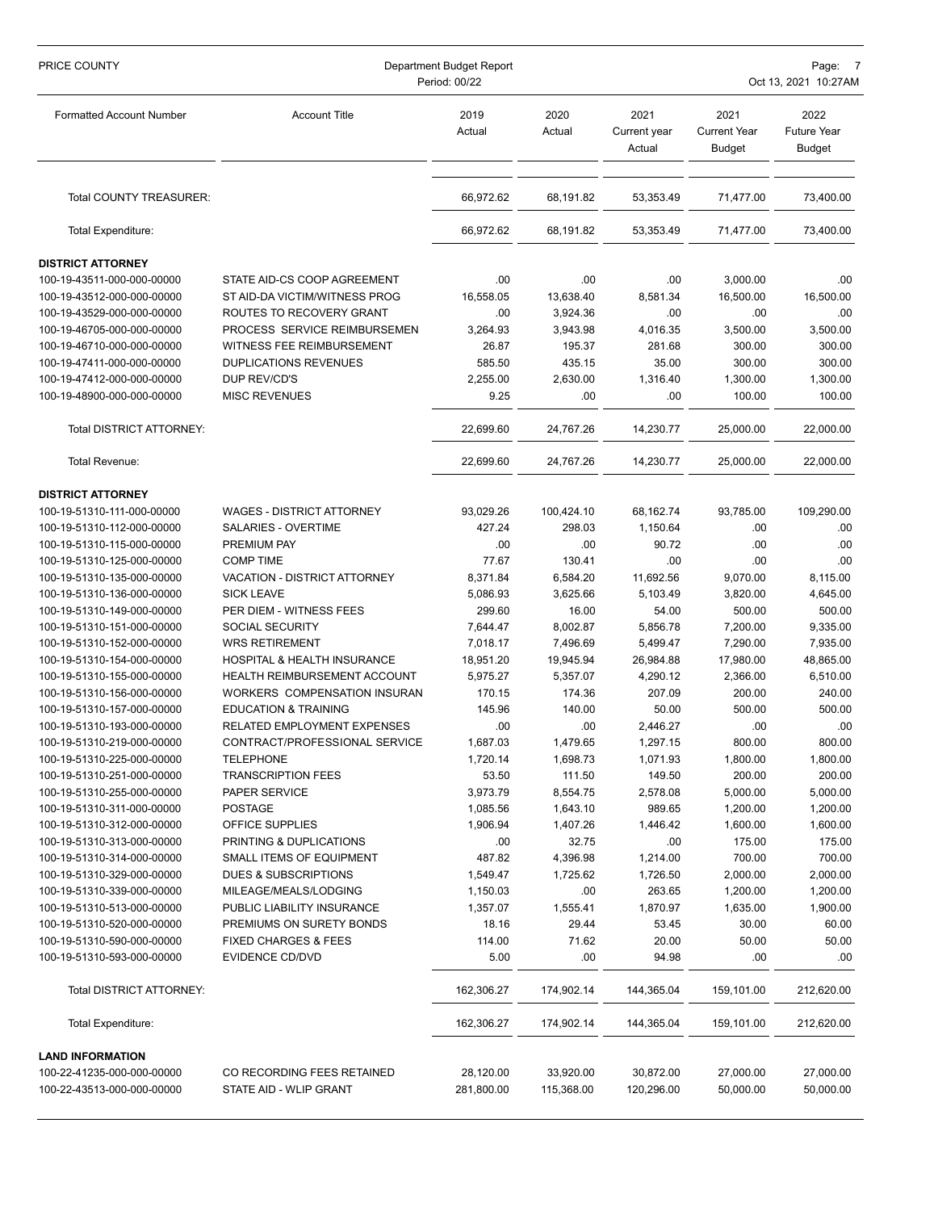| Formatted Account Number | Account Title | 2019 Actual | 2020 Actual | 2021 Current year Actual | 2021 Current Year Budget | 2022 Future Year Budget |
|---|---|---|---|---|---|---|
| Total COUNTY TREASURER: | | 66,972.62 | 68,191.82 | 53,353.49 | 71,477.00 | 73,400.00 |
| Total Expenditure: | | 66,972.62 | 68,191.82 | 53,353.49 | 71,477.00 | 73,400.00 |
| **DISTRICT ATTORNEY** | | | | | | |
| 100-19-43511-000-000-00000 | STATE AID-CS COOP AGREEMENT | .00 | .00 | .00 | 3,000.00 | .00 |
| 100-19-43512-000-000-00000 | ST AID-DA VICTIM/WITNESS PROG | 16,558.05 | 13,638.40 | 8,581.34 | 16,500.00 | 16,500.00 |
| 100-19-43529-000-000-00000 | ROUTES TO RECOVERY GRANT | .00 | 3,924.36 | .00 | .00 | .00 |
| 100-19-46705-000-000-00000 | PROCESS SERVICE REIMBURSEMEN | 3,264.93 | 3,943.98 | 4,016.35 | 3,500.00 | 3,500.00 |
| 100-19-46710-000-000-00000 | WITNESS FEE REIMBURSEMENT | 26.87 | 195.37 | 281.68 | 300.00 | 300.00 |
| 100-19-47411-000-000-00000 | DUPLICATIONS REVENUES | 585.50 | 435.15 | 35.00 | 300.00 | 300.00 |
| 100-19-47412-000-000-00000 | DUP REV/CD'S | 2,255.00 | 2,630.00 | 1,316.40 | 1,300.00 | 1,300.00 |
| 100-19-48900-000-000-00000 | MISC REVENUES | 9.25 | .00 | .00 | 100.00 | 100.00 |
| Total DISTRICT ATTORNEY: | | 22,699.60 | 24,767.26 | 14,230.77 | 25,000.00 | 22,000.00 |
| Total Revenue: | | 22,699.60 | 24,767.26 | 14,230.77 | 25,000.00 | 22,000.00 |
| **DISTRICT ATTORNEY** | | | | | | |
| 100-19-51310-111-000-00000 | WAGES - DISTRICT ATTORNEY | 93,029.26 | 100,424.10 | 68,162.74 | 93,785.00 | 109,290.00 |
| 100-19-51310-112-000-00000 | SALARIES - OVERTIME | 427.24 | 298.03 | 1,150.64 | .00 | .00 |
| 100-19-51310-115-000-00000 | PREMIUM PAY | .00 | .00 | 90.72 | .00 | .00 |
| 100-19-51310-125-000-00000 | COMP TIME | 77.67 | 130.41 | .00 | .00 | .00 |
| 100-19-51310-135-000-00000 | VACATION - DISTRICT ATTORNEY | 8,371.84 | 6,584.20 | 11,692.56 | 9,070.00 | 8,115.00 |
| 100-19-51310-136-000-00000 | SICK LEAVE | 5,086.93 | 3,625.66 | 5,103.49 | 3,820.00 | 4,645.00 |
| 100-19-51310-149-000-00000 | PER DIEM - WITNESS FEES | 299.60 | 16.00 | 54.00 | 500.00 | 500.00 |
| 100-19-51310-151-000-00000 | SOCIAL SECURITY | 7,644.47 | 8,002.87 | 5,856.78 | 7,200.00 | 9,335.00 |
| 100-19-51310-152-000-00000 | WRS RETIREMENT | 7,018.17 | 7,496.69 | 5,499.47 | 7,290.00 | 7,935.00 |
| 100-19-51310-154-000-00000 | HOSPITAL & HEALTH INSURANCE | 18,951.20 | 19,945.94 | 26,984.88 | 17,980.00 | 48,865.00 |
| 100-19-51310-155-000-00000 | HEALTH REIMBURSEMENT ACCOUNT | 5,975.27 | 5,357.07 | 4,290.12 | 2,366.00 | 6,510.00 |
| 100-19-51310-156-000-00000 | WORKERS COMPENSATION INSURAN | 170.15 | 174.36 | 207.09 | 200.00 | 240.00 |
| 100-19-51310-157-000-00000 | EDUCATION & TRAINING | 145.96 | 140.00 | 50.00 | 500.00 | 500.00 |
| 100-19-51310-193-000-00000 | RELATED EMPLOYMENT EXPENSES | .00 | .00 | 2,446.27 | .00 | .00 |
| 100-19-51310-219-000-00000 | CONTRACT/PROFESSIONAL SERVICE | 1,687.03 | 1,479.65 | 1,297.15 | 800.00 | 800.00 |
| 100-19-51310-225-000-00000 | TELEPHONE | 1,720.14 | 1,698.73 | 1,071.93 | 1,800.00 | 1,800.00 |
| 100-19-51310-251-000-00000 | TRANSCRIPTION FEES | 53.50 | 111.50 | 149.50 | 200.00 | 200.00 |
| 100-19-51310-255-000-00000 | PAPER SERVICE | 3,973.79 | 8,554.75 | 2,578.08 | 5,000.00 | 5,000.00 |
| 100-19-51310-311-000-00000 | POSTAGE | 1,085.56 | 1,643.10 | 989.65 | 1,200.00 | 1,200.00 |
| 100-19-51310-312-000-00000 | OFFICE SUPPLIES | 1,906.94 | 1,407.26 | 1,446.42 | 1,600.00 | 1,600.00 |
| 100-19-51310-313-000-00000 | PRINTING & DUPLICATIONS | .00 | 32.75 | .00 | 175.00 | 175.00 |
| 100-19-51310-314-000-00000 | SMALL ITEMS OF EQUIPMENT | 487.82 | 4,396.98 | 1,214.00 | 700.00 | 700.00 |
| 100-19-51310-329-000-00000 | DUES & SUBSCRIPTIONS | 1,549.47 | 1,725.62 | 1,726.50 | 2,000.00 | 2,000.00 |
| 100-19-51310-339-000-00000 | MILEAGE/MEALS/LODGING | 1,150.03 | .00 | 263.65 | 1,200.00 | 1,200.00 |
| 100-19-51310-513-000-00000 | PUBLIC LIABILITY INSURANCE | 1,357.07 | 1,555.41 | 1,870.97 | 1,635.00 | 1,900.00 |
| 100-19-51310-520-000-00000 | PREMIUMS ON SURETY BONDS | 18.16 | 29.44 | 53.45 | 30.00 | 60.00 |
| 100-19-51310-590-000-00000 | FIXED CHARGES & FEES | 114.00 | 71.62 | 20.00 | 50.00 | 50.00 |
| 100-19-51310-593-000-00000 | EVIDENCE CD/DVD | 5.00 | .00 | 94.98 | .00 | .00 |
| Total DISTRICT ATTORNEY: | | 162,306.27 | 174,902.14 | 144,365.04 | 159,101.00 | 212,620.00 |
| Total Expenditure: | | 162,306.27 | 174,902.14 | 144,365.04 | 159,101.00 | 212,620.00 |
| **LAND INFORMATION** | | | | | | |
| 100-22-41235-000-000-00000 | CO RECORDING FEES RETAINED | 28,120.00 | 33,920.00 | 30,872.00 | 27,000.00 | 27,000.00 |
| 100-22-43513-000-000-00000 | STATE AID - WLIP GRANT | 281,800.00 | 115,368.00 | 120,296.00 | 50,000.00 | 50,000.00 |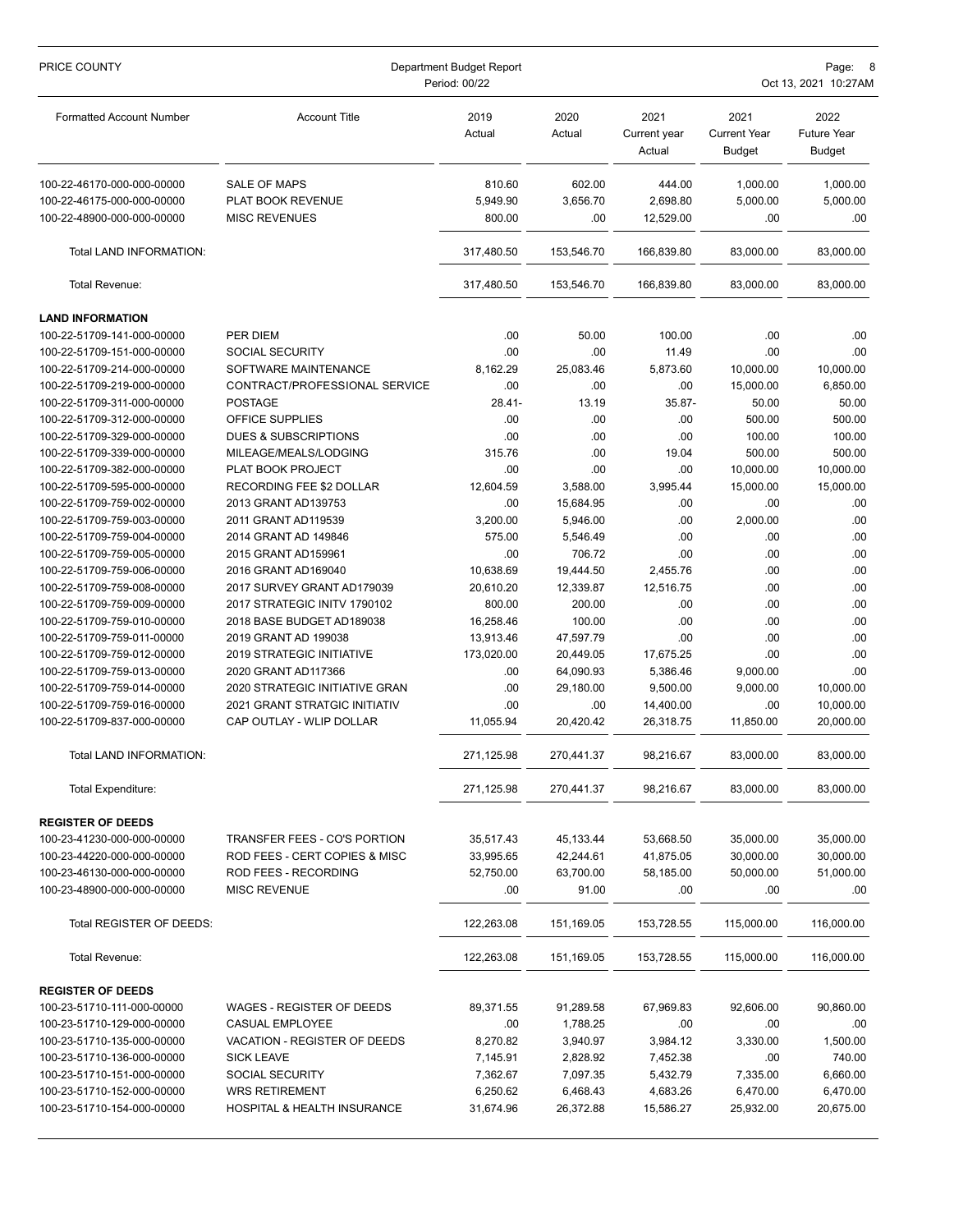| Formatted Account Number | Account Title | 2019 Actual | 2020 Actual | 2021 Current year Actual | 2021 Current Year Budget | 2022 Future Year Budget |
|---|---|---|---|---|---|---|
| 100-22-46170-000-000-00000 | SALE OF MAPS | 810.60 | 602.00 | 444.00 | 1,000.00 | 1,000.00 |
| 100-22-46175-000-000-00000 | PLAT BOOK REVENUE | 5,949.90 | 3,656.70 | 2,698.80 | 5,000.00 | 5,000.00 |
| 100-22-48900-000-000-00000 | MISC REVENUES | 800.00 | .00 | 12,529.00 | .00 | .00 |
| Total LAND INFORMATION: | | 317,480.50 | 153,546.70 | 166,839.80 | 83,000.00 | 83,000.00 |
| Total Revenue: | | 317,480.50 | 153,546.70 | 166,839.80 | 83,000.00 | 83,000.00 |
| **LAND INFORMATION** | | | | | | |
| 100-22-51709-141-000-00000 | PER DIEM | .00 | 50.00 | 100.00 | .00 | .00 |
| 100-22-51709-151-000-00000 | SOCIAL SECURITY | .00 | .00 | 11.49 | .00 | .00 |
| 100-22-51709-214-000-00000 | SOFTWARE MAINTENANCE | 8,162.29 | 25,083.46 | 5,873.60 | 10,000.00 | 10,000.00 |
| 100-22-51709-219-000-00000 | CONTRACT/PROFESSIONAL SERVICE | .00 | .00 | .00 | 15,000.00 | 6,850.00 |
| 100-22-51709-311-000-00000 | POSTAGE | 28.41- | 13.19 | 35.87- | 50.00 | 50.00 |
| 100-22-51709-312-000-00000 | OFFICE SUPPLIES | .00 | .00 | .00 | 500.00 | 500.00 |
| 100-22-51709-329-000-00000 | DUES & SUBSCRIPTIONS | .00 | .00 | .00 | 100.00 | 100.00 |
| 100-22-51709-339-000-00000 | MILEAGE/MEALS/LODGING | 315.76 | .00 | 19.04 | 500.00 | 500.00 |
| 100-22-51709-382-000-00000 | PLAT BOOK PROJECT | .00 | .00 | .00 | 10,000.00 | 10,000.00 |
| 100-22-51709-595-000-00000 | RECORDING FEE $2 DOLLAR | 12,604.59 | 3,588.00 | 3,995.44 | 15,000.00 | 15,000.00 |
| 100-22-51709-759-002-00000 | 2013 GRANT AD139753 | .00 | 15,684.95 | .00 | .00 | .00 |
| 100-22-51709-759-003-00000 | 2011 GRANT AD119539 | 3,200.00 | 5,946.00 | .00 | 2,000.00 | .00 |
| 100-22-51709-759-004-00000 | 2014 GRANT AD 149846 | 575.00 | 5,546.49 | .00 | .00 | .00 |
| 100-22-51709-759-005-00000 | 2015 GRANT AD159961 | .00 | 706.72 | .00 | .00 | .00 |
| 100-22-51709-759-006-00000 | 2016 GRANT AD169040 | 10,638.69 | 19,444.50 | 2,455.76 | .00 | .00 |
| 100-22-51709-759-008-00000 | 2017 SURVEY GRANT AD179039 | 20,610.20 | 12,339.87 | 12,516.75 | .00 | .00 |
| 100-22-51709-759-009-00000 | 2017 STRATEGIC INITV 1790102 | 800.00 | 200.00 | .00 | .00 | .00 |
| 100-22-51709-759-010-00000 | 2018 BASE BUDGET AD189038 | 16,258.46 | 100.00 | .00 | .00 | .00 |
| 100-22-51709-759-011-00000 | 2019 GRANT AD 199038 | 13,913.46 | 47,597.79 | .00 | .00 | .00 |
| 100-22-51709-759-012-00000 | 2019 STRATEGIC INITIATIVE | 173,020.00 | 20,449.05 | 17,675.25 | .00 | .00 |
| 100-22-51709-759-013-00000 | 2020 GRANT AD117366 | .00 | 64,090.93 | 5,386.46 | 9,000.00 | .00 |
| 100-22-51709-759-014-00000 | 2020 STRATEGIC INITIATIVE GRAN | .00 | 29,180.00 | 9,500.00 | 9,000.00 | 10,000.00 |
| 100-22-51709-759-016-00000 | 2021 GRANT STRATGIC INITIATIV | .00 | .00 | 14,400.00 | .00 | 10,000.00 |
| 100-22-51709-837-000-00000 | CAP OUTLAY - WLIP DOLLAR | 11,055.94 | 20,420.42 | 26,318.75 | 11,850.00 | 20,000.00 |
| Total LAND INFORMATION: | | 271,125.98 | 270,441.37 | 98,216.67 | 83,000.00 | 83,000.00 |
| Total Expenditure: | | 271,125.98 | 270,441.37 | 98,216.67 | 83,000.00 | 83,000.00 |
| **REGISTER OF DEEDS** | | | | | | |
| 100-23-41230-000-000-00000 | TRANSFER FEES - CO'S PORTION | 35,517.43 | 45,133.44 | 53,668.50 | 35,000.00 | 35,000.00 |
| 100-23-44220-000-000-00000 | ROD FEES - CERT COPIES & MISC | 33,995.65 | 42,244.61 | 41,875.05 | 30,000.00 | 30,000.00 |
| 100-23-46130-000-000-00000 | ROD FEES - RECORDING | 52,750.00 | 63,700.00 | 58,185.00 | 50,000.00 | 51,000.00 |
| 100-23-48900-000-000-00000 | MISC REVENUE | .00 | 91.00 | .00 | .00 | .00 |
| Total REGISTER OF DEEDS: | | 122,263.08 | 151,169.05 | 153,728.55 | 115,000.00 | 116,000.00 |
| Total Revenue: | | 122,263.08 | 151,169.05 | 153,728.55 | 115,000.00 | 116,000.00 |
| **REGISTER OF DEEDS** | | | | | | |
| 100-23-51710-111-000-00000 | WAGES - REGISTER OF DEEDS | 89,371.55 | 91,289.58 | 67,969.83 | 92,606.00 | 90,860.00 |
| 100-23-51710-129-000-00000 | CASUAL EMPLOYEE | .00 | 1,788.25 | .00 | .00 | .00 |
| 100-23-51710-135-000-00000 | VACATION - REGISTER OF DEEDS | 8,270.82 | 3,940.97 | 3,984.12 | 3,330.00 | 1,500.00 |
| 100-23-51710-136-000-00000 | SICK LEAVE | 7,145.91 | 2,828.92 | 7,452.38 | .00 | 740.00 |
| 100-23-51710-151-000-00000 | SOCIAL SECURITY | 7,362.67 | 7,097.35 | 5,432.79 | 7,335.00 | 6,660.00 |
| 100-23-51710-152-000-00000 | WRS RETIREMENT | 6,250.62 | 6,468.43 | 4,683.26 | 6,470.00 | 6,470.00 |
| 100-23-51710-154-000-00000 | HOSPITAL & HEALTH INSURANCE | 31,674.96 | 26,372.88 | 15,586.27 | 25,932.00 | 20,675.00 |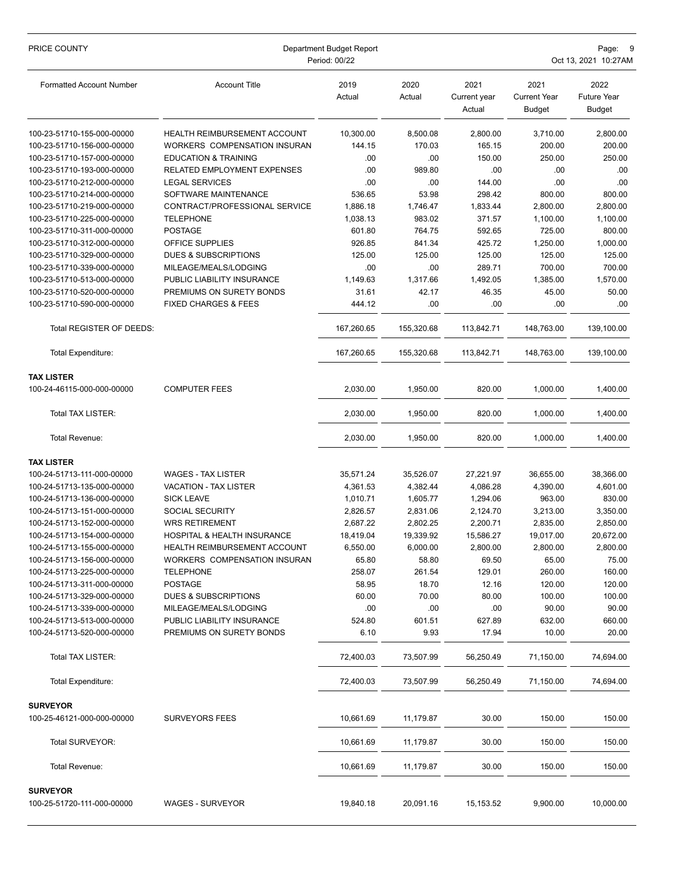| Formatted Account Number | Account Title | 2019 Actual | 2020 Actual | 2021 Current year Actual | 2021 Current Year Budget | 2022 Future Year Budget |
|---|---|---|---|---|---|---|
| 100-23-51710-155-000-00000 | HEALTH REIMBURSEMENT ACCOUNT | 10,300.00 | 8,500.08 | 2,800.00 | 3,710.00 | 2,800.00 |
| 100-23-51710-156-000-00000 | WORKERS COMPENSATION INSURAN | 144.15 | 170.03 | 165.15 | 200.00 | 200.00 |
| 100-23-51710-157-000-00000 | EDUCATION & TRAINING | .00 | .00 | 150.00 | 250.00 | 250.00 |
| 100-23-51710-193-000-00000 | RELATED EMPLOYMENT EXPENSES | .00 | 989.80 | .00 | .00 | .00 |
| 100-23-51710-212-000-00000 | LEGAL SERVICES | .00 | .00 | 144.00 | .00 | .00 |
| 100-23-51710-214-000-00000 | SOFTWARE MAINTENANCE | 536.65 | 53.98 | 298.42 | 800.00 | 800.00 |
| 100-23-51710-219-000-00000 | CONTRACT/PROFESSIONAL SERVICE | 1,886.18 | 1,746.47 | 1,833.44 | 2,800.00 | 2,800.00 |
| 100-23-51710-225-000-00000 | TELEPHONE | 1,038.13 | 983.02 | 371.57 | 1,100.00 | 1,100.00 |
| 100-23-51710-311-000-00000 | POSTAGE | 601.80 | 764.75 | 592.65 | 725.00 | 800.00 |
| 100-23-51710-312-000-00000 | OFFICE SUPPLIES | 926.85 | 841.34 | 425.72 | 1,250.00 | 1,000.00 |
| 100-23-51710-329-000-00000 | DUES & SUBSCRIPTIONS | 125.00 | 125.00 | 125.00 | 125.00 | 125.00 |
| 100-23-51710-339-000-00000 | MILEAGE/MEALS/LODGING | .00 | .00 | 289.71 | 700.00 | 700.00 |
| 100-23-51710-513-000-00000 | PUBLIC LIABILITY INSURANCE | 1,149.63 | 1,317.66 | 1,492.05 | 1,385.00 | 1,570.00 |
| 100-23-51710-520-000-00000 | PREMIUMS ON SURETY BONDS | 31.61 | 42.17 | 46.35 | 45.00 | 50.00 |
| 100-23-51710-590-000-00000 | FIXED CHARGES & FEES | 444.12 | .00 | .00 | .00 | .00 |
| Total REGISTER OF DEEDS: | | 167,260.65 | 155,320.68 | 113,842.71 | 148,763.00 | 139,100.00 |
| Total Expenditure: | | 167,260.65 | 155,320.68 | 113,842.71 | 148,763.00 | 139,100.00 |
| **TAX LISTER** | | | | | | |
| 100-24-46115-000-000-00000 | COMPUTER FEES | 2,030.00 | 1,950.00 | 820.00 | 1,000.00 | 1,400.00 |
| Total TAX LISTER: | | 2,030.00 | 1,950.00 | 820.00 | 1,000.00 | 1,400.00 |
| Total Revenue: | | 2,030.00 | 1,950.00 | 820.00 | 1,000.00 | 1,400.00 |
| **TAX LISTER** | | | | | | |
| 100-24-51713-111-000-00000 | WAGES - TAX LISTER | 35,571.24 | 35,526.07 | 27,221.97 | 36,655.00 | 38,366.00 |
| 100-24-51713-135-000-00000 | VACATION - TAX LISTER | 4,361.53 | 4,382.44 | 4,086.28 | 4,390.00 | 4,601.00 |
| 100-24-51713-136-000-00000 | SICK LEAVE | 1,010.71 | 1,605.77 | 1,294.06 | 963.00 | 830.00 |
| 100-24-51713-151-000-00000 | SOCIAL SECURITY | 2,826.57 | 2,831.06 | 2,124.70 | 3,213.00 | 3,350.00 |
| 100-24-51713-152-000-00000 | WRS RETIREMENT | 2,687.22 | 2,802.25 | 2,200.71 | 2,835.00 | 2,850.00 |
| 100-24-51713-154-000-00000 | HOSPITAL & HEALTH INSURANCE | 18,419.04 | 19,339.92 | 15,586.27 | 19,017.00 | 20,672.00 |
| 100-24-51713-155-000-00000 | HEALTH REIMBURSEMENT ACCOUNT | 6,550.00 | 6,000.00 | 2,800.00 | 2,800.00 | 2,800.00 |
| 100-24-51713-156-000-00000 | WORKERS COMPENSATION INSURAN | 65.80 | 58.80 | 69.50 | 65.00 | 75.00 |
| 100-24-51713-225-000-00000 | TELEPHONE | 258.07 | 261.54 | 129.01 | 260.00 | 160.00 |
| 100-24-51713-311-000-00000 | POSTAGE | 58.95 | 18.70 | 12.16 | 120.00 | 120.00 |
| 100-24-51713-329-000-00000 | DUES & SUBSCRIPTIONS | 60.00 | 70.00 | 80.00 | 100.00 | 100.00 |
| 100-24-51713-339-000-00000 | MILEAGE/MEALS/LODGING | .00 | .00 | .00 | 90.00 | 90.00 |
| 100-24-51713-513-000-00000 | PUBLIC LIABILITY INSURANCE | 524.80 | 601.51 | 627.89 | 632.00 | 660.00 |
| 100-24-51713-520-000-00000 | PREMIUMS ON SURETY BONDS | 6.10 | 9.93 | 17.94 | 10.00 | 20.00 |
| Total TAX LISTER: | | 72,400.03 | 73,507.99 | 56,250.49 | 71,150.00 | 74,694.00 |
| Total Expenditure: | | 72,400.03 | 73,507.99 | 56,250.49 | 71,150.00 | 74,694.00 |
| **SURVEYOR** | | | | | | |
| 100-25-46121-000-000-00000 | SURVEYORS FEES | 10,661.69 | 11,179.87 | 30.00 | 150.00 | 150.00 |
| Total SURVEYOR: | | 10,661.69 | 11,179.87 | 30.00 | 150.00 | 150.00 |
| Total Revenue: | | 10,661.69 | 11,179.87 | 30.00 | 150.00 | 150.00 |
| **SURVEYOR** | | | | | | |
| 100-25-51720-111-000-00000 | WAGES - SURVEYOR | 19,840.18 | 20,091.16 | 15,153.52 | 9,900.00 | 10,000.00 |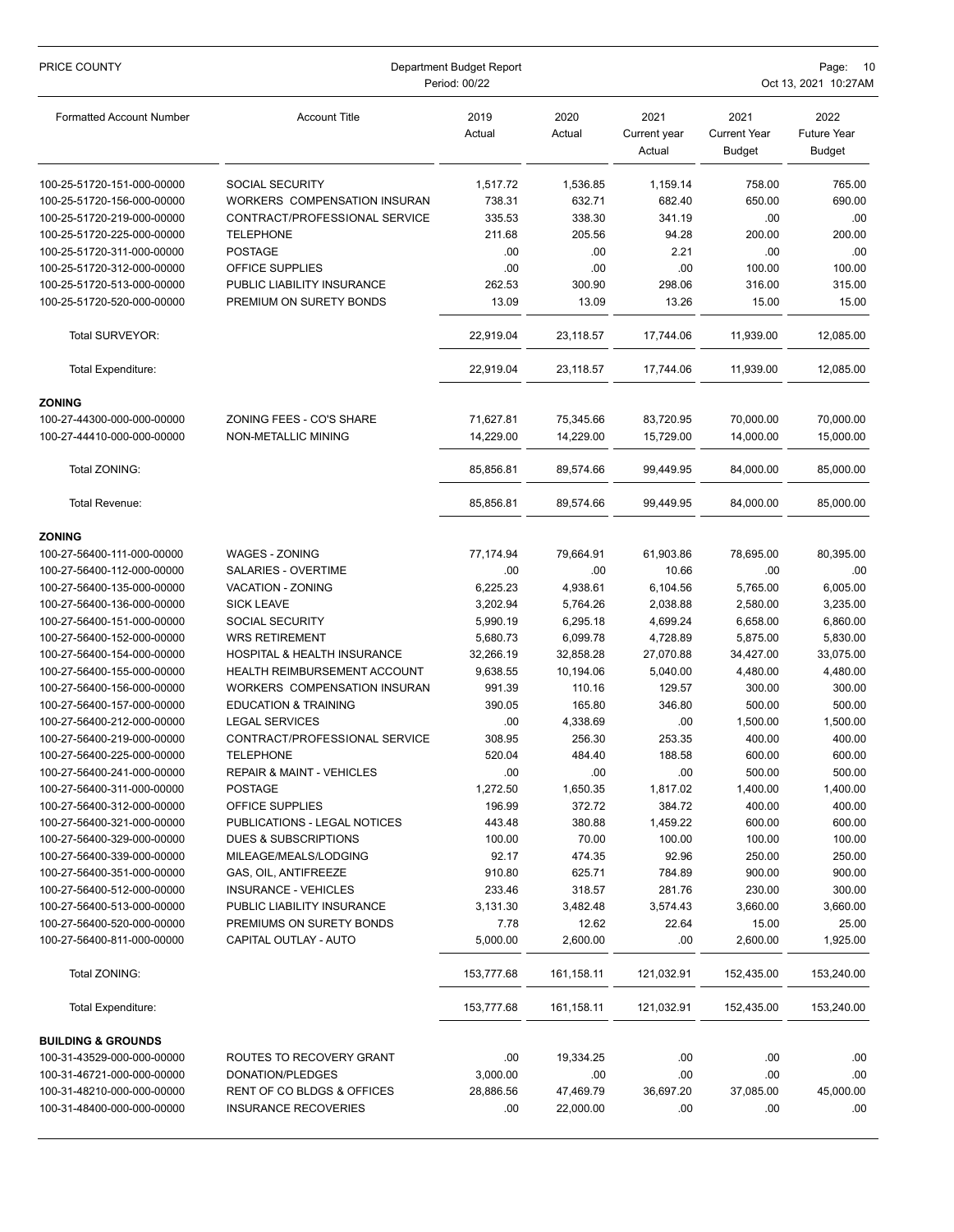| Formatted Account Number | Account Title | 2019 Actual | 2020 Actual | 2021 Current year Actual | 2021 Current Year Budget | 2022 Future Year Budget |
|---|---|---|---|---|---|---|
| 100-25-51720-151-000-00000 | SOCIAL SECURITY | 1,517.72 | 1,536.85 | 1,159.14 | 758.00 | 765.00 |
| 100-25-51720-156-000-00000 | WORKERS COMPENSATION INSURAN | 738.31 | 632.71 | 682.40 | 650.00 | 690.00 |
| 100-25-51720-219-000-00000 | CONTRACT/PROFESSIONAL SERVICE | 335.53 | 338.30 | 341.19 | .00 | .00 |
| 100-25-51720-225-000-00000 | TELEPHONE | 211.68 | 205.56 | 94.28 | 200.00 | 200.00 |
| 100-25-51720-311-000-00000 | POSTAGE | .00 | .00 | 2.21 | .00 | .00 |
| 100-25-51720-312-000-00000 | OFFICE SUPPLIES | .00 | .00 | .00 | 100.00 | 100.00 |
| 100-25-51720-513-000-00000 | PUBLIC LIABILITY INSURANCE | 262.53 | 300.90 | 298.06 | 316.00 | 315.00 |
| 100-25-51720-520-000-00000 | PREMIUM ON SURETY BONDS | 13.09 | 13.09 | 13.26 | 15.00 | 15.00 |
| Total SURVEYOR: | | 22,919.04 | 23,118.57 | 17,744.06 | 11,939.00 | 12,085.00 |
| Total Expenditure: | | 22,919.04 | 23,118.57 | 17,744.06 | 11,939.00 | 12,085.00 |
| **ZONING** | | | | | | |
| 100-27-44300-000-000-00000 | ZONING FEES - CO'S SHARE | 71,627.81 | 75,345.66 | 83,720.95 | 70,000.00 | 70,000.00 |
| 100-27-44410-000-000-00000 | NON-METALLIC MINING | 14,229.00 | 14,229.00 | 15,729.00 | 14,000.00 | 15,000.00 |
| Total ZONING: | | 85,856.81 | 89,574.66 | 99,449.95 | 84,000.00 | 85,000.00 |
| Total Revenue: | | 85,856.81 | 89,574.66 | 99,449.95 | 84,000.00 | 85,000.00 |
| **ZONING** | | | | | | |
| 100-27-56400-111-000-00000 | WAGES - ZONING | 77,174.94 | 79,664.91 | 61,903.86 | 78,695.00 | 80,395.00 |
| 100-27-56400-112-000-00000 | SALARIES - OVERTIME | .00 | .00 | 10.66 | .00 | .00 |
| 100-27-56400-135-000-00000 | VACATION - ZONING | 6,225.23 | 4,938.61 | 6,104.56 | 5,765.00 | 6,005.00 |
| 100-27-56400-136-000-00000 | SICK LEAVE | 3,202.94 | 5,764.26 | 2,038.88 | 2,580.00 | 3,235.00 |
| 100-27-56400-151-000-00000 | SOCIAL SECURITY | 5,990.19 | 6,295.18 | 4,699.24 | 6,658.00 | 6,860.00 |
| 100-27-56400-152-000-00000 | WRS RETIREMENT | 5,680.73 | 6,099.78 | 4,728.89 | 5,875.00 | 5,830.00 |
| 100-27-56400-154-000-00000 | HOSPITAL & HEALTH INSURANCE | 32,266.19 | 32,858.28 | 27,070.88 | 34,427.00 | 33,075.00 |
| 100-27-56400-155-000-00000 | HEALTH REIMBURSEMENT ACCOUNT | 9,638.55 | 10,194.06 | 5,040.00 | 4,480.00 | 4,480.00 |
| 100-27-56400-156-000-00000 | WORKERS COMPENSATION INSURAN | 991.39 | 110.16 | 129.57 | 300.00 | 300.00 |
| 100-27-56400-157-000-00000 | EDUCATION & TRAINING | 390.05 | 165.80 | 346.80 | 500.00 | 500.00 |
| 100-27-56400-212-000-00000 | LEGAL SERVICES | .00 | 4,338.69 | .00 | 1,500.00 | 1,500.00 |
| 100-27-56400-219-000-00000 | CONTRACT/PROFESSIONAL SERVICE | 308.95 | 256.30 | 253.35 | 400.00 | 400.00 |
| 100-27-56400-225-000-00000 | TELEPHONE | 520.04 | 484.40 | 188.58 | 600.00 | 600.00 |
| 100-27-56400-241-000-00000 | REPAIR & MAINT - VEHICLES | .00 | .00 | .00 | 500.00 | 500.00 |
| 100-27-56400-311-000-00000 | POSTAGE | 1,272.50 | 1,650.35 | 1,817.02 | 1,400.00 | 1,400.00 |
| 100-27-56400-312-000-00000 | OFFICE SUPPLIES | 196.99 | 372.72 | 384.72 | 400.00 | 400.00 |
| 100-27-56400-321-000-00000 | PUBLICATIONS - LEGAL NOTICES | 443.48 | 380.88 | 1,459.22 | 600.00 | 600.00 |
| 100-27-56400-329-000-00000 | DUES & SUBSCRIPTIONS | 100.00 | 70.00 | 100.00 | 100.00 | 100.00 |
| 100-27-56400-339-000-00000 | MILEAGE/MEALS/LODGING | 92.17 | 474.35 | 92.96 | 250.00 | 250.00 |
| 100-27-56400-351-000-00000 | GAS, OIL, ANTIFREEZE | 910.80 | 625.71 | 784.89 | 900.00 | 900.00 |
| 100-27-56400-512-000-00000 | INSURANCE - VEHICLES | 233.46 | 318.57 | 281.76 | 230.00 | 300.00 |
| 100-27-56400-513-000-00000 | PUBLIC LIABILITY INSURANCE | 3,131.30 | 3,482.48 | 3,574.43 | 3,660.00 | 3,660.00 |
| 100-27-56400-520-000-00000 | PREMIUMS ON SURETY BONDS | 7.78 | 12.62 | 22.64 | 15.00 | 25.00 |
| 100-27-56400-811-000-00000 | CAPITAL OUTLAY - AUTO | 5,000.00 | 2,600.00 | .00 | 2,600.00 | 1,925.00 |
| Total ZONING: | | 153,777.68 | 161,158.11 | 121,032.91 | 152,435.00 | 153,240.00 |
| Total Expenditure: | | 153,777.68 | 161,158.11 | 121,032.91 | 152,435.00 | 153,240.00 |
| **BUILDING & GROUNDS** | | | | | | |
| 100-31-43529-000-000-00000 | ROUTES TO RECOVERY GRANT | .00 | 19,334.25 | .00 | .00 | .00 |
| 100-31-46721-000-000-00000 | DONATION/PLEDGES | 3,000.00 | .00 | .00 | .00 | .00 |
| 100-31-48210-000-000-00000 | RENT OF CO BLDGS & OFFICES | 28,886.56 | 47,469.79 | 36,697.20 | 37,085.00 | 45,000.00 |
| 100-31-48400-000-000-00000 | INSURANCE RECOVERIES | .00 | 22,000.00 | .00 | .00 | .00 |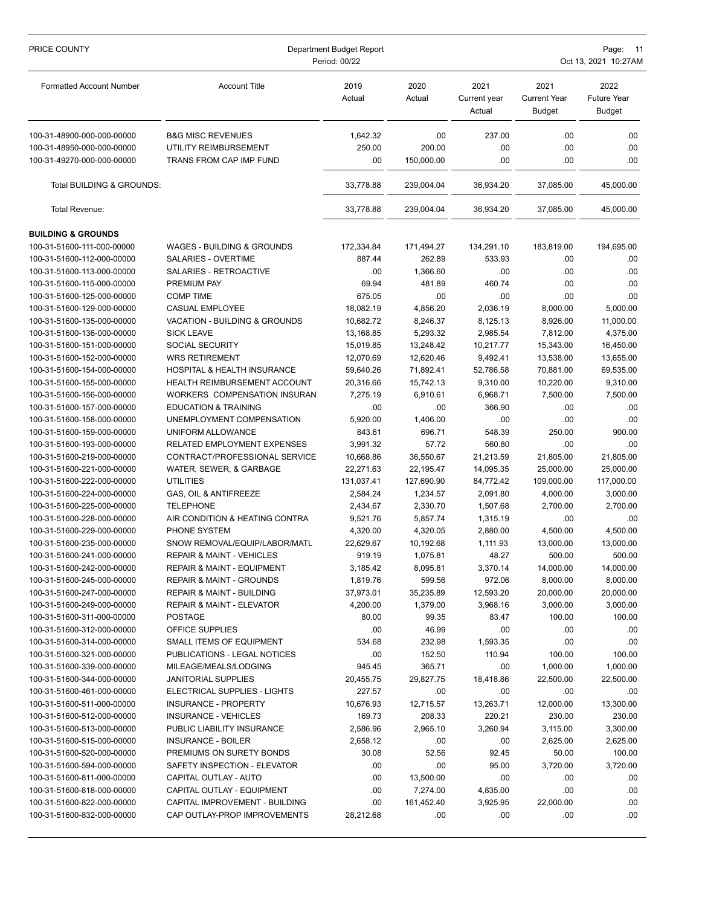| Formatted Account Number | Account Title | 2019 Actual | 2020 Actual | 2021 Current year Actual | 2021 Current Year Budget | 2022 Future Year Budget |
|---|---|---|---|---|---|---|
| 100-31-48900-000-000-00000 | B&G MISC REVENUES | 1,642.32 | .00 | 237.00 | .00 | .00 |
| 100-31-48950-000-000-00000 | UTILITY REIMBURSEMENT | 250.00 | 200.00 | .00 | .00 | .00 |
| 100-31-49270-000-000-00000 | TRANS FROM CAP IMP FUND | .00 | 150,000.00 | .00 | .00 | .00 |
| Total BUILDING & GROUNDS: | | 33,778.88 | 239,004.04 | 36,934.20 | 37,085.00 | 45,000.00 |
| Total Revenue: | | 33,778.88 | 239,004.04 | 36,934.20 | 37,085.00 | 45,000.00 |

**BUILDING & GROUNDS**

| Formatted Account Number | Account Title | 2019 Actual | 2020 Actual | 2021 Current year Actual | 2021 Current Year Budget | 2022 Future Year Budget |
|---|---|---|---|---|---|---|
| 100-31-51600-111-000-00000 | WAGES - BUILDING & GROUNDS | 172,334.84 | 171,494.27 | 134,291.10 | 183,819.00 | 194,695.00 |
| 100-31-51600-112-000-00000 | SALARIES - OVERTIME | 887.44 | 262.89 | 533.93 | .00 | .00 |
| 100-31-51600-113-000-00000 | SALARIES - RETROACTIVE | .00 | 1,366.60 | .00 | .00 | .00 |
| 100-31-51600-115-000-00000 | PREMIUM PAY | 69.94 | 481.89 | 460.74 | .00 | .00 |
| 100-31-51600-125-000-00000 | COMP TIME | 675.05 | .00 | .00 | .00 | .00 |
| 100-31-51600-129-000-00000 | CASUAL EMPLOYEE | 18,082.19 | 4,856.20 | 2,036.19 | 8,000.00 | 5,000.00 |
| 100-31-51600-135-000-00000 | VACATION - BUILDING & GROUNDS | 10,682.72 | 8,246.37 | 8,125.13 | 8,926.00 | 11,000.00 |
| 100-31-51600-136-000-00000 | SICK LEAVE | 13,168.85 | 5,293.32 | 2,985.54 | 7,812.00 | 4,375.00 |
| 100-31-51600-151-000-00000 | SOCIAL SECURITY | 15,019.85 | 13,248.42 | 10,217.77 | 15,343.00 | 16,450.00 |
| 100-31-51600-152-000-00000 | WRS RETIREMENT | 12,070.69 | 12,620.46 | 9,492.41 | 13,538.00 | 13,655.00 |
| 100-31-51600-154-000-00000 | HOSPITAL & HEALTH INSURANCE | 59,640.26 | 71,892.41 | 52,786.58 | 70,881.00 | 69,535.00 |
| 100-31-51600-155-000-00000 | HEALTH REIMBURSEMENT ACCOUNT | 20,316.66 | 15,742.13 | 9,310.00 | 10,220.00 | 9,310.00 |
| 100-31-51600-156-000-00000 | WORKERS COMPENSATION INSURAN | 7,275.19 | 6,910.61 | 6,968.71 | 7,500.00 | 7,500.00 |
| 100-31-51600-157-000-00000 | EDUCATION & TRAINING | .00 | .00 | 366.90 | .00 | .00 |
| 100-31-51600-158-000-00000 | UNEMPLOYMENT COMPENSATION | 5,920.00 | 1,406.00 | .00 | .00 | .00 |
| 100-31-51600-159-000-00000 | UNIFORM ALLOWANCE | 843.61 | 696.71 | 548.39 | 250.00 | 900.00 |
| 100-31-51600-193-000-00000 | RELATED EMPLOYMENT EXPENSES | 3,991.32 | 57.72 | 560.80 | .00 | .00 |
| 100-31-51600-219-000-00000 | CONTRACT/PROFESSIONAL SERVICE | 10,668.86 | 36,550.67 | 21,213.59 | 21,805.00 | 21,805.00 |
| 100-31-51600-221-000-00000 | WATER, SEWER, & GARBAGE | 22,271.63 | 22,195.47 | 14,095.35 | 25,000.00 | 25,000.00 |
| 100-31-51600-222-000-00000 | UTILITIES | 131,037.41 | 127,690.90 | 84,772.42 | 109,000.00 | 117,000.00 |
| 100-31-51600-224-000-00000 | GAS, OIL & ANTIFREEZE | 2,584.24 | 1,234.57 | 2,091.80 | 4,000.00 | 3,000.00 |
| 100-31-51600-225-000-00000 | TELEPHONE | 2,434.67 | 2,330.70 | 1,507.68 | 2,700.00 | 2,700.00 |
| 100-31-51600-228-000-00000 | AIR CONDITION & HEATING CONTRA | 9,521.76 | 5,857.74 | 1,315.19 | .00 | .00 |
| 100-31-51600-229-000-00000 | PHONE SYSTEM | 4,320.00 | 4,320.05 | 2,880.00 | 4,500.00 | 4,500.00 |
| 100-31-51600-235-000-00000 | SNOW REMOVAL/EQUIP/LABOR/MATL | 22,629.67 | 10,192.68 | 1,111.93 | 13,000.00 | 13,000.00 |
| 100-31-51600-241-000-00000 | REPAIR & MAINT - VEHICLES | 919.19 | 1,075.81 | 48.27 | 500.00 | 500.00 |
| 100-31-51600-242-000-00000 | REPAIR & MAINT - EQUIPMENT | 3,185.42 | 8,095.81 | 3,370.14 | 14,000.00 | 14,000.00 |
| 100-31-51600-245-000-00000 | REPAIR & MAINT - GROUNDS | 1,819.76 | 599.56 | 972.06 | 8,000.00 | 8,000.00 |
| 100-31-51600-247-000-00000 | REPAIR & MAINT - BUILDING | 37,973.01 | 35,235.89 | 12,593.20 | 20,000.00 | 20,000.00 |
| 100-31-51600-249-000-00000 | REPAIR & MAINT - ELEVATOR | 4,200.00 | 1,379.00 | 3,968.16 | 3,000.00 | 3,000.00 |
| 100-31-51600-311-000-00000 | POSTAGE | 80.00 | 99.35 | 83.47 | 100.00 | 100.00 |
| 100-31-51600-312-000-00000 | OFFICE SUPPLIES | .00 | 46.99 | .00 | .00 | .00 |
| 100-31-51600-314-000-00000 | SMALL ITEMS OF EQUIPMENT | 534.68 | 232.98 | 1,593.35 | .00 | .00 |
| 100-31-51600-321-000-00000 | PUBLICATIONS - LEGAL NOTICES | .00 | 152.50 | 110.94 | 100.00 | 100.00 |
| 100-31-51600-339-000-00000 | MILEAGE/MEALS/LODGING | 945.45 | 365.71 | .00 | 1,000.00 | 1,000.00 |
| 100-31-51600-344-000-00000 | JANITORIAL SUPPLIES | 20,455.75 | 29,827.75 | 18,418.86 | 22,500.00 | 22,500.00 |
| 100-31-51600-461-000-00000 | ELECTRICAL SUPPLIES - LIGHTS | 227.57 | .00 | .00 | .00 | .00 |
| 100-31-51600-511-000-00000 | INSURANCE - PROPERTY | 10,676.93 | 12,715.57 | 13,263.71 | 12,000.00 | 13,300.00 |
| 100-31-51600-512-000-00000 | INSURANCE - VEHICLES | 169.73 | 208.33 | 220.21 | 230.00 | 230.00 |
| 100-31-51600-513-000-00000 | PUBLIC LIABILITY INSURANCE | 2,586.96 | 2,965.10 | 3,260.94 | 3,115.00 | 3,300.00 |
| 100-31-51600-515-000-00000 | INSURANCE - BOILER | 2,658.12 | .00 | .00 | 2,625.00 | 2,625.00 |
| 100-31-51600-520-000-00000 | PREMIUMS ON SURETY BONDS | 30.08 | 52.56 | 92.45 | 50.00 | 100.00 |
| 100-31-51600-594-000-00000 | SAFETY INSPECTION - ELEVATOR | .00 | .00 | 95.00 | 3,720.00 | 3,720.00 |
| 100-31-51600-811-000-00000 | CAPITAL OUTLAY - AUTO | .00 | 13,500.00 | .00 | .00 | .00 |
| 100-31-51600-818-000-00000 | CAPITAL OUTLAY - EQUIPMENT | .00 | 7,274.00 | 4,835.00 | .00 | .00 |
| 100-31-51600-822-000-00000 | CAPITAL IMPROVEMENT - BUILDING | .00 | 161,452.40 | 3,925.95 | 22,000.00 | .00 |
| 100-31-51600-832-000-00000 | CAP OUTLAY-PROP IMPROVEMENTS | 28,212.68 | .00 | .00 | .00 | .00 |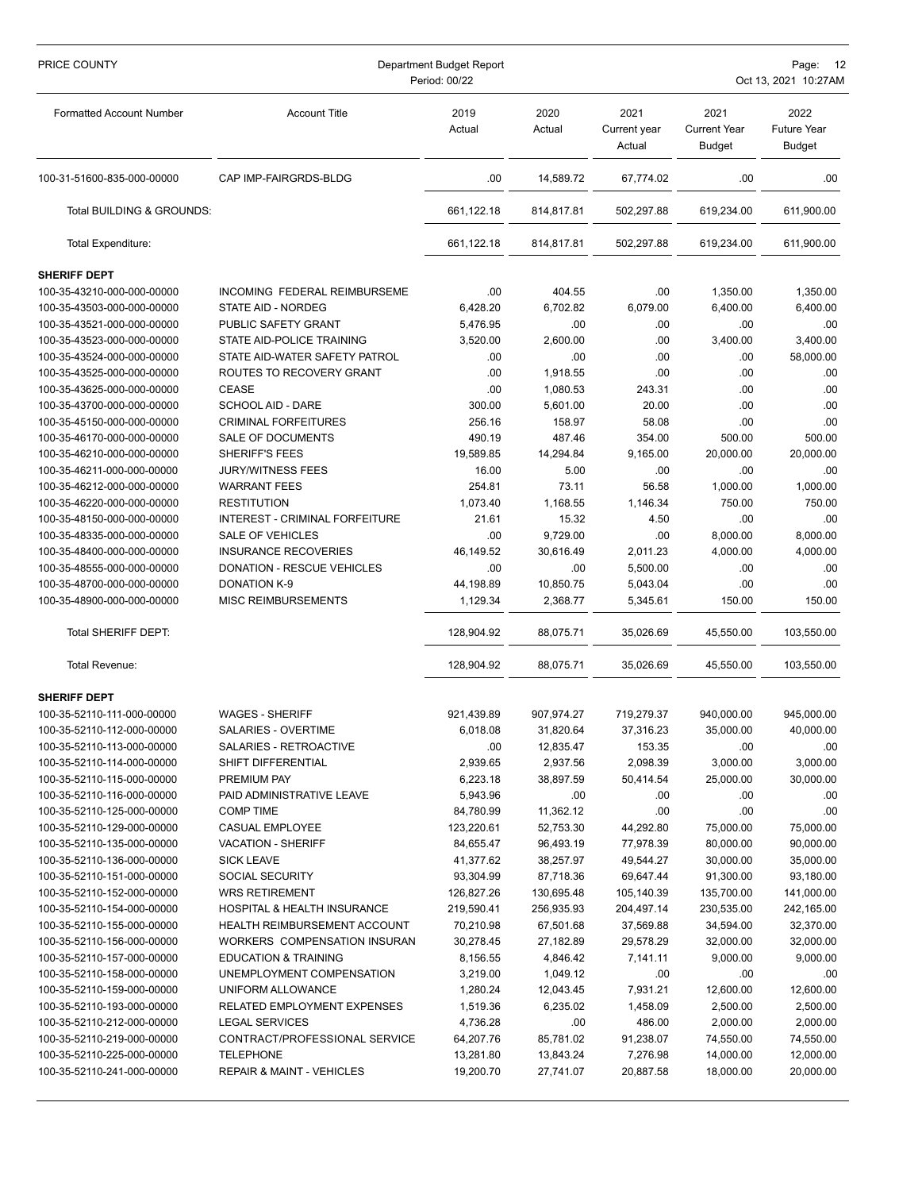| Formatted Account Number | Account Title | 2019 Actual | 2020 Actual | 2021 Current year Actual | 2021 Current Year Budget | 2022 Future Year Budget |
|---|---|---|---|---|---|---|
| 100-31-51600-835-000-00000 | CAP IMP-FAIRGRDS-BLDG | .00 | 14,589.72 | 67,774.02 | .00 | .00 |
| Total BUILDING & GROUNDS: | | 661,122.18 | 814,817.81 | 502,297.88 | 619,234.00 | 611,900.00 |
| Total Expenditure: | | 661,122.18 | 814,817.81 | 502,297.88 | 619,234.00 | 611,900.00 |
| **SHERIFF DEPT** | | | | | | |
| 100-35-43210-000-000-00000 | INCOMING FEDERAL REIMBURSEME | .00 | 404.55 | .00 | 1,350.00 | 1,350.00 |
| 100-35-43503-000-000-00000 | STATE AID - NORDEG | 6,428.20 | 6,702.82 | 6,079.00 | 6,400.00 | 6,400.00 |
| 100-35-43521-000-000-00000 | PUBLIC SAFETY GRANT | 5,476.95 | .00 | .00 | .00 | .00 |
| 100-35-43523-000-000-00000 | STATE AID-POLICE TRAINING | 3,520.00 | 2,600.00 | .00 | 3,400.00 | 3,400.00 |
| 100-35-43524-000-000-00000 | STATE AID-WATER SAFETY PATROL | .00 | .00 | .00 | .00 | 58,000.00 |
| 100-35-43525-000-000-00000 | ROUTES TO RECOVERY GRANT | .00 | 1,918.55 | .00 | .00 | .00 |
| 100-35-43625-000-000-00000 | CEASE | .00 | 1,080.53 | 243.31 | .00 | .00 |
| 100-35-43700-000-000-00000 | SCHOOL AID - DARE | 300.00 | 5,601.00 | 20.00 | .00 | .00 |
| 100-35-45150-000-000-00000 | CRIMINAL FORFEITURES | 256.16 | 158.97 | 58.08 | .00 | .00 |
| 100-35-46170-000-000-00000 | SALE OF DOCUMENTS | 490.19 | 487.46 | 354.00 | 500.00 | 500.00 |
| 100-35-46210-000-000-00000 | SHERIFF'S FEES | 19,589.85 | 14,294.84 | 9,165.00 | 20,000.00 | 20,000.00 |
| 100-35-46211-000-000-00000 | JURY/WITNESS FEES | 16.00 | 5.00 | .00 | .00 | .00 |
| 100-35-46212-000-000-00000 | WARRANT FEES | 254.81 | 73.11 | 56.58 | 1,000.00 | 1,000.00 |
| 100-35-46220-000-000-00000 | RESTITUTION | 1,073.40 | 1,168.55 | 1,146.34 | 750.00 | 750.00 |
| 100-35-48150-000-000-00000 | INTEREST - CRIMINAL FORFEITURE | 21.61 | 15.32 | 4.50 | .00 | .00 |
| 100-35-48335-000-000-00000 | SALE OF VEHICLES | .00 | 9,729.00 | .00 | 8,000.00 | 8,000.00 |
| 100-35-48400-000-000-00000 | INSURANCE RECOVERIES | 46,149.52 | 30,616.49 | 2,011.23 | 4,000.00 | 4,000.00 |
| 100-35-48555-000-000-00000 | DONATION - RESCUE VEHICLES | .00 | .00 | 5,500.00 | .00 | .00 |
| 100-35-48700-000-000-00000 | DONATION K-9 | 44,198.89 | 10,850.75 | 5,043.04 | .00 | .00 |
| 100-35-48900-000-000-00000 | MISC REIMBURSEMENTS | 1,129.34 | 2,368.77 | 5,345.61 | 150.00 | 150.00 |
| Total SHERIFF DEPT: | | 128,904.92 | 88,075.71 | 35,026.69 | 45,550.00 | 103,550.00 |
| Total Revenue: | | 128,904.92 | 88,075.71 | 35,026.69 | 45,550.00 | 103,550.00 |
| **SHERIFF DEPT** | | | | | | |
| 100-35-52110-111-000-00000 | WAGES - SHERIFF | 921,439.89 | 907,974.27 | 719,279.37 | 940,000.00 | 945,000.00 |
| 100-35-52110-112-000-00000 | SALARIES - OVERTIME | 6,018.08 | 31,820.64 | 37,316.23 | 35,000.00 | 40,000.00 |
| 100-35-52110-113-000-00000 | SALARIES - RETROACTIVE | .00 | 12,835.47 | 153.35 | .00 | .00 |
| 100-35-52110-114-000-00000 | SHIFT DIFFERENTIAL | 2,939.65 | 2,937.56 | 2,098.39 | 3,000.00 | 3,000.00 |
| 100-35-52110-115-000-00000 | PREMIUM PAY | 6,223.18 | 38,897.59 | 50,414.54 | 25,000.00 | 30,000.00 |
| 100-35-52110-116-000-00000 | PAID ADMINISTRATIVE LEAVE | 5,943.96 | .00 | .00 | .00 | .00 |
| 100-35-52110-125-000-00000 | COMP TIME | 84,780.99 | 11,362.12 | .00 | .00 | .00 |
| 100-35-52110-129-000-00000 | CASUAL EMPLOYEE | 123,220.61 | 52,753.30 | 44,292.80 | 75,000.00 | 75,000.00 |
| 100-35-52110-135-000-00000 | VACATION - SHERIFF | 84,655.47 | 96,493.19 | 77,978.39 | 80,000.00 | 90,000.00 |
| 100-35-52110-136-000-00000 | SICK LEAVE | 41,377.62 | 38,257.97 | 49,544.27 | 30,000.00 | 35,000.00 |
| 100-35-52110-151-000-00000 | SOCIAL SECURITY | 93,304.99 | 87,718.36 | 69,647.44 | 91,300.00 | 93,180.00 |
| 100-35-52110-152-000-00000 | WRS RETIREMENT | 126,827.26 | 130,695.48 | 105,140.39 | 135,700.00 | 141,000.00 |
| 100-35-52110-154-000-00000 | HOSPITAL & HEALTH INSURANCE | 219,590.41 | 256,935.93 | 204,497.14 | 230,535.00 | 242,165.00 |
| 100-35-52110-155-000-00000 | HEALTH REIMBURSEMENT ACCOUNT | 70,210.98 | 67,501.68 | 37,569.88 | 34,594.00 | 32,370.00 |
| 100-35-52110-156-000-00000 | WORKERS COMPENSATION INSURAN | 30,278.45 | 27,182.89 | 29,578.29 | 32,000.00 | 32,000.00 |
| 100-35-52110-157-000-00000 | EDUCATION & TRAINING | 8,156.55 | 4,846.42 | 7,141.11 | 9,000.00 | 9,000.00 |
| 100-35-52110-158-000-00000 | UNEMPLOYMENT COMPENSATION | 3,219.00 | 1,049.12 | .00 | .00 | .00 |
| 100-35-52110-159-000-00000 | UNIFORM ALLOWANCE | 1,280.24 | 12,043.45 | 7,931.21 | 12,600.00 | 12,600.00 |
| 100-35-52110-193-000-00000 | RELATED EMPLOYMENT EXPENSES | 1,519.36 | 6,235.02 | 1,458.09 | 2,500.00 | 2,500.00 |
| 100-35-52110-212-000-00000 | LEGAL SERVICES | 4,736.28 | .00 | 486.00 | 2,000.00 | 2,000.00 |
| 100-35-52110-219-000-00000 | CONTRACT/PROFESSIONAL SERVICE | 64,207.76 | 85,781.02 | 91,238.07 | 74,550.00 | 74,550.00 |
| 100-35-52110-225-000-00000 | TELEPHONE | 13,281.80 | 13,843.24 | 7,276.98 | 14,000.00 | 12,000.00 |
| 100-35-52110-241-000-00000 | REPAIR & MAINT - VEHICLES | 19,200.70 | 27,741.07 | 20,887.58 | 18,000.00 | 20,000.00 |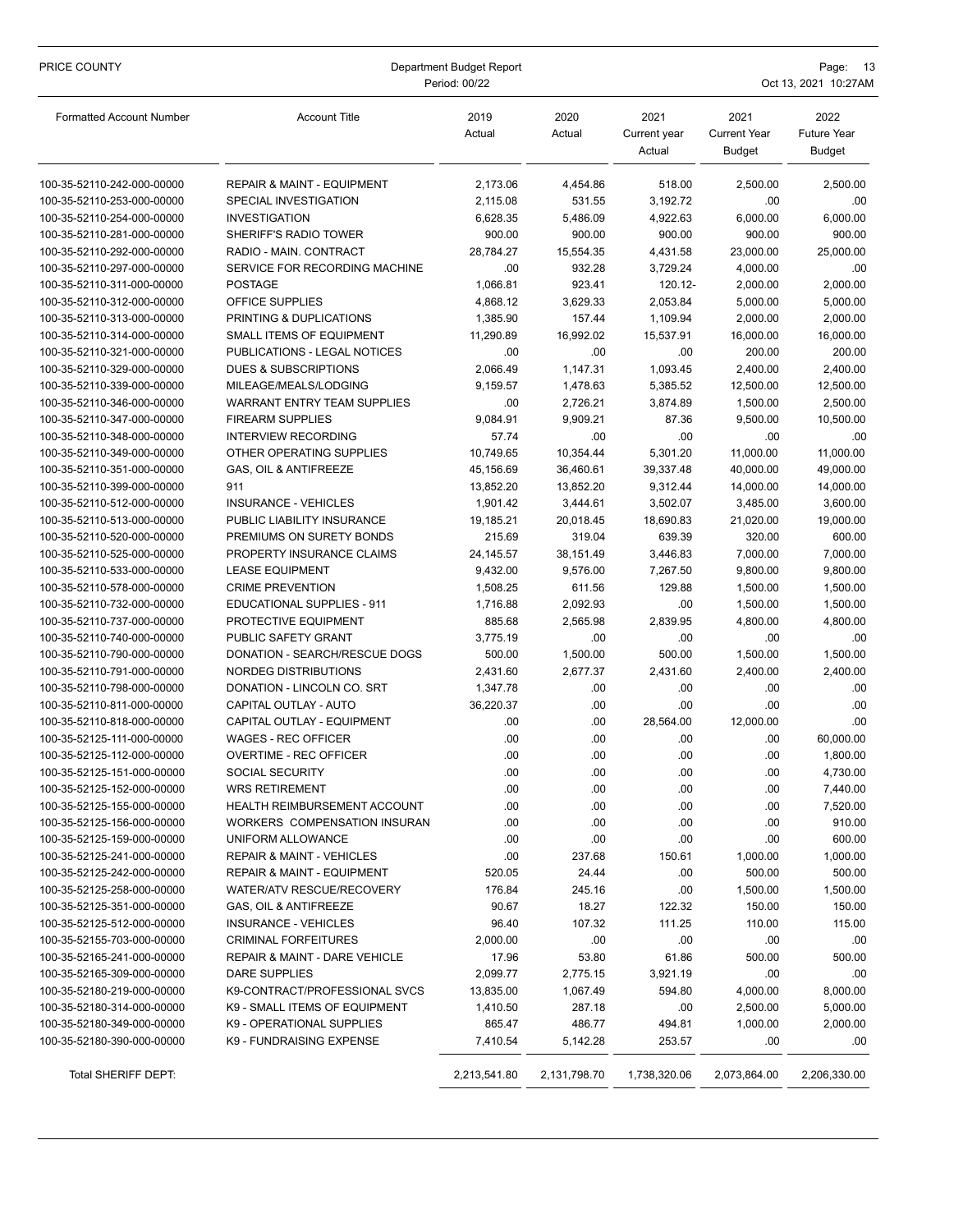| Formatted Account Number | Account Title | 2019 Actual | 2020 Actual | 2021 Current year Actual | 2021 Current Year Budget | 2022 Future Year Budget |
|---|---|---|---|---|---|---|
| 100-35-52110-242-000-00000 | REPAIR & MAINT - EQUIPMENT | 2,173.06 | 4,454.86 | 518.00 | 2,500.00 | 2,500.00 |
| 100-35-52110-253-000-00000 | SPECIAL INVESTIGATION | 2,115.08 | 531.55 | 3,192.72 | .00 | .00 |
| 100-35-52110-254-000-00000 | INVESTIGATION | 6,628.35 | 5,486.09 | 4,922.63 | 6,000.00 | 6,000.00 |
| 100-35-52110-281-000-00000 | SHERIFF'S RADIO TOWER | 900.00 | 900.00 | 900.00 | 900.00 | 900.00 |
| 100-35-52110-292-000-00000 | RADIO - MAIN. CONTRACT | 28,784.27 | 15,554.35 | 4,431.58 | 23,000.00 | 25,000.00 |
| 100-35-52110-297-000-00000 | SERVICE FOR RECORDING MACHINE | .00 | 932.28 | 3,729.24 | 4,000.00 | .00 |
| 100-35-52110-311-000-00000 | POSTAGE | 1,066.81 | 923.41 | 120.12- | 2,000.00 | 2,000.00 |
| 100-35-52110-312-000-00000 | OFFICE SUPPLIES | 4,868.12 | 3,629.33 | 2,053.84 | 5,000.00 | 5,000.00 |
| 100-35-52110-313-000-00000 | PRINTING & DUPLICATIONS | 1,385.90 | 157.44 | 1,109.94 | 2,000.00 | 2,000.00 |
| 100-35-52110-314-000-00000 | SMALL ITEMS OF EQUIPMENT | 11,290.89 | 16,992.02 | 15,537.91 | 16,000.00 | 16,000.00 |
| 100-35-52110-321-000-00000 | PUBLICATIONS - LEGAL NOTICES | .00 | .00 | .00 | 200.00 | 200.00 |
| 100-35-52110-329-000-00000 | DUES & SUBSCRIPTIONS | 2,066.49 | 1,147.31 | 1,093.45 | 2,400.00 | 2,400.00 |
| 100-35-52110-339-000-00000 | MILEAGE/MEALS/LODGING | 9,159.57 | 1,478.63 | 5,385.52 | 12,500.00 | 12,500.00 |
| 100-35-52110-346-000-00000 | WARRANT ENTRY TEAM SUPPLIES | .00 | 2,726.21 | 3,874.89 | 1,500.00 | 2,500.00 |
| 100-35-52110-347-000-00000 | FIREARM SUPPLIES | 9,084.91 | 9,909.21 | 87.36 | 9,500.00 | 10,500.00 |
| 100-35-52110-348-000-00000 | INTERVIEW RECORDING | 57.74 | .00 | .00 | .00 | .00 |
| 100-35-52110-349-000-00000 | OTHER OPERATING SUPPLIES | 10,749.65 | 10,354.44 | 5,301.20 | 11,000.00 | 11,000.00 |
| 100-35-52110-351-000-00000 | GAS, OIL & ANTIFREEZE | 45,156.69 | 36,460.61 | 39,337.48 | 40,000.00 | 49,000.00 |
| 100-35-52110-399-000-00000 | 911 | 13,852.20 | 13,852.20 | 9,312.44 | 14,000.00 | 14,000.00 |
| 100-35-52110-512-000-00000 | INSURANCE - VEHICLES | 1,901.42 | 3,444.61 | 3,502.07 | 3,485.00 | 3,600.00 |
| 100-35-52110-513-000-00000 | PUBLIC LIABILITY INSURANCE | 19,185.21 | 20,018.45 | 18,690.83 | 21,020.00 | 19,000.00 |
| 100-35-52110-520-000-00000 | PREMIUMS ON SURETY BONDS | 215.69 | 319.04 | 639.39 | 320.00 | 600.00 |
| 100-35-52110-525-000-00000 | PROPERTY INSURANCE CLAIMS | 24,145.57 | 38,151.49 | 3,446.83 | 7,000.00 | 7,000.00 |
| 100-35-52110-533-000-00000 | LEASE EQUIPMENT | 9,432.00 | 9,576.00 | 7,267.50 | 9,800.00 | 9,800.00 |
| 100-35-52110-578-000-00000 | CRIME PREVENTION | 1,508.25 | 611.56 | 129.88 | 1,500.00 | 1,500.00 |
| 100-35-52110-732-000-00000 | EDUCATIONAL SUPPLIES - 911 | 1,716.88 | 2,092.93 | .00 | 1,500.00 | 1,500.00 |
| 100-35-52110-737-000-00000 | PROTECTIVE EQUIPMENT | 885.68 | 2,565.98 | 2,839.95 | 4,800.00 | 4,800.00 |
| 100-35-52110-740-000-00000 | PUBLIC SAFETY GRANT | 3,775.19 | .00 | .00 | .00 | .00 |
| 100-35-52110-790-000-00000 | DONATION - SEARCH/RESCUE DOGS | 500.00 | 1,500.00 | 500.00 | 1,500.00 | 1,500.00 |
| 100-35-52110-791-000-00000 | NORDEG DISTRIBUTIONS | 2,431.60 | 2,677.37 | 2,431.60 | 2,400.00 | 2,400.00 |
| 100-35-52110-798-000-00000 | DONATION - LINCOLN CO. SRT | 1,347.78 | .00 | .00 | .00 | .00 |
| 100-35-52110-811-000-00000 | CAPITAL OUTLAY - AUTO | 36,220.37 | .00 | .00 | .00 | .00 |
| 100-35-52110-818-000-00000 | CAPITAL OUTLAY - EQUIPMENT | .00 | .00 | 28,564.00 | 12,000.00 | .00 |
| 100-35-52125-111-000-00000 | WAGES - REC OFFICER | .00 | .00 | .00 | .00 | 60,000.00 |
| 100-35-52125-112-000-00000 | OVERTIME - REC OFFICER | .00 | .00 | .00 | .00 | 1,800.00 |
| 100-35-52125-151-000-00000 | SOCIAL SECURITY | .00 | .00 | .00 | .00 | 4,730.00 |
| 100-35-52125-152-000-00000 | WRS RETIREMENT | .00 | .00 | .00 | .00 | 7,440.00 |
| 100-35-52125-155-000-00000 | HEALTH REIMBURSEMENT ACCOUNT | .00 | .00 | .00 | .00 | 7,520.00 |
| 100-35-52125-156-000-00000 | WORKERS COMPENSATION INSURAN | .00 | .00 | .00 | .00 | 910.00 |
| 100-35-52125-159-000-00000 | UNIFORM ALLOWANCE | .00 | .00 | .00 | .00 | 600.00 |
| 100-35-52125-241-000-00000 | REPAIR & MAINT - VEHICLES | .00 | 237.68 | 150.61 | 1,000.00 | 1,000.00 |
| 100-35-52125-242-000-00000 | REPAIR & MAINT - EQUIPMENT | 520.05 | 24.44 | .00 | 500.00 | 500.00 |
| 100-35-52125-258-000-00000 | WATER/ATV RESCUE/RECOVERY | 176.84 | 245.16 | .00 | 1,500.00 | 1,500.00 |
| 100-35-52125-351-000-00000 | GAS, OIL & ANTIFREEZE | 90.67 | 18.27 | 122.32 | 150.00 | 150.00 |
| 100-35-52125-512-000-00000 | INSURANCE - VEHICLES | 96.40 | 107.32 | 111.25 | 110.00 | 115.00 |
| 100-35-52155-703-000-00000 | CRIMINAL FORFEITURES | 2,000.00 | .00 | .00 | .00 | .00 |
| 100-35-52165-241-000-00000 | REPAIR & MAINT - DARE VEHICLE | 17.96 | 53.80 | 61.86 | 500.00 | 500.00 |
| 100-35-52165-309-000-00000 | DARE SUPPLIES | 2,099.77 | 2,775.15 | 3,921.19 | .00 | .00 |
| 100-35-52180-219-000-00000 | K9-CONTRACT/PROFESSIONAL SVCS | 13,835.00 | 1,067.49 | 594.80 | 4,000.00 | 8,000.00 |
| 100-35-52180-314-000-00000 | K9 - SMALL ITEMS OF EQUIPMENT | 1,410.50 | 287.18 | .00 | 2,500.00 | 5,000.00 |
| 100-35-52180-349-000-00000 | K9 - OPERATIONAL SUPPLIES | 865.47 | 486.77 | 494.81 | 1,000.00 | 2,000.00 |
| 100-35-52180-390-000-00000 | K9 - FUNDRAISING EXPENSE | 7,410.54 | 5,142.28 | 253.57 | .00 | .00 |
| Total SHERIFF DEPT: | | 2,213,541.80 | 2,131,798.70 | 1,738,320.06 | 2,073,864.00 | 2,206,330.00 |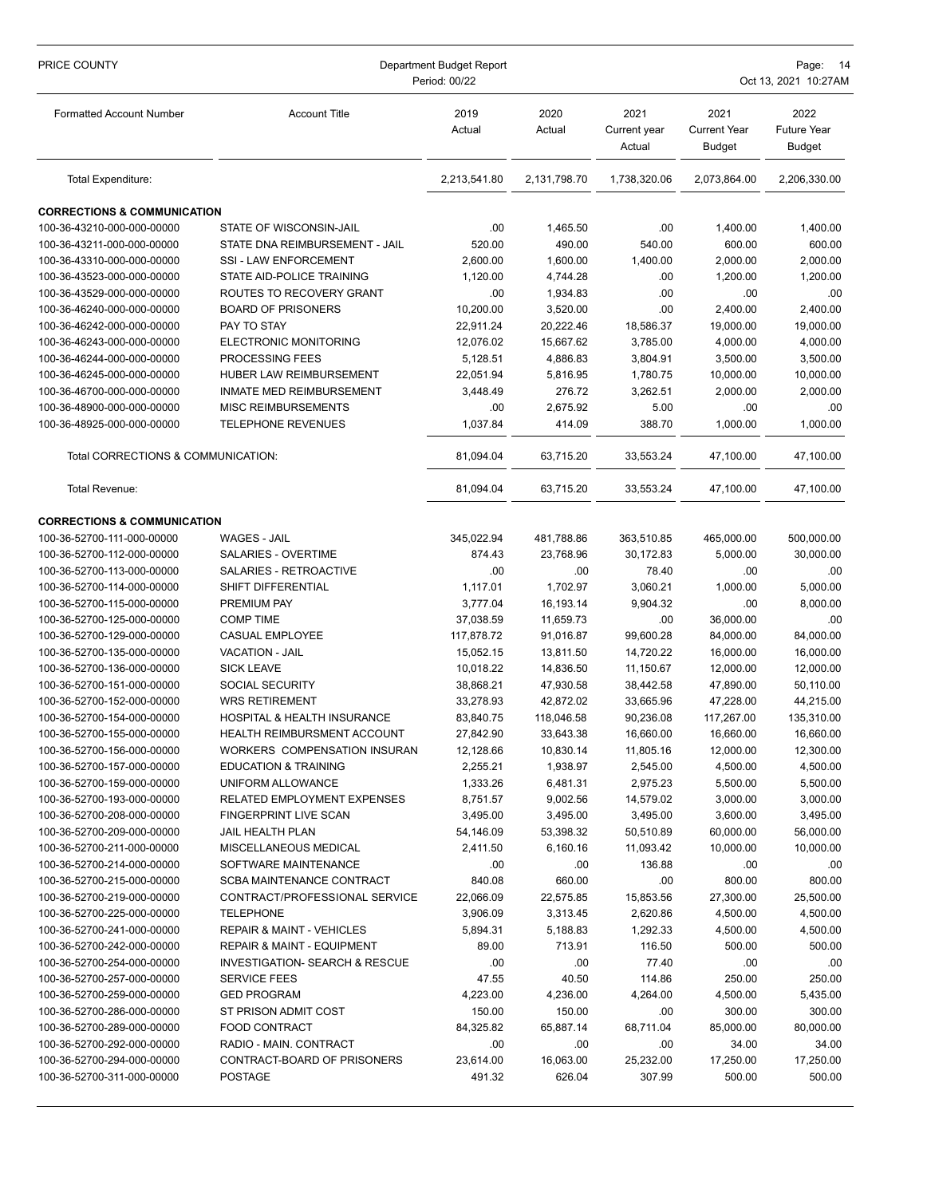| Formatted Account Number | Account Title | 2019 Actual | 2020 Actual | 2021 Current year Actual | 2021 Current Year Budget | 2022 Future Year Budget |
|---|---|---|---|---|---|---|
| Total Expenditure: | | 2,213,541.80 | 2,131,798.70 | 1,738,320.06 | 2,073,864.00 | 2,206,330.00 |
| **CORRECTIONS & COMMUNICATION** | | | | | | |
| 100-36-43210-000-000-00000 | STATE OF WISCONSIN-JAIL | .00 | 1,465.50 | .00 | 1,400.00 | 1,400.00 |
| 100-36-43211-000-000-00000 | STATE DNA REIMBURSEMENT - JAIL | 520.00 | 490.00 | 540.00 | 600.00 | 600.00 |
| 100-36-43310-000-000-00000 | SSI - LAW ENFORCEMENT | 2,600.00 | 1,600.00 | 1,400.00 | 2,000.00 | 2,000.00 |
| 100-36-43523-000-000-00000 | STATE AID-POLICE TRAINING | 1,120.00 | 4,744.28 | .00 | 1,200.00 | 1,200.00 |
| 100-36-43529-000-000-00000 | ROUTES TO RECOVERY GRANT | .00 | 1,934.83 | .00 | .00 | .00 |
| 100-36-46240-000-000-00000 | BOARD OF PRISONERS | 10,200.00 | 3,520.00 | .00 | 2,400.00 | 2,400.00 |
| 100-36-46242-000-000-00000 | PAY TO STAY | 22,911.24 | 20,222.46 | 18,586.37 | 19,000.00 | 19,000.00 |
| 100-36-46243-000-000-00000 | ELECTRONIC MONITORING | 12,076.02 | 15,667.62 | 3,785.00 | 4,000.00 | 4,000.00 |
| 100-36-46244-000-000-00000 | PROCESSING FEES | 5,128.51 | 4,886.83 | 3,804.91 | 3,500.00 | 3,500.00 |
| 100-36-46245-000-000-00000 | HUBER LAW REIMBURSEMENT | 22,051.94 | 5,816.95 | 1,780.75 | 10,000.00 | 10,000.00 |
| 100-36-46700-000-000-00000 | INMATE MED REIMBURSEMENT | 3,448.49 | 276.72 | 3,262.51 | 2,000.00 | 2,000.00 |
| 100-36-48900-000-000-00000 | MISC REIMBURSEMENTS | .00 | 2,675.92 | 5.00 | .00 | .00 |
| 100-36-48925-000-000-00000 | TELEPHONE REVENUES | 1,037.84 | 414.09 | 388.70 | 1,000.00 | 1,000.00 |
| Total CORRECTIONS & COMMUNICATION: | | 81,094.04 | 63,715.20 | 33,553.24 | 47,100.00 | 47,100.00 |
| Total Revenue: | | 81,094.04 | 63,715.20 | 33,553.24 | 47,100.00 | 47,100.00 |
| **CORRECTIONS & COMMUNICATION** | | | | | | |
| 100-36-52700-111-000-00000 | WAGES - JAIL | 345,022.94 | 481,788.86 | 363,510.85 | 465,000.00 | 500,000.00 |
| 100-36-52700-112-000-00000 | SALARIES - OVERTIME | 874.43 | 23,768.96 | 30,172.83 | 5,000.00 | 30,000.00 |
| 100-36-52700-113-000-00000 | SALARIES - RETROACTIVE | .00 | .00 | 78.40 | .00 | .00 |
| 100-36-52700-114-000-00000 | SHIFT DIFFERENTIAL | 1,117.01 | 1,702.97 | 3,060.21 | 1,000.00 | 5,000.00 |
| 100-36-52700-115-000-00000 | PREMIUM PAY | 3,777.04 | 16,193.14 | 9,904.32 | .00 | 8,000.00 |
| 100-36-52700-125-000-00000 | COMP TIME | 37,038.59 | 11,659.73 | .00 | 36,000.00 | .00 |
| 100-36-52700-129-000-00000 | CASUAL EMPLOYEE | 117,878.72 | 91,016.87 | 99,600.28 | 84,000.00 | 84,000.00 |
| 100-36-52700-135-000-00000 | VACATION - JAIL | 15,052.15 | 13,811.50 | 14,720.22 | 16,000.00 | 16,000.00 |
| 100-36-52700-136-000-00000 | SICK LEAVE | 10,018.22 | 14,836.50 | 11,150.67 | 12,000.00 | 12,000.00 |
| 100-36-52700-151-000-00000 | SOCIAL SECURITY | 38,868.21 | 47,930.58 | 38,442.58 | 47,890.00 | 50,110.00 |
| 100-36-52700-152-000-00000 | WRS RETIREMENT | 33,278.93 | 42,872.02 | 33,665.96 | 47,228.00 | 44,215.00 |
| 100-36-52700-154-000-00000 | HOSPITAL & HEALTH INSURANCE | 83,840.75 | 118,046.58 | 90,236.08 | 117,267.00 | 135,310.00 |
| 100-36-52700-155-000-00000 | HEALTH REIMBURSMENT ACCOUNT | 27,842.90 | 33,643.38 | 16,660.00 | 16,660.00 | 16,660.00 |
| 100-36-52700-156-000-00000 | WORKERS COMPENSATION INSURAN | 12,128.66 | 10,830.14 | 11,805.16 | 12,000.00 | 12,300.00 |
| 100-36-52700-157-000-00000 | EDUCATION & TRAINING | 2,255.21 | 1,938.97 | 2,545.00 | 4,500.00 | 4,500.00 |
| 100-36-52700-159-000-00000 | UNIFORM ALLOWANCE | 1,333.26 | 6,481.31 | 2,975.23 | 5,500.00 | 5,500.00 |
| 100-36-52700-193-000-00000 | RELATED EMPLOYMENT EXPENSES | 8,751.57 | 9,002.56 | 14,579.02 | 3,000.00 | 3,000.00 |
| 100-36-52700-208-000-00000 | FINGERPRINT LIVE SCAN | 3,495.00 | 3,495.00 | 3,495.00 | 3,600.00 | 3,495.00 |
| 100-36-52700-209-000-00000 | JAIL HEALTH PLAN | 54,146.09 | 53,398.32 | 50,510.89 | 60,000.00 | 56,000.00 |
| 100-36-52700-211-000-00000 | MISCELLANEOUS MEDICAL | 2,411.50 | 6,160.16 | 11,093.42 | 10,000.00 | 10,000.00 |
| 100-36-52700-214-000-00000 | SOFTWARE MAINTENANCE | .00 | .00 | 136.88 | .00 | .00 |
| 100-36-52700-215-000-00000 | SCBA MAINTENANCE CONTRACT | 840.08 | 660.00 | .00 | 800.00 | 800.00 |
| 100-36-52700-219-000-00000 | CONTRACT/PROFESSIONAL SERVICE | 22,066.09 | 22,575.85 | 15,853.56 | 27,300.00 | 25,500.00 |
| 100-36-52700-225-000-00000 | TELEPHONE | 3,906.09 | 3,313.45 | 2,620.86 | 4,500.00 | 4,500.00 |
| 100-36-52700-241-000-00000 | REPAIR & MAINT - VEHICLES | 5,894.31 | 5,188.83 | 1,292.33 | 4,500.00 | 4,500.00 |
| 100-36-52700-242-000-00000 | REPAIR & MAINT - EQUIPMENT | 89.00 | 713.91 | 116.50 | 500.00 | 500.00 |
| 100-36-52700-254-000-00000 | INVESTIGATION- SEARCH & RESCUE | .00 | .00 | 77.40 | .00 | .00 |
| 100-36-52700-257-000-00000 | SERVICE FEES | 47.55 | 40.50 | 114.86 | 250.00 | 250.00 |
| 100-36-52700-259-000-00000 | GED PROGRAM | 4,223.00 | 4,236.00 | 4,264.00 | 4,500.00 | 5,435.00 |
| 100-36-52700-286-000-00000 | ST PRISON ADMIT COST | 150.00 | 150.00 | .00 | 300.00 | 300.00 |
| 100-36-52700-289-000-00000 | FOOD CONTRACT | 84,325.82 | 65,887.14 | 68,711.04 | 85,000.00 | 80,000.00 |
| 100-36-52700-292-000-00000 | RADIO - MAIN. CONTRACT | .00 | .00 | .00 | 34.00 | 34.00 |
| 100-36-52700-294-000-00000 | CONTRACT-BOARD OF PRISONERS | 23,614.00 | 16,063.00 | 25,232.00 | 17,250.00 | 17,250.00 |
| 100-36-52700-311-000-00000 | POSTAGE | 491.32 | 626.04 | 307.99 | 500.00 | 500.00 |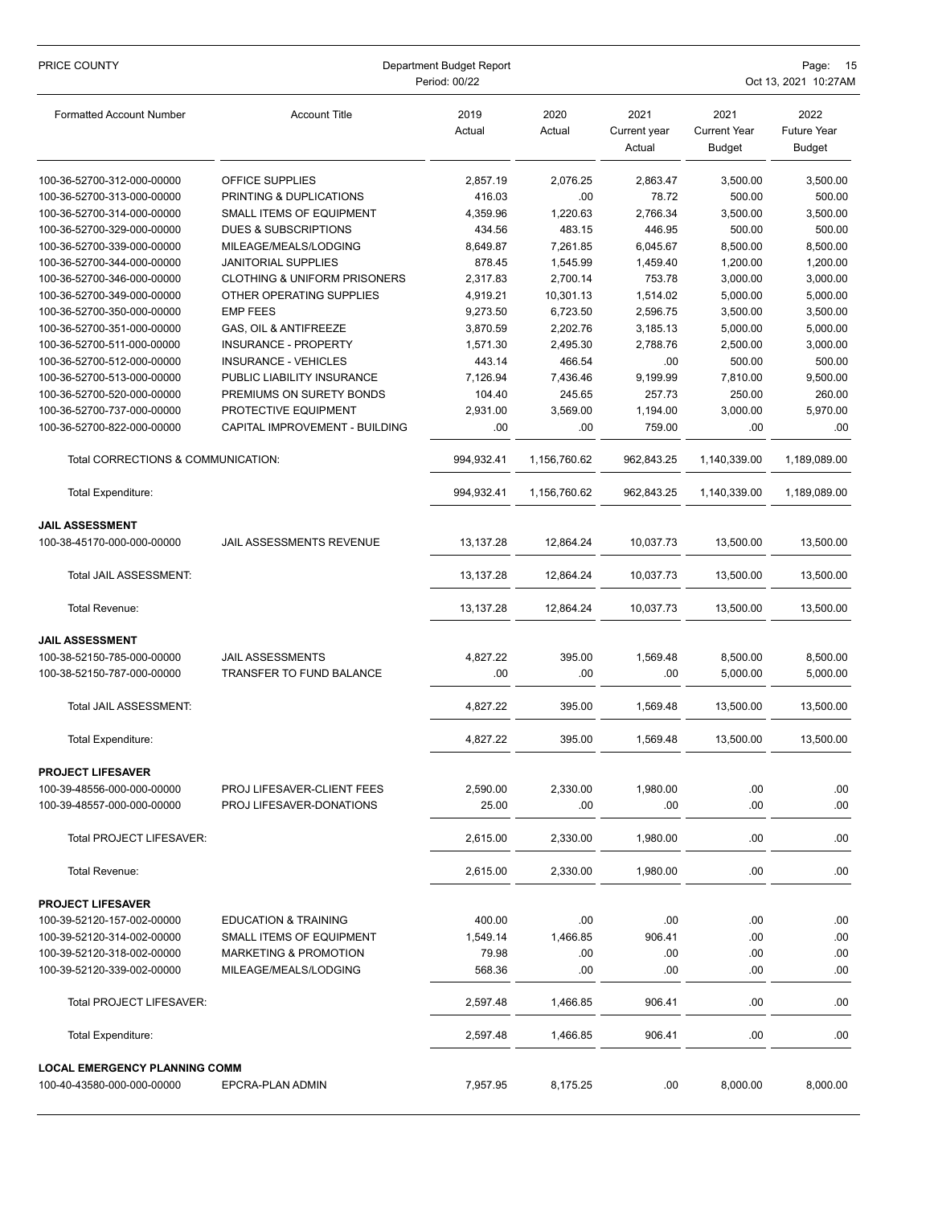| Formatted Account Number | Account Title | 2019 Actual | 2020 Actual | 2021 Current year Actual | 2021 Current Year Budget | 2022 Future Year Budget |
|---|---|---|---|---|---|---|
| 100-36-52700-312-000-00000 | OFFICE SUPPLIES | 2,857.19 | 2,076.25 | 2,863.47 | 3,500.00 | 3,500.00 |
| 100-36-52700-313-000-00000 | PRINTING & DUPLICATIONS | 416.03 | .00 | 78.72 | 500.00 | 500.00 |
| 100-36-52700-314-000-00000 | SMALL ITEMS OF EQUIPMENT | 4,359.96 | 1,220.63 | 2,766.34 | 3,500.00 | 3,500.00 |
| 100-36-52700-329-000-00000 | DUES & SUBSCRIPTIONS | 434.56 | 483.15 | 446.95 | 500.00 | 500.00 |
| 100-36-52700-339-000-00000 | MILEAGE/MEALS/LODGING | 8,649.87 | 7,261.85 | 6,045.67 | 8,500.00 | 8,500.00 |
| 100-36-52700-344-000-00000 | JANITORIAL SUPPLIES | 878.45 | 1,545.99 | 1,459.40 | 1,200.00 | 1,200.00 |
| 100-36-52700-346-000-00000 | CLOTHING & UNIFORM PRISONERS | 2,317.83 | 2,700.14 | 753.78 | 3,000.00 | 3,000.00 |
| 100-36-52700-349-000-00000 | OTHER OPERATING SUPPLIES | 4,919.21 | 10,301.13 | 1,514.02 | 5,000.00 | 5,000.00 |
| 100-36-52700-350-000-00000 | EMP FEES | 9,273.50 | 6,723.50 | 2,596.75 | 3,500.00 | 3,500.00 |
| 100-36-52700-351-000-00000 | GAS, OIL & ANTIFREEZE | 3,870.59 | 2,202.76 | 3,185.13 | 5,000.00 | 5,000.00 |
| 100-36-52700-511-000-00000 | INSURANCE - PROPERTY | 1,571.30 | 2,495.30 | 2,788.76 | 2,500.00 | 3,000.00 |
| 100-36-52700-512-000-00000 | INSURANCE - VEHICLES | 443.14 | 466.54 | .00 | 500.00 | 500.00 |
| 100-36-52700-513-000-00000 | PUBLIC LIABILITY INSURANCE | 7,126.94 | 7,436.46 | 9,199.99 | 7,810.00 | 9,500.00 |
| 100-36-52700-520-000-00000 | PREMIUMS ON SURETY BONDS | 104.40 | 245.65 | 257.73 | 250.00 | 260.00 |
| 100-36-52700-737-000-00000 | PROTECTIVE EQUIPMENT | 2,931.00 | 3,569.00 | 1,194.00 | 3,000.00 | 5,970.00 |
| 100-36-52700-822-000-00000 | CAPITAL IMPROVEMENT - BUILDING | .00 | .00 | 759.00 | .00 | .00 |
| Total CORRECTIONS & COMMUNICATION: | | 994,932.41 | 1,156,760.62 | 962,843.25 | 1,140,339.00 | 1,189,089.00 |
| Total Expenditure: | | 994,932.41 | 1,156,760.62 | 962,843.25 | 1,140,339.00 | 1,189,089.00 |
| **JAIL ASSESSMENT** | | | | | | |
| 100-38-45170-000-000-00000 | JAIL ASSESSMENTS REVENUE | 13,137.28 | 12,864.24 | 10,037.73 | 13,500.00 | 13,500.00 |
| Total JAIL ASSESSMENT: | | 13,137.28 | 12,864.24 | 10,037.73 | 13,500.00 | 13,500.00 |
| Total Revenue: | | 13,137.28 | 12,864.24 | 10,037.73 | 13,500.00 | 13,500.00 |
| **JAIL ASSESSMENT** | | | | | | |
| 100-38-52150-785-000-00000 | JAIL ASSESSMENTS | 4,827.22 | 395.00 | 1,569.48 | 8,500.00 | 8,500.00 |
| 100-38-52150-787-000-00000 | TRANSFER TO FUND BALANCE | .00 | .00 | .00 | 5,000.00 | 5,000.00 |
| Total JAIL ASSESSMENT: | | 4,827.22 | 395.00 | 1,569.48 | 13,500.00 | 13,500.00 |
| Total Expenditure: | | 4,827.22 | 395.00 | 1,569.48 | 13,500.00 | 13,500.00 |
| **PROJECT LIFESAVER** | | | | | | |
| 100-39-48556-000-000-00000 | PROJ LIFESAVER-CLIENT FEES | 2,590.00 | 2,330.00 | 1,980.00 | .00 | .00 |
| 100-39-48557-000-000-00000 | PROJ LIFESAVER-DONATIONS | 25.00 | .00 | .00 | .00 | .00 |
| Total PROJECT LIFESAVER: | | 2,615.00 | 2,330.00 | 1,980.00 | .00 | .00 |
| Total Revenue: | | 2,615.00 | 2,330.00 | 1,980.00 | .00 | .00 |
| **PROJECT LIFESAVER** | | | | | | |
| 100-39-52120-157-002-00000 | EDUCATION & TRAINING | 400.00 | .00 | .00 | .00 | .00 |
| 100-39-52120-314-002-00000 | SMALL ITEMS OF EQUIPMENT | 1,549.14 | 1,466.85 | 906.41 | .00 | .00 |
| 100-39-52120-318-002-00000 | MARKETING & PROMOTION | 79.98 | .00 | .00 | .00 | .00 |
| 100-39-52120-339-002-00000 | MILEAGE/MEALS/LODGING | 568.36 | .00 | .00 | .00 | .00 |
| Total PROJECT LIFESAVER: | | 2,597.48 | 1,466.85 | 906.41 | .00 | .00 |
| Total Expenditure: | | 2,597.48 | 1,466.85 | 906.41 | .00 | .00 |
| **LOCAL EMERGENCY PLANNING COMM** | | | | | | |
| 100-40-43580-000-000-00000 | EPCRA-PLAN ADMIN | 7,957.95 | 8,175.25 | .00 | 8,000.00 | 8,000.00 |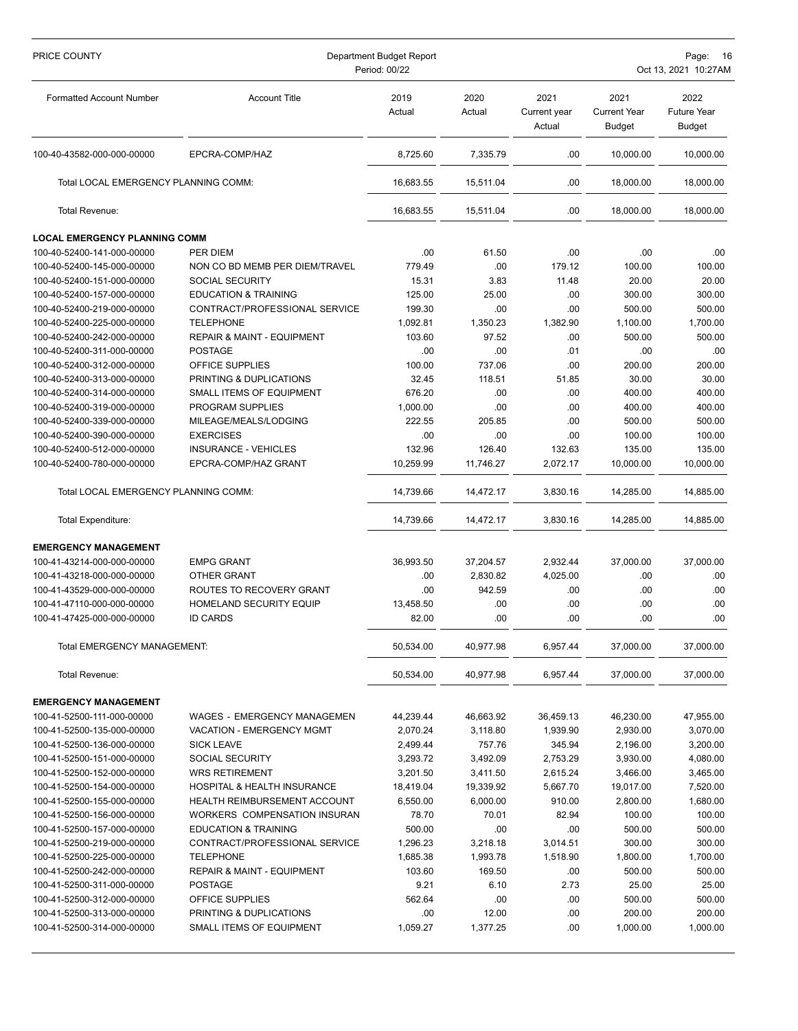| Formatted Account Number | Account Title | 2019 Actual | 2020 Actual | 2021 Current year Actual | 2021 Current Year Budget | 2022 Future Year Budget |
|---|---|---|---|---|---|---|
| 100-40-43582-000-000-00000 | EPCRA-COMP/HAZ | 8,725.60 | 7,335.79 | .00 | 10,000.00 | 10,000.00 |
| Total LOCAL EMERGENCY PLANNING COMM: | | 16,683.55 | 15,511.04 | .00 | 18,000.00 | 18,000.00 |
| Total Revenue: | | 16,683.55 | 15,511.04 | .00 | 18,000.00 | 18,000.00 |
| **LOCAL EMERGENCY PLANNING COMM** | | | | | | |
| 100-40-52400-141-000-00000 | PER DIEM | .00 | 61.50 | .00 | .00 | .00 |
| 100-40-52400-145-000-00000 | NON CO BD MEMB PER DIEM/TRAVEL | 779.49 | .00 | 179.12 | 100.00 | 100.00 |
| 100-40-52400-151-000-00000 | SOCIAL SECURITY | 15.31 | 3.83 | 11.48 | 20.00 | 20.00 |
| 100-40-52400-157-000-00000 | EDUCATION & TRAINING | 125.00 | 25.00 | .00 | 300.00 | 300.00 |
| 100-40-52400-219-000-00000 | CONTRACT/PROFESSIONAL SERVICE | 199.30 | .00 | .00 | 500.00 | 500.00 |
| 100-40-52400-225-000-00000 | TELEPHONE | 1,092.81 | 1,350.23 | 1,382.90 | 1,100.00 | 1,700.00 |
| 100-40-52400-242-000-00000 | REPAIR & MAINT - EQUIPMENT | 103.60 | 97.52 | .00 | 500.00 | 500.00 |
| 100-40-52400-311-000-00000 | POSTAGE | .00 | .00 | .01 | .00 | .00 |
| 100-40-52400-312-000-00000 | OFFICE SUPPLIES | 100.00 | 737.06 | .00 | 200.00 | 200.00 |
| 100-40-52400-313-000-00000 | PRINTING & DUPLICATIONS | 32.45 | 118.51 | 51.85 | 30.00 | 30.00 |
| 100-40-52400-314-000-00000 | SMALL ITEMS OF EQUIPMENT | 676.20 | .00 | .00 | 400.00 | 400.00 |
| 100-40-52400-319-000-00000 | PROGRAM SUPPLIES | 1,000.00 | .00 | .00 | 400.00 | 400.00 |
| 100-40-52400-339-000-00000 | MILEAGE/MEALS/LODGING | 222.55 | 205.85 | .00 | 500.00 | 500.00 |
| 100-40-52400-390-000-00000 | EXERCISES | .00 | .00 | .00 | 100.00 | 100.00 |
| 100-40-52400-512-000-00000 | INSURANCE - VEHICLES | 132.96 | 126.40 | 132.63 | 135.00 | 135.00 |
| 100-40-52400-780-000-00000 | EPCRA-COMP/HAZ GRANT | 10,259.99 | 11,746.27 | 2,072.17 | 10,000.00 | 10,000.00 |
| Total LOCAL EMERGENCY PLANNING COMM: | | 14,739.66 | 14,472.17 | 3,830.16 | 14,285.00 | 14,885.00 |
| Total Expenditure: | | 14,739.66 | 14,472.17 | 3,830.16 | 14,285.00 | 14,885.00 |
| **EMERGENCY MANAGEMENT** | | | | | | |
| 100-41-43214-000-000-00000 | EMPG GRANT | 36,993.50 | 37,204.57 | 2,932.44 | 37,000.00 | 37,000.00 |
| 100-41-43218-000-000-00000 | OTHER GRANT | .00 | 2,830.82 | 4,025.00 | .00 | .00 |
| 100-41-43529-000-000-00000 | ROUTES TO RECOVERY GRANT | .00 | 942.59 | .00 | .00 | .00 |
| 100-41-47110-000-000-00000 | HOMELAND SECURITY EQUIP | 13,458.50 | .00 | .00 | .00 | .00 |
| 100-41-47425-000-000-00000 | ID CARDS | 82.00 | .00 | .00 | .00 | .00 |
| Total EMERGENCY MANAGEMENT: | | 50,534.00 | 40,977.98 | 6,957.44 | 37,000.00 | 37,000.00 |
| Total Revenue: | | 50,534.00 | 40,977.98 | 6,957.44 | 37,000.00 | 37,000.00 |
| **EMERGENCY MANAGEMENT** | | | | | | |
| 100-41-52500-111-000-00000 | WAGES - EMERGENCY MANAGEMEN | 44,239.44 | 46,663.92 | 36,459.13 | 46,230.00 | 47,955.00 |
| 100-41-52500-135-000-00000 | VACATION - EMERGENCY MGMT | 2,070.24 | 3,118.80 | 1,939.90 | 2,930.00 | 3,070.00 |
| 100-41-52500-136-000-00000 | SICK LEAVE | 2,499.44 | 757.76 | 345.94 | 2,196.00 | 3,200.00 |
| 100-41-52500-151-000-00000 | SOCIAL SECURITY | 3,293.72 | 3,492.09 | 2,753.29 | 3,930.00 | 4,080.00 |
| 100-41-52500-152-000-00000 | WRS RETIREMENT | 3,201.50 | 3,411.50 | 2,615.24 | 3,466.00 | 3,465.00 |
| 100-41-52500-154-000-00000 | HOSPITAL & HEALTH INSURANCE | 18,419.04 | 19,339.92 | 5,667.70 | 19,017.00 | 7,520.00 |
| 100-41-52500-155-000-00000 | HEALTH REIMBURSEMENT ACCOUNT | 6,550.00 | 6,000.00 | 910.00 | 2,800.00 | 1,680.00 |
| 100-41-52500-156-000-00000 | WORKERS COMPENSATION INSURAN | 78.70 | 70.01 | 82.94 | 100.00 | 100.00 |
| 100-41-52500-157-000-00000 | EDUCATION & TRAINING | 500.00 | .00 | .00 | 500.00 | 500.00 |
| 100-41-52500-219-000-00000 | CONTRACT/PROFESSIONAL SERVICE | 1,296.23 | 3,218.18 | 3,014.51 | 300.00 | 300.00 |
| 100-41-52500-225-000-00000 | TELEPHONE | 1,685.38 | 1,993.78 | 1,518.90 | 1,800.00 | 1,700.00 |
| 100-41-52500-242-000-00000 | REPAIR & MAINT - EQUIPMENT | 103.60 | 169.50 | .00 | 500.00 | 500.00 |
| 100-41-52500-311-000-00000 | POSTAGE | 9.21 | 6.10 | 2.73 | 25.00 | 25.00 |
| 100-41-52500-312-000-00000 | OFFICE SUPPLIES | 562.64 | .00 | .00 | 500.00 | 500.00 |
| 100-41-52500-313-000-00000 | PRINTING & DUPLICATIONS | .00 | 12.00 | .00 | 200.00 | 200.00 |
| 100-41-52500-314-000-00000 | SMALL ITEMS OF EQUIPMENT | 1,059.27 | 1,377.25 | .00 | 1,000.00 | 1,000.00 |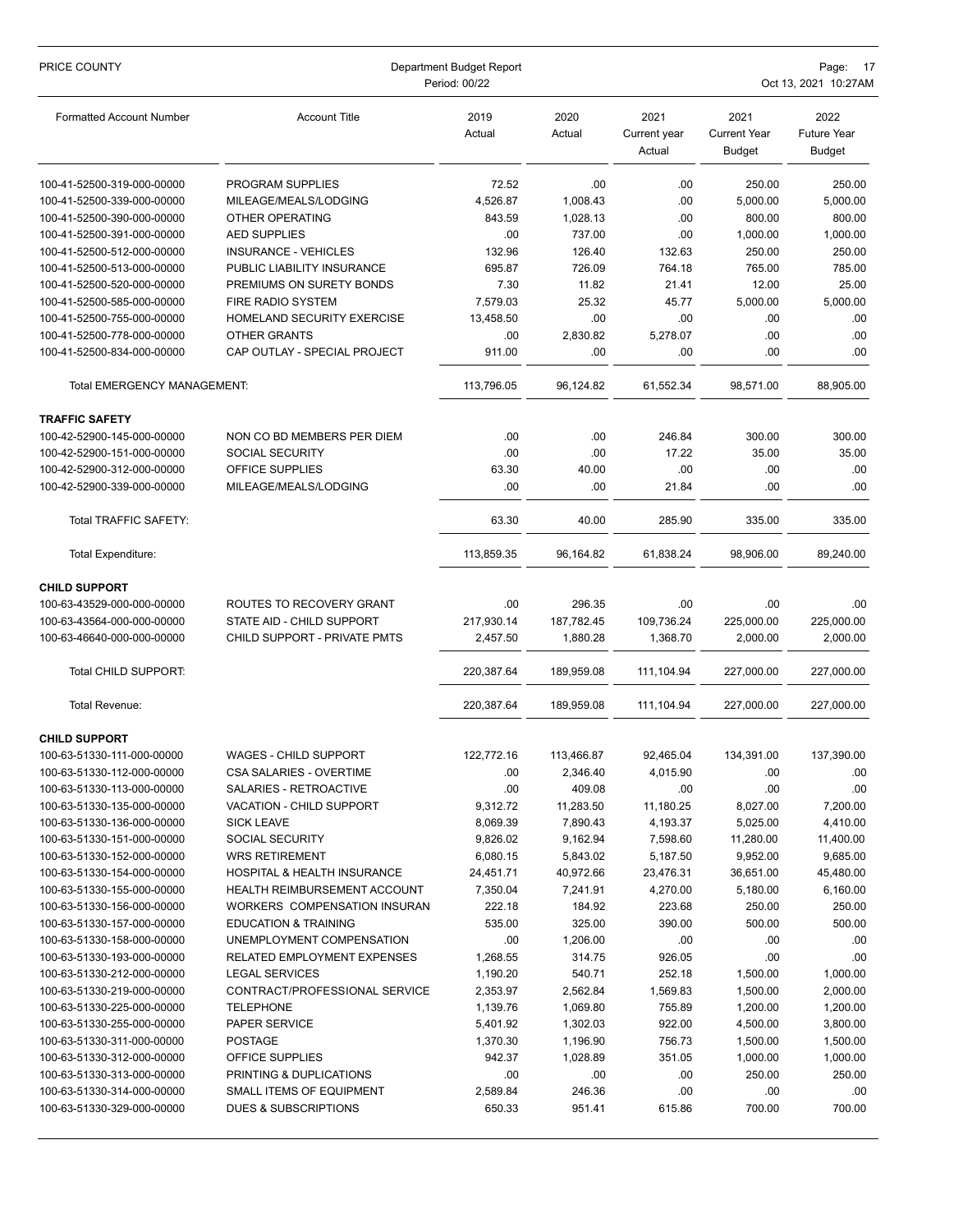| Formatted Account Number | Account Title | 2019 Actual | 2020 Actual | 2021 Current year Actual | 2021 Current Year Budget | 2022 Future Year Budget |
|---|---|---|---|---|---|---|
| 100-41-52500-319-000-00000 | PROGRAM SUPPLIES | 72.52 | .00 | .00 | 250.00 | 250.00 |
| 100-41-52500-339-000-00000 | MILEAGE/MEALS/LODGING | 4,526.87 | 1,008.43 | .00 | 5,000.00 | 5,000.00 |
| 100-41-52500-390-000-00000 | OTHER OPERATING | 843.59 | 1,028.13 | .00 | 800.00 | 800.00 |
| 100-41-52500-391-000-00000 | AED SUPPLIES | .00 | 737.00 | .00 | 1,000.00 | 1,000.00 |
| 100-41-52500-512-000-00000 | INSURANCE - VEHICLES | 132.96 | 126.40 | 132.63 | 250.00 | 250.00 |
| 100-41-52500-513-000-00000 | PUBLIC LIABILITY INSURANCE | 695.87 | 726.09 | 764.18 | 765.00 | 785.00 |
| 100-41-52500-520-000-00000 | PREMIUMS ON SURETY BONDS | 7.30 | 11.82 | 21.41 | 12.00 | 25.00 |
| 100-41-52500-585-000-00000 | FIRE RADIO SYSTEM | 7,579.03 | 25.32 | 45.77 | 5,000.00 | 5,000.00 |
| 100-41-52500-755-000-00000 | HOMELAND SECURITY EXERCISE | 13,458.50 | .00 | .00 | .00 | .00 |
| 100-41-52500-778-000-00000 | OTHER GRANTS | .00 | 2,830.82 | 5,278.07 | .00 | .00 |
| 100-41-52500-834-000-00000 | CAP OUTLAY - SPECIAL PROJECT | 911.00 | .00 | .00 | .00 | .00 |
| Total EMERGENCY MANAGEMENT: | | 113,796.05 | 96,124.82 | 61,552.34 | 98,571.00 | 88,905.00 |
| **TRAFFIC SAFETY** | | | | | | |
| 100-42-52900-145-000-00000 | NON CO BD MEMBERS PER DIEM | .00 | .00 | 246.84 | 300.00 | 300.00 |
| 100-42-52900-151-000-00000 | SOCIAL SECURITY | .00 | .00 | 17.22 | 35.00 | 35.00 |
| 100-42-52900-312-000-00000 | OFFICE SUPPLIES | 63.30 | 40.00 | .00 | .00 | .00 |
| 100-42-52900-339-000-00000 | MILEAGE/MEALS/LODGING | .00 | .00 | 21.84 | .00 | .00 |
| Total TRAFFIC SAFETY: | | 63.30 | 40.00 | 285.90 | 335.00 | 335.00 |
| Total Expenditure: | | 113,859.35 | 96,164.82 | 61,838.24 | 98,906.00 | 89,240.00 |
| **CHILD SUPPORT** | | | | | | |
| 100-63-43529-000-000-00000 | ROUTES TO RECOVERY GRANT | .00 | 296.35 | .00 | .00 | .00 |
| 100-63-43564-000-000-00000 | STATE AID - CHILD SUPPORT | 217,930.14 | 187,782.45 | 109,736.24 | 225,000.00 | 225,000.00 |
| 100-63-46640-000-000-00000 | CHILD SUPPORT - PRIVATE PMTS | 2,457.50 | 1,880.28 | 1,368.70 | 2,000.00 | 2,000.00 |
| Total CHILD SUPPORT: | | 220,387.64 | 189,959.08 | 111,104.94 | 227,000.00 | 227,000.00 |
| Total Revenue: | | 220,387.64 | 189,959.08 | 111,104.94 | 227,000.00 | 227,000.00 |
| **CHILD SUPPORT** | | | | | | |
| 100-63-51330-111-000-00000 | WAGES - CHILD SUPPORT | 122,772.16 | 113,466.87 | 92,465.04 | 134,391.00 | 137,390.00 |
| 100-63-51330-112-000-00000 | CSA SALARIES - OVERTIME | .00 | 2,346.40 | 4,015.90 | .00 | .00 |
| 100-63-51330-113-000-00000 | SALARIES - RETROACTIVE | .00 | 409.08 | .00 | .00 | .00 |
| 100-63-51330-135-000-00000 | VACATION - CHILD SUPPORT | 9,312.72 | 11,283.50 | 11,180.25 | 8,027.00 | 7,200.00 |
| 100-63-51330-136-000-00000 | SICK LEAVE | 8,069.39 | 7,890.43 | 4,193.37 | 5,025.00 | 4,410.00 |
| 100-63-51330-151-000-00000 | SOCIAL SECURITY | 9,826.02 | 9,162.94 | 7,598.60 | 11,280.00 | 11,400.00 |
| 100-63-51330-152-000-00000 | WRS RETIREMENT | 6,080.15 | 5,843.02 | 5,187.50 | 9,952.00 | 9,685.00 |
| 100-63-51330-154-000-00000 | HOSPITAL & HEALTH INSURANCE | 24,451.71 | 40,972.66 | 23,476.31 | 36,651.00 | 45,480.00 |
| 100-63-51330-155-000-00000 | HEALTH REIMBURSEMENT ACCOUNT | 7,350.04 | 7,241.91 | 4,270.00 | 5,180.00 | 6,160.00 |
| 100-63-51330-156-000-00000 | WORKERS COMPENSATION INSURAN | 222.18 | 184.92 | 223.68 | 250.00 | 250.00 |
| 100-63-51330-157-000-00000 | EDUCATION & TRAINING | 535.00 | 325.00 | 390.00 | 500.00 | 500.00 |
| 100-63-51330-158-000-00000 | UNEMPLOYMENT COMPENSATION | .00 | 1,206.00 | .00 | .00 | .00 |
| 100-63-51330-193-000-00000 | RELATED EMPLOYMENT EXPENSES | 1,268.55 | 314.75 | 926.05 | .00 | .00 |
| 100-63-51330-212-000-00000 | LEGAL SERVICES | 1,190.20 | 540.71 | 252.18 | 1,500.00 | 1,000.00 |
| 100-63-51330-219-000-00000 | CONTRACT/PROFESSIONAL SERVICE | 2,353.97 | 2,562.84 | 1,569.83 | 1,500.00 | 2,000.00 |
| 100-63-51330-225-000-00000 | TELEPHONE | 1,139.76 | 1,069.80 | 755.89 | 1,200.00 | 1,200.00 |
| 100-63-51330-255-000-00000 | PAPER SERVICE | 5,401.92 | 1,302.03 | 922.00 | 4,500.00 | 3,800.00 |
| 100-63-51330-311-000-00000 | POSTAGE | 1,370.30 | 1,196.90 | 756.73 | 1,500.00 | 1,500.00 |
| 100-63-51330-312-000-00000 | OFFICE SUPPLIES | 942.37 | 1,028.89 | 351.05 | 1,000.00 | 1,000.00 |
| 100-63-51330-313-000-00000 | PRINTING & DUPLICATIONS | .00 | .00 | .00 | 250.00 | 250.00 |
| 100-63-51330-314-000-00000 | SMALL ITEMS OF EQUIPMENT | 2,589.84 | 246.36 | .00 | .00 | .00 |
| 100-63-51330-329-000-00000 | DUES & SUBSCRIPTIONS | 650.33 | 951.41 | 615.86 | 700.00 | 700.00 |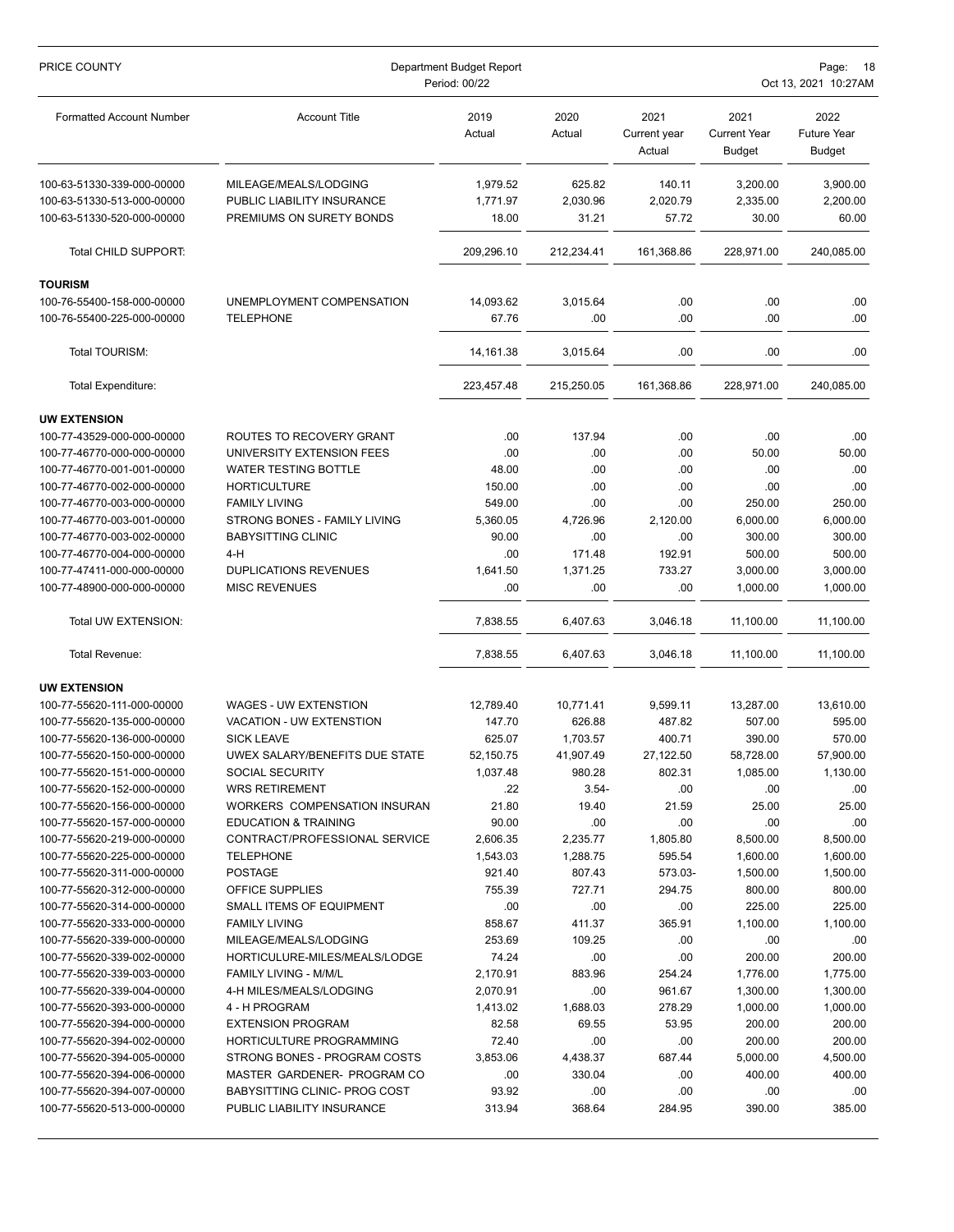| Formatted Account Number | Account Title | 2019 Actual | 2020 Actual | 2021 Current year Actual | 2021 Current Year Budget | 2022 Future Year Budget |
|---|---|---|---|---|---|---|
| 100-63-51330-339-000-00000 | MILEAGE/MEALS/LODGING | 1,979.52 | 625.82 | 140.11 | 3,200.00 | 3,900.00 |
| 100-63-51330-513-000-00000 | PUBLIC LIABILITY INSURANCE | 1,771.97 | 2,030.96 | 2,020.79 | 2,335.00 | 2,200.00 |
| 100-63-51330-520-000-00000 | PREMIUMS ON SURETY BONDS | 18.00 | 31.21 | 57.72 | 30.00 | 60.00 |
| Total CHILD SUPPORT: | | 209,296.10 | 212,234.41 | 161,368.86 | 228,971.00 | 240,085.00 |
| **TOURISM** | | | | | | |
| 100-76-55400-158-000-00000 | UNEMPLOYMENT COMPENSATION | 14,093.62 | 3,015.64 | .00 | .00 | .00 |
| 100-76-55400-225-000-00000 | TELEPHONE | 67.76 | .00 | .00 | .00 | .00 |
| Total TOURISM: | | 14,161.38 | 3,015.64 | .00 | .00 | .00 |
| Total Expenditure: | | 223,457.48 | 215,250.05 | 161,368.86 | 228,971.00 | 240,085.00 |
| **UW EXTENSION** | | | | | | |
| 100-77-43529-000-000-00000 | ROUTES TO RECOVERY GRANT | .00 | 137.94 | .00 | .00 | .00 |
| 100-77-46770-000-000-00000 | UNIVERSITY EXTENSION FEES | .00 | .00 | .00 | 50.00 | 50.00 |
| 100-77-46770-001-001-00000 | WATER TESTING BOTTLE | 48.00 | .00 | .00 | .00 | .00 |
| 100-77-46770-002-000-00000 | HORTICULTURE | 150.00 | .00 | .00 | .00 | .00 |
| 100-77-46770-003-000-00000 | FAMILY LIVING | 549.00 | .00 | .00 | 250.00 | 250.00 |
| 100-77-46770-003-001-00000 | STRONG BONES - FAMILY LIVING | 5,360.05 | 4,726.96 | 2,120.00 | 6,000.00 | 6,000.00 |
| 100-77-46770-003-002-00000 | BABYSITTING CLINIC | 90.00 | .00 | .00 | 300.00 | 300.00 |
| 100-77-46770-004-000-00000 | 4-H | .00 | 171.48 | 192.91 | 500.00 | 500.00 |
| 100-77-47411-000-000-00000 | DUPLICATIONS REVENUES | 1,641.50 | 1,371.25 | 733.27 | 3,000.00 | 3,000.00 |
| 100-77-48900-000-000-00000 | MISC REVENUES | .00 | .00 | .00 | 1,000.00 | 1,000.00 |
| Total UW EXTENSION: | | 7,838.55 | 6,407.63 | 3,046.18 | 11,100.00 | 11,100.00 |
| Total Revenue: | | 7,838.55 | 6,407.63 | 3,046.18 | 11,100.00 | 11,100.00 |
| **UW EXTENSION** | | | | | | |
| 100-77-55620-111-000-00000 | WAGES - UW EXTENSTION | 12,789.40 | 10,771.41 | 9,599.11 | 13,287.00 | 13,610.00 |
| 100-77-55620-135-000-00000 | VACATION - UW EXTENSTION | 147.70 | 626.88 | 487.82 | 507.00 | 595.00 |
| 100-77-55620-136-000-00000 | SICK LEAVE | 625.07 | 1,703.57 | 400.71 | 390.00 | 570.00 |
| 100-77-55620-150-000-00000 | UWEX SALARY/BENEFITS DUE STATE | 52,150.75 | 41,907.49 | 27,122.50 | 58,728.00 | 57,900.00 |
| 100-77-55620-151-000-00000 | SOCIAL SECURITY | 1,037.48 | 980.28 | 802.31 | 1,085.00 | 1,130.00 |
| 100-77-55620-152-000-00000 | WRS RETIREMENT | .22 | 3.54- | .00 | .00 | .00 |
| 100-77-55620-156-000-00000 | WORKERS COMPENSATION INSURAN | 21.80 | 19.40 | 21.59 | 25.00 | 25.00 |
| 100-77-55620-157-000-00000 | EDUCATION & TRAINING | 90.00 | .00 | .00 | .00 | .00 |
| 100-77-55620-219-000-00000 | CONTRACT/PROFESSIONAL SERVICE | 2,606.35 | 2,235.77 | 1,805.80 | 8,500.00 | 8,500.00 |
| 100-77-55620-225-000-00000 | TELEPHONE | 1,543.03 | 1,288.75 | 595.54 | 1,600.00 | 1,600.00 |
| 100-77-55620-311-000-00000 | POSTAGE | 921.40 | 807.43 | 573.03- | 1,500.00 | 1,500.00 |
| 100-77-55620-312-000-00000 | OFFICE SUPPLIES | 755.39 | 727.71 | 294.75 | 800.00 | 800.00 |
| 100-77-55620-314-000-00000 | SMALL ITEMS OF EQUIPMENT | .00 | .00 | .00 | 225.00 | 225.00 |
| 100-77-55620-333-000-00000 | FAMILY LIVING | 858.67 | 411.37 | 365.91 | 1,100.00 | 1,100.00 |
| 100-77-55620-339-000-00000 | MILEAGE/MEALS/LODGING | 253.69 | 109.25 | .00 | .00 | .00 |
| 100-77-55620-339-002-00000 | HORTICULURE-MILES/MEALS/LODGE | 74.24 | .00 | .00 | 200.00 | 200.00 |
| 100-77-55620-339-003-00000 | FAMILY LIVING - M/M/L | 2,170.91 | 883.96 | 254.24 | 1,776.00 | 1,775.00 |
| 100-77-55620-339-004-00000 | 4-H MILES/MEALS/LODGING | 2,070.91 | .00 | 961.67 | 1,300.00 | 1,300.00 |
| 100-77-55620-393-000-00000 | 4 - H PROGRAM | 1,413.02 | 1,688.03 | 278.29 | 1,000.00 | 1,000.00 |
| 100-77-55620-394-000-00000 | EXTENSION PROGRAM | 82.58 | 69.55 | 53.95 | 200.00 | 200.00 |
| 100-77-55620-394-002-00000 | HORTICULTURE PROGRAMMING | 72.40 | .00 | .00 | 200.00 | 200.00 |
| 100-77-55620-394-005-00000 | STRONG BONES - PROGRAM COSTS | 3,853.06 | 4,438.37 | 687.44 | 5,000.00 | 4,500.00 |
| 100-77-55620-394-006-00000 | MASTER GARDENER- PROGRAM CO | .00 | 330.04 | .00 | 400.00 | 400.00 |
| 100-77-55620-394-007-00000 | BABYSITTING CLINIC- PROG COST | 93.92 | .00 | .00 | .00 | .00 |
| 100-77-55620-513-000-00000 | PUBLIC LIABILITY INSURANCE | 313.94 | 368.64 | 284.95 | 390.00 | 385.00 |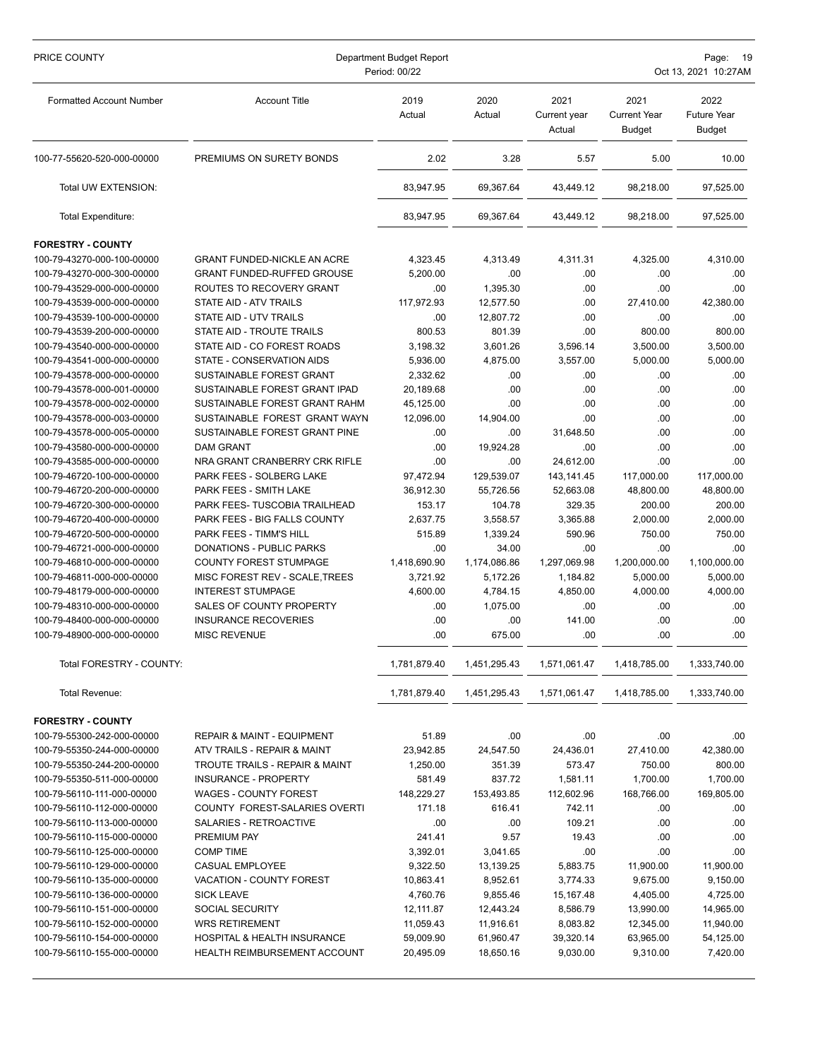| Formatted Account Number | Account Title | 2019 Actual | 2020 Actual | 2021 Current year Actual | 2021 Current Year Budget | 2022 Future Year Budget |
|---|---|---|---|---|---|---|
| 100-77-55620-520-000-00000 | PREMIUMS ON SURETY BONDS | 2.02 | 3.28 | 5.57 | 5.00 | 10.00 |
| Total UW EXTENSION: | | 83,947.95 | 69,367.64 | 43,449.12 | 98,218.00 | 97,525.00 |
| Total Expenditure: | | 83,947.95 | 69,367.64 | 43,449.12 | 98,218.00 | 97,525.00 |
| **FORESTRY - COUNTY** | | | | | | |
| 100-79-43270-000-100-00000 | GRANT FUNDED-NICKLE AN ACRE | 4,323.45 | 4,313.49 | 4,311.31 | 4,325.00 | 4,310.00 |
| 100-79-43270-000-300-00000 | GRANT FUNDED-RUFFED GROUSE | 5,200.00 | .00 | .00 | .00 | .00 |
| 100-79-43529-000-000-00000 | ROUTES TO RECOVERY GRANT | .00 | 1,395.30 | .00 | .00 | .00 |
| 100-79-43539-000-000-00000 | STATE AID - ATV TRAILS | 117,972.93 | 12,577.50 | .00 | 27,410.00 | 42,380.00 |
| 100-79-43539-100-000-00000 | STATE AID - UTV TRAILS | .00 | 12,807.72 | .00 | .00 | .00 |
| 100-79-43539-200-000-00000 | STATE AID - TROUTE TRAILS | 800.53 | 801.39 | .00 | 800.00 | 800.00 |
| 100-79-43540-000-000-00000 | STATE AID - CO FOREST ROADS | 3,198.32 | 3,601.26 | 3,596.14 | 3,500.00 | 3,500.00 |
| 100-79-43541-000-000-00000 | STATE - CONSERVATION AIDS | 5,936.00 | 4,875.00 | 3,557.00 | 5,000.00 | 5,000.00 |
| 100-79-43578-000-000-00000 | SUSTAINABLE FOREST GRANT | 2,332.62 | .00 | .00 | .00 | .00 |
| 100-79-43578-000-001-00000 | SUSTAINABLE FOREST GRANT IPAD | 20,189.68 | .00 | .00 | .00 | .00 |
| 100-79-43578-000-002-00000 | SUSTAINABLE FOREST GRANT RAHM | 45,125.00 | .00 | .00 | .00 | .00 |
| 100-79-43578-000-003-00000 | SUSTAINABLE FOREST GRANT WAYN | 12,096.00 | 14,904.00 | .00 | .00 | .00 |
| 100-79-43578-000-005-00000 | SUSTAINABLE FOREST GRANT PINE | .00 | .00 | 31,648.50 | .00 | .00 |
| 100-79-43580-000-000-00000 | DAM GRANT | .00 | 19,924.28 | .00 | .00 | .00 |
| 100-79-43585-000-000-00000 | NRA GRANT CRANBERRY CRK RIFLE | .00 | .00 | 24,612.00 | .00 | .00 |
| 100-79-46720-100-000-00000 | PARK FEES - SOLBERG LAKE | 97,472.94 | 129,539.07 | 143,141.45 | 117,000.00 | 117,000.00 |
| 100-79-46720-200-000-00000 | PARK FEES - SMITH LAKE | 36,912.30 | 55,726.56 | 52,663.08 | 48,800.00 | 48,800.00 |
| 100-79-46720-300-000-00000 | PARK FEES- TUSCOBIA TRAILHEAD | 153.17 | 104.78 | 329.35 | 200.00 | 200.00 |
| 100-79-46720-400-000-00000 | PARK FEES - BIG FALLS COUNTY | 2,637.75 | 3,558.57 | 3,365.88 | 2,000.00 | 2,000.00 |
| 100-79-46720-500-000-00000 | PARK FEES - TIMM'S HILL | 515.89 | 1,339.24 | 590.96 | 750.00 | 750.00 |
| 100-79-46721-000-000-00000 | DONATIONS - PUBLIC PARKS | .00 | 34.00 | .00 | .00 | .00 |
| 100-79-46810-000-000-00000 | COUNTY FOREST STUMPAGE | 1,418,690.90 | 1,174,086.86 | 1,297,069.98 | 1,200,000.00 | 1,100,000.00 |
| 100-79-46811-000-000-00000 | MISC FOREST REV - SCALE,TREES | 3,721.92 | 5,172.26 | 1,184.82 | 5,000.00 | 5,000.00 |
| 100-79-48179-000-000-00000 | INTEREST STUMPAGE | 4,600.00 | 4,784.15 | 4,850.00 | 4,000.00 | 4,000.00 |
| 100-79-48310-000-000-00000 | SALES OF COUNTY PROPERTY | .00 | 1,075.00 | .00 | .00 | .00 |
| 100-79-48400-000-000-00000 | INSURANCE RECOVERIES | .00 | .00 | 141.00 | .00 | .00 |
| 100-79-48900-000-000-00000 | MISC REVENUE | .00 | 675.00 | .00 | .00 | .00 |
| Total FORESTRY - COUNTY: | | 1,781,879.40 | 1,451,295.43 | 1,571,061.47 | 1,418,785.00 | 1,333,740.00 |
| Total Revenue: | | 1,781,879.40 | 1,451,295.43 | 1,571,061.47 | 1,418,785.00 | 1,333,740.00 |
| **FORESTRY - COUNTY** | | | | | | |
| 100-79-55300-242-000-00000 | REPAIR & MAINT - EQUIPMENT | 51.89 | .00 | .00 | .00 | .00 |
| 100-79-55350-244-000-00000 | ATV TRAILS - REPAIR & MAINT | 23,942.85 | 24,547.50 | 24,436.01 | 27,410.00 | 42,380.00 |
| 100-79-55350-244-200-00000 | TROUTE TRAILS - REPAIR & MAINT | 1,250.00 | 351.39 | 573.47 | 750.00 | 800.00 |
| 100-79-55350-511-000-00000 | INSURANCE - PROPERTY | 581.49 | 837.72 | 1,581.11 | 1,700.00 | 1,700.00 |
| 100-79-56110-111-000-00000 | WAGES - COUNTY FOREST | 148,229.27 | 153,493.85 | 112,602.96 | 168,766.00 | 169,805.00 |
| 100-79-56110-112-000-00000 | COUNTY FOREST-SALARIES OVERTI | 171.18 | 616.41 | 742.11 | .00 | .00 |
| 100-79-56110-113-000-00000 | SALARIES - RETROACTIVE | .00 | .00 | 109.21 | .00 | .00 |
| 100-79-56110-115-000-00000 | PREMIUM PAY | 241.41 | 9.57 | 19.43 | .00 | .00 |
| 100-79-56110-125-000-00000 | COMP TIME | 3,392.01 | 3,041.65 | .00 | .00 | .00 |
| 100-79-56110-129-000-00000 | CASUAL EMPLOYEE | 9,322.50 | 13,139.25 | 5,883.75 | 11,900.00 | 11,900.00 |
| 100-79-56110-135-000-00000 | VACATION - COUNTY FOREST | 10,863.41 | 8,952.61 | 3,774.33 | 9,675.00 | 9,150.00 |
| 100-79-56110-136-000-00000 | SICK LEAVE | 4,760.76 | 9,855.46 | 15,167.48 | 4,405.00 | 4,725.00 |
| 100-79-56110-151-000-00000 | SOCIAL SECURITY | 12,111.87 | 12,443.24 | 8,586.79 | 13,990.00 | 14,965.00 |
| 100-79-56110-152-000-00000 | WRS RETIREMENT | 11,059.43 | 11,916.61 | 8,083.82 | 12,345.00 | 11,940.00 |
| 100-79-56110-154-000-00000 | HOSPITAL & HEALTH INSURANCE | 59,009.90 | 61,960.47 | 39,320.14 | 63,965.00 | 54,125.00 |
| 100-79-56110-155-000-00000 | HEALTH REIMBURSEMENT ACCOUNT | 20,495.09 | 18,650.16 | 9,030.00 | 9,310.00 | 7,420.00 |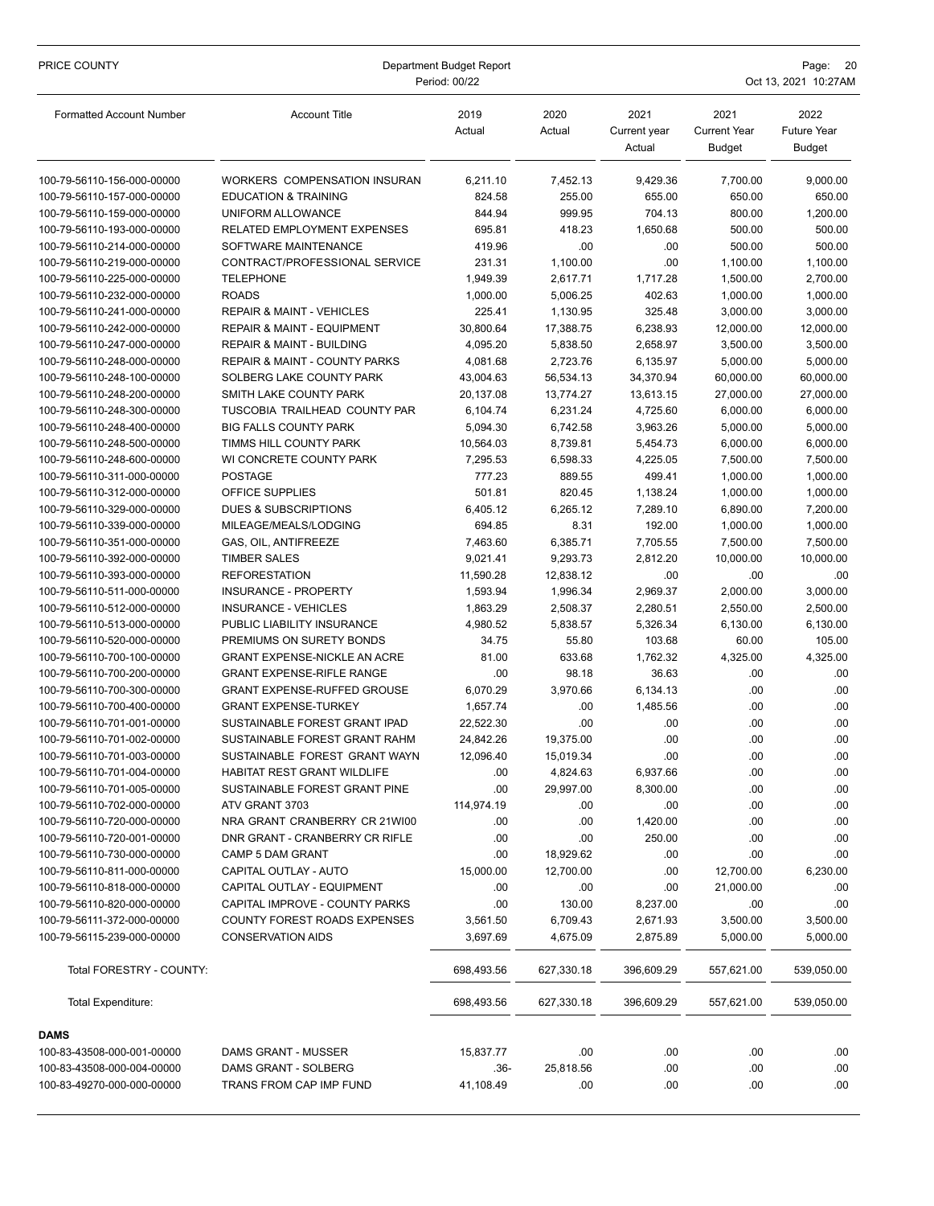| Formatted Account Number | Account Title | 2019 Actual | 2020 Actual | 2021 Current year Actual | 2021 Current Year Budget | 2022 Future Year Budget |
|---|---|---|---|---|---|---|
| 100-79-56110-156-000-00000 | WORKERS COMPENSATION INSURAN | 6,211.10 | 7,452.13 | 9,429.36 | 7,700.00 | 9,000.00 |
| 100-79-56110-157-000-00000 | EDUCATION & TRAINING | 824.58 | 255.00 | 655.00 | 650.00 | 650.00 |
| 100-79-56110-159-000-00000 | UNIFORM ALLOWANCE | 844.94 | 999.95 | 704.13 | 800.00 | 1,200.00 |
| 100-79-56110-193-000-00000 | RELATED EMPLOYMENT EXPENSES | 695.81 | 418.23 | 1,650.68 | 500.00 | 500.00 |
| 100-79-56110-214-000-00000 | SOFTWARE MAINTENANCE | 419.96 | .00 | .00 | 500.00 | 500.00 |
| 100-79-56110-219-000-00000 | CONTRACT/PROFESSIONAL SERVICE | 231.31 | 1,100.00 | .00 | 1,100.00 | 1,100.00 |
| 100-79-56110-225-000-00000 | TELEPHONE | 1,949.39 | 2,617.71 | 1,717.28 | 1,500.00 | 2,700.00 |
| 100-79-56110-232-000-00000 | ROADS | 1,000.00 | 5,006.25 | 402.63 | 1,000.00 | 1,000.00 |
| 100-79-56110-241-000-00000 | REPAIR & MAINT - VEHICLES | 225.41 | 1,130.95 | 325.48 | 3,000.00 | 3,000.00 |
| 100-79-56110-242-000-00000 | REPAIR & MAINT - EQUIPMENT | 30,800.64 | 17,388.75 | 6,238.93 | 12,000.00 | 12,000.00 |
| 100-79-56110-247-000-00000 | REPAIR & MAINT - BUILDING | 4,095.20 | 5,838.50 | 2,658.97 | 3,500.00 | 3,500.00 |
| 100-79-56110-248-000-00000 | REPAIR & MAINT - COUNTY PARKS | 4,081.68 | 2,723.76 | 6,135.97 | 5,000.00 | 5,000.00 |
| 100-79-56110-248-100-00000 | SOLBERG LAKE COUNTY PARK | 43,004.63 | 56,534.13 | 34,370.94 | 60,000.00 | 60,000.00 |
| 100-79-56110-248-200-00000 | SMITH LAKE COUNTY PARK | 20,137.08 | 13,774.27 | 13,613.15 | 27,000.00 | 27,000.00 |
| 100-79-56110-248-300-00000 | TUSCOBIA TRAILHEAD COUNTY PAR | 6,104.74 | 6,231.24 | 4,725.60 | 6,000.00 | 6,000.00 |
| 100-79-56110-248-400-00000 | BIG FALLS COUNTY PARK | 5,094.30 | 6,742.58 | 3,963.26 | 5,000.00 | 5,000.00 |
| 100-79-56110-248-500-00000 | TIMMS HILL COUNTY PARK | 10,564.03 | 8,739.81 | 5,454.73 | 6,000.00 | 6,000.00 |
| 100-79-56110-248-600-00000 | WI CONCRETE COUNTY PARK | 7,295.53 | 6,598.33 | 4,225.05 | 7,500.00 | 7,500.00 |
| 100-79-56110-311-000-00000 | POSTAGE | 777.23 | 889.55 | 499.41 | 1,000.00 | 1,000.00 |
| 100-79-56110-312-000-00000 | OFFICE SUPPLIES | 501.81 | 820.45 | 1,138.24 | 1,000.00 | 1,000.00 |
| 100-79-56110-329-000-00000 | DUES & SUBSCRIPTIONS | 6,405.12 | 6,265.12 | 7,289.10 | 6,890.00 | 7,200.00 |
| 100-79-56110-339-000-00000 | MILEAGE/MEALS/LODGING | 694.85 | 8.31 | 192.00 | 1,000.00 | 1,000.00 |
| 100-79-56110-351-000-00000 | GAS, OIL, ANTIFREEZE | 7,463.60 | 6,385.71 | 7,705.55 | 7,500.00 | 7,500.00 |
| 100-79-56110-392-000-00000 | TIMBER SALES | 9,021.41 | 9,293.73 | 2,812.20 | 10,000.00 | 10,000.00 |
| 100-79-56110-393-000-00000 | REFORESTATION | 11,590.28 | 12,838.12 | .00 | .00 | .00 |
| 100-79-56110-511-000-00000 | INSURANCE - PROPERTY | 1,593.94 | 1,996.34 | 2,969.37 | 2,000.00 | 3,000.00 |
| 100-79-56110-512-000-00000 | INSURANCE - VEHICLES | 1,863.29 | 2,508.37 | 2,280.51 | 2,550.00 | 2,500.00 |
| 100-79-56110-513-000-00000 | PUBLIC LIABILITY INSURANCE | 4,980.52 | 5,838.57 | 5,326.34 | 6,130.00 | 6,130.00 |
| 100-79-56110-520-000-00000 | PREMIUMS ON SURETY BONDS | 34.75 | 55.80 | 103.68 | 60.00 | 105.00 |
| 100-79-56110-700-100-00000 | GRANT EXPENSE-NICKLE AN ACRE | 81.00 | 633.68 | 1,762.32 | 4,325.00 | 4,325.00 |
| 100-79-56110-700-200-00000 | GRANT EXPENSE-RIFLE RANGE | .00 | 98.18 | 36.63 | .00 | .00 |
| 100-79-56110-700-300-00000 | GRANT EXPENSE-RUFFED GROUSE | 6,070.29 | 3,970.66 | 6,134.13 | .00 | .00 |
| 100-79-56110-700-400-00000 | GRANT EXPENSE-TURKEY | 1,657.74 | .00 | 1,485.56 | .00 | .00 |
| 100-79-56110-701-001-00000 | SUSTAINABLE FOREST GRANT IPAD | 22,522.30 | .00 | .00 | .00 | .00 |
| 100-79-56110-701-002-00000 | SUSTAINABLE FOREST GRANT RAHM | 24,842.26 | 19,375.00 | .00 | .00 | .00 |
| 100-79-56110-701-003-00000 | SUSTAINABLE FOREST GRANT WAYN | 12,096.40 | 15,019.34 | .00 | .00 | .00 |
| 100-79-56110-701-004-00000 | HABITAT REST GRANT WILDLIFE | .00 | 4,824.63 | 6,937.66 | .00 | .00 |
| 100-79-56110-701-005-00000 | SUSTAINABLE FOREST GRANT PINE | .00 | 29,997.00 | 8,300.00 | .00 | .00 |
| 100-79-56110-702-000-00000 | ATV GRANT 3703 | 114,974.19 | .00 | .00 | .00 | .00 |
| 100-79-56110-720-000-00000 | NRA GRANT CRANBERRY CR 21WI00 | .00 | .00 | 1,420.00 | .00 | .00 |
| 100-79-56110-720-001-00000 | DNR GRANT - CRANBERRY CR RIFLE | .00 | .00 | 250.00 | .00 | .00 |
| 100-79-56110-730-000-00000 | CAMP 5 DAM GRANT | .00 | 18,929.62 | .00 | .00 | .00 |
| 100-79-56110-811-000-00000 | CAPITAL OUTLAY - AUTO | 15,000.00 | 12,700.00 | .00 | 12,700.00 | 6,230.00 |
| 100-79-56110-818-000-00000 | CAPITAL OUTLAY - EQUIPMENT | .00 | .00 | .00 | 21,000.00 | .00 |
| 100-79-56110-820-000-00000 | CAPITAL IMPROVE - COUNTY PARKS | .00 | 130.00 | 8,237.00 | .00 | .00 |
| 100-79-56111-372-000-00000 | COUNTY FOREST ROADS EXPENSES | 3,561.50 | 6,709.43 | 2,671.93 | 3,500.00 | 3,500.00 |
| 100-79-56115-239-000-00000 | CONSERVATION AIDS | 3,697.69 | 4,675.09 | 2,875.89 | 5,000.00 | 5,000.00 |
| Total FORESTRY - COUNTY: | | 698,493.56 | 627,330.18 | 396,609.29 | 557,621.00 | 539,050.00 |
| Total Expenditure: | | 698,493.56 | 627,330.18 | 396,609.29 | 557,621.00 | 539,050.00 |

**DAMS**

| Formatted Account Number | Account Title | 2019 Actual | 2020 Actual | 2021 Current year Actual | 2021 Current Year Budget | 2022 Future Year Budget |
|---|---|---|---|---|---|---|
| 100-83-43508-000-001-00000 | DAMS GRANT - MUSSER | 15,837.77 | .00 | .00 | .00 | .00 |
| 100-83-43508-000-004-00000 | DAMS GRANT - SOLBERG | .36- | 25,818.56 | .00 | .00 | .00 |
| 100-83-49270-000-000-00000 | TRANS FROM CAP IMP FUND | 41,108.49 | .00 | .00 | .00 | .00 |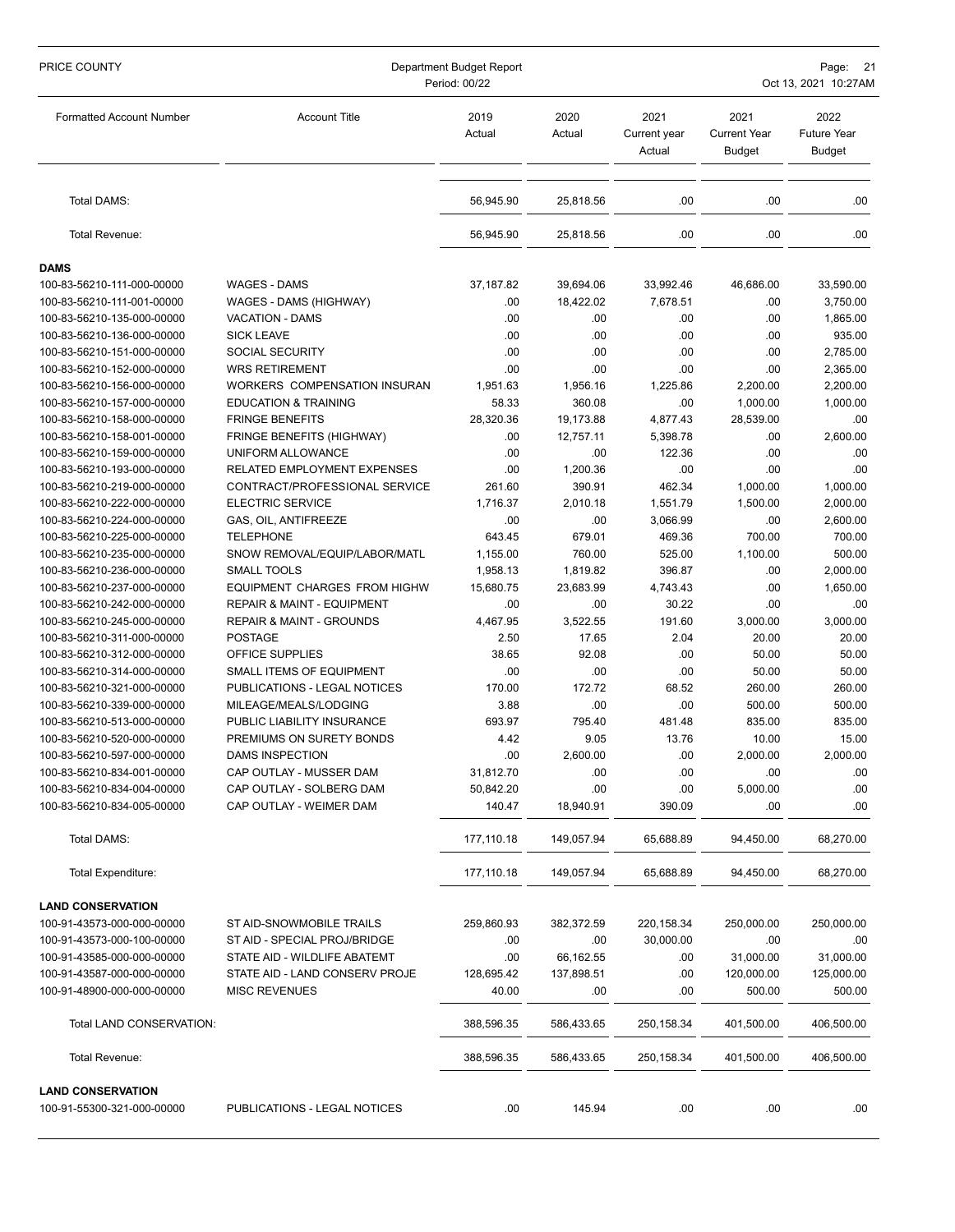| Formatted Account Number | Account Title | 2019 Actual | 2020 Actual | 2021 Current year Actual | 2021 Current Year Budget | 2022 Future Year Budget |
|---|---|---|---|---|---|---|
| Total DAMS: | | 56,945.90 | 25,818.56 | .00 | .00 | .00 |
| Total Revenue: | | 56,945.90 | 25,818.56 | .00 | .00 | .00 |
| **DAMS** | | | | | | |
| 100-83-56210-111-000-00000 | WAGES - DAMS | 37,187.82 | 39,694.06 | 33,992.46 | 46,686.00 | 33,590.00 |
| 100-83-56210-111-001-00000 | WAGES - DAMS (HIGHWAY) | .00 | 18,422.02 | 7,678.51 | .00 | 3,750.00 |
| 100-83-56210-135-000-00000 | VACATION - DAMS | .00 | .00 | .00 | .00 | 1,865.00 |
| 100-83-56210-136-000-00000 | SICK LEAVE | .00 | .00 | .00 | .00 | 935.00 |
| 100-83-56210-151-000-00000 | SOCIAL SECURITY | .00 | .00 | .00 | .00 | 2,785.00 |
| 100-83-56210-152-000-00000 | WRS RETIREMENT | .00 | .00 | .00 | .00 | 2,365.00 |
| 100-83-56210-156-000-00000 | WORKERS COMPENSATION INSURAN | 1,951.63 | 1,956.16 | 1,225.86 | 2,200.00 | 2,200.00 |
| 100-83-56210-157-000-00000 | EDUCATION & TRAINING | 58.33 | 360.08 | .00 | 1,000.00 | 1,000.00 |
| 100-83-56210-158-000-00000 | FRINGE BENEFITS | 28,320.36 | 19,173.88 | 4,877.43 | 28,539.00 | .00 |
| 100-83-56210-158-001-00000 | FRINGE BENEFITS (HIGHWAY) | .00 | 12,757.11 | 5,398.78 | .00 | 2,600.00 |
| 100-83-56210-159-000-00000 | UNIFORM ALLOWANCE | .00 | .00 | 122.36 | .00 | .00 |
| 100-83-56210-193-000-00000 | RELATED EMPLOYMENT EXPENSES | .00 | 1,200.36 | .00 | .00 | .00 |
| 100-83-56210-219-000-00000 | CONTRACT/PROFESSIONAL SERVICE | 261.60 | 390.91 | 462.34 | 1,000.00 | 1,000.00 |
| 100-83-56210-222-000-00000 | ELECTRIC SERVICE | 1,716.37 | 2,010.18 | 1,551.79 | 1,500.00 | 2,000.00 |
| 100-83-56210-224-000-00000 | GAS, OIL, ANTIFREEZE | .00 | .00 | 3,066.99 | .00 | 2,600.00 |
| 100-83-56210-225-000-00000 | TELEPHONE | 643.45 | 679.01 | 469.36 | 700.00 | 700.00 |
| 100-83-56210-235-000-00000 | SNOW REMOVAL/EQUIP/LABOR/MATL | 1,155.00 | 760.00 | 525.00 | 1,100.00 | 500.00 |
| 100-83-56210-236-000-00000 | SMALL TOOLS | 1,958.13 | 1,819.82 | 396.87 | .00 | 2,000.00 |
| 100-83-56210-237-000-00000 | EQUIPMENT CHARGES FROM HIGHW | 15,680.75 | 23,683.99 | 4,743.43 | .00 | 1,650.00 |
| 100-83-56210-242-000-00000 | REPAIR & MAINT - EQUIPMENT | .00 | .00 | 30.22 | .00 | .00 |
| 100-83-56210-245-000-00000 | REPAIR & MAINT - GROUNDS | 4,467.95 | 3,522.55 | 191.60 | 3,000.00 | 3,000.00 |
| 100-83-56210-311-000-00000 | POSTAGE | 2.50 | 17.65 | 2.04 | 20.00 | 20.00 |
| 100-83-56210-312-000-00000 | OFFICE SUPPLIES | 38.65 | 92.08 | .00 | 50.00 | 50.00 |
| 100-83-56210-314-000-00000 | SMALL ITEMS OF EQUIPMENT | .00 | .00 | .00 | 50.00 | 50.00 |
| 100-83-56210-321-000-00000 | PUBLICATIONS - LEGAL NOTICES | 170.00 | 172.72 | 68.52 | 260.00 | 260.00 |
| 100-83-56210-339-000-00000 | MILEAGE/MEALS/LODGING | 3.88 | .00 | .00 | 500.00 | 500.00 |
| 100-83-56210-513-000-00000 | PUBLIC LIABILITY INSURANCE | 693.97 | 795.40 | 481.48 | 835.00 | 835.00 |
| 100-83-56210-520-000-00000 | PREMIUMS ON SURETY BONDS | 4.42 | 9.05 | 13.76 | 10.00 | 15.00 |
| 100-83-56210-597-000-00000 | DAMS INSPECTION | .00 | 2,600.00 | .00 | 2,000.00 | 2,000.00 |
| 100-83-56210-834-001-00000 | CAP OUTLAY - MUSSER DAM | 31,812.70 | .00 | .00 | .00 | .00 |
| 100-83-56210-834-004-00000 | CAP OUTLAY - SOLBERG DAM | 50,842.20 | .00 | .00 | 5,000.00 | .00 |
| 100-83-56210-834-005-00000 | CAP OUTLAY - WEIMER DAM | 140.47 | 18,940.91 | 390.09 | .00 | .00 |
| Total DAMS: | | 177,110.18 | 149,057.94 | 65,688.89 | 94,450.00 | 68,270.00 |
| Total Expenditure: | | 177,110.18 | 149,057.94 | 65,688.89 | 94,450.00 | 68,270.00 |
| **LAND CONSERVATION** | | | | | | |
| 100-91-43573-000-000-00000 | ST AID-SNOWMOBILE TRAILS | 259,860.93 | 382,372.59 | 220,158.34 | 250,000.00 | 250,000.00 |
| 100-91-43573-000-100-00000 | ST AID - SPECIAL PROJ/BRIDGE | .00 | .00 | 30,000.00 | .00 | .00 |
| 100-91-43585-000-000-00000 | STATE AID - WILDLIFE ABATEMT | .00 | 66,162.55 | .00 | 31,000.00 | 31,000.00 |
| 100-91-43587-000-000-00000 | STATE AID - LAND CONSERV PROJE | 128,695.42 | 137,898.51 | .00 | 120,000.00 | 125,000.00 |
| 100-91-48900-000-000-00000 | MISC REVENUES | 40.00 | .00 | .00 | 500.00 | 500.00 |
| Total LAND CONSERVATION: | | 388,596.35 | 586,433.65 | 250,158.34 | 401,500.00 | 406,500.00 |
| Total Revenue: | | 388,596.35 | 586,433.65 | 250,158.34 | 401,500.00 | 406,500.00 |
| **LAND CONSERVATION** | | | | | | |
| 100-91-55300-321-000-00000 | PUBLICATIONS - LEGAL NOTICES | .00 | 145.94 | .00 | .00 | .00 |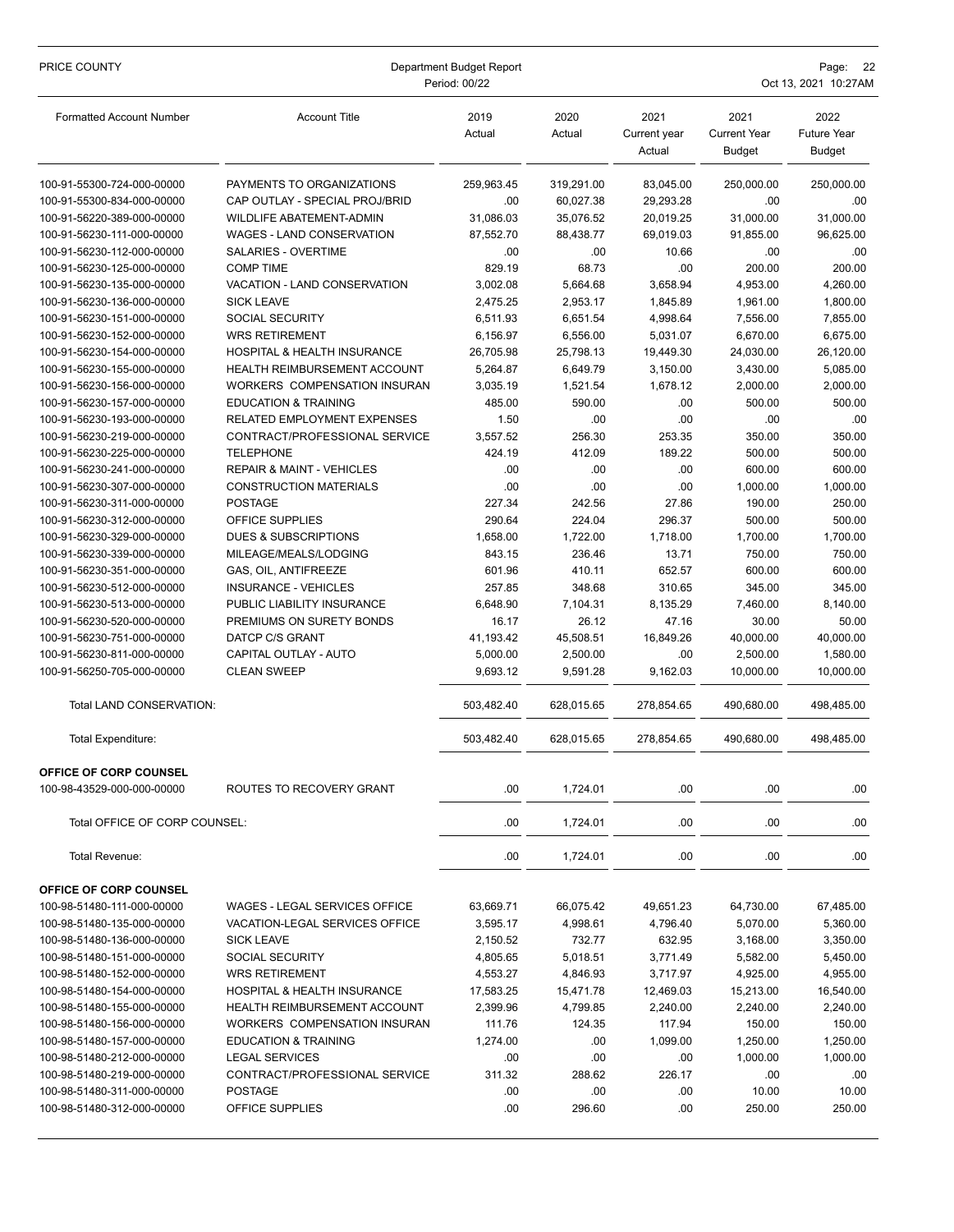| Formatted Account Number | Account Title | 2019 Actual | 2020 Actual | 2021 Current year Actual | 2021 Current Year Budget | 2022 Future Year Budget |
|---|---|---|---|---|---|---|
| 100-91-55300-724-000-00000 | PAYMENTS TO ORGANIZATIONS | 259,963.45 | 319,291.00 | 83,045.00 | 250,000.00 | 250,000.00 |
| 100-91-55300-834-000-00000 | CAP OUTLAY - SPECIAL PROJ/BRID | .00 | 60,027.38 | 29,293.28 | .00 | .00 |
| 100-91-56220-389-000-00000 | WILDLIFE ABATEMENT-ADMIN | 31,086.03 | 35,076.52 | 20,019.25 | 31,000.00 | 31,000.00 |
| 100-91-56230-111-000-00000 | WAGES - LAND CONSERVATION | 87,552.70 | 88,438.77 | 69,019.03 | 91,855.00 | 96,625.00 |
| 100-91-56230-112-000-00000 | SALARIES - OVERTIME | .00 | .00 | 10.66 | .00 | .00 |
| 100-91-56230-125-000-00000 | COMP TIME | 829.19 | 68.73 | .00 | 200.00 | 200.00 |
| 100-91-56230-135-000-00000 | VACATION - LAND CONSERVATION | 3,002.08 | 5,664.68 | 3,658.94 | 4,953.00 | 4,260.00 |
| 100-91-56230-136-000-00000 | SICK LEAVE | 2,475.25 | 2,953.17 | 1,845.89 | 1,961.00 | 1,800.00 |
| 100-91-56230-151-000-00000 | SOCIAL SECURITY | 6,511.93 | 6,651.54 | 4,998.64 | 7,556.00 | 7,855.00 |
| 100-91-56230-152-000-00000 | WRS RETIREMENT | 6,156.97 | 6,556.00 | 5,031.07 | 6,670.00 | 6,675.00 |
| 100-91-56230-154-000-00000 | HOSPITAL & HEALTH INSURANCE | 26,705.98 | 25,798.13 | 19,449.30 | 24,030.00 | 26,120.00 |
| 100-91-56230-155-000-00000 | HEALTH REIMBURSEMENT ACCOUNT | 5,264.87 | 6,649.79 | 3,150.00 | 3,430.00 | 5,085.00 |
| 100-91-56230-156-000-00000 | WORKERS COMPENSATION INSURAN | 3,035.19 | 1,521.54 | 1,678.12 | 2,000.00 | 2,000.00 |
| 100-91-56230-157-000-00000 | EDUCATION & TRAINING | 485.00 | 590.00 | .00 | 500.00 | 500.00 |
| 100-91-56230-193-000-00000 | RELATED EMPLOYMENT EXPENSES | 1.50 | .00 | .00 | .00 | .00 |
| 100-91-56230-219-000-00000 | CONTRACT/PROFESSIONAL SERVICE | 3,557.52 | 256.30 | 253.35 | 350.00 | 350.00 |
| 100-91-56230-225-000-00000 | TELEPHONE | 424.19 | 412.09 | 189.22 | 500.00 | 500.00 |
| 100-91-56230-241-000-00000 | REPAIR & MAINT - VEHICLES | .00 | .00 | .00 | 600.00 | 600.00 |
| 100-91-56230-307-000-00000 | CONSTRUCTION MATERIALS | .00 | .00 | .00 | 1,000.00 | 1,000.00 |
| 100-91-56230-311-000-00000 | POSTAGE | 227.34 | 242.56 | 27.86 | 190.00 | 250.00 |
| 100-91-56230-312-000-00000 | OFFICE SUPPLIES | 290.64 | 224.04 | 296.37 | 500.00 | 500.00 |
| 100-91-56230-329-000-00000 | DUES & SUBSCRIPTIONS | 1,658.00 | 1,722.00 | 1,718.00 | 1,700.00 | 1,700.00 |
| 100-91-56230-339-000-00000 | MILEAGE/MEALS/LODGING | 843.15 | 236.46 | 13.71 | 750.00 | 750.00 |
| 100-91-56230-351-000-00000 | GAS, OIL, ANTIFREEZE | 601.96 | 410.11 | 652.57 | 600.00 | 600.00 |
| 100-91-56230-512-000-00000 | INSURANCE - VEHICLES | 257.85 | 348.68 | 310.65 | 345.00 | 345.00 |
| 100-91-56230-513-000-00000 | PUBLIC LIABILITY INSURANCE | 6,648.90 | 7,104.31 | 8,135.29 | 7,460.00 | 8,140.00 |
| 100-91-56230-520-000-00000 | PREMIUMS ON SURETY BONDS | 16.17 | 26.12 | 47.16 | 30.00 | 50.00 |
| 100-91-56230-751-000-00000 | DATCP C/S GRANT | 41,193.42 | 45,508.51 | 16,849.26 | 40,000.00 | 40,000.00 |
| 100-91-56230-811-000-00000 | CAPITAL OUTLAY - AUTO | 5,000.00 | 2,500.00 | .00 | 2,500.00 | 1,580.00 |
| 100-91-56250-705-000-00000 | CLEAN SWEEP | 9,693.12 | 9,591.28 | 9,162.03 | 10,000.00 | 10,000.00 |
| Total LAND CONSERVATION: | | 503,482.40 | 628,015.65 | 278,854.65 | 490,680.00 | 498,485.00 |
| Total Expenditure: | | 503,482.40 | 628,015.65 | 278,854.65 | 490,680.00 | 498,485.00 |
| **OFFICE OF CORP COUNSEL** | | | | | | |
| 100-98-43529-000-000-00000 | ROUTES TO RECOVERY GRANT | .00 | 1,724.01 | .00 | .00 | .00 |
| Total OFFICE OF CORP COUNSEL: | | .00 | 1,724.01 | .00 | .00 | .00 |
| Total Revenue: | | .00 | 1,724.01 | .00 | .00 | .00 |
| **OFFICE OF CORP COUNSEL** | | | | | | |
| 100-98-51480-111-000-00000 | WAGES - LEGAL SERVICES OFFICE | 63,669.71 | 66,075.42 | 49,651.23 | 64,730.00 | 67,485.00 |
| 100-98-51480-135-000-00000 | VACATION-LEGAL SERVICES OFFICE | 3,595.17 | 4,998.61 | 4,796.40 | 5,070.00 | 5,360.00 |
| 100-98-51480-136-000-00000 | SICK LEAVE | 2,150.52 | 732.77 | 632.95 | 3,168.00 | 3,350.00 |
| 100-98-51480-151-000-00000 | SOCIAL SECURITY | 4,805.65 | 5,018.51 | 3,771.49 | 5,582.00 | 5,450.00 |
| 100-98-51480-152-000-00000 | WRS RETIREMENT | 4,553.27 | 4,846.93 | 3,717.97 | 4,925.00 | 4,955.00 |
| 100-98-51480-154-000-00000 | HOSPITAL & HEALTH INSURANCE | 17,583.25 | 15,471.78 | 12,469.03 | 15,213.00 | 16,540.00 |
| 100-98-51480-155-000-00000 | HEALTH REIMBURSEMENT ACCOUNT | 2,399.96 | 4,799.85 | 2,240.00 | 2,240.00 | 2,240.00 |
| 100-98-51480-156-000-00000 | WORKERS COMPENSATION INSURAN | 111.76 | 124.35 | 117.94 | 150.00 | 150.00 |
| 100-98-51480-157-000-00000 | EDUCATION & TRAINING | 1,274.00 | .00 | 1,099.00 | 1,250.00 | 1,250.00 |
| 100-98-51480-212-000-00000 | LEGAL SERVICES | .00 | .00 | .00 | 1,000.00 | 1,000.00 |
| 100-98-51480-219-000-00000 | CONTRACT/PROFESSIONAL SERVICE | 311.32 | 288.62 | 226.17 | .00 | .00 |
| 100-98-51480-311-000-00000 | POSTAGE | .00 | .00 | .00 | 10.00 | 10.00 |
| 100-98-51480-312-000-00000 | OFFICE SUPPLIES | .00 | 296.60 | .00 | 250.00 | 250.00 |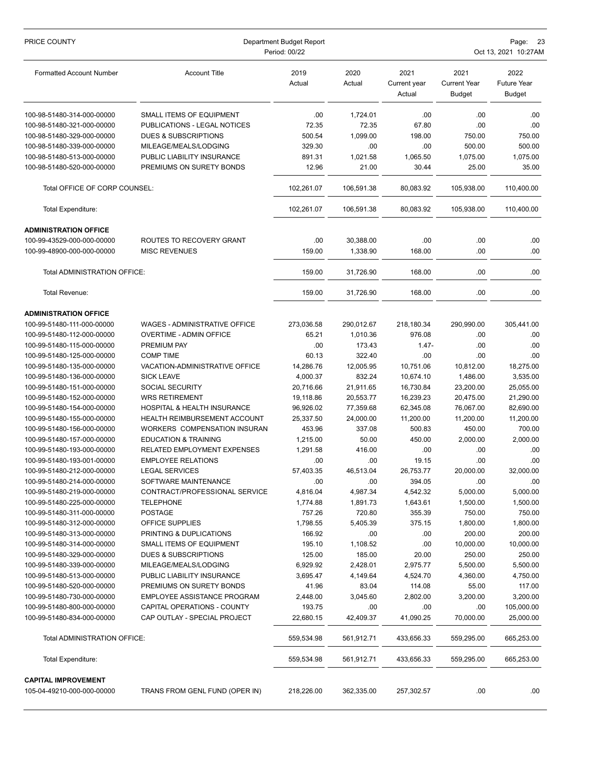| Formatted Account Number | Account Title | 2019 Actual | 2020 Actual | 2021 Current year Actual | 2021 Current Year Budget | 2022 Future Year Budget |
|---|---|---|---|---|---|---|
| 100-98-51480-314-000-00000 | SMALL ITEMS OF EQUIPMENT | .00 | 1,724.01 | .00 | .00 | .00 |
| 100-98-51480-321-000-00000 | PUBLICATIONS - LEGAL NOTICES | 72.35 | 72.35 | 67.80 | .00 | .00 |
| 100-98-51480-329-000-00000 | DUES & SUBSCRIPTIONS | 500.54 | 1,099.00 | 198.00 | 750.00 | 750.00 |
| 100-98-51480-339-000-00000 | MILEAGE/MEALS/LODGING | 329.30 | .00 | .00 | 500.00 | 500.00 |
| 100-98-51480-513-000-00000 | PUBLIC LIABILITY INSURANCE | 891.31 | 1,021.58 | 1,065.50 | 1,075.00 | 1,075.00 |
| 100-98-51480-520-000-00000 | PREMIUMS ON SURETY BONDS | 12.96 | 21.00 | 30.44 | 25.00 | 35.00 |
| Total OFFICE OF CORP COUNSEL: | | 102,261.07 | 106,591.38 | 80,083.92 | 105,938.00 | 110,400.00 |
| Total Expenditure: | | 102,261.07 | 106,591.38 | 80,083.92 | 105,938.00 | 110,400.00 |
| **ADMINISTRATION OFFICE** | | | | | | |
| 100-99-43529-000-000-00000 | ROUTES TO RECOVERY GRANT | .00 | 30,388.00 | .00 | .00 | .00 |
| 100-99-48900-000-000-00000 | MISC REVENUES | 159.00 | 1,338.90 | 168.00 | .00 | .00 |
| Total ADMINISTRATION OFFICE: | | 159.00 | 31,726.90 | 168.00 | .00 | .00 |
| Total Revenue: | | 159.00 | 31,726.90 | 168.00 | .00 | .00 |
| **ADMINISTRATION OFFICE** | | | | | | |
| 100-99-51480-111-000-00000 | WAGES - ADMINISTRATIVE OFFICE | 273,036.58 | 290,012.67 | 218,180.34 | 290,990.00 | 305,441.00 |
| 100-99-51480-112-000-00000 | OVERTIME - ADMIN OFFICE | 65.21 | 1,010.36 | 976.08 | .00 | .00 |
| 100-99-51480-115-000-00000 | PREMIUM PAY | .00 | 173.43 | 1.47- | .00 | .00 |
| 100-99-51480-125-000-00000 | COMP TIME | 60.13 | 322.40 | .00 | .00 | .00 |
| 100-99-51480-135-000-00000 | VACATION-ADMINISTRATIVE OFFICE | 14,286.76 | 12,005.95 | 10,751.06 | 10,812.00 | 18,275.00 |
| 100-99-51480-136-000-00000 | SICK LEAVE | 4,000.37 | 832.24 | 10,674.10 | 1,486.00 | 3,535.00 |
| 100-99-51480-151-000-00000 | SOCIAL SECURITY | 20,716.66 | 21,911.65 | 16,730.84 | 23,200.00 | 25,055.00 |
| 100-99-51480-152-000-00000 | WRS RETIREMENT | 19,118.86 | 20,553.77 | 16,239.23 | 20,475.00 | 21,290.00 |
| 100-99-51480-154-000-00000 | HOSPITAL & HEALTH INSURANCE | 96,926.02 | 77,359.68 | 62,345.08 | 76,067.00 | 82,690.00 |
| 100-99-51480-155-000-00000 | HEALTH REIMBURSEMENT ACCOUNT | 25,337.50 | 24,000.00 | 11,200.00 | 11,200.00 | 11,200.00 |
| 100-99-51480-156-000-00000 | WORKERS COMPENSATION INSURAN | 453.96 | 337.08 | 500.83 | 450.00 | 700.00 |
| 100-99-51480-157-000-00000 | EDUCATION & TRAINING | 1,215.00 | 50.00 | 450.00 | 2,000.00 | 2,000.00 |
| 100-99-51480-193-000-00000 | RELATED EMPLOYMENT EXPENSES | 1,291.58 | 416.00 | .00 | .00 | .00 |
| 100-99-51480-193-001-00000 | EMPLOYEE RELATIONS | .00 | .00 | 19.15 | .00 | .00 |
| 100-99-51480-212-000-00000 | LEGAL SERVICES | 57,403.35 | 46,513.04 | 26,753.77 | 20,000.00 | 32,000.00 |
| 100-99-51480-214-000-00000 | SOFTWARE MAINTENANCE | .00 | .00 | 394.05 | .00 | .00 |
| 100-99-51480-219-000-00000 | CONTRACT/PROFESSIONAL SERVICE | 4,816.04 | 4,987.34 | 4,542.32 | 5,000.00 | 5,000.00 |
| 100-99-51480-225-000-00000 | TELEPHONE | 1,774.88 | 1,891.73 | 1,643.61 | 1,500.00 | 1,500.00 |
| 100-99-51480-311-000-00000 | POSTAGE | 757.26 | 720.80 | 355.39 | 750.00 | 750.00 |
| 100-99-51480-312-000-00000 | OFFICE SUPPLIES | 1,798.55 | 5,405.39 | 375.15 | 1,800.00 | 1,800.00 |
| 100-99-51480-313-000-00000 | PRINTING & DUPLICATIONS | 166.92 | .00 | .00 | 200.00 | 200.00 |
| 100-99-51480-314-000-00000 | SMALL ITEMS OF EQUIPMENT | 195.10 | 1,108.52 | .00 | 10,000.00 | 10,000.00 |
| 100-99-51480-329-000-00000 | DUES & SUBSCRIPTIONS | 125.00 | 185.00 | 20.00 | 250.00 | 250.00 |
| 100-99-51480-339-000-00000 | MILEAGE/MEALS/LODGING | 6,929.92 | 2,428.01 | 2,975.77 | 5,500.00 | 5,500.00 |
| 100-99-51480-513-000-00000 | PUBLIC LIABILITY INSURANCE | 3,695.47 | 4,149.64 | 4,524.70 | 4,360.00 | 4,750.00 |
| 100-99-51480-520-000-00000 | PREMIUMS ON SURETY BONDS | 41.96 | 83.04 | 114.08 | 55.00 | 117.00 |
| 100-99-51480-730-000-00000 | EMPLOYEE ASSISTANCE PROGRAM | 2,448.00 | 3,045.60 | 2,802.00 | 3,200.00 | 3,200.00 |
| 100-99-51480-800-000-00000 | CAPITAL OPERATIONS - COUNTY | 193.75 | .00 | .00 | .00 | 105,000.00 |
| 100-99-51480-834-000-00000 | CAP OUTLAY - SPECIAL PROJECT | 22,680.15 | 42,409.37 | 41,090.25 | 70,000.00 | 25,000.00 |
| Total ADMINISTRATION OFFICE: | | 559,534.98 | 561,912.71 | 433,656.33 | 559,295.00 | 665,253.00 |
| Total Expenditure: | | 559,534.98 | 561,912.71 | 433,656.33 | 559,295.00 | 665,253.00 |
| **CAPITAL IMPROVEMENT** | | | | | | |
| 105-04-49210-000-000-00000 | TRANS FROM GENL FUND (OPER IN) | 218,226.00 | 362,335.00 | 257,302.57 | .00 | .00 |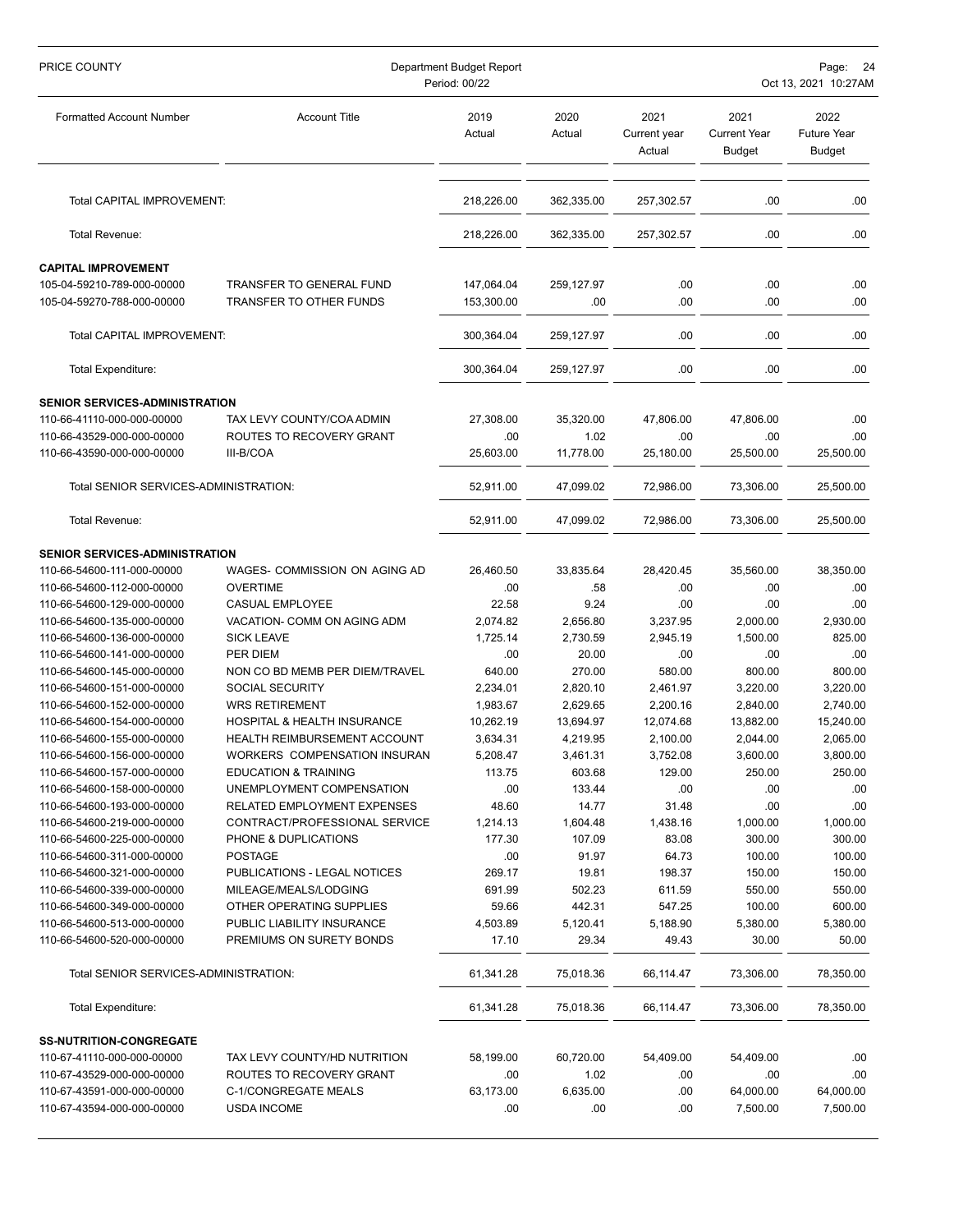| Formatted Account Number | Account Title | 2019 Actual | 2020 Actual | 2021 Current year Actual | 2021 Current Year Budget | 2022 Future Year Budget |
|---|---|---|---|---|---|---|
| Total CAPITAL IMPROVEMENT: | | 218,226.00 | 362,335.00 | 257,302.57 | .00 | .00 |
| Total Revenue: | | 218,226.00 | 362,335.00 | 257,302.57 | .00 | .00 |
| **CAPITAL IMPROVEMENT** | | | | | | |
| 105-04-59210-789-000-00000 | TRANSFER TO GENERAL FUND | 147,064.04 | 259,127.97 | .00 | .00 | .00 |
| 105-04-59270-788-000-00000 | TRANSFER TO OTHER FUNDS | 153,300.00 | .00 | .00 | .00 | .00 |
| Total CAPITAL IMPROVEMENT: | | 300,364.04 | 259,127.97 | .00 | .00 | .00 |
| Total Expenditure: | | 300,364.04 | 259,127.97 | .00 | .00 | .00 |
| **SENIOR SERVICES-ADMINISTRATION** | | | | | | |
| 110-66-41110-000-000-00000 | TAX LEVY COUNTY/COA ADMIN | 27,308.00 | 35,320.00 | 47,806.00 | 47,806.00 | .00 |
| 110-66-43529-000-000-00000 | ROUTES TO RECOVERY GRANT | .00 | 1.02 | .00 | .00 | .00 |
| 110-66-43590-000-000-00000 | III-B/COA | 25,603.00 | 11,778.00 | 25,180.00 | 25,500.00 | 25,500.00 |
| Total SENIOR SERVICES-ADMINISTRATION: | | 52,911.00 | 47,099.02 | 72,986.00 | 73,306.00 | 25,500.00 |
| Total Revenue: | | 52,911.00 | 47,099.02 | 72,986.00 | 73,306.00 | 25,500.00 |
| **SENIOR SERVICES-ADMINISTRATION** | | | | | | |
| 110-66-54600-111-000-00000 | WAGES- COMMISSION ON AGING AD | 26,460.50 | 33,835.64 | 28,420.45 | 35,560.00 | 38,350.00 |
| 110-66-54600-112-000-00000 | OVERTIME | .00 | .58 | .00 | .00 | .00 |
| 110-66-54600-129-000-00000 | CASUAL EMPLOYEE | 22.58 | 9.24 | .00 | .00 | .00 |
| 110-66-54600-135-000-00000 | VACATION- COMM ON AGING ADM | 2,074.82 | 2,656.80 | 3,237.95 | 2,000.00 | 2,930.00 |
| 110-66-54600-136-000-00000 | SICK LEAVE | 1,725.14 | 2,730.59 | 2,945.19 | 1,500.00 | 825.00 |
| 110-66-54600-141-000-00000 | PER DIEM | .00 | 20.00 | .00 | .00 | .00 |
| 110-66-54600-145-000-00000 | NON CO BD MEMB PER DIEM/TRAVEL | 640.00 | 270.00 | 580.00 | 800.00 | 800.00 |
| 110-66-54600-151-000-00000 | SOCIAL SECURITY | 2,234.01 | 2,820.10 | 2,461.97 | 3,220.00 | 3,220.00 |
| 110-66-54600-152-000-00000 | WRS RETIREMENT | 1,983.67 | 2,629.65 | 2,200.16 | 2,840.00 | 2,740.00 |
| 110-66-54600-154-000-00000 | HOSPITAL & HEALTH INSURANCE | 10,262.19 | 13,694.97 | 12,074.68 | 13,882.00 | 15,240.00 |
| 110-66-54600-155-000-00000 | HEALTH REIMBURSEMENT ACCOUNT | 3,634.31 | 4,219.95 | 2,100.00 | 2,044.00 | 2,065.00 |
| 110-66-54600-156-000-00000 | WORKERS COMPENSATION INSURAN | 5,208.47 | 3,461.31 | 3,752.08 | 3,600.00 | 3,800.00 |
| 110-66-54600-157-000-00000 | EDUCATION & TRAINING | 113.75 | 603.68 | 129.00 | 250.00 | 250.00 |
| 110-66-54600-158-000-00000 | UNEMPLOYMENT COMPENSATION | .00 | 133.44 | .00 | .00 | .00 |
| 110-66-54600-193-000-00000 | RELATED EMPLOYMENT EXPENSES | 48.60 | 14.77 | 31.48 | .00 | .00 |
| 110-66-54600-219-000-00000 | CONTRACT/PROFESSIONAL SERVICE | 1,214.13 | 1,604.48 | 1,438.16 | 1,000.00 | 1,000.00 |
| 110-66-54600-225-000-00000 | PHONE & DUPLICATIONS | 177.30 | 107.09 | 83.08 | 300.00 | 300.00 |
| 110-66-54600-311-000-00000 | POSTAGE | .00 | 91.97 | 64.73 | 100.00 | 100.00 |
| 110-66-54600-321-000-00000 | PUBLICATIONS - LEGAL NOTICES | 269.17 | 19.81 | 198.37 | 150.00 | 150.00 |
| 110-66-54600-339-000-00000 | MILEAGE/MEALS/LODGING | 691.99 | 502.23 | 611.59 | 550.00 | 550.00 |
| 110-66-54600-349-000-00000 | OTHER OPERATING SUPPLIES | 59.66 | 442.31 | 547.25 | 100.00 | 600.00 |
| 110-66-54600-513-000-00000 | PUBLIC LIABILITY INSURANCE | 4,503.89 | 5,120.41 | 5,188.90 | 5,380.00 | 5,380.00 |
| 110-66-54600-520-000-00000 | PREMIUMS ON SURETY BONDS | 17.10 | 29.34 | 49.43 | 30.00 | 50.00 |
| Total SENIOR SERVICES-ADMINISTRATION: | | 61,341.28 | 75,018.36 | 66,114.47 | 73,306.00 | 78,350.00 |
| Total Expenditure: | | 61,341.28 | 75,018.36 | 66,114.47 | 73,306.00 | 78,350.00 |
| **SS-NUTRITION-CONGREGATE** | | | | | | |
| 110-67-41110-000-000-00000 | TAX LEVY COUNTY/HD NUTRITION | 58,199.00 | 60,720.00 | 54,409.00 | 54,409.00 | .00 |
| 110-67-43529-000-000-00000 | ROUTES TO RECOVERY GRANT | .00 | 1.02 | .00 | .00 | .00 |
| 110-67-43591-000-000-00000 | C-1/CONGREGATE MEALS | 63,173.00 | 6,635.00 | .00 | 64,000.00 | 64,000.00 |
| 110-67-43594-000-000-00000 | USDA INCOME | .00 | .00 | .00 | 7,500.00 | 7,500.00 |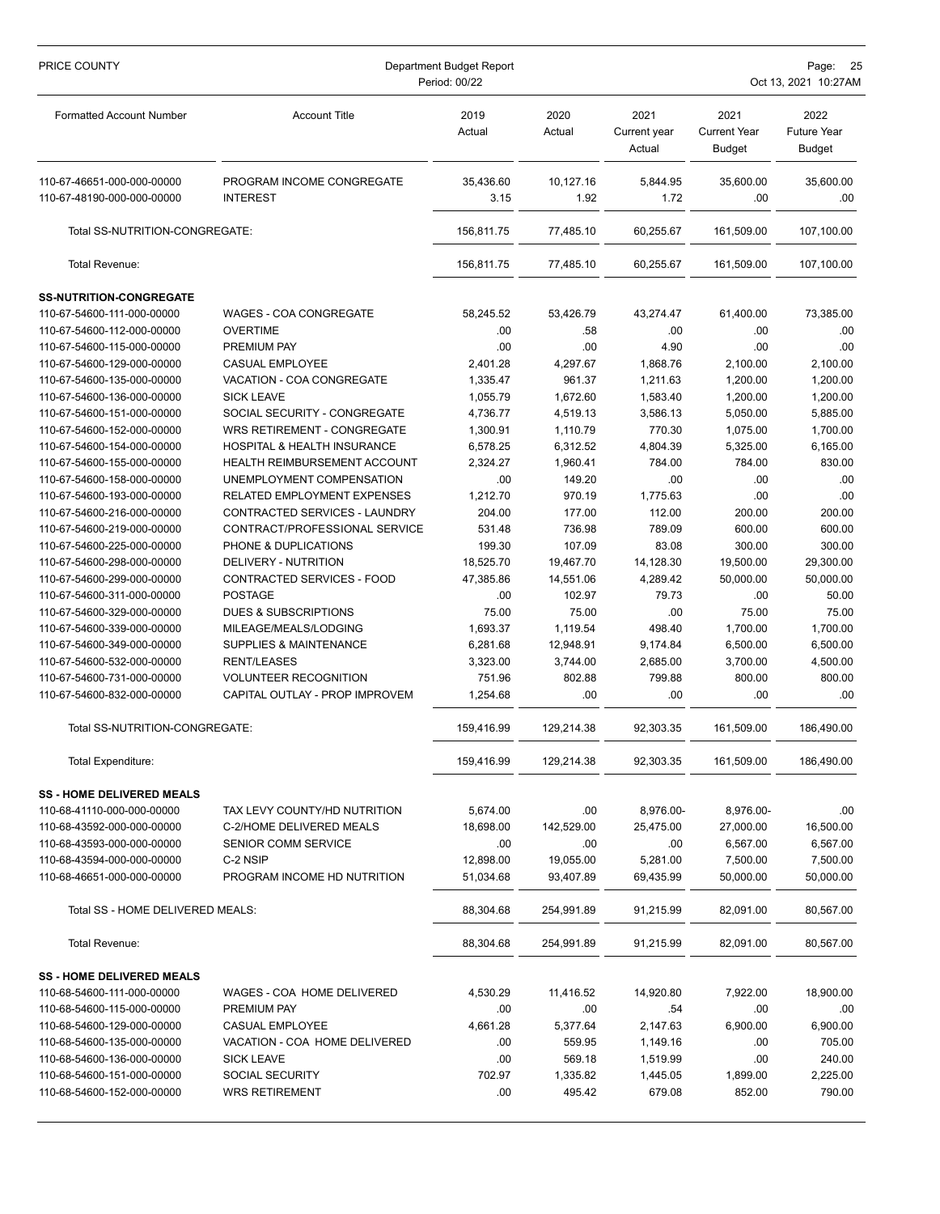| Formatted Account Number | Account Title | 2019 Actual | 2020 Actual | 2021 Current year Actual | 2021 Current Year Budget | 2022 Future Year Budget |
|---|---|---|---|---|---|---|
| 110-67-46651-000-000-00000 | PROGRAM INCOME CONGREGATE | 35,436.60 | 10,127.16 | 5,844.95 | 35,600.00 | 35,600.00 |
| 110-67-48190-000-000-00000 | INTEREST | 3.15 | 1.92 | 1.72 | .00 | .00 |
| Total SS-NUTRITION-CONGREGATE: | | 156,811.75 | 77,485.10 | 60,255.67 | 161,509.00 | 107,100.00 |
| Total Revenue: | | 156,811.75 | 77,485.10 | 60,255.67 | 161,509.00 | 107,100.00 |
| **SS-NUTRITION-CONGREGATE** | | | | | | |
| 110-67-54600-111-000-00000 | WAGES - COA CONGREGATE | 58,245.52 | 53,426.79 | 43,274.47 | 61,400.00 | 73,385.00 |
| 110-67-54600-112-000-00000 | OVERTIME | .00 | .58 | .00 | .00 | .00 |
| 110-67-54600-115-000-00000 | PREMIUM PAY | .00 | .00 | 4.90 | .00 | .00 |
| 110-67-54600-129-000-00000 | CASUAL EMPLOYEE | 2,401.28 | 4,297.67 | 1,868.76 | 2,100.00 | 2,100.00 |
| 110-67-54600-135-000-00000 | VACATION - COA CONGREGATE | 1,335.47 | 961.37 | 1,211.63 | 1,200.00 | 1,200.00 |
| 110-67-54600-136-000-00000 | SICK LEAVE | 1,055.79 | 1,672.60 | 1,583.40 | 1,200.00 | 1,200.00 |
| 110-67-54600-151-000-00000 | SOCIAL SECURITY - CONGREGATE | 4,736.77 | 4,519.13 | 3,586.13 | 5,050.00 | 5,885.00 |
| 110-67-54600-152-000-00000 | WRS RETIREMENT - CONGREGATE | 1,300.91 | 1,110.79 | 770.30 | 1,075.00 | 1,700.00 |
| 110-67-54600-154-000-00000 | HOSPITAL & HEALTH INSURANCE | 6,578.25 | 6,312.52 | 4,804.39 | 5,325.00 | 6,165.00 |
| 110-67-54600-155-000-00000 | HEALTH REIMBURSEMENT ACCOUNT | 2,324.27 | 1,960.41 | 784.00 | 784.00 | 830.00 |
| 110-67-54600-158-000-00000 | UNEMPLOYMENT COMPENSATION | .00 | 149.20 | .00 | .00 | .00 |
| 110-67-54600-193-000-00000 | RELATED EMPLOYMENT EXPENSES | 1,212.70 | 970.19 | 1,775.63 | .00 | .00 |
| 110-67-54600-216-000-00000 | CONTRACTED SERVICES - LAUNDRY | 204.00 | 177.00 | 112.00 | 200.00 | 200.00 |
| 110-67-54600-219-000-00000 | CONTRACT/PROFESSIONAL SERVICE | 531.48 | 736.98 | 789.09 | 600.00 | 600.00 |
| 110-67-54600-225-000-00000 | PHONE & DUPLICATIONS | 199.30 | 107.09 | 83.08 | 300.00 | 300.00 |
| 110-67-54600-298-000-00000 | DELIVERY - NUTRITION | 18,525.70 | 19,467.70 | 14,128.30 | 19,500.00 | 29,300.00 |
| 110-67-54600-299-000-00000 | CONTRACTED SERVICES - FOOD | 47,385.86 | 14,551.06 | 4,289.42 | 50,000.00 | 50,000.00 |
| 110-67-54600-311-000-00000 | POSTAGE | .00 | 102.97 | 79.73 | .00 | 50.00 |
| 110-67-54600-329-000-00000 | DUES & SUBSCRIPTIONS | 75.00 | 75.00 | .00 | 75.00 | 75.00 |
| 110-67-54600-339-000-00000 | MILEAGE/MEALS/LODGING | 1,693.37 | 1,119.54 | 498.40 | 1,700.00 | 1,700.00 |
| 110-67-54600-349-000-00000 | SUPPLIES & MAINTENANCE | 6,281.68 | 12,948.91 | 9,174.84 | 6,500.00 | 6,500.00 |
| 110-67-54600-532-000-00000 | RENT/LEASES | 3,323.00 | 3,744.00 | 2,685.00 | 3,700.00 | 4,500.00 |
| 110-67-54600-731-000-00000 | VOLUNTEER RECOGNITION | 751.96 | 802.88 | 799.88 | 800.00 | 800.00 |
| 110-67-54600-832-000-00000 | CAPITAL OUTLAY - PROP IMPROVEM | 1,254.68 | .00 | .00 | .00 | .00 |
| Total SS-NUTRITION-CONGREGATE: | | 159,416.99 | 129,214.38 | 92,303.35 | 161,509.00 | 186,490.00 |
| Total Expenditure: | | 159,416.99 | 129,214.38 | 92,303.35 | 161,509.00 | 186,490.00 |
| **SS - HOME DELIVERED MEALS** | | | | | | |
| 110-68-41110-000-000-00000 | TAX LEVY COUNTY/HD NUTRITION | 5,674.00 | .00 | 8,976.00- | 8,976.00- | .00 |
| 110-68-43592-000-000-00000 | C-2/HOME DELIVERED MEALS | 18,698.00 | 142,529.00 | 25,475.00 | 27,000.00 | 16,500.00 |
| 110-68-43593-000-000-00000 | SENIOR COMM SERVICE | .00 | .00 | .00 | 6,567.00 | 6,567.00 |
| 110-68-43594-000-000-00000 | C-2 NSIP | 12,898.00 | 19,055.00 | 5,281.00 | 7,500.00 | 7,500.00 |
| 110-68-46651-000-000-00000 | PROGRAM INCOME HD NUTRITION | 51,034.68 | 93,407.89 | 69,435.99 | 50,000.00 | 50,000.00 |
| Total SS - HOME DELIVERED MEALS: | | 88,304.68 | 254,991.89 | 91,215.99 | 82,091.00 | 80,567.00 |
| Total Revenue: | | 88,304.68 | 254,991.89 | 91,215.99 | 82,091.00 | 80,567.00 |
| **SS - HOME DELIVERED MEALS** | | | | | | |
| 110-68-54600-111-000-00000 | WAGES - COA HOME DELIVERED | 4,530.29 | 11,416.52 | 14,920.80 | 7,922.00 | 18,900.00 |
| 110-68-54600-115-000-00000 | PREMIUM PAY | .00 | .00 | .54 | .00 | .00 |
| 110-68-54600-129-000-00000 | CASUAL EMPLOYEE | 4,661.28 | 5,377.64 | 2,147.63 | 6,900.00 | 6,900.00 |
| 110-68-54600-135-000-00000 | VACATION - COA HOME DELIVERED | .00 | 559.95 | 1,149.16 | .00 | 705.00 |
| 110-68-54600-136-000-00000 | SICK LEAVE | .00 | 569.18 | 1,519.99 | .00 | 240.00 |
| 110-68-54600-151-000-00000 | SOCIAL SECURITY | 702.97 | 1,335.82 | 1,445.05 | 1,899.00 | 2,225.00 |
| 110-68-54600-152-000-00000 | WRS RETIREMENT | .00 | 495.42 | 679.08 | 852.00 | 790.00 |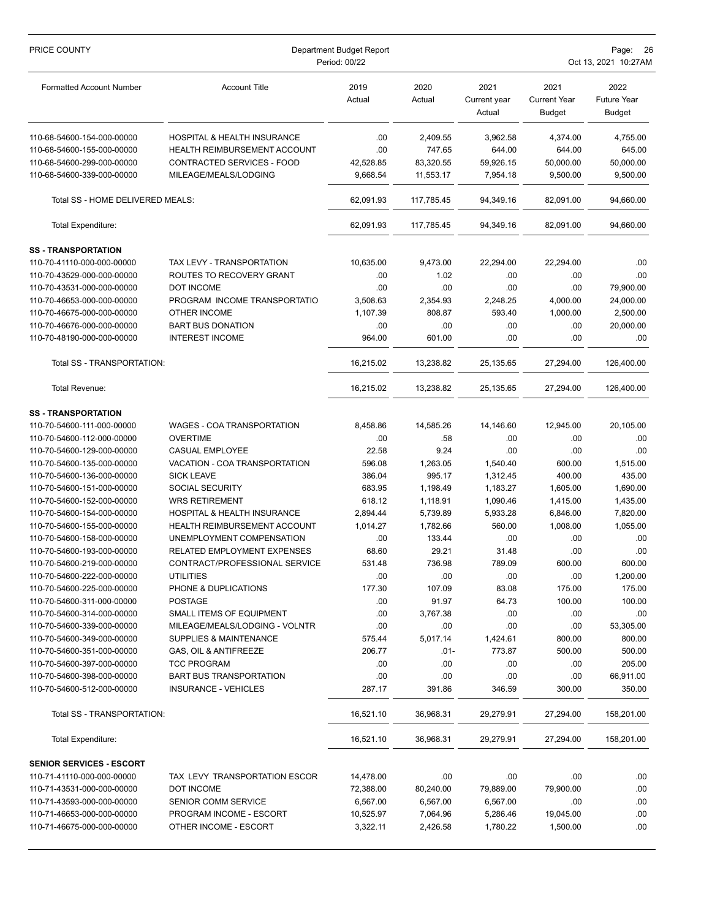| Formatted Account Number | Account Title | 2019 Actual | 2020 Actual | 2021 Current year Actual | 2021 Current Year Budget | 2022 Future Year Budget |
|---|---|---|---|---|---|---|
| 110-68-54600-154-000-00000 | HOSPITAL & HEALTH INSURANCE | .00 | 2,409.55 | 3,962.58 | 4,374.00 | 4,755.00 |
| 110-68-54600-155-000-00000 | HEALTH REIMBURSEMENT ACCOUNT | .00 | 747.65 | 644.00 | 644.00 | 645.00 |
| 110-68-54600-299-000-00000 | CONTRACTED SERVICES - FOOD | 42,528.85 | 83,320.55 | 59,926.15 | 50,000.00 | 50,000.00 |
| 110-68-54600-339-000-00000 | MILEAGE/MEALS/LODGING | 9,668.54 | 11,553.17 | 7,954.18 | 9,500.00 | 9,500.00 |
| Total SS - HOME DELIVERED MEALS: | | 62,091.93 | 117,785.45 | 94,349.16 | 82,091.00 | 94,660.00 |
| Total Expenditure: | | 62,091.93 | 117,785.45 | 94,349.16 | 82,091.00 | 94,660.00 |
| **SS - TRANSPORTATION** | | | | | | |
| 110-70-41110-000-000-00000 | TAX LEVY - TRANSPORTATION | 10,635.00 | 9,473.00 | 22,294.00 | 22,294.00 | .00 |
| 110-70-43529-000-000-00000 | ROUTES TO RECOVERY GRANT | .00 | 1.02 | .00 | .00 | .00 |
| 110-70-43531-000-000-00000 | DOT INCOME | .00 | .00 | .00 | .00 | 79,900.00 |
| 110-70-46653-000-000-00000 | PROGRAM INCOME TRANSPORTATIO | 3,508.63 | 2,354.93 | 2,248.25 | 4,000.00 | 24,000.00 |
| 110-70-46675-000-000-00000 | OTHER INCOME | 1,107.39 | 808.87 | 593.40 | 1,000.00 | 2,500.00 |
| 110-70-46676-000-000-00000 | BART BUS DONATION | .00 | .00 | .00 | .00 | 20,000.00 |
| 110-70-48190-000-000-00000 | INTEREST INCOME | 964.00 | 601.00 | .00 | .00 | .00 |
| Total SS - TRANSPORTATION: | | 16,215.02 | 13,238.82 | 25,135.65 | 27,294.00 | 126,400.00 |
| Total Revenue: | | 16,215.02 | 13,238.82 | 25,135.65 | 27,294.00 | 126,400.00 |
| **SS - TRANSPORTATION** | | | | | | |
| 110-70-54600-111-000-00000 | WAGES - COA TRANSPORTATION | 8,458.86 | 14,585.26 | 14,146.60 | 12,945.00 | 20,105.00 |
| 110-70-54600-112-000-00000 | OVERTIME | .00 | .58 | .00 | .00 | .00 |
| 110-70-54600-129-000-00000 | CASUAL EMPLOYEE | 22.58 | 9.24 | .00 | .00 | .00 |
| 110-70-54600-135-000-00000 | VACATION - COA TRANSPORTATION | 596.08 | 1,263.05 | 1,540.40 | 600.00 | 1,515.00 |
| 110-70-54600-136-000-00000 | SICK LEAVE | 386.04 | 995.17 | 1,312.45 | 400.00 | 435.00 |
| 110-70-54600-151-000-00000 | SOCIAL SECURITY | 683.95 | 1,198.49 | 1,183.27 | 1,605.00 | 1,690.00 |
| 110-70-54600-152-000-00000 | WRS RETIREMENT | 618.12 | 1,118.91 | 1,090.46 | 1,415.00 | 1,435.00 |
| 110-70-54600-154-000-00000 | HOSPITAL & HEALTH INSURANCE | 2,894.44 | 5,739.89 | 5,933.28 | 6,846.00 | 7,820.00 |
| 110-70-54600-155-000-00000 | HEALTH REIMBURSEMENT ACCOUNT | 1,014.27 | 1,782.66 | 560.00 | 1,008.00 | 1,055.00 |
| 110-70-54600-158-000-00000 | UNEMPLOYMENT COMPENSATION | .00 | 133.44 | .00 | .00 | .00 |
| 110-70-54600-193-000-00000 | RELATED EMPLOYMENT EXPENSES | 68.60 | 29.21 | 31.48 | .00 | .00 |
| 110-70-54600-219-000-00000 | CONTRACT/PROFESSIONAL SERVICE | 531.48 | 736.98 | 789.09 | 600.00 | 600.00 |
| 110-70-54600-222-000-00000 | UTILITIES | .00 | .00 | .00 | .00 | 1,200.00 |
| 110-70-54600-225-000-00000 | PHONE & DUPLICATIONS | 177.30 | 107.09 | 83.08 | 175.00 | 175.00 |
| 110-70-54600-311-000-00000 | POSTAGE | .00 | 91.97 | 64.73 | 100.00 | 100.00 |
| 110-70-54600-314-000-00000 | SMALL ITEMS OF EQUIPMENT | .00 | 3,767.38 | .00 | .00 | .00 |
| 110-70-54600-339-000-00000 | MILEAGE/MEALS/LODGING - VOLNTR | .00 | .00 | .00 | .00 | 53,305.00 |
| 110-70-54600-349-000-00000 | SUPPLIES & MAINTENANCE | 575.44 | 5,017.14 | 1,424.61 | 800.00 | 800.00 |
| 110-70-54600-351-000-00000 | GAS, OIL & ANTIFREEZE | 206.77 | .01- | 773.87 | 500.00 | 500.00 |
| 110-70-54600-397-000-00000 | TCC PROGRAM | .00 | .00 | .00 | .00 | 205.00 |
| 110-70-54600-398-000-00000 | BART BUS TRANSPORTATION | .00 | .00 | .00 | .00 | 66,911.00 |
| 110-70-54600-512-000-00000 | INSURANCE - VEHICLES | 287.17 | 391.86 | 346.59 | 300.00 | 350.00 |
| Total SS - TRANSPORTATION: | | 16,521.10 | 36,968.31 | 29,279.91 | 27,294.00 | 158,201.00 |
| Total Expenditure: | | 16,521.10 | 36,968.31 | 29,279.91 | 27,294.00 | 158,201.00 |
| **SENIOR SERVICES - ESCORT** | | | | | | |
| 110-71-41110-000-000-00000 | TAX LEVY TRANSPORTATION ESCOR | 14,478.00 | .00 | .00 | .00 | .00 |
| 110-71-43531-000-000-00000 | DOT INCOME | 72,388.00 | 80,240.00 | 79,889.00 | 79,900.00 | .00 |
| 110-71-43593-000-000-00000 | SENIOR COMM SERVICE | 6,567.00 | 6,567.00 | 6,567.00 | .00 | .00 |
| 110-71-46653-000-000-00000 | PROGRAM INCOME - ESCORT | 10,525.97 | 7,064.96 | 5,286.46 | 19,045.00 | .00 |
| 110-71-46675-000-000-00000 | OTHER INCOME - ESCORT | 3,322.11 | 2,426.58 | 1,780.22 | 1,500.00 | .00 |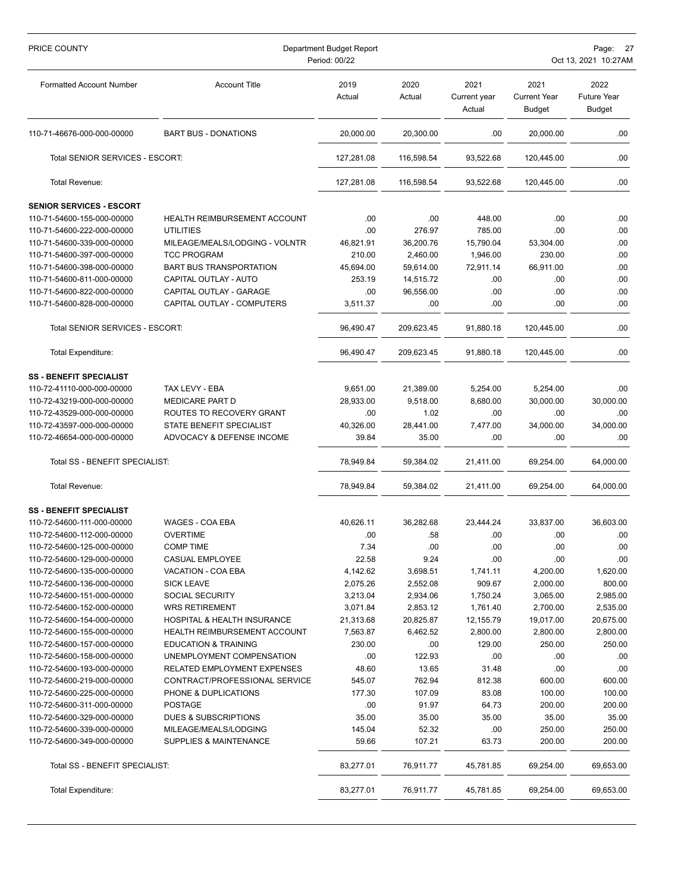PRICE COUNTY — Department Budget Report — Period: 00/22 — Oct 13, 2021 10:27AM

| Formatted Account Number | Account Title | 2019 Actual | 2020 Actual | 2021 Current year Actual | 2021 Current Year Budget | 2022 Future Year Budget |
|---|---|---|---|---|---|---|
| 110-71-46676-000-000-00000 | BART BUS - DONATIONS | 20,000.00 | 20,300.00 | .00 | 20,000.00 | .00 |
| Total SENIOR SERVICES - ESCORT: | | 127,281.08 | 116,598.54 | 93,522.68 | 120,445.00 | .00 |
| Total Revenue: | | 127,281.08 | 116,598.54 | 93,522.68 | 120,445.00 | .00 |
| **SENIOR SERVICES - ESCORT** | | | | | | |
| 110-71-54600-155-000-00000 | HEALTH REIMBURSEMENT ACCOUNT | .00 | .00 | 448.00 | .00 | .00 |
| 110-71-54600-222-000-00000 | UTILITIES | .00 | 276.97 | 785.00 | .00 | .00 |
| 110-71-54600-339-000-00000 | MILEAGE/MEALS/LODGING - VOLNTR | 46,821.91 | 36,200.76 | 15,790.04 | 53,304.00 | .00 |
| 110-71-54600-397-000-00000 | TCC PROGRAM | 210.00 | 2,460.00 | 1,946.00 | 230.00 | .00 |
| 110-71-54600-398-000-00000 | BART BUS TRANSPORTATION | 45,694.00 | 59,614.00 | 72,911.14 | 66,911.00 | .00 |
| 110-71-54600-811-000-00000 | CAPITAL OUTLAY - AUTO | 253.19 | 14,515.72 | .00 | .00 | .00 |
| 110-71-54600-822-000-00000 | CAPITAL OUTLAY - GARAGE | .00 | 96,556.00 | .00 | .00 | .00 |
| 110-71-54600-828-000-00000 | CAPITAL OUTLAY - COMPUTERS | 3,511.37 | .00 | .00 | .00 | .00 |
| Total SENIOR SERVICES - ESCORT: | | 96,490.47 | 209,623.45 | 91,880.18 | 120,445.00 | .00 |
| Total Expenditure: | | 96,490.47 | 209,623.45 | 91,880.18 | 120,445.00 | .00 |
| **SS - BENEFIT SPECIALIST** | | | | | | |
| 110-72-41110-000-000-00000 | TAX LEVY - EBA | 9,651.00 | 21,389.00 | 5,254.00 | 5,254.00 | .00 |
| 110-72-43219-000-000-00000 | MEDICARE PART D | 28,933.00 | 9,518.00 | 8,680.00 | 30,000.00 | 30,000.00 |
| 110-72-43529-000-000-00000 | ROUTES TO RECOVERY GRANT | .00 | 1.02 | .00 | .00 | .00 |
| 110-72-43597-000-000-00000 | STATE BENEFIT SPECIALIST | 40,326.00 | 28,441.00 | 7,477.00 | 34,000.00 | 34,000.00 |
| 110-72-46654-000-000-00000 | ADVOCACY & DEFENSE INCOME | 39.84 | 35.00 | .00 | .00 | .00 |
| Total SS - BENEFIT SPECIALIST: | | 78,949.84 | 59,384.02 | 21,411.00 | 69,254.00 | 64,000.00 |
| Total Revenue: | | 78,949.84 | 59,384.02 | 21,411.00 | 69,254.00 | 64,000.00 |
| **SS - BENEFIT SPECIALIST** | | | | | | |
| 110-72-54600-111-000-00000 | WAGES - COA EBA | 40,626.11 | 36,282.68 | 23,444.24 | 33,837.00 | 36,603.00 |
| 110-72-54600-112-000-00000 | OVERTIME | .00 | .58 | .00 | .00 | .00 |
| 110-72-54600-125-000-00000 | COMP TIME | 7.34 | .00 | .00 | .00 | .00 |
| 110-72-54600-129-000-00000 | CASUAL EMPLOYEE | 22.58 | 9.24 | .00 | .00 | .00 |
| 110-72-54600-135-000-00000 | VACATION - COA EBA | 4,142.62 | 3,698.51 | 1,741.11 | 4,200.00 | 1,620.00 |
| 110-72-54600-136-000-00000 | SICK LEAVE | 2,075.26 | 2,552.08 | 909.67 | 2,000.00 | 800.00 |
| 110-72-54600-151-000-00000 | SOCIAL SECURITY | 3,213.04 | 2,934.06 | 1,750.24 | 3,065.00 | 2,985.00 |
| 110-72-54600-152-000-00000 | WRS RETIREMENT | 3,071.84 | 2,853.12 | 1,761.40 | 2,700.00 | 2,535.00 |
| 110-72-54600-154-000-00000 | HOSPITAL & HEALTH INSURANCE | 21,313.68 | 20,825.87 | 12,155.79 | 19,017.00 | 20,675.00 |
| 110-72-54600-155-000-00000 | HEALTH REIMBURSEMENT ACCOUNT | 7,563.87 | 6,462.52 | 2,800.00 | 2,800.00 | 2,800.00 |
| 110-72-54600-157-000-00000 | EDUCATION & TRAINING | 230.00 | .00 | 129.00 | 250.00 | 250.00 |
| 110-72-54600-158-000-00000 | UNEMPLOYMENT COMPENSATION | .00 | 122.93 | .00 | .00 | .00 |
| 110-72-54600-193-000-00000 | RELATED EMPLOYMENT EXPENSES | 48.60 | 13.65 | 31.48 | .00 | .00 |
| 110-72-54600-219-000-00000 | CONTRACT/PROFESSIONAL SERVICE | 545.07 | 762.94 | 812.38 | 600.00 | 600.00 |
| 110-72-54600-225-000-00000 | PHONE & DUPLICATIONS | 177.30 | 107.09 | 83.08 | 100.00 | 100.00 |
| 110-72-54600-311-000-00000 | POSTAGE | .00 | 91.97 | 64.73 | 200.00 | 200.00 |
| 110-72-54600-329-000-00000 | DUES & SUBSCRIPTIONS | 35.00 | 35.00 | 35.00 | 35.00 | 35.00 |
| 110-72-54600-339-000-00000 | MILEAGE/MEALS/LODGING | 145.04 | 52.32 | .00 | 250.00 | 250.00 |
| 110-72-54600-349-000-00000 | SUPPLIES & MAINTENANCE | 59.66 | 107.21 | 63.73 | 200.00 | 200.00 |
| Total SS - BENEFIT SPECIALIST: | | 83,277.01 | 76,911.77 | 45,781.85 | 69,254.00 | 69,653.00 |
| Total Expenditure: | | 83,277.01 | 76,911.77 | 45,781.85 | 69,254.00 | 69,653.00 |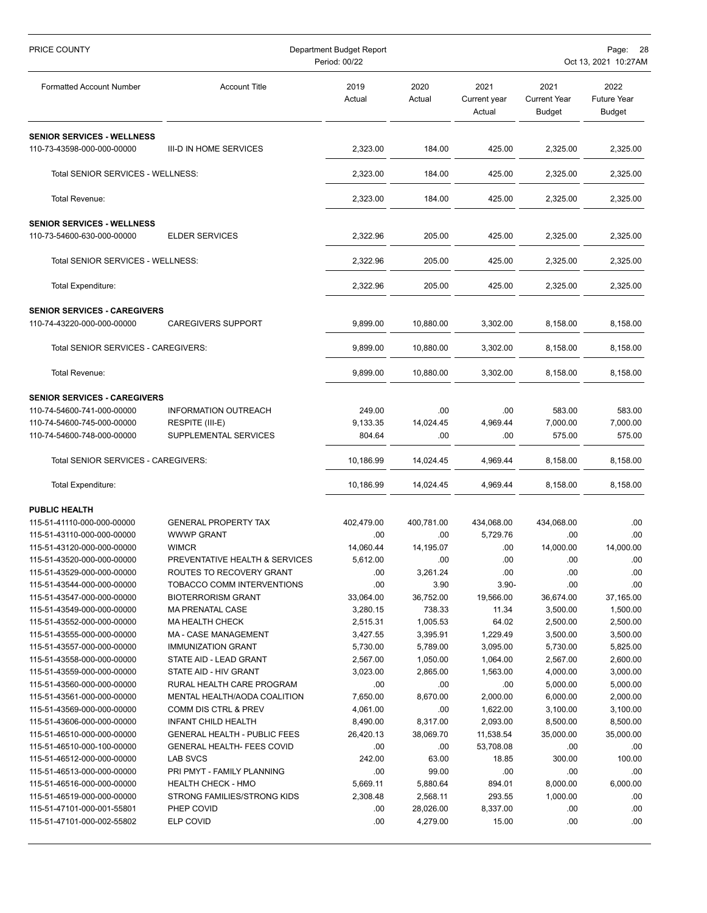| Formatted Account Number | Account Title | 2019 Actual | 2020 Actual | 2021 Current year Actual | 2021 Current Year Budget | 2022 Future Year Budget |
|---|---|---|---|---|---|---|
| **SENIOR SERVICES - WELLNESS** | | | | | | |
| 110-73-43598-000-000-00000 | III-D IN HOME SERVICES | 2,323.00 | 184.00 | 425.00 | 2,325.00 | 2,325.00 |
| Total SENIOR SERVICES - WELLNESS: | | 2,323.00 | 184.00 | 425.00 | 2,325.00 | 2,325.00 |
| Total Revenue: | | 2,323.00 | 184.00 | 425.00 | 2,325.00 | 2,325.00 |
| **SENIOR SERVICES - WELLNESS** | | | | | | |
| 110-73-54600-630-000-00000 | ELDER SERVICES | 2,322.96 | 205.00 | 425.00 | 2,325.00 | 2,325.00 |
| Total SENIOR SERVICES - WELLNESS: | | 2,322.96 | 205.00 | 425.00 | 2,325.00 | 2,325.00 |
| Total Expenditure: | | 2,322.96 | 205.00 | 425.00 | 2,325.00 | 2,325.00 |
| **SENIOR SERVICES - CAREGIVERS** | | | | | | |
| 110-74-43220-000-000-00000 | CAREGIVERS SUPPORT | 9,899.00 | 10,880.00 | 3,302.00 | 8,158.00 | 8,158.00 |
| Total SENIOR SERVICES - CAREGIVERS: | | 9,899.00 | 10,880.00 | 3,302.00 | 8,158.00 | 8,158.00 |
| Total Revenue: | | 9,899.00 | 10,880.00 | 3,302.00 | 8,158.00 | 8,158.00 |
| **SENIOR SERVICES - CAREGIVERS** | | | | | | |
| 110-74-54600-741-000-00000 | INFORMATION OUTREACH | 249.00 | .00 | .00 | 583.00 | 583.00 |
| 110-74-54600-745-000-00000 | RESPITE (III-E) | 9,133.35 | 14,024.45 | 4,969.44 | 7,000.00 | 7,000.00 |
| 110-74-54600-748-000-00000 | SUPPLEMENTAL SERVICES | 804.64 | .00 | .00 | 575.00 | 575.00 |
| Total SENIOR SERVICES - CAREGIVERS: | | 10,186.99 | 14,024.45 | 4,969.44 | 8,158.00 | 8,158.00 |
| Total Expenditure: | | 10,186.99 | 14,024.45 | 4,969.44 | 8,158.00 | 8,158.00 |
| **PUBLIC HEALTH** | | | | | | |
| 115-51-41110-000-000-00000 | GENERAL PROPERTY TAX | 402,479.00 | 400,781.00 | 434,068.00 | 434,068.00 | .00 |
| 115-51-43110-000-000-00000 | WWWP GRANT | .00 | .00 | 5,729.76 | .00 | .00 |
| 115-51-43120-000-000-00000 | WIMCR | 14,060.44 | 14,195.07 | .00 | 14,000.00 | 14,000.00 |
| 115-51-43520-000-000-00000 | PREVENTATIVE HEALTH & SERVICES | 5,612.00 | .00 | .00 | .00 | .00 |
| 115-51-43529-000-000-00000 | ROUTES TO RECOVERY GRANT | .00 | 3,261.24 | .00 | .00 | .00 |
| 115-51-43544-000-000-00000 | TOBACCO COMM INTERVENTIONS | .00 | 3.90 | 3.90- | .00 | .00 |
| 115-51-43547-000-000-00000 | BIOTERRORISM GRANT | 33,064.00 | 36,752.00 | 19,566.00 | 36,674.00 | 37,165.00 |
| 115-51-43549-000-000-00000 | MA PRENATAL CASE | 3,280.15 | 738.33 | 11.34 | 3,500.00 | 1,500.00 |
| 115-51-43552-000-000-00000 | MA HEALTH CHECK | 2,515.31 | 1,005.53 | 64.02 | 2,500.00 | 2,500.00 |
| 115-51-43555-000-000-00000 | MA - CASE MANAGEMENT | 3,427.55 | 3,395.91 | 1,229.49 | 3,500.00 | 3,500.00 |
| 115-51-43557-000-000-00000 | IMMUNIZATION GRANT | 5,730.00 | 5,789.00 | 3,095.00 | 5,730.00 | 5,825.00 |
| 115-51-43558-000-000-00000 | STATE AID - LEAD GRANT | 2,567.00 | 1,050.00 | 1,064.00 | 2,567.00 | 2,600.00 |
| 115-51-43559-000-000-00000 | STATE AID - HIV GRANT | 3,023.00 | 2,865.00 | 1,563.00 | 4,000.00 | 3,000.00 |
| 115-51-43560-000-000-00000 | RURAL HEALTH CARE PROGRAM | .00 | .00 | .00 | 5,000.00 | 5,000.00 |
| 115-51-43561-000-000-00000 | MENTAL HEALTH/AODA COALITION | 7,650.00 | 8,670.00 | 2,000.00 | 6,000.00 | 2,000.00 |
| 115-51-43569-000-000-00000 | COMM DIS CTRL & PREV | 4,061.00 | .00 | 1,622.00 | 3,100.00 | 3,100.00 |
| 115-51-43606-000-000-00000 | INFANT CHILD HEALTH | 8,490.00 | 8,317.00 | 2,093.00 | 8,500.00 | 8,500.00 |
| 115-51-46510-000-000-00000 | GENERAL HEALTH - PUBLIC FEES | 26,420.13 | 38,069.70 | 11,538.54 | 35,000.00 | 35,000.00 |
| 115-51-46510-000-100-00000 | GENERAL HEALTH- FEES COVID | .00 | .00 | 53,708.08 | .00 | .00 |
| 115-51-46512-000-000-00000 | LAB SVCS | 242.00 | 63.00 | 18.85 | 300.00 | 100.00 |
| 115-51-46513-000-000-00000 | PRI PMYT - FAMILY PLANNING | .00 | 99.00 | .00 | .00 | .00 |
| 115-51-46516-000-000-00000 | HEALTH CHECK - HMO | 5,669.11 | 5,880.64 | 894.01 | 8,000.00 | 6,000.00 |
| 115-51-46519-000-000-00000 | STRONG FAMILIES/STRONG KIDS | 2,308.48 | 2,568.11 | 293.55 | 1,000.00 | .00 |
| 115-51-47101-000-001-55801 | PHEP COVID | .00 | 28,026.00 | 8,337.00 | .00 | .00 |
| 115-51-47101-000-002-55802 | ELP COVID | .00 | 4,279.00 | 15.00 | .00 | .00 |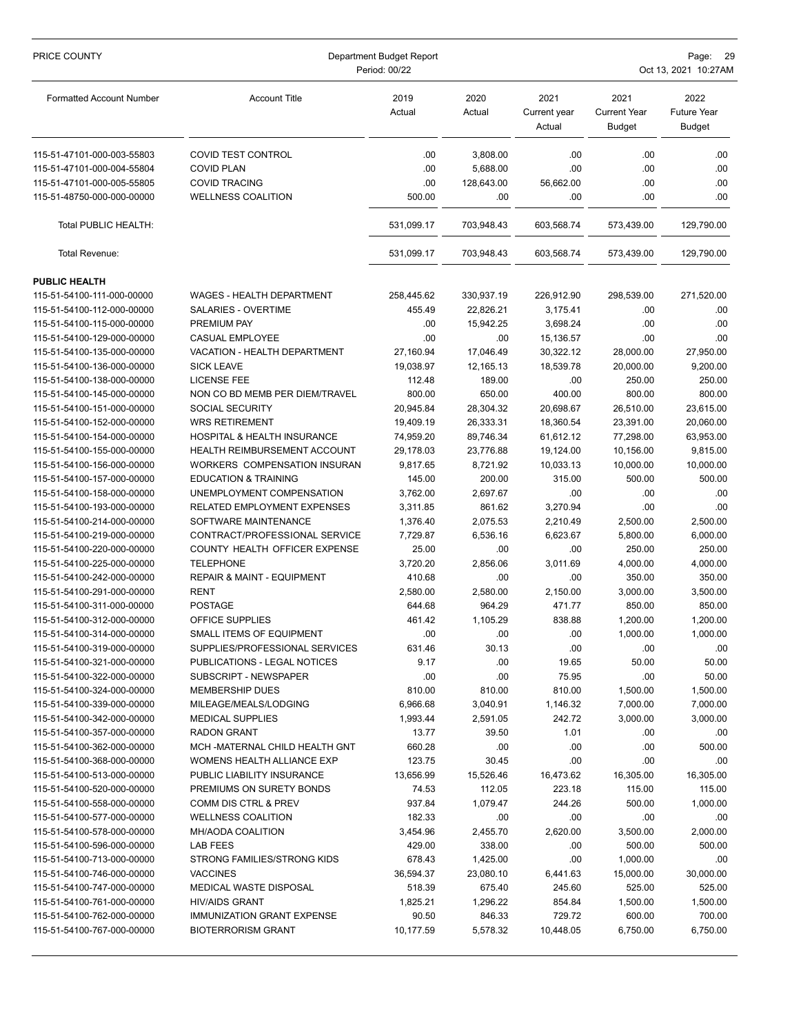| Formatted Account Number | Account Title | 2019 Actual | 2020 Actual | 2021 Current year Actual | 2021 Current Year Budget | 2022 Future Year Budget |
|---|---|---|---|---|---|---|
| 115-51-47101-000-003-55803 | COVID TEST CONTROL | .00 | 3,808.00 | .00 | .00 | .00 |
| 115-51-47101-000-004-55804 | COVID PLAN | .00 | 5,688.00 | .00 | .00 | .00 |
| 115-51-47101-000-005-55805 | COVID TRACING | .00 | 128,643.00 | 56,662.00 | .00 | .00 |
| 115-51-48750-000-000-00000 | WELLNESS COALITION | 500.00 | .00 | .00 | .00 | .00 |
| Total PUBLIC HEALTH: | | 531,099.17 | 703,948.43 | 603,568.74 | 573,439.00 | 129,790.00 |
| Total Revenue: | | 531,099.17 | 703,948.43 | 603,568.74 | 573,439.00 | 129,790.00 |
| **PUBLIC HEALTH** | | | | | | |
| 115-51-54100-111-000-00000 | WAGES - HEALTH DEPARTMENT | 258,445.62 | 330,937.19 | 226,912.90 | 298,539.00 | 271,520.00 |
| 115-51-54100-112-000-00000 | SALARIES - OVERTIME | 455.49 | 22,826.21 | 3,175.41 | .00 | .00 |
| 115-51-54100-115-000-00000 | PREMIUM PAY | .00 | 15,942.25 | 3,698.24 | .00 | .00 |
| 115-51-54100-129-000-00000 | CASUAL EMPLOYEE | .00 | .00 | 15,136.57 | .00 | .00 |
| 115-51-54100-135-000-00000 | VACATION - HEALTH DEPARTMENT | 27,160.94 | 17,046.49 | 30,322.12 | 28,000.00 | 27,950.00 |
| 115-51-54100-136-000-00000 | SICK LEAVE | 19,038.97 | 12,165.13 | 18,539.78 | 20,000.00 | 9,200.00 |
| 115-51-54100-138-000-00000 | LICENSE FEE | 112.48 | 189.00 | .00 | 250.00 | 250.00 |
| 115-51-54100-145-000-00000 | NON CO BD MEMB PER DIEM/TRAVEL | 800.00 | 650.00 | 400.00 | 800.00 | 800.00 |
| 115-51-54100-151-000-00000 | SOCIAL SECURITY | 20,945.84 | 28,304.32 | 20,698.67 | 26,510.00 | 23,615.00 |
| 115-51-54100-152-000-00000 | WRS RETIREMENT | 19,409.19 | 26,333.31 | 18,360.54 | 23,391.00 | 20,060.00 |
| 115-51-54100-154-000-00000 | HOSPITAL & HEALTH INSURANCE | 74,959.20 | 89,746.34 | 61,612.12 | 77,298.00 | 63,953.00 |
| 115-51-54100-155-000-00000 | HEALTH REIMBURSEMENT ACCOUNT | 29,178.03 | 23,776.88 | 19,124.00 | 10,156.00 | 9,815.00 |
| 115-51-54100-156-000-00000 | WORKERS COMPENSATION INSURAN | 9,817.65 | 8,721.92 | 10,033.13 | 10,000.00 | 10,000.00 |
| 115-51-54100-157-000-00000 | EDUCATION & TRAINING | 145.00 | 200.00 | 315.00 | 500.00 | 500.00 |
| 115-51-54100-158-000-00000 | UNEMPLOYMENT COMPENSATION | 3,762.00 | 2,697.67 | .00 | .00 | .00 |
| 115-51-54100-193-000-00000 | RELATED EMPLOYMENT EXPENSES | 3,311.85 | 861.62 | 3,270.94 | .00 | .00 |
| 115-51-54100-214-000-00000 | SOFTWARE MAINTENANCE | 1,376.40 | 2,075.53 | 2,210.49 | 2,500.00 | 2,500.00 |
| 115-51-54100-219-000-00000 | CONTRACT/PROFESSIONAL SERVICE | 7,729.87 | 6,536.16 | 6,623.67 | 5,800.00 | 6,000.00 |
| 115-51-54100-220-000-00000 | COUNTY HEALTH OFFICER EXPENSE | 25.00 | .00 | .00 | 250.00 | 250.00 |
| 115-51-54100-225-000-00000 | TELEPHONE | 3,720.20 | 2,856.06 | 3,011.69 | 4,000.00 | 4,000.00 |
| 115-51-54100-242-000-00000 | REPAIR & MAINT - EQUIPMENT | 410.68 | .00 | .00 | 350.00 | 350.00 |
| 115-51-54100-291-000-00000 | RENT | 2,580.00 | 2,580.00 | 2,150.00 | 3,000.00 | 3,500.00 |
| 115-51-54100-311-000-00000 | POSTAGE | 644.68 | 964.29 | 471.77 | 850.00 | 850.00 |
| 115-51-54100-312-000-00000 | OFFICE SUPPLIES | 461.42 | 1,105.29 | 838.88 | 1,200.00 | 1,200.00 |
| 115-51-54100-314-000-00000 | SMALL ITEMS OF EQUIPMENT | .00 | .00 | .00 | 1,000.00 | 1,000.00 |
| 115-51-54100-319-000-00000 | SUPPLIES/PROFESSIONAL SERVICES | 631.46 | 30.13 | .00 | .00 | .00 |
| 115-51-54100-321-000-00000 | PUBLICATIONS - LEGAL NOTICES | 9.17 | .00 | 19.65 | 50.00 | 50.00 |
| 115-51-54100-322-000-00000 | SUBSCRIPT - NEWSPAPER | .00 | .00 | 75.95 | .00 | 50.00 |
| 115-51-54100-324-000-00000 | MEMBERSHIP DUES | 810.00 | 810.00 | 810.00 | 1,500.00 | 1,500.00 |
| 115-51-54100-339-000-00000 | MILEAGE/MEALS/LODGING | 6,966.68 | 3,040.91 | 1,146.32 | 7,000.00 | 7,000.00 |
| 115-51-54100-342-000-00000 | MEDICAL SUPPLIES | 1,993.44 | 2,591.05 | 242.72 | 3,000.00 | 3,000.00 |
| 115-51-54100-357-000-00000 | RADON GRANT | 13.77 | 39.50 | 1.01 | .00 | .00 |
| 115-51-54100-362-000-00000 | MCH -MATERNAL CHILD HEALTH GNT | 660.28 | .00 | .00 | .00 | 500.00 |
| 115-51-54100-368-000-00000 | WOMENS HEALTH ALLIANCE EXP | 123.75 | 30.45 | .00 | .00 | .00 |
| 115-51-54100-513-000-00000 | PUBLIC LIABILITY INSURANCE | 13,656.99 | 15,526.46 | 16,473.62 | 16,305.00 | 16,305.00 |
| 115-51-54100-520-000-00000 | PREMIUMS ON SURETY BONDS | 74.53 | 112.05 | 223.18 | 115.00 | 115.00 |
| 115-51-54100-558-000-00000 | COMM DIS CTRL & PREV | 937.84 | 1,079.47 | 244.26 | 500.00 | 1,000.00 |
| 115-51-54100-577-000-00000 | WELLNESS COALITION | 182.33 | .00 | .00 | .00 | .00 |
| 115-51-54100-578-000-00000 | MH/AODA COALITION | 3,454.96 | 2,455.70 | 2,620.00 | 3,500.00 | 2,000.00 |
| 115-51-54100-596-000-00000 | LAB FEES | 429.00 | 338.00 | .00 | 500.00 | 500.00 |
| 115-51-54100-713-000-00000 | STRONG FAMILIES/STRONG KIDS | 678.43 | 1,425.00 | .00 | 1,000.00 | .00 |
| 115-51-54100-746-000-00000 | VACCINES | 36,594.37 | 23,080.10 | 6,441.63 | 15,000.00 | 30,000.00 |
| 115-51-54100-747-000-00000 | MEDICAL WASTE DISPOSAL | 518.39 | 675.40 | 245.60 | 525.00 | 525.00 |
| 115-51-54100-761-000-00000 | HIV/AIDS GRANT | 1,825.21 | 1,296.22 | 854.84 | 1,500.00 | 1,500.00 |
| 115-51-54100-762-000-00000 | IMMUNIZATION GRANT EXPENSE | 90.50 | 846.33 | 729.72 | 600.00 | 700.00 |
| 115-51-54100-767-000-00000 | BIOTERRORISM GRANT | 10,177.59 | 5,578.32 | 10,448.05 | 6,750.00 | 6,750.00 |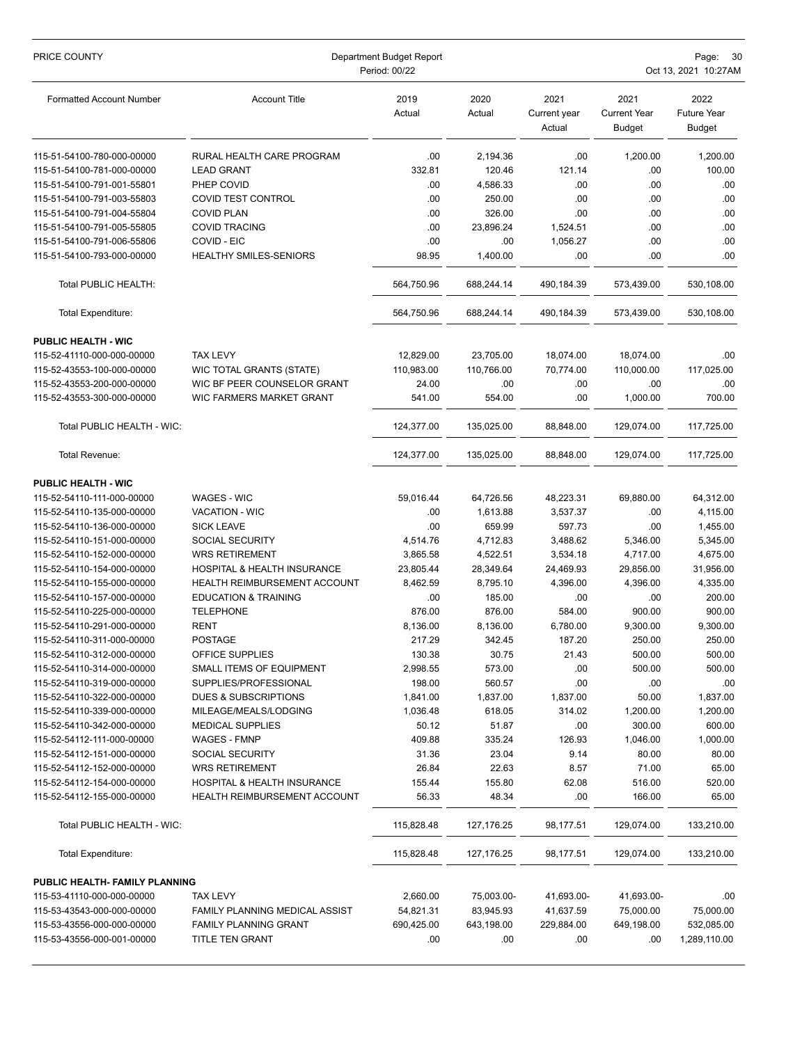| Formatted Account Number | Account Title | 2019 Actual | 2020 Actual | 2021 Current year Actual | 2021 Current Year Budget | 2022 Future Year Budget |
|---|---|---|---|---|---|---|
| 115-51-54100-780-000-00000 | RURAL HEALTH CARE PROGRAM | .00 | 2,194.36 | .00 | 1,200.00 | 1,200.00 |
| 115-51-54100-781-000-00000 | LEAD GRANT | 332.81 | 120.46 | 121.14 | .00 | 100.00 |
| 115-51-54100-791-001-55801 | PHEP COVID | .00 | 4,586.33 | .00 | .00 | .00 |
| 115-51-54100-791-003-55803 | COVID TEST CONTROL | .00 | 250.00 | .00 | .00 | .00 |
| 115-51-54100-791-004-55804 | COVID PLAN | .00 | 326.00 | .00 | .00 | .00 |
| 115-51-54100-791-005-55805 | COVID TRACING | .00 | 23,896.24 | 1,524.51 | .00 | .00 |
| 115-51-54100-791-006-55806 | COVID - EIC | .00 | .00 | 1,056.27 | .00 | .00 |
| 115-51-54100-793-000-00000 | HEALTHY SMILES-SENIORS | 98.95 | 1,400.00 | .00 | .00 | .00 |
| Total PUBLIC HEALTH: | | 564,750.96 | 688,244.14 | 490,184.39 | 573,439.00 | 530,108.00 |
| Total Expenditure: | | 564,750.96 | 688,244.14 | 490,184.39 | 573,439.00 | 530,108.00 |
| **PUBLIC HEALTH - WIC** | | | | | | |
| 115-52-41110-000-000-00000 | TAX LEVY | 12,829.00 | 23,705.00 | 18,074.00 | 18,074.00 | .00 |
| 115-52-43553-100-000-00000 | WIC TOTAL GRANTS (STATE) | 110,983.00 | 110,766.00 | 70,774.00 | 110,000.00 | 117,025.00 |
| 115-52-43553-200-000-00000 | WIC BF PEER COUNSELOR GRANT | 24.00 | .00 | .00 | .00 | .00 |
| 115-52-43553-300-000-00000 | WIC FARMERS MARKET GRANT | 541.00 | 554.00 | .00 | 1,000.00 | 700.00 |
| Total PUBLIC HEALTH - WIC: | | 124,377.00 | 135,025.00 | 88,848.00 | 129,074.00 | 117,725.00 |
| Total Revenue: | | 124,377.00 | 135,025.00 | 88,848.00 | 129,074.00 | 117,725.00 |
| **PUBLIC HEALTH - WIC** | | | | | | |
| 115-52-54110-111-000-00000 | WAGES - WIC | 59,016.44 | 64,726.56 | 48,223.31 | 69,880.00 | 64,312.00 |
| 115-52-54110-135-000-00000 | VACATION - WIC | .00 | 1,613.88 | 3,537.37 | .00 | 4,115.00 |
| 115-52-54110-136-000-00000 | SICK LEAVE | .00 | 659.99 | 597.73 | .00 | 1,455.00 |
| 115-52-54110-151-000-00000 | SOCIAL SECURITY | 4,514.76 | 4,712.83 | 3,488.62 | 5,346.00 | 5,345.00 |
| 115-52-54110-152-000-00000 | WRS RETIREMENT | 3,865.58 | 4,522.51 | 3,534.18 | 4,717.00 | 4,675.00 |
| 115-52-54110-154-000-00000 | HOSPITAL & HEALTH INSURANCE | 23,805.44 | 28,349.64 | 24,469.93 | 29,856.00 | 31,956.00 |
| 115-52-54110-155-000-00000 | HEALTH REIMBURSEMENT ACCOUNT | 8,462.59 | 8,795.10 | 4,396.00 | 4,396.00 | 4,335.00 |
| 115-52-54110-157-000-00000 | EDUCATION & TRAINING | .00 | 185.00 | .00 | .00 | 200.00 |
| 115-52-54110-225-000-00000 | TELEPHONE | 876.00 | 876.00 | 584.00 | 900.00 | 900.00 |
| 115-52-54110-291-000-00000 | RENT | 8,136.00 | 8,136.00 | 6,780.00 | 9,300.00 | 9,300.00 |
| 115-52-54110-311-000-00000 | POSTAGE | 217.29 | 342.45 | 187.20 | 250.00 | 250.00 |
| 115-52-54110-312-000-00000 | OFFICE SUPPLIES | 130.38 | 30.75 | 21.43 | 500.00 | 500.00 |
| 115-52-54110-314-000-00000 | SMALL ITEMS OF EQUIPMENT | 2,998.55 | 573.00 | .00 | 500.00 | 500.00 |
| 115-52-54110-319-000-00000 | SUPPLIES/PROFESSIONAL | 198.00 | 560.57 | .00 | .00 | .00 |
| 115-52-54110-322-000-00000 | DUES & SUBSCRIPTIONS | 1,841.00 | 1,837.00 | 1,837.00 | 50.00 | 1,837.00 |
| 115-52-54110-339-000-00000 | MILEAGE/MEALS/LODGING | 1,036.48 | 618.05 | 314.02 | 1,200.00 | 1,200.00 |
| 115-52-54110-342-000-00000 | MEDICAL SUPPLIES | 50.12 | 51.87 | .00 | 300.00 | 600.00 |
| 115-52-54112-111-000-00000 | WAGES - FMNP | 409.88 | 335.24 | 126.93 | 1,046.00 | 1,000.00 |
| 115-52-54112-151-000-00000 | SOCIAL SECURITY | 31.36 | 23.04 | 9.14 | 80.00 | 80.00 |
| 115-52-54112-152-000-00000 | WRS RETIREMENT | 26.84 | 22.63 | 8.57 | 71.00 | 65.00 |
| 115-52-54112-154-000-00000 | HOSPITAL & HEALTH INSURANCE | 155.44 | 155.80 | 62.08 | 516.00 | 520.00 |
| 115-52-54112-155-000-00000 | HEALTH REIMBURSEMENT ACCOUNT | 56.33 | 48.34 | .00 | 166.00 | 65.00 |
| Total PUBLIC HEALTH - WIC: | | 115,828.48 | 127,176.25 | 98,177.51 | 129,074.00 | 133,210.00 |
| Total Expenditure: | | 115,828.48 | 127,176.25 | 98,177.51 | 129,074.00 | 133,210.00 |
| **PUBLIC HEALTH- FAMILY PLANNING** | | | | | | |
| 115-53-41110-000-000-00000 | TAX LEVY | 2,660.00 | 75,003.00- | 41,693.00- | 41,693.00- | .00 |
| 115-53-43543-000-000-00000 | FAMILY PLANNING MEDICAL ASSIST | 54,821.31 | 83,945.93 | 41,637.59 | 75,000.00 | 75,000.00 |
| 115-53-43556-000-000-00000 | FAMILY PLANNING GRANT | 690,425.00 | 643,198.00 | 229,884.00 | 649,198.00 | 532,085.00 |
| 115-53-43556-000-001-00000 | TITLE TEN GRANT | .00 | .00 | .00 | .00 | 1,289,110.00 |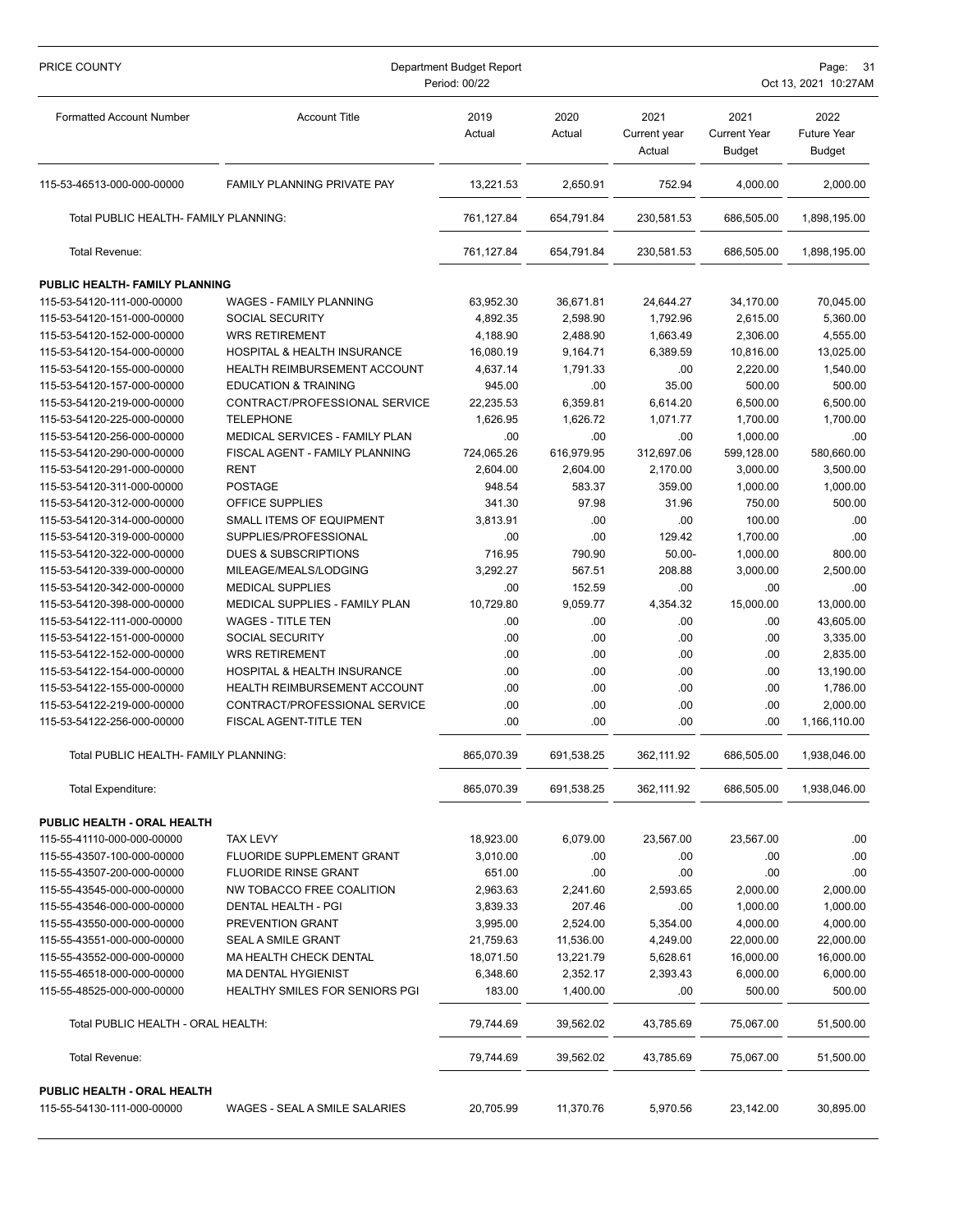| Formatted Account Number | Account Title | 2019 Actual | 2020 Actual | 2021 Current year Actual | 2021 Current Year Budget | 2022 Future Year Budget |
|---|---|---|---|---|---|---|
| 115-53-46513-000-000-00000 | FAMILY PLANNING PRIVATE PAY | 13,221.53 | 2,650.91 | 752.94 | 4,000.00 | 2,000.00 |
| Total PUBLIC HEALTH- FAMILY PLANNING: | | 761,127.84 | 654,791.84 | 230,581.53 | 686,505.00 | 1,898,195.00 |
| Total Revenue: | | 761,127.84 | 654,791.84 | 230,581.53 | 686,505.00 | 1,898,195.00 |
| **PUBLIC HEALTH- FAMILY PLANNING** | | | | | | |
| 115-53-54120-111-000-00000 | WAGES - FAMILY PLANNING | 63,952.30 | 36,671.81 | 24,644.27 | 34,170.00 | 70,045.00 |
| 115-53-54120-151-000-00000 | SOCIAL SECURITY | 4,892.35 | 2,598.90 | 1,792.96 | 2,615.00 | 5,360.00 |
| 115-53-54120-152-000-00000 | WRS RETIREMENT | 4,188.90 | 2,488.90 | 1,663.49 | 2,306.00 | 4,555.00 |
| 115-53-54120-154-000-00000 | HOSPITAL & HEALTH INSURANCE | 16,080.19 | 9,164.71 | 6,389.59 | 10,816.00 | 13,025.00 |
| 115-53-54120-155-000-00000 | HEALTH REIMBURSEMENT ACCOUNT | 4,637.14 | 1,791.33 | .00 | 2,220.00 | 1,540.00 |
| 115-53-54120-157-000-00000 | EDUCATION & TRAINING | 945.00 | .00 | 35.00 | 500.00 | 500.00 |
| 115-53-54120-219-000-00000 | CONTRACT/PROFESSIONAL SERVICE | 22,235.53 | 6,359.81 | 6,614.20 | 6,500.00 | 6,500.00 |
| 115-53-54120-225-000-00000 | TELEPHONE | 1,626.95 | 1,626.72 | 1,071.77 | 1,700.00 | 1,700.00 |
| 115-53-54120-256-000-00000 | MEDICAL SERVICES - FAMILY PLAN | .00 | .00 | .00 | 1,000.00 | .00 |
| 115-53-54120-290-000-00000 | FISCAL AGENT - FAMILY PLANNING | 724,065.26 | 616,979.95 | 312,697.06 | 599,128.00 | 580,660.00 |
| 115-53-54120-291-000-00000 | RENT | 2,604.00 | 2,604.00 | 2,170.00 | 3,000.00 | 3,500.00 |
| 115-53-54120-311-000-00000 | POSTAGE | 948.54 | 583.37 | 359.00 | 1,000.00 | 1,000.00 |
| 115-53-54120-312-000-00000 | OFFICE SUPPLIES | 341.30 | 97.98 | 31.96 | 750.00 | 500.00 |
| 115-53-54120-314-000-00000 | SMALL ITEMS OF EQUIPMENT | 3,813.91 | .00 | .00 | 100.00 | .00 |
| 115-53-54120-319-000-00000 | SUPPLIES/PROFESSIONAL | .00 | .00 | 129.42 | 1,700.00 | .00 |
| 115-53-54120-322-000-00000 | DUES & SUBSCRIPTIONS | 716.95 | 790.90 | 50.00- | 1,000.00 | 800.00 |
| 115-53-54120-339-000-00000 | MILEAGE/MEALS/LODGING | 3,292.27 | 567.51 | 208.88 | 3,000.00 | 2,500.00 |
| 115-53-54120-342-000-00000 | MEDICAL SUPPLIES | .00 | 152.59 | .00 | .00 | .00 |
| 115-53-54120-398-000-00000 | MEDICAL SUPPLIES - FAMILY PLAN | 10,729.80 | 9,059.77 | 4,354.32 | 15,000.00 | 13,000.00 |
| 115-53-54122-111-000-00000 | WAGES - TITLE TEN | .00 | .00 | .00 | .00 | 43,605.00 |
| 115-53-54122-151-000-00000 | SOCIAL SECURITY | .00 | .00 | .00 | .00 | 3,335.00 |
| 115-53-54122-152-000-00000 | WRS RETIREMENT | .00 | .00 | .00 | .00 | 2,835.00 |
| 115-53-54122-154-000-00000 | HOSPITAL & HEALTH INSURANCE | .00 | .00 | .00 | .00 | 13,190.00 |
| 115-53-54122-155-000-00000 | HEALTH REIMBURSEMENT ACCOUNT | .00 | .00 | .00 | .00 | 1,786.00 |
| 115-53-54122-219-000-00000 | CONTRACT/PROFESSIONAL SERVICE | .00 | .00 | .00 | .00 | 2,000.00 |
| 115-53-54122-256-000-00000 | FISCAL AGENT-TITLE TEN | .00 | .00 | .00 | .00 | 1,166,110.00 |
| Total PUBLIC HEALTH- FAMILY PLANNING: | | 865,070.39 | 691,538.25 | 362,111.92 | 686,505.00 | 1,938,046.00 |
| Total Expenditure: | | 865,070.39 | 691,538.25 | 362,111.92 | 686,505.00 | 1,938,046.00 |
| **PUBLIC HEALTH - ORAL HEALTH** | | | | | | |
| 115-55-41110-000-000-00000 | TAX LEVY | 18,923.00 | 6,079.00 | 23,567.00 | 23,567.00 | .00 |
| 115-55-43507-100-000-00000 | FLUORIDE SUPPLEMENT GRANT | 3,010.00 | .00 | .00 | .00 | .00 |
| 115-55-43507-200-000-00000 | FLUORIDE RINSE GRANT | 651.00 | .00 | .00 | .00 | .00 |
| 115-55-43545-000-000-00000 | NW TOBACCO FREE COALITION | 2,963.63 | 2,241.60 | 2,593.65 | 2,000.00 | 2,000.00 |
| 115-55-43546-000-000-00000 | DENTAL HEALTH - PGI | 3,839.33 | 207.46 | .00 | 1,000.00 | 1,000.00 |
| 115-55-43550-000-000-00000 | PREVENTION GRANT | 3,995.00 | 2,524.00 | 5,354.00 | 4,000.00 | 4,000.00 |
| 115-55-43551-000-000-00000 | SEAL A SMILE GRANT | 21,759.63 | 11,536.00 | 4,249.00 | 22,000.00 | 22,000.00 |
| 115-55-43552-000-000-00000 | MA HEALTH CHECK DENTAL | 18,071.50 | 13,221.79 | 5,628.61 | 16,000.00 | 16,000.00 |
| 115-55-46518-000-000-00000 | MA DENTAL HYGIENIST | 6,348.60 | 2,352.17 | 2,393.43 | 6,000.00 | 6,000.00 |
| 115-55-48525-000-000-00000 | HEALTHY SMILES FOR SENIORS PGI | 183.00 | 1,400.00 | .00 | 500.00 | 500.00 |
| Total PUBLIC HEALTH - ORAL HEALTH: | | 79,744.69 | 39,562.02 | 43,785.69 | 75,067.00 | 51,500.00 |
| Total Revenue: | | 79,744.69 | 39,562.02 | 43,785.69 | 75,067.00 | 51,500.00 |
| **PUBLIC HEALTH - ORAL HEALTH** | | | | | | |
| 115-55-54130-111-000-00000 | WAGES - SEAL A SMILE SALARIES | 20,705.99 | 11,370.76 | 5,970.56 | 23,142.00 | 30,895.00 |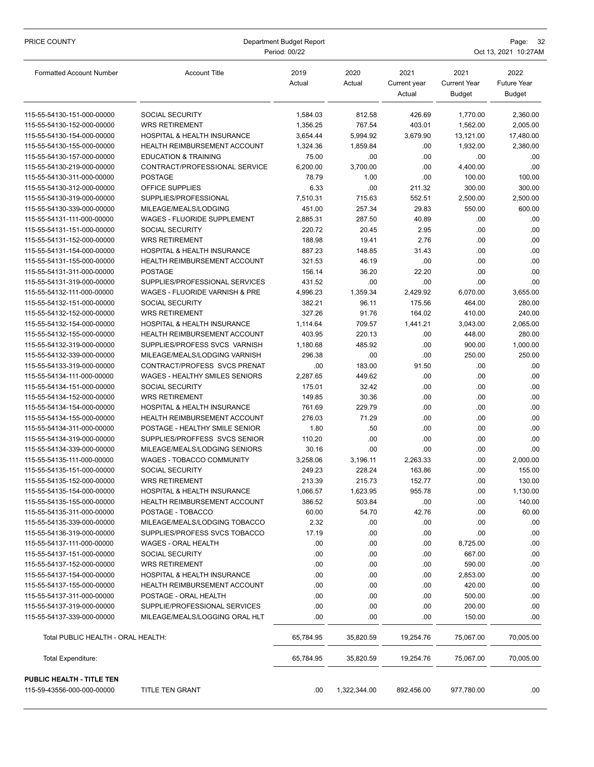| Formatted Account Number | Account Title | 2019 Actual | 2020 Actual | 2021 Current year Actual | 2021 Current Year Budget | 2022 Future Year Budget |
|---|---|---|---|---|---|---|
| 115-55-54130-151-000-00000 | SOCIAL SECURITY | 1,584.03 | 812.58 | 426.69 | 1,770.00 | 2,360.00 |
| 115-55-54130-152-000-00000 | WRS RETIREMENT | 1,356.25 | 767.54 | 403.01 | 1,562.00 | 2,005.00 |
| 115-55-54130-154-000-00000 | HOSPITAL & HEALTH INSURANCE | 3,654.44 | 5,994.92 | 3,679.90 | 13,121.00 | 17,480.00 |
| 115-55-54130-155-000-00000 | HEALTH REIMBURSEMENT ACCOUNT | 1,324.36 | 1,859.84 | .00 | 1,932.00 | 2,380.00 |
| 115-55-54130-157-000-00000 | EDUCATION & TRAINING | 75.00 | .00 | .00 | .00 | .00 |
| 115-55-54130-219-000-00000 | CONTRACT/PROFESSIONAL SERVICE | 6,200.00 | 3,700.00 | .00 | 4,400.00 | .00 |
| 115-55-54130-311-000-00000 | POSTAGE | 78.79 | 1.00 | .00 | 100.00 | 100.00 |
| 115-55-54130-312-000-00000 | OFFICE SUPPLIES | 6.33 | .00 | 211.32 | 300.00 | 300.00 |
| 115-55-54130-319-000-00000 | SUPPLIES/PROFESSIONAL | 7,510.31 | 715.63 | 552.51 | 2,500.00 | 2,500.00 |
| 115-55-54130-339-000-00000 | MILEAGE/MEALS/LODGING | 451.00 | 257.34 | 29.83 | 550.00 | 600.00 |
| 115-55-54131-111-000-00000 | WAGES - FLUORIDE SUPPLEMENT | 2,885.31 | 287.50 | 40.89 | .00 | .00 |
| 115-55-54131-151-000-00000 | SOCIAL SECURITY | 220.72 | 20.45 | 2.95 | .00 | .00 |
| 115-55-54131-152-000-00000 | WRS RETIREMENT | 188.98 | 19.41 | 2.76 | .00 | .00 |
| 115-55-54131-154-000-00000 | HOSPITAL & HEALTH INSURANCE | 887.23 | 148.85 | 31.43 | .00 | .00 |
| 115-55-54131-155-000-00000 | HEALTH REIMBURSEMENT ACCOUNT | 321.53 | 46.19 | .00 | .00 | .00 |
| 115-55-54131-311-000-00000 | POSTAGE | 156.14 | 36.20 | 22.20 | .00 | .00 |
| 115-55-54131-319-000-00000 | SUPPLIES/PROFESSIONAL SERVICES | 431.52 | .00 | .00 | .00 | .00 |
| 115-55-54132-111-000-00000 | WAGES - FLUORIDE VARNISH & PRE | 4,996.23 | 1,359.34 | 2,429.92 | 6,070.00 | 3,655.00 |
| 115-55-54132-151-000-00000 | SOCIAL SECURITY | 382.21 | 96.11 | 175.56 | 464.00 | 280.00 |
| 115-55-54132-152-000-00000 | WRS RETIREMENT | 327.26 | 91.76 | 164.02 | 410.00 | 240.00 |
| 115-55-54132-154-000-00000 | HOSPITAL & HEALTH INSURANCE | 1,114.64 | 709.57 | 1,441.21 | 3,043.00 | 2,065.00 |
| 115-55-54132-155-000-00000 | HEALTH REIMBURSEMENT ACCOUNT | 403.95 | 220.13 | .00 | 448.00 | 280.00 |
| 115-55-54132-319-000-00000 | SUPPLIES/PROFESS SVCS VARNISH | 1,180.68 | 485.92 | .00 | 900.00 | 1,000.00 |
| 115-55-54132-339-000-00000 | MILEAGE/MEALS/LODGING VARNISH | 296.38 | .00 | .00 | 250.00 | 250.00 |
| 115-55-54133-319-000-00000 | CONTRACT/PROFESS SVCS PRENAT | .00 | 183.00 | 91.50 | .00 | .00 |
| 115-55-54134-111-000-00000 | WAGES - HEALTHY SMILES SENIORS | 2,287.65 | 449.62 | .00 | .00 | .00 |
| 115-55-54134-151-000-00000 | SOCIAL SECURITY | 175.01 | 32.42 | .00 | .00 | .00 |
| 115-55-54134-152-000-00000 | WRS RETIREMENT | 149.85 | 30.36 | .00 | .00 | .00 |
| 115-55-54134-154-000-00000 | HOSPITAL & HEALTH INSURANCE | 761.69 | 229.79 | .00 | .00 | .00 |
| 115-55-54134-155-000-00000 | HEALTH REIMBURSEMENT ACCOUNT | 276.03 | 71.29 | .00 | .00 | .00 |
| 115-55-54134-311-000-00000 | POSTAGE - HEALTHY SMILE SENIOR | 1.80 | .50 | .00 | .00 | .00 |
| 115-55-54134-319-000-00000 | SUPPLIES/PROFFESS SVCS SENIOR | 110.20 | .00 | .00 | .00 | .00 |
| 115-55-54134-339-000-00000 | MILEAGE/MEALS/LODGING SENIORS | 30.16 | .00 | .00 | .00 | .00 |
| 115-55-54135-111-000-00000 | WAGES - TOBACCO COMMUNITY | 3,258.06 | 3,196.11 | 2,263.33 | .00 | 2,000.00 |
| 115-55-54135-151-000-00000 | SOCIAL SECURITY | 249.23 | 228.24 | 163.86 | .00 | 155.00 |
| 115-55-54135-152-000-00000 | WRS RETIREMENT | 213.39 | 215.73 | 152.77 | .00 | 130.00 |
| 115-55-54135-154-000-00000 | HOSPITAL & HEALTH INSURANCE | 1,066.57 | 1,623.95 | 955.78 | .00 | 1,130.00 |
| 115-55-54135-155-000-00000 | HEALTH REIMBURSEMENT ACCOUNT | 386.52 | 503.84 | .00 | .00 | 140.00 |
| 115-55-54135-311-000-00000 | POSTAGE - TOBACCO | 60.00 | 54.70 | 42.76 | .00 | 60.00 |
| 115-55-54135-339-000-00000 | MILEAGE/MEALS/LODGING TOBACCO | 2.32 | .00 | .00 | .00 | .00 |
| 115-55-54136-319-000-00000 | SUPPLIES/PROFESS SVCS TOBACCO | 17.19 | .00 | .00 | .00 | .00 |
| 115-55-54137-111-000-00000 | WAGES - ORAL HEALTH | .00 | .00 | .00 | 8,725.00 | .00 |
| 115-55-54137-151-000-00000 | SOCIAL SECURITY | .00 | .00 | .00 | 667.00 | .00 |
| 115-55-54137-152-000-00000 | WRS RETIREMENT | .00 | .00 | .00 | 590.00 | .00 |
| 115-55-54137-154-000-00000 | HOSPITAL & HEALTH INSURANCE | .00 | .00 | .00 | 2,853.00 | .00 |
| 115-55-54137-155-000-00000 | HEALTH REIMBURSEMENT ACCOUNT | .00 | .00 | .00 | 420.00 | .00 |
| 115-55-54137-311-000-00000 | POSTAGE - ORAL HEALTH | .00 | .00 | .00 | 500.00 | .00 |
| 115-55-54137-319-000-00000 | SUPPLIE/PROFESSIONAL SERVICES | .00 | .00 | .00 | 200.00 | .00 |
| 115-55-54137-339-000-00000 | MILEAGE/MEALS/LOGGING ORAL HLT | .00 | .00 | .00 | 150.00 | .00 |
| Total PUBLIC HEALTH - ORAL HEALTH: | | 65,784.95 | 35,820.59 | 19,254.76 | 75,067.00 | 70,005.00 |
| Total Expenditure: | | 65,784.95 | 35,820.59 | 19,254.76 | 75,067.00 | 70,005.00 |
| **PUBLIC HEALTH - TITLE TEN** | | | | | | |
| 115-59-43556-000-000-00000 | TITLE TEN GRANT | .00 | 1,322,344.00 | 892,456.00 | 977,780.00 | .00 |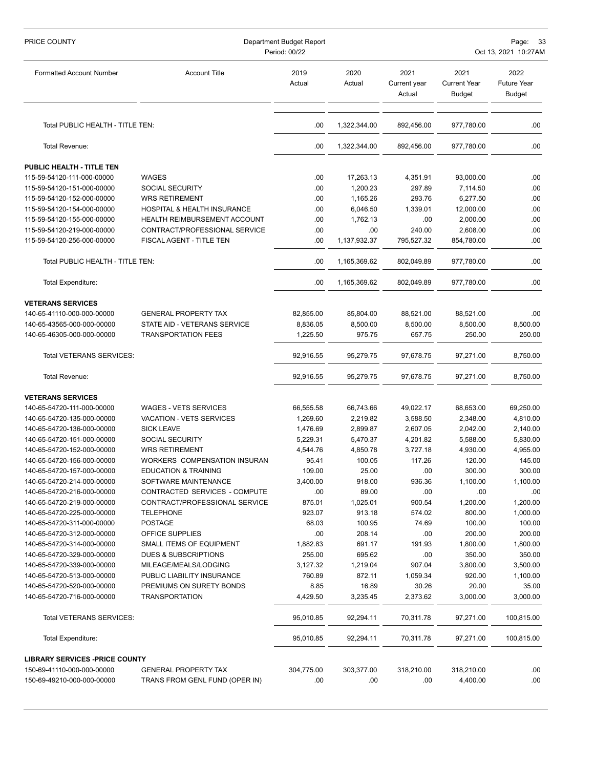| Formatted Account Number | Account Title | 2019 Actual | 2020 Actual | 2021 Current year Actual | 2021 Current Year Budget | 2022 Future Year Budget |
|---|---|---|---|---|---|---|
| Total PUBLIC HEALTH - TITLE TEN: | | .00 | 1,322,344.00 | 892,456.00 | 977,780.00 | .00 |
| Total Revenue: | | .00 | 1,322,344.00 | 892,456.00 | 977,780.00 | .00 |
| **PUBLIC HEALTH - TITLE TEN** | | | | | | |
| 115-59-54120-111-000-00000 | WAGES | .00 | 17,263.13 | 4,351.91 | 93,000.00 | .00 |
| 115-59-54120-151-000-00000 | SOCIAL SECURITY | .00 | 1,200.23 | 297.89 | 7,114.50 | .00 |
| 115-59-54120-152-000-00000 | WRS RETIREMENT | .00 | 1,165.26 | 293.76 | 6,277.50 | .00 |
| 115-59-54120-154-000-00000 | HOSPITAL & HEALTH INSURANCE | .00 | 6,046.50 | 1,339.01 | 12,000.00 | .00 |
| 115-59-54120-155-000-00000 | HEALTH REIMBURSEMENT ACCOUNT | .00 | 1,762.13 | .00 | 2,000.00 | .00 |
| 115-59-54120-219-000-00000 | CONTRACT/PROFESSIONAL SERVICE | .00 | .00 | 240.00 | 2,608.00 | .00 |
| 115-59-54120-256-000-00000 | FISCAL AGENT - TITLE TEN | .00 | 1,137,932.37 | 795,527.32 | 854,780.00 | .00 |
| Total PUBLIC HEALTH - TITLE TEN: | | .00 | 1,165,369.62 | 802,049.89 | 977,780.00 | .00 |
| Total Expenditure: | | .00 | 1,165,369.62 | 802,049.89 | 977,780.00 | .00 |
| **VETERANS SERVICES** | | | | | | |
| 140-65-41110-000-000-00000 | GENERAL PROPERTY TAX | 82,855.00 | 85,804.00 | 88,521.00 | 88,521.00 | .00 |
| 140-65-43565-000-000-00000 | STATE AID - VETERANS SERVICE | 8,836.05 | 8,500.00 | 8,500.00 | 8,500.00 | 8,500.00 |
| 140-65-46305-000-000-00000 | TRANSPORTATION FEES | 1,225.50 | 975.75 | 657.75 | 250.00 | 250.00 |
| Total VETERANS SERVICES: | | 92,916.55 | 95,279.75 | 97,678.75 | 97,271.00 | 8,750.00 |
| Total Revenue: | | 92,916.55 | 95,279.75 | 97,678.75 | 97,271.00 | 8,750.00 |
| **VETERANS SERVICES** | | | | | | |
| 140-65-54720-111-000-00000 | WAGES - VETS SERVICES | 66,555.58 | 66,743.66 | 49,022.17 | 68,653.00 | 69,250.00 |
| 140-65-54720-135-000-00000 | VACATION - VETS SERVICES | 1,269.60 | 2,219.82 | 3,588.50 | 2,348.00 | 4,810.00 |
| 140-65-54720-136-000-00000 | SICK LEAVE | 1,476.69 | 2,899.87 | 2,607.05 | 2,042.00 | 2,140.00 |
| 140-65-54720-151-000-00000 | SOCIAL SECURITY | 5,229.31 | 5,470.37 | 4,201.82 | 5,588.00 | 5,830.00 |
| 140-65-54720-152-000-00000 | WRS RETIREMENT | 4,544.76 | 4,850.78 | 3,727.18 | 4,930.00 | 4,955.00 |
| 140-65-54720-156-000-00000 | WORKERS COMPENSATION INSURAN | 95.41 | 100.05 | 117.26 | 120.00 | 145.00 |
| 140-65-54720-157-000-00000 | EDUCATION & TRAINING | 109.00 | 25.00 | .00 | 300.00 | 300.00 |
| 140-65-54720-214-000-00000 | SOFTWARE MAINTENANCE | 3,400.00 | 918.00 | 936.36 | 1,100.00 | 1,100.00 |
| 140-65-54720-216-000-00000 | CONTRACTED SERVICES - COMPUTE | .00 | 89.00 | .00 | .00 | .00 |
| 140-65-54720-219-000-00000 | CONTRACT/PROFESSIONAL SERVICE | 875.01 | 1,025.01 | 900.54 | 1,200.00 | 1,200.00 |
| 140-65-54720-225-000-00000 | TELEPHONE | 923.07 | 913.18 | 574.02 | 800.00 | 1,000.00 |
| 140-65-54720-311-000-00000 | POSTAGE | 68.03 | 100.95 | 74.69 | 100.00 | 100.00 |
| 140-65-54720-312-000-00000 | OFFICE SUPPLIES | .00 | 208.14 | .00 | 200.00 | 200.00 |
| 140-65-54720-314-000-00000 | SMALL ITEMS OF EQUIPMENT | 1,882.83 | 691.17 | 191.93 | 1,800.00 | 1,800.00 |
| 140-65-54720-329-000-00000 | DUES & SUBSCRIPTIONS | 255.00 | 695.62 | .00 | 350.00 | 350.00 |
| 140-65-54720-339-000-00000 | MILEAGE/MEALS/LODGING | 3,127.32 | 1,219.04 | 907.04 | 3,800.00 | 3,500.00 |
| 140-65-54720-513-000-00000 | PUBLIC LIABILITY INSURANCE | 760.89 | 872.11 | 1,059.34 | 920.00 | 1,100.00 |
| 140-65-54720-520-000-00000 | PREMIUMS ON SURETY BONDS | 8.85 | 16.89 | 30.26 | 20.00 | 35.00 |
| 140-65-54720-716-000-00000 | TRANSPORTATION | 4,429.50 | 3,235.45 | 2,373.62 | 3,000.00 | 3,000.00 |
| Total VETERANS SERVICES: | | 95,010.85 | 92,294.11 | 70,311.78 | 97,271.00 | 100,815.00 |
| Total Expenditure: | | 95,010.85 | 92,294.11 | 70,311.78 | 97,271.00 | 100,815.00 |
| **LIBRARY SERVICES -PRICE COUNTY** | | | | | | |
| 150-69-41110-000-000-00000 | GENERAL PROPERTY TAX | 304,775.00 | 303,377.00 | 318,210.00 | 318,210.00 | .00 |
| 150-69-49210-000-000-00000 | TRANS FROM GENL FUND (OPER IN) | .00 | .00 | .00 | 4,400.00 | .00 |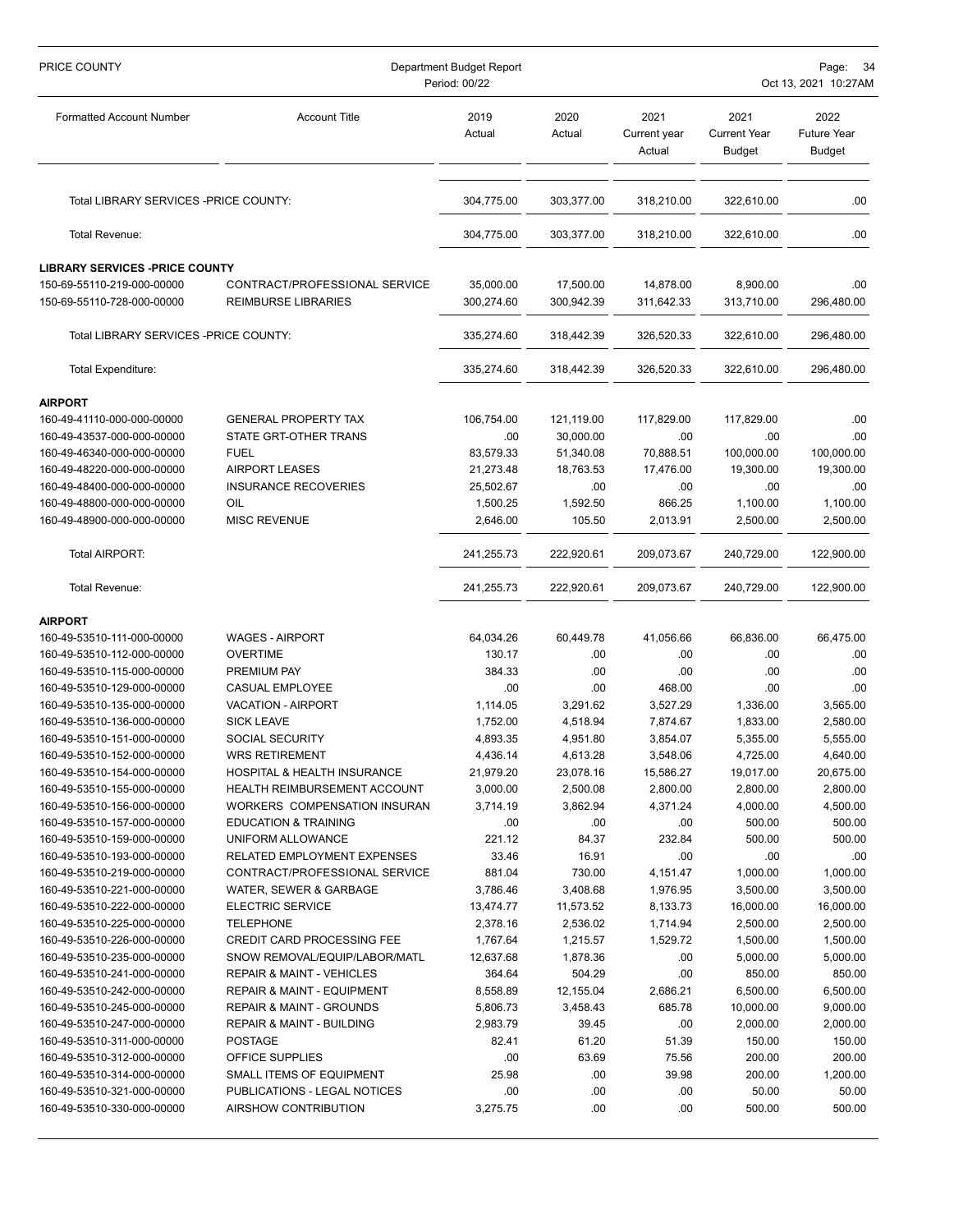| Formatted Account Number | Account Title | 2019 Actual | 2020 Actual | 2021 Current year Actual | 2021 Current Year Budget | 2022 Future Year Budget |
|---|---|---|---|---|---|---|
| Total LIBRARY SERVICES -PRICE COUNTY: | | 304,775.00 | 303,377.00 | 318,210.00 | 322,610.00 | .00 |
| Total Revenue: | | 304,775.00 | 303,377.00 | 318,210.00 | 322,610.00 | .00 |
| **LIBRARY SERVICES -PRICE COUNTY** | | | | | | |
| 150-69-55110-219-000-00000 | CONTRACT/PROFESSIONAL SERVICE | 35,000.00 | 17,500.00 | 14,878.00 | 8,900.00 | .00 |
| 150-69-55110-728-000-00000 | REIMBURSE LIBRARIES | 300,274.60 | 300,942.39 | 311,642.33 | 313,710.00 | 296,480.00 |
| Total LIBRARY SERVICES -PRICE COUNTY: | | 335,274.60 | 318,442.39 | 326,520.33 | 322,610.00 | 296,480.00 |
| Total Expenditure: | | 335,274.60 | 318,442.39 | 326,520.33 | 322,610.00 | 296,480.00 |
| **AIRPORT** | | | | | | |
| 160-49-41110-000-000-00000 | GENERAL PROPERTY TAX | 106,754.00 | 121,119.00 | 117,829.00 | 117,829.00 | .00 |
| 160-49-43537-000-000-00000 | STATE GRT-OTHER TRANS | .00 | 30,000.00 | .00 | .00 | .00 |
| 160-49-46340-000-000-00000 | FUEL | 83,579.33 | 51,340.08 | 70,888.51 | 100,000.00 | 100,000.00 |
| 160-49-48220-000-000-00000 | AIRPORT LEASES | 21,273.48 | 18,763.53 | 17,476.00 | 19,300.00 | 19,300.00 |
| 160-49-48400-000-000-00000 | INSURANCE RECOVERIES | 25,502.67 | .00 | .00 | .00 | .00 |
| 160-49-48800-000-000-00000 | OIL | 1,500.25 | 1,592.50 | 866.25 | 1,100.00 | 1,100.00 |
| 160-49-48900-000-000-00000 | MISC REVENUE | 2,646.00 | 105.50 | 2,013.91 | 2,500.00 | 2,500.00 |
| Total AIRPORT: | | 241,255.73 | 222,920.61 | 209,073.67 | 240,729.00 | 122,900.00 |
| Total Revenue: | | 241,255.73 | 222,920.61 | 209,073.67 | 240,729.00 | 122,900.00 |
| **AIRPORT** | | | | | | |
| 160-49-53510-111-000-00000 | WAGES - AIRPORT | 64,034.26 | 60,449.78 | 41,056.66 | 66,836.00 | 66,475.00 |
| 160-49-53510-112-000-00000 | OVERTIME | 130.17 | .00 | .00 | .00 | .00 |
| 160-49-53510-115-000-00000 | PREMIUM PAY | 384.33 | .00 | .00 | .00 | .00 |
| 160-49-53510-129-000-00000 | CASUAL EMPLOYEE | .00 | .00 | 468.00 | .00 | .00 |
| 160-49-53510-135-000-00000 | VACATION - AIRPORT | 1,114.05 | 3,291.62 | 3,527.29 | 1,336.00 | 3,565.00 |
| 160-49-53510-136-000-00000 | SICK LEAVE | 1,752.00 | 4,518.94 | 7,874.67 | 1,833.00 | 2,580.00 |
| 160-49-53510-151-000-00000 | SOCIAL SECURITY | 4,893.35 | 4,951.80 | 3,854.07 | 5,355.00 | 5,555.00 |
| 160-49-53510-152-000-00000 | WRS RETIREMENT | 4,436.14 | 4,613.28 | 3,548.06 | 4,725.00 | 4,640.00 |
| 160-49-53510-154-000-00000 | HOSPITAL & HEALTH INSURANCE | 21,979.20 | 23,078.16 | 15,586.27 | 19,017.00 | 20,675.00 |
| 160-49-53510-155-000-00000 | HEALTH REIMBURSEMENT ACCOUNT | 3,000.00 | 2,500.08 | 2,800.00 | 2,800.00 | 2,800.00 |
| 160-49-53510-156-000-00000 | WORKERS COMPENSATION INSURAN | 3,714.19 | 3,862.94 | 4,371.24 | 4,000.00 | 4,500.00 |
| 160-49-53510-157-000-00000 | EDUCATION & TRAINING | .00 | .00 | .00 | 500.00 | 500.00 |
| 160-49-53510-159-000-00000 | UNIFORM ALLOWANCE | 221.12 | 84.37 | 232.84 | 500.00 | 500.00 |
| 160-49-53510-193-000-00000 | RELATED EMPLOYMENT EXPENSES | 33.46 | 16.91 | .00 | .00 | .00 |
| 160-49-53510-219-000-00000 | CONTRACT/PROFESSIONAL SERVICE | 881.04 | 730.00 | 4,151.47 | 1,000.00 | 1,000.00 |
| 160-49-53510-221-000-00000 | WATER, SEWER & GARBAGE | 3,786.46 | 3,408.68 | 1,976.95 | 3,500.00 | 3,500.00 |
| 160-49-53510-222-000-00000 | ELECTRIC SERVICE | 13,474.77 | 11,573.52 | 8,133.73 | 16,000.00 | 16,000.00 |
| 160-49-53510-225-000-00000 | TELEPHONE | 2,378.16 | 2,536.02 | 1,714.94 | 2,500.00 | 2,500.00 |
| 160-49-53510-226-000-00000 | CREDIT CARD PROCESSING FEE | 1,767.64 | 1,215.57 | 1,529.72 | 1,500.00 | 1,500.00 |
| 160-49-53510-235-000-00000 | SNOW REMOVAL/EQUIP/LABOR/MATL | 12,637.68 | 1,878.36 | .00 | 5,000.00 | 5,000.00 |
| 160-49-53510-241-000-00000 | REPAIR & MAINT - VEHICLES | 364.64 | 504.29 | .00 | 850.00 | 850.00 |
| 160-49-53510-242-000-00000 | REPAIR & MAINT - EQUIPMENT | 8,558.89 | 12,155.04 | 2,686.21 | 6,500.00 | 6,500.00 |
| 160-49-53510-245-000-00000 | REPAIR & MAINT - GROUNDS | 5,806.73 | 3,458.43 | 685.78 | 10,000.00 | 9,000.00 |
| 160-49-53510-247-000-00000 | REPAIR & MAINT - BUILDING | 2,983.79 | 39.45 | .00 | 2,000.00 | 2,000.00 |
| 160-49-53510-311-000-00000 | POSTAGE | 82.41 | 61.20 | 51.39 | 150.00 | 150.00 |
| 160-49-53510-312-000-00000 | OFFICE SUPPLIES | .00 | 63.69 | 75.56 | 200.00 | 200.00 |
| 160-49-53510-314-000-00000 | SMALL ITEMS OF EQUIPMENT | 25.98 | .00 | 39.98 | 200.00 | 1,200.00 |
| 160-49-53510-321-000-00000 | PUBLICATIONS - LEGAL NOTICES | .00 | .00 | .00 | 50.00 | 50.00 |
| 160-49-53510-330-000-00000 | AIRSHOW CONTRIBUTION | 3,275.75 | .00 | .00 | 500.00 | 500.00 |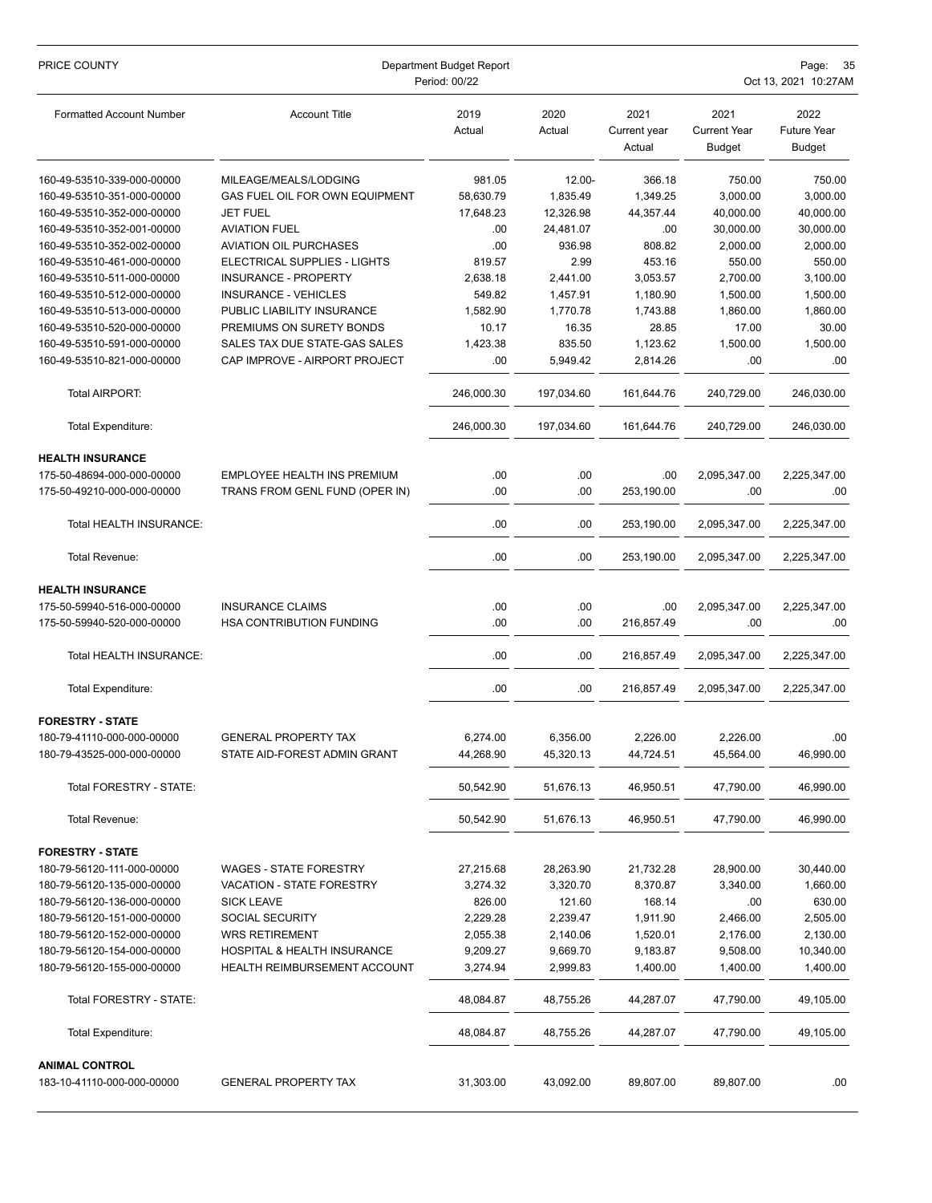PRICE COUNTY — Department Budget Report — Period: 00/22 — Oct 13, 2021 10:27AM

| Formatted Account Number | Account Title | 2019 Actual | 2020 Actual | 2021 Current year Actual | 2021 Current Year Budget | 2022 Future Year Budget |
|---|---|---|---|---|---|---|
| 160-49-53510-339-000-00000 | MILEAGE/MEALS/LODGING | 981.05 | 12.00- | 366.18 | 750.00 | 750.00 |
| 160-49-53510-351-000-00000 | GAS FUEL OIL FOR OWN EQUIPMENT | 58,630.79 | 1,835.49 | 1,349.25 | 3,000.00 | 3,000.00 |
| 160-49-53510-352-000-00000 | JET FUEL | 17,648.23 | 12,326.98 | 44,357.44 | 40,000.00 | 40,000.00 |
| 160-49-53510-352-001-00000 | AVIATION FUEL | .00 | 24,481.07 | .00 | 30,000.00 | 30,000.00 |
| 160-49-53510-352-002-00000 | AVIATION OIL PURCHASES | .00 | 936.98 | 808.82 | 2,000.00 | 2,000.00 |
| 160-49-53510-461-000-00000 | ELECTRICAL SUPPLIES - LIGHTS | 819.57 | 2.99 | 453.16 | 550.00 | 550.00 |
| 160-49-53510-511-000-00000 | INSURANCE - PROPERTY | 2,638.18 | 2,441.00 | 3,053.57 | 2,700.00 | 3,100.00 |
| 160-49-53510-512-000-00000 | INSURANCE - VEHICLES | 549.82 | 1,457.91 | 1,180.90 | 1,500.00 | 1,500.00 |
| 160-49-53510-513-000-00000 | PUBLIC LIABILITY INSURANCE | 1,582.90 | 1,770.78 | 1,743.88 | 1,860.00 | 1,860.00 |
| 160-49-53510-520-000-00000 | PREMIUMS ON SURETY BONDS | 10.17 | 16.35 | 28.85 | 17.00 | 30.00 |
| 160-49-53510-591-000-00000 | SALES TAX DUE STATE-GAS SALES | 1,423.38 | 835.50 | 1,123.62 | 1,500.00 | 1,500.00 |
| 160-49-53510-821-000-00000 | CAP IMPROVE - AIRPORT PROJECT | .00 | 5,949.42 | 2,814.26 | .00 | .00 |
| Total AIRPORT: | | 246,000.30 | 197,034.60 | 161,644.76 | 240,729.00 | 246,030.00 |
| Total Expenditure: | | 246,000.30 | 197,034.60 | 161,644.76 | 240,729.00 | 246,030.00 |
| **HEALTH INSURANCE** | | | | | | |
| 175-50-48694-000-000-00000 | EMPLOYEE HEALTH INS PREMIUM | .00 | .00 | .00 | 2,095,347.00 | 2,225,347.00 |
| 175-50-49210-000-000-00000 | TRANS FROM GENL FUND (OPER IN) | .00 | .00 | 253,190.00 | .00 | .00 |
| Total HEALTH INSURANCE: | | .00 | .00 | 253,190.00 | 2,095,347.00 | 2,225,347.00 |
| Total Revenue: | | .00 | .00 | 253,190.00 | 2,095,347.00 | 2,225,347.00 |
| **HEALTH INSURANCE** | | | | | | |
| 175-50-59940-516-000-00000 | INSURANCE CLAIMS | .00 | .00 | .00 | 2,095,347.00 | 2,225,347.00 |
| 175-50-59940-520-000-00000 | HSA CONTRIBUTION FUNDING | .00 | .00 | 216,857.49 | .00 | .00 |
| Total HEALTH INSURANCE: | | .00 | .00 | 216,857.49 | 2,095,347.00 | 2,225,347.00 |
| Total Expenditure: | | .00 | .00 | 216,857.49 | 2,095,347.00 | 2,225,347.00 |
| **FORESTRY - STATE** | | | | | | |
| 180-79-41110-000-000-00000 | GENERAL PROPERTY TAX | 6,274.00 | 6,356.00 | 2,226.00 | 2,226.00 | .00 |
| 180-79-43525-000-000-00000 | STATE AID-FOREST ADMIN GRANT | 44,268.90 | 45,320.13 | 44,724.51 | 45,564.00 | 46,990.00 |
| Total FORESTRY - STATE: | | 50,542.90 | 51,676.13 | 46,950.51 | 47,790.00 | 46,990.00 |
| Total Revenue: | | 50,542.90 | 51,676.13 | 46,950.51 | 47,790.00 | 46,990.00 |
| **FORESTRY - STATE** | | | | | | |
| 180-79-56120-111-000-00000 | WAGES - STATE FORESTRY | 27,215.68 | 28,263.90 | 21,732.28 | 28,900.00 | 30,440.00 |
| 180-79-56120-135-000-00000 | VACATION - STATE FORESTRY | 3,274.32 | 3,320.70 | 8,370.87 | 3,340.00 | 1,660.00 |
| 180-79-56120-136-000-00000 | SICK LEAVE | 826.00 | 121.60 | 168.14 | .00 | 630.00 |
| 180-79-56120-151-000-00000 | SOCIAL SECURITY | 2,229.28 | 2,239.47 | 1,911.90 | 2,466.00 | 2,505.00 |
| 180-79-56120-152-000-00000 | WRS RETIREMENT | 2,055.38 | 2,140.06 | 1,520.01 | 2,176.00 | 2,130.00 |
| 180-79-56120-154-000-00000 | HOSPITAL & HEALTH INSURANCE | 9,209.27 | 9,669.70 | 9,183.87 | 9,508.00 | 10,340.00 |
| 180-79-56120-155-000-00000 | HEALTH REIMBURSEMENT ACCOUNT | 3,274.94 | 2,999.83 | 1,400.00 | 1,400.00 | 1,400.00 |
| Total FORESTRY - STATE: | | 48,084.87 | 48,755.26 | 44,287.07 | 47,790.00 | 49,105.00 |
| Total Expenditure: | | 48,084.87 | 48,755.26 | 44,287.07 | 47,790.00 | 49,105.00 |
| **ANIMAL CONTROL** | | | | | | |
| 183-10-41110-000-000-00000 | GENERAL PROPERTY TAX | 31,303.00 | 43,092.00 | 89,807.00 | 89,807.00 | .00 |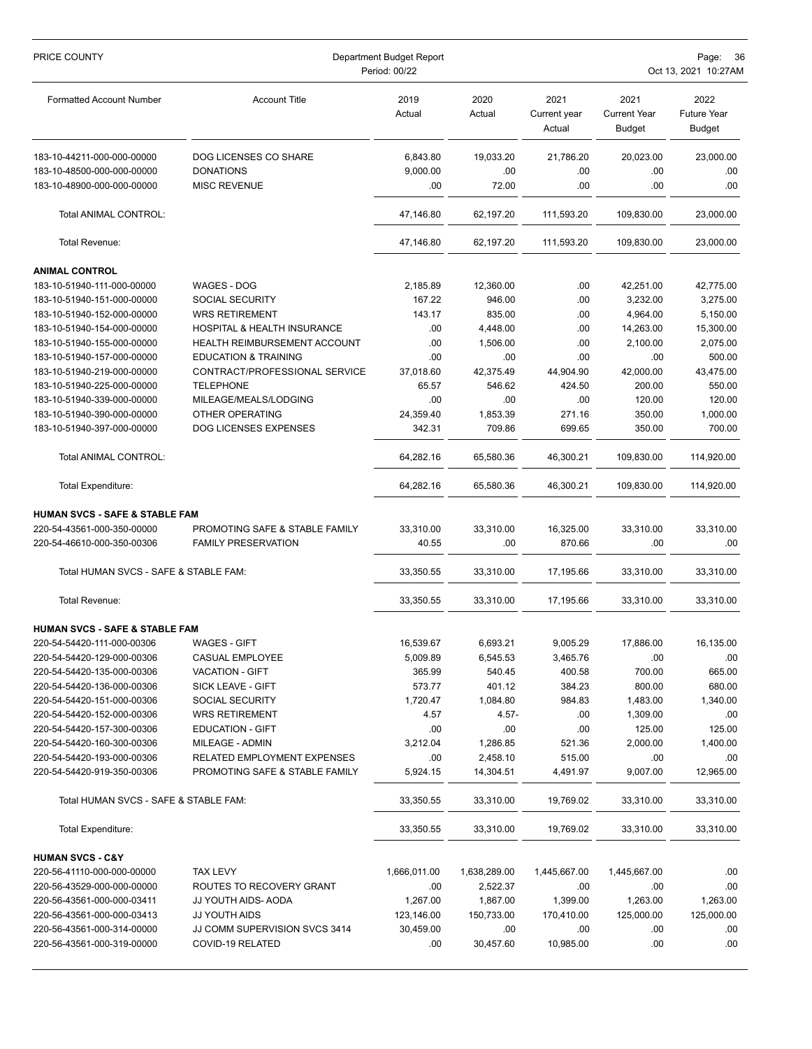| Formatted Account Number | Account Title | 2019 Actual | 2020 Actual | 2021 Current year Actual | 2021 Current Year Budget | 2022 Future Year Budget |
|---|---|---|---|---|---|---|
| 183-10-44211-000-000-00000 | DOG LICENSES CO SHARE | 6,843.80 | 19,033.20 | 21,786.20 | 20,023.00 | 23,000.00 |
| 183-10-48500-000-000-00000 | DONATIONS | 9,000.00 | .00 | .00 | .00 | .00 |
| 183-10-48900-000-000-00000 | MISC REVENUE | .00 | 72.00 | .00 | .00 | .00 |
| Total ANIMAL CONTROL: | | 47,146.80 | 62,197.20 | 111,593.20 | 109,830.00 | 23,000.00 |
| Total Revenue: | | 47,146.80 | 62,197.20 | 111,593.20 | 109,830.00 | 23,000.00 |
| **ANIMAL CONTROL** | | | | | | |
| 183-10-51940-111-000-00000 | WAGES - DOG | 2,185.89 | 12,360.00 | .00 | 42,251.00 | 42,775.00 |
| 183-10-51940-151-000-00000 | SOCIAL SECURITY | 167.22 | 946.00 | .00 | 3,232.00 | 3,275.00 |
| 183-10-51940-152-000-00000 | WRS RETIREMENT | 143.17 | 835.00 | .00 | 4,964.00 | 5,150.00 |
| 183-10-51940-154-000-00000 | HOSPITAL & HEALTH INSURANCE | .00 | 4,448.00 | .00 | 14,263.00 | 15,300.00 |
| 183-10-51940-155-000-00000 | HEALTH REIMBURSEMENT ACCOUNT | .00 | 1,506.00 | .00 | 2,100.00 | 2,075.00 |
| 183-10-51940-157-000-00000 | EDUCATION & TRAINING | .00 | .00 | .00 | .00 | 500.00 |
| 183-10-51940-219-000-00000 | CONTRACT/PROFESSIONAL SERVICE | 37,018.60 | 42,375.49 | 44,904.90 | 42,000.00 | 43,475.00 |
| 183-10-51940-225-000-00000 | TELEPHONE | 65.57 | 546.62 | 424.50 | 200.00 | 550.00 |
| 183-10-51940-339-000-00000 | MILEAGE/MEALS/LODGING | .00 | .00 | .00 | 120.00 | 120.00 |
| 183-10-51940-390-000-00000 | OTHER OPERATING | 24,359.40 | 1,853.39 | 271.16 | 350.00 | 1,000.00 |
| 183-10-51940-397-000-00000 | DOG LICENSES EXPENSES | 342.31 | 709.86 | 699.65 | 350.00 | 700.00 |
| Total ANIMAL CONTROL: | | 64,282.16 | 65,580.36 | 46,300.21 | 109,830.00 | 114,920.00 |
| Total Expenditure: | | 64,282.16 | 65,580.36 | 46,300.21 | 109,830.00 | 114,920.00 |
| **HUMAN SVCS - SAFE & STABLE FAM** | | | | | | |
| 220-54-43561-000-350-00000 | PROMOTING SAFE & STABLE FAMILY | 33,310.00 | 33,310.00 | 16,325.00 | 33,310.00 | 33,310.00 |
| 220-54-46610-000-350-00306 | FAMILY PRESERVATION | 40.55 | .00 | 870.66 | .00 | .00 |
| Total HUMAN SVCS - SAFE & STABLE FAM: | | 33,350.55 | 33,310.00 | 17,195.66 | 33,310.00 | 33,310.00 |
| Total Revenue: | | 33,350.55 | 33,310.00 | 17,195.66 | 33,310.00 | 33,310.00 |
| **HUMAN SVCS - SAFE & STABLE FAM** | | | | | | |
| 220-54-54420-111-000-00306 | WAGES - GIFT | 16,539.67 | 6,693.21 | 9,005.29 | 17,886.00 | 16,135.00 |
| 220-54-54420-129-000-00306 | CASUAL EMPLOYEE | 5,009.89 | 6,545.53 | 3,465.76 | .00 | .00 |
| 220-54-54420-135-000-00306 | VACATION - GIFT | 365.99 | 540.45 | 400.58 | 700.00 | 665.00 |
| 220-54-54420-136-000-00306 | SICK LEAVE - GIFT | 573.77 | 401.12 | 384.23 | 800.00 | 680.00 |
| 220-54-54420-151-000-00306 | SOCIAL SECURITY | 1,720.47 | 1,084.80 | 984.83 | 1,483.00 | 1,340.00 |
| 220-54-54420-152-000-00306 | WRS RETIREMENT | 4.57 | 4.57- | .00 | 1,309.00 | .00 |
| 220-54-54420-157-300-00306 | EDUCATION - GIFT | .00 | .00 | .00 | 125.00 | 125.00 |
| 220-54-54420-160-300-00306 | MILEAGE - ADMIN | 3,212.04 | 1,286.85 | 521.36 | 2,000.00 | 1,400.00 |
| 220-54-54420-193-000-00306 | RELATED EMPLOYMENT EXPENSES | .00 | 2,458.10 | 515.00 | .00 | .00 |
| 220-54-54420-919-350-00306 | PROMOTING SAFE & STABLE FAMILY | 5,924.15 | 14,304.51 | 4,491.97 | 9,007.00 | 12,965.00 |
| Total HUMAN SVCS - SAFE & STABLE FAM: | | 33,350.55 | 33,310.00 | 19,769.02 | 33,310.00 | 33,310.00 |
| Total Expenditure: | | 33,350.55 | 33,310.00 | 19,769.02 | 33,310.00 | 33,310.00 |
| **HUMAN SVCS - C&Y** | | | | | | |
| 220-56-41110-000-000-00000 | TAX LEVY | 1,666,011.00 | 1,638,289.00 | 1,445,667.00 | 1,445,667.00 | .00 |
| 220-56-43529-000-000-00000 | ROUTES TO RECOVERY GRANT | .00 | 2,522.37 | .00 | .00 | .00 |
| 220-56-43561-000-000-03411 | JJ YOUTH AIDS- AODA | 1,267.00 | 1,867.00 | 1,399.00 | 1,263.00 | 1,263.00 |
| 220-56-43561-000-000-03413 | JJ YOUTH AIDS | 123,146.00 | 150,733.00 | 170,410.00 | 125,000.00 | 125,000.00 |
| 220-56-43561-000-314-00000 | JJ COMM SUPERVISION SVCS 3414 | 30,459.00 | .00 | .00 | .00 | .00 |
| 220-56-43561-000-319-00000 | COVID-19 RELATED | .00 | 30,457.60 | 10,985.00 | .00 | .00 |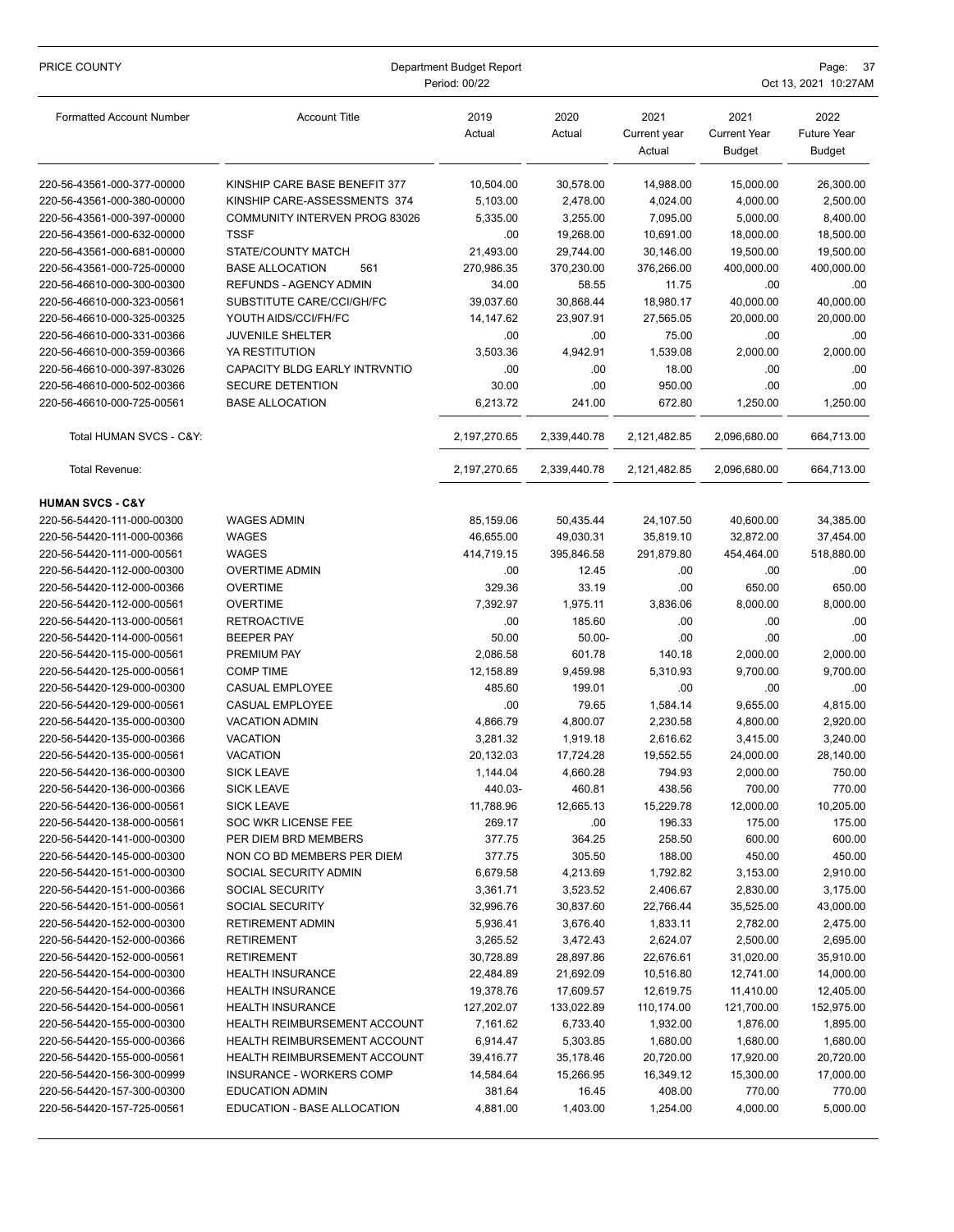| Formatted Account Number | Account Title | 2019 Actual | 2020 Actual | 2021 Current year Actual | 2021 Current Year Budget | 2022 Future Year Budget |
|---|---|---|---|---|---|---|
| 220-56-43561-000-377-00000 | KINSHIP CARE BASE BENEFIT 377 | 10,504.00 | 30,578.00 | 14,988.00 | 15,000.00 | 26,300.00 |
| 220-56-43561-000-380-00000 | KINSHIP CARE-ASSESSMENTS 374 | 5,103.00 | 2,478.00 | 4,024.00 | 4,000.00 | 2,500.00 |
| 220-56-43561-000-397-00000 | COMMUNITY INTERVEN PROG 83026 | 5,335.00 | 3,255.00 | 7,095.00 | 5,000.00 | 8,400.00 |
| 220-56-43561-000-632-00000 | TSSF | .00 | 19,268.00 | 10,691.00 | 18,000.00 | 18,500.00 |
| 220-56-43561-000-681-00000 | STATE/COUNTY MATCH | 21,493.00 | 29,744.00 | 30,146.00 | 19,500.00 | 19,500.00 |
| 220-56-43561-000-725-00000 | BASE ALLOCATION 561 | 270,986.35 | 370,230.00 | 376,266.00 | 400,000.00 | 400,000.00 |
| 220-56-46610-000-300-00300 | REFUNDS - AGENCY ADMIN | 34.00 | 58.55 | 11.75 | .00 | .00 |
| 220-56-46610-000-323-00561 | SUBSTITUTE CARE/CCI/GH/FC | 39,037.60 | 30,868.44 | 18,980.17 | 40,000.00 | 40,000.00 |
| 220-56-46610-000-325-00325 | YOUTH AIDS/CCI/FH/FC | 14,147.62 | 23,907.91 | 27,565.05 | 20,000.00 | 20,000.00 |
| 220-56-46610-000-331-00366 | JUVENILE SHELTER | .00 | .00 | 75.00 | .00 | .00 |
| 220-56-46610-000-359-00366 | YA RESTITUTION | 3,503.36 | 4,942.91 | 1,539.08 | 2,000.00 | 2,000.00 |
| 220-56-46610-000-397-83026 | CAPACITY BLDG EARLY INTRVNTIO | .00 | .00 | 18.00 | .00 | .00 |
| 220-56-46610-000-502-00366 | SECURE DETENTION | 30.00 | .00 | 950.00 | .00 | .00 |
| 220-56-46610-000-725-00561 | BASE ALLOCATION | 6,213.72 | 241.00 | 672.80 | 1,250.00 | 1,250.00 |
| Total HUMAN SVCS - C&Y: | | 2,197,270.65 | 2,339,440.78 | 2,121,482.85 | 2,096,680.00 | 664,713.00 |
| Total Revenue: | | 2,197,270.65 | 2,339,440.78 | 2,121,482.85 | 2,096,680.00 | 664,713.00 |
| **HUMAN SVCS - C&Y** | | | | | | |
| 220-56-54420-111-000-00300 | WAGES ADMIN | 85,159.06 | 50,435.44 | 24,107.50 | 40,600.00 | 34,385.00 |
| 220-56-54420-111-000-00366 | WAGES | 46,655.00 | 49,030.31 | 35,819.10 | 32,872.00 | 37,454.00 |
| 220-56-54420-111-000-00561 | WAGES | 414,719.15 | 395,846.58 | 291,879.80 | 454,464.00 | 518,880.00 |
| 220-56-54420-112-000-00300 | OVERTIME ADMIN | .00 | 12.45 | .00 | .00 | .00 |
| 220-56-54420-112-000-00366 | OVERTIME | 329.36 | 33.19 | .00 | 650.00 | 650.00 |
| 220-56-54420-112-000-00561 | OVERTIME | 7,392.97 | 1,975.11 | 3,836.06 | 8,000.00 | 8,000.00 |
| 220-56-54420-113-000-00561 | RETROACTIVE | .00 | 185.60 | .00 | .00 | .00 |
| 220-56-54420-114-000-00561 | BEEPER PAY | 50.00 | 50.00- | .00 | .00 | .00 |
| 220-56-54420-115-000-00561 | PREMIUM PAY | 2,086.58 | 601.78 | 140.18 | 2,000.00 | 2,000.00 |
| 220-56-54420-125-000-00561 | COMP TIME | 12,158.89 | 9,459.98 | 5,310.93 | 9,700.00 | 9,700.00 |
| 220-56-54420-129-000-00300 | CASUAL EMPLOYEE | 485.60 | 199.01 | .00 | .00 | .00 |
| 220-56-54420-129-000-00561 | CASUAL EMPLOYEE | .00 | 79.65 | 1,584.14 | 9,655.00 | 4,815.00 |
| 220-56-54420-135-000-00300 | VACATION ADMIN | 4,866.79 | 4,800.07 | 2,230.58 | 4,800.00 | 2,920.00 |
| 220-56-54420-135-000-00366 | VACATION | 3,281.32 | 1,919.18 | 2,616.62 | 3,415.00 | 3,240.00 |
| 220-56-54420-135-000-00561 | VACATION | 20,132.03 | 17,724.28 | 19,552.55 | 24,000.00 | 28,140.00 |
| 220-56-54420-136-000-00300 | SICK LEAVE | 1,144.04 | 4,660.28 | 794.93 | 2,000.00 | 750.00 |
| 220-56-54420-136-000-00366 | SICK LEAVE | 440.03- | 460.81 | 438.56 | 700.00 | 770.00 |
| 220-56-54420-136-000-00561 | SICK LEAVE | 11,788.96 | 12,665.13 | 15,229.78 | 12,000.00 | 10,205.00 |
| 220-56-54420-138-000-00561 | SOC WKR LICENSE FEE | 269.17 | .00 | 196.33 | 175.00 | 175.00 |
| 220-56-54420-141-000-00300 | PER DIEM BRD MEMBERS | 377.75 | 364.25 | 258.50 | 600.00 | 600.00 |
| 220-56-54420-145-000-00300 | NON CO BD MEMBERS PER DIEM | 377.75 | 305.50 | 188.00 | 450.00 | 450.00 |
| 220-56-54420-151-000-00300 | SOCIAL SECURITY ADMIN | 6,679.58 | 4,213.69 | 1,792.82 | 3,153.00 | 2,910.00 |
| 220-56-54420-151-000-00366 | SOCIAL SECURITY | 3,361.71 | 3,523.52 | 2,406.67 | 2,830.00 | 3,175.00 |
| 220-56-54420-151-000-00561 | SOCIAL SECURITY | 32,996.76 | 30,837.60 | 22,766.44 | 35,525.00 | 43,000.00 |
| 220-56-54420-152-000-00300 | RETIREMENT ADMIN | 5,936.41 | 3,676.40 | 1,833.11 | 2,782.00 | 2,475.00 |
| 220-56-54420-152-000-00366 | RETIREMENT | 3,265.52 | 3,472.43 | 2,624.07 | 2,500.00 | 2,695.00 |
| 220-56-54420-152-000-00561 | RETIREMENT | 30,728.89 | 28,897.86 | 22,676.61 | 31,020.00 | 35,910.00 |
| 220-56-54420-154-000-00300 | HEALTH INSURANCE | 22,484.89 | 21,692.09 | 10,516.80 | 12,741.00 | 14,000.00 |
| 220-56-54420-154-000-00366 | HEALTH INSURANCE | 19,378.76 | 17,609.57 | 12,619.75 | 11,410.00 | 12,405.00 |
| 220-56-54420-154-000-00561 | HEALTH INSURANCE | 127,202.07 | 133,022.89 | 110,174.00 | 121,700.00 | 152,975.00 |
| 220-56-54420-155-000-00300 | HEALTH REIMBURSEMENT ACCOUNT | 7,161.62 | 6,733.40 | 1,932.00 | 1,876.00 | 1,895.00 |
| 220-56-54420-155-000-00366 | HEALTH REIMBURSEMENT ACCOUNT | 6,914.47 | 5,303.85 | 1,680.00 | 1,680.00 | 1,680.00 |
| 220-56-54420-155-000-00561 | HEALTH REIMBURSEMENT ACCOUNT | 39,416.77 | 35,178.46 | 20,720.00 | 17,920.00 | 20,720.00 |
| 220-56-54420-156-300-00999 | INSURANCE - WORKERS COMP | 14,584.64 | 15,266.95 | 16,349.12 | 15,300.00 | 17,000.00 |
| 220-56-54420-157-300-00300 | EDUCATION ADMIN | 381.64 | 16.45 | 408.00 | 770.00 | 770.00 |
| 220-56-54420-157-725-00561 | EDUCATION - BASE ALLOCATION | 4,881.00 | 1,403.00 | 1,254.00 | 4,000.00 | 5,000.00 |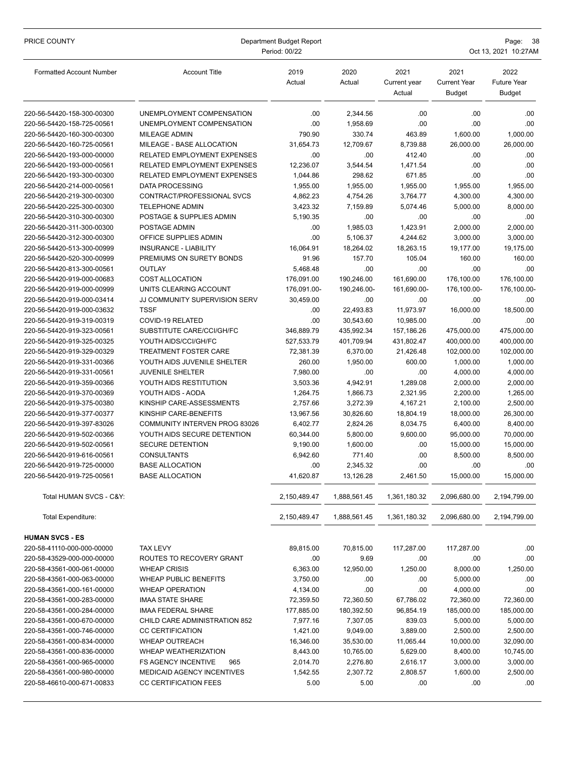| Formatted Account Number | Account Title | 2019 Actual | 2020 Actual | 2021 Current year Actual | 2021 Current Year Budget | 2022 Future Year Budget |
|---|---|---|---|---|---|---|
| 220-56-54420-158-300-00300 | UNEMPLOYMENT COMPENSATION | .00 | 2,344.56 | .00 | .00 | .00 |
| 220-56-54420-158-725-00561 | UNEMPLOYMENT COMPENSATION | .00 | 1,958.69 | .00 | .00 | .00 |
| 220-56-54420-160-300-00300 | MILEAGE ADMIN | 790.90 | 330.74 | 463.89 | 1,600.00 | 1,000.00 |
| 220-56-54420-160-725-00561 | MILEAGE - BASE ALLOCATION | 31,654.73 | 12,709.67 | 8,739.88 | 26,000.00 | 26,000.00 |
| 220-56-54420-193-000-00000 | RELATED EMPLOYMENT EXPENSES | .00 | .00 | 412.40 | .00 | .00 |
| 220-56-54420-193-000-00561 | RELATED EMPLOYMENT EXPENSES | 12,236.07 | 3,544.54 | 1,471.54 | .00 | .00 |
| 220-56-54420-193-300-00300 | RELATED EMPLOYMENT EXPENSES | 1,044.86 | 298.62 | 671.85 | .00 | .00 |
| 220-56-54420-214-000-00561 | DATA PROCESSING | 1,955.00 | 1,955.00 | 1,955.00 | 1,955.00 | 1,955.00 |
| 220-56-54420-219-300-00300 | CONTRACT/PROFESSIONAL SVCS | 4,862.23 | 4,754.26 | 3,764.77 | 4,300.00 | 4,300.00 |
| 220-56-54420-225-300-00300 | TELEPHONE ADMIN | 3,423.32 | 7,159.89 | 5,074.46 | 5,000.00 | 8,000.00 |
| 220-56-54420-310-300-00300 | POSTAGE & SUPPLIES ADMIN | 5,190.35 | .00 | .00 | .00 | .00 |
| 220-56-54420-311-300-00300 | POSTAGE ADMIN | .00 | 1,985.03 | 1,423.91 | 2,000.00 | 2,000.00 |
| 220-56-54420-312-300-00300 | OFFICE SUPPLIES ADMIN | .00 | 5,106.37 | 4,244.62 | 3,000.00 | 3,000.00 |
| 220-56-54420-513-300-00999 | INSURANCE - LIABILITY | 16,064.91 | 18,264.02 | 18,263.15 | 19,177.00 | 19,175.00 |
| 220-56-54420-520-300-00999 | PREMIUMS ON SURETY BONDS | 91.96 | 157.70 | 105.04 | 160.00 | 160.00 |
| 220-56-54420-813-300-00561 | OUTLAY | 5,468.48 | .00 | .00 | .00 | .00 |
| 220-56-54420-919-000-00683 | COST ALLOCATION | 176,091.00 | 190,246.00 | 161,690.00 | 176,100.00 | 176,100.00 |
| 220-56-54420-919-000-00999 | UNITS CLEARING ACCOUNT | 176,091.00- | 190,246.00- | 161,690.00- | 176,100.00- | 176,100.00- |
| 220-56-54420-919-000-03414 | JJ COMMUNITY SUPERVISION SERV | 30,459.00 | .00 | .00 | .00 | .00 |
| 220-56-54420-919-000-03632 | TSSF | .00 | 22,493.83 | 11,973.97 | 16,000.00 | 18,500.00 |
| 220-56-54420-919-319-00319 | COVID-19 RELATED | .00 | 30,543.60 | 10,985.00 | .00 | .00 |
| 220-56-54420-919-323-00561 | SUBSTITUTE CARE/CCI/GH/FC | 346,889.79 | 435,992.34 | 157,186.26 | 475,000.00 | 475,000.00 |
| 220-56-54420-919-325-00325 | YOUTH AIDS/CCI/GH/FC | 527,533.79 | 401,709.94 | 431,802.47 | 400,000.00 | 400,000.00 |
| 220-56-54420-919-329-00329 | TREATMENT FOSTER CARE | 72,381.39 | 6,370.00 | 21,426.48 | 102,000.00 | 102,000.00 |
| 220-56-54420-919-331-00366 | YOUTH AIDS JUVENILE SHELTER | 260.00 | 1,950.00 | 600.00 | 1,000.00 | 1,000.00 |
| 220-56-54420-919-331-00561 | JUVENILE SHELTER | 7,980.00 | .00 | .00 | 4,000.00 | 4,000.00 |
| 220-56-54420-919-359-00366 | YOUTH AIDS RESTITUTION | 3,503.36 | 4,942.91 | 1,289.08 | 2,000.00 | 2,000.00 |
| 220-56-54420-919-370-00369 | YOUTH AIDS - AODA | 1,264.75 | 1,866.73 | 2,321.95 | 2,200.00 | 1,265.00 |
| 220-56-54420-919-375-00380 | KINSHIP CARE-ASSESSMENTS | 2,757.66 | 3,272.39 | 4,167.21 | 2,100.00 | 2,500.00 |
| 220-56-54420-919-377-00377 | KINSHIP CARE-BENEFITS | 13,967.56 | 30,826.60 | 18,804.19 | 18,000.00 | 26,300.00 |
| 220-56-54420-919-397-83026 | COMMUNITY INTERVEN PROG 83026 | 6,402.77 | 2,824.26 | 8,034.75 | 6,400.00 | 8,400.00 |
| 220-56-54420-919-502-00366 | YOUTH AIDS SECURE DETENTION | 60,344.00 | 5,800.00 | 9,600.00 | 95,000.00 | 70,000.00 |
| 220-56-54420-919-502-00561 | SECURE DETENTION | 9,190.00 | 1,600.00 | .00 | 15,000.00 | 15,000.00 |
| 220-56-54420-919-616-00561 | CONSULTANTS | 6,942.60 | 771.40 | .00 | 8,500.00 | 8,500.00 |
| 220-56-54420-919-725-00000 | BASE ALLOCATION | .00 | 2,345.32 | .00 | .00 | .00 |
| 220-56-54420-919-725-00561 | BASE ALLOCATION | 41,620.87 | 13,126.28 | 2,461.50 | 15,000.00 | 15,000.00 |
| Total HUMAN SVCS - C&Y: | | 2,150,489.47 | 1,888,561.45 | 1,361,180.32 | 2,096,680.00 | 2,194,799.00 |
| Total Expenditure: | | 2,150,489.47 | 1,888,561.45 | 1,361,180.32 | 2,096,680.00 | 2,194,799.00 |
| **HUMAN SVCS - ES** | | | | | | |
| 220-58-41110-000-000-00000 | TAX LEVY | 89,815.00 | 70,815.00 | 117,287.00 | 117,287.00 | .00 |
| 220-58-43529-000-000-00000 | ROUTES TO RECOVERY GRANT | .00 | 9.69 | .00 | .00 | .00 |
| 220-58-43561-000-061-00000 | WHEAP CRISIS | 6,363.00 | 12,950.00 | 1,250.00 | 8,000.00 | 1,250.00 |
| 220-58-43561-000-063-00000 | WHEAP PUBLIC BENEFITS | 3,750.00 | .00 | .00 | 5,000.00 | .00 |
| 220-58-43561-000-161-00000 | WHEAP OPERATION | 4,134.00 | .00 | .00 | 4,000.00 | .00 |
| 220-58-43561-000-283-00000 | IMAA STATE SHARE | 72,359.50 | 72,360.50 | 67,786.02 | 72,360.00 | 72,360.00 |
| 220-58-43561-000-284-00000 | IMAA FEDERAL SHARE | 177,885.00 | 180,392.50 | 96,854.19 | 185,000.00 | 185,000.00 |
| 220-58-43561-000-670-00000 | CHILD CARE ADMINISTRATION 852 | 7,977.16 | 7,307.05 | 839.03 | 5,000.00 | 5,000.00 |
| 220-58-43561-000-746-00000 | CC CERTIFICATION | 1,421.00 | 9,049.00 | 3,889.00 | 2,500.00 | 2,500.00 |
| 220-58-43561-000-834-00000 | WHEAP OUTREACH | 16,346.00 | 35,530.00 | 11,065.44 | 10,000.00 | 32,090.00 |
| 220-58-43561-000-836-00000 | WHEAP WEATHERIZATION | 8,443.00 | 10,765.00 | 5,629.00 | 8,400.00 | 10,745.00 |
| 220-58-43561-000-965-00000 | FS AGENCY INCENTIVE 965 | 2,014.70 | 2,276.80 | 2,616.17 | 3,000.00 | 3,000.00 |
| 220-58-43561-000-980-00000 | MEDICAID AGENCY INCENTIVES | 1,542.55 | 2,307.72 | 2,808.57 | 1,600.00 | 2,500.00 |
| 220-58-46610-000-671-00833 | CC CERTIFICATION FEES | 5.00 | 5.00 | .00 | .00 | .00 |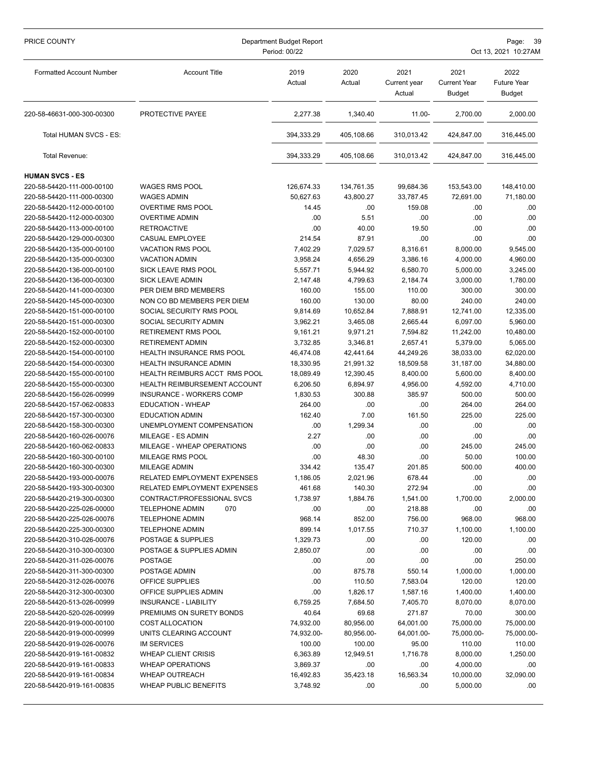| Formatted Account Number | Account Title | 2019 Actual | 2020 Actual | 2021 Current year Actual | 2021 Current Year Budget | 2022 Future Year Budget |
|---|---|---|---|---|---|---|
| 220-58-46631-000-300-00300 | PROTECTIVE PAYEE | 2,277.38 | 1,340.40 | 11.00- | 2,700.00 | 2,000.00 |
| Total HUMAN SVCS - ES: | | 394,333.29 | 405,108.66 | 310,013.42 | 424,847.00 | 316,445.00 |
| Total Revenue: | | 394,333.29 | 405,108.66 | 310,013.42 | 424,847.00 | 316,445.00 |
| **HUMAN SVCS - ES** | | | | | | |
| 220-58-54420-111-000-00100 | WAGES RMS POOL | 126,674.33 | 134,761.35 | 99,684.36 | 153,543.00 | 148,410.00 |
| 220-58-54420-111-000-00300 | WAGES ADMIN | 50,627.63 | 43,800.27 | 33,787.45 | 72,691.00 | 71,180.00 |
| 220-58-54420-112-000-00100 | OVERTIME RMS POOL | 14.45 | .00 | 159.08 | .00 | .00 |
| 220-58-54420-112-000-00300 | OVERTIME ADMIN | .00 | 5.51 | .00 | .00 | .00 |
| 220-58-54420-113-000-00100 | RETROACTIVE | .00 | 40.00 | 19.50 | .00 | .00 |
| 220-58-54420-129-000-00300 | CASUAL EMPLOYEE | 214.54 | 87.91 | .00 | .00 | .00 |
| 220-58-54420-135-000-00100 | VACATION RMS POOL | 7,402.29 | 7,029.57 | 8,316.61 | 8,000.00 | 9,545.00 |
| 220-58-54420-135-000-00300 | VACATION ADMIN | 3,958.24 | 4,656.29 | 3,386.16 | 4,000.00 | 4,960.00 |
| 220-58-54420-136-000-00100 | SICK LEAVE RMS POOL | 5,557.71 | 5,944.92 | 6,580.70 | 5,000.00 | 3,245.00 |
| 220-58-54420-136-000-00300 | SICK LEAVE ADMIN | 2,147.48 | 4,799.63 | 2,184.74 | 3,000.00 | 1,780.00 |
| 220-58-54420-141-000-00300 | PER DIEM BRD MEMBERS | 160.00 | 155.00 | 110.00 | 300.00 | 300.00 |
| 220-58-54420-145-000-00300 | NON CO BD MEMBERS PER DIEM | 160.00 | 130.00 | 80.00 | 240.00 | 240.00 |
| 220-58-54420-151-000-00100 | SOCIAL SECURITY RMS POOL | 9,814.69 | 10,652.84 | 7,888.91 | 12,741.00 | 12,335.00 |
| 220-58-54420-151-000-00300 | SOCIAL SECURITY ADMIN | 3,962.21 | 3,465.08 | 2,665.44 | 6,097.00 | 5,960.00 |
| 220-58-54420-152-000-00100 | RETIREMENT RMS POOL | 9,161.21 | 9,971.21 | 7,594.82 | 11,242.00 | 10,480.00 |
| 220-58-54420-152-000-00300 | RETIREMENT ADMIN | 3,732.85 | 3,346.81 | 2,657.41 | 5,379.00 | 5,065.00 |
| 220-58-54420-154-000-00100 | HEALTH INSURANCE RMS POOL | 46,474.08 | 42,441.64 | 44,249.26 | 38,033.00 | 62,020.00 |
| 220-58-54420-154-000-00300 | HEALTH INSURANCE ADMIN | 18,330.95 | 21,991.32 | 18,509.58 | 31,187.00 | 34,880.00 |
| 220-58-54420-155-000-00100 | HEALTH REIMBURS ACCT RMS POOL | 18,089.49 | 12,390.45 | 8,400.00 | 5,600.00 | 8,400.00 |
| 220-58-54420-155-000-00300 | HEALTH REIMBURSEMENT ACCOUNT | 6,206.50 | 6,894.97 | 4,956.00 | 4,592.00 | 4,710.00 |
| 220-58-54420-156-026-00999 | INSURANCE - WORKERS COMP | 1,830.53 | 300.88 | 385.97 | 500.00 | 500.00 |
| 220-58-54420-157-062-00833 | EDUCATION - WHEAP | 264.00 | .00 | .00 | 264.00 | 264.00 |
| 220-58-54420-157-300-00300 | EDUCATION ADMIN | 162.40 | 7.00 | 161.50 | 225.00 | 225.00 |
| 220-58-54420-158-300-00300 | UNEMPLOYMENT COMPENSATION | .00 | 1,299.34 | .00 | .00 | .00 |
| 220-58-54420-160-026-00076 | MILEAGE - ES ADMIN | 2.27 | .00 | .00 | .00 | .00 |
| 220-58-54420-160-062-00833 | MILEAGE - WHEAP OPERATIONS | .00 | .00 | .00 | 245.00 | 245.00 |
| 220-58-54420-160-300-00100 | MILEAGE RMS POOL | .00 | 48.30 | .00 | 50.00 | 100.00 |
| 220-58-54420-160-300-00300 | MILEAGE ADMIN | 334.42 | 135.47 | 201.85 | 500.00 | 400.00 |
| 220-58-54420-193-000-00076 | RELATED EMPLOYMENT EXPENSES | 1,186.05 | 2,021.96 | 678.44 | .00 | .00 |
| 220-58-54420-193-300-00300 | RELATED EMPLOYMENT EXPENSES | 461.68 | 140.30 | 272.94 | .00 | .00 |
| 220-58-54420-219-300-00300 | CONTRACT/PROFESSIONAL SVCS | 1,738.97 | 1,884.76 | 1,541.00 | 1,700.00 | 2,000.00 |
| 220-58-54420-225-026-00000 | TELEPHONE ADMIN 070 | .00 | .00 | 218.88 | .00 | .00 |
| 220-58-54420-225-026-00076 | TELEPHONE ADMIN | 968.14 | 852.00 | 756.00 | 968.00 | 968.00 |
| 220-58-54420-225-300-00300 | TELEPHONE ADMIN | 899.14 | 1,017.55 | 710.37 | 1,100.00 | 1,100.00 |
| 220-58-54420-310-026-00076 | POSTAGE & SUPPLIES | 1,329.73 | .00 | .00 | 120.00 | .00 |
| 220-58-54420-310-300-00300 | POSTAGE & SUPPLIES ADMIN | 2,850.07 | .00 | .00 | .00 | .00 |
| 220-58-54420-311-026-00076 | POSTAGE | .00 | .00 | .00 | .00 | 250.00 |
| 220-58-54420-311-300-00300 | POSTAGE ADMIN | .00 | 875.78 | 550.14 | 1,000.00 | 1,000.00 |
| 220-58-54420-312-026-00076 | OFFICE SUPPLIES | .00 | 110.50 | 7,583.04 | 120.00 | 120.00 |
| 220-58-54420-312-300-00300 | OFFICE SUPPLIES ADMIN | .00 | 1,826.17 | 1,587.16 | 1,400.00 | 1,400.00 |
| 220-58-54420-513-026-00999 | INSURANCE - LIABILITY | 6,759.25 | 7,684.50 | 7,405.70 | 8,070.00 | 8,070.00 |
| 220-58-54420-520-026-00999 | PREMIUMS ON SURETY BONDS | 40.64 | 69.68 | 271.87 | 70.00 | 300.00 |
| 220-58-54420-919-000-00100 | COST ALLOCATION | 74,932.00 | 80,956.00 | 64,001.00 | 75,000.00 | 75,000.00 |
| 220-58-54420-919-000-00999 | UNITS CLEARING ACCOUNT | 74,932.00- | 80,956.00- | 64,001.00- | 75,000.00- | 75,000.00- |
| 220-58-54420-919-026-00076 | IM SERVICES | 100.00 | 100.00 | 95.00 | 110.00 | 110.00 |
| 220-58-54420-919-161-00832 | WHEAP CLIENT CRISIS | 6,363.89 | 12,949.51 | 1,716.78 | 8,000.00 | 1,250.00 |
| 220-58-54420-919-161-00833 | WHEAP OPERATIONS | 3,869.37 | .00 | .00 | 4,000.00 | .00 |
| 220-58-54420-919-161-00834 | WHEAP OUTREACH | 16,492.83 | 35,423.18 | 16,563.34 | 10,000.00 | 32,090.00 |
| 220-58-54420-919-161-00835 | WHEAP PUBLIC BENEFITS | 3,748.92 | .00 | .00 | 5,000.00 | .00 |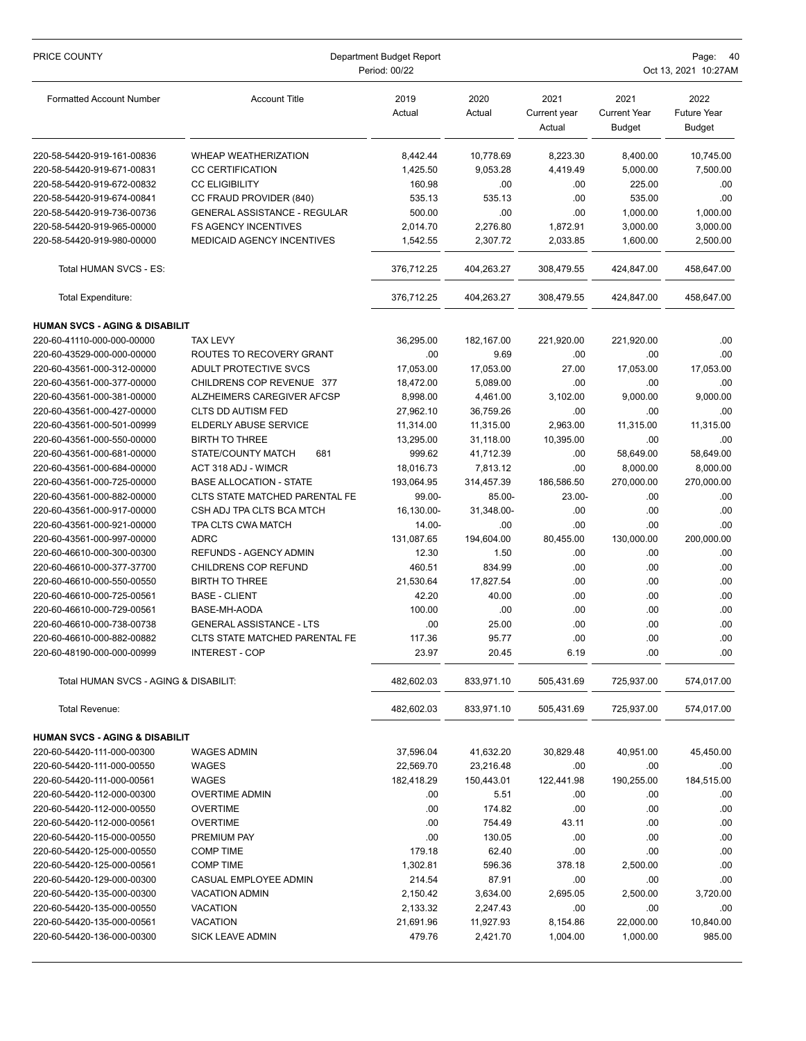| Formatted Account Number | Account Title | 2019 Actual | 2020 Actual | 2021 Current year Actual | 2021 Current Year Budget | 2022 Future Year Budget |
|---|---|---|---|---|---|---|
| 220-58-54420-919-161-00836 | WHEAP WEATHERIZATION | 8,442.44 | 10,778.69 | 8,223.30 | 8,400.00 | 10,745.00 |
| 220-58-54420-919-671-00831 | CC CERTIFICATION | 1,425.50 | 9,053.28 | 4,419.49 | 5,000.00 | 7,500.00 |
| 220-58-54420-919-672-00832 | CC ELIGIBILITY | 160.98 | .00 | .00 | 225.00 | .00 |
| 220-58-54420-919-674-00841 | CC FRAUD PROVIDER (840) | 535.13 | 535.13 | .00 | 535.00 | .00 |
| 220-58-54420-919-736-00736 | GENERAL ASSISTANCE - REGULAR | 500.00 | .00 | .00 | 1,000.00 | 1,000.00 |
| 220-58-54420-919-965-00000 | FS AGENCY INCENTIVES | 2,014.70 | 2,276.80 | 1,872.91 | 3,000.00 | 3,000.00 |
| 220-58-54420-919-980-00000 | MEDICAID AGENCY INCENTIVES | 1,542.55 | 2,307.72 | 2,033.85 | 1,600.00 | 2,500.00 |
| Total HUMAN SVCS - ES: | | 376,712.25 | 404,263.27 | 308,479.55 | 424,847.00 | 458,647.00 |
| Total Expenditure: | | 376,712.25 | 404,263.27 | 308,479.55 | 424,847.00 | 458,647.00 |
| **HUMAN SVCS - AGING & DISABILIT** | | | | | | |
| 220-60-41110-000-000-00000 | TAX LEVY | 36,295.00 | 182,167.00 | 221,920.00 | 221,920.00 | .00 |
| 220-60-43529-000-000-00000 | ROUTES TO RECOVERY GRANT | .00 | 9.69 | .00 | .00 | .00 |
| 220-60-43561-000-312-00000 | ADULT PROTECTIVE SVCS | 17,053.00 | 17,053.00 | 27.00 | 17,053.00 | 17,053.00 |
| 220-60-43561-000-377-00000 | CHILDRENS COP REVENUE 377 | 18,472.00 | 5,089.00 | .00 | .00 | .00 |
| 220-60-43561-000-381-00000 | ALZHEIMERS CAREGIVER AFCSP | 8,998.00 | 4,461.00 | 3,102.00 | 9,000.00 | 9,000.00 |
| 220-60-43561-000-427-00000 | CLTS DD AUTISM FED | 27,962.10 | 36,759.26 | .00 | .00 | .00 |
| 220-60-43561-000-501-00999 | ELDERLY ABUSE SERVICE | 11,314.00 | 11,315.00 | 2,963.00 | 11,315.00 | 11,315.00 |
| 220-60-43561-000-550-00000 | BIRTH TO THREE | 13,295.00 | 31,118.00 | 10,395.00 | .00 | .00 |
| 220-60-43561-000-681-00000 | STATE/COUNTY MATCH 681 | 999.62 | 41,712.39 | .00 | 58,649.00 | 58,649.00 |
| 220-60-43561-000-684-00000 | ACT 318 ADJ - WIMCR | 18,016.73 | 7,813.12 | .00 | 8,000.00 | 8,000.00 |
| 220-60-43561-000-725-00000 | BASE ALLOCATION - STATE | 193,064.95 | 314,457.39 | 186,586.50 | 270,000.00 | 270,000.00 |
| 220-60-43561-000-882-00000 | CLTS STATE MATCHED PARENTAL FE | 99.00- | 85.00- | 23.00- | .00 | .00 |
| 220-60-43561-000-917-00000 | CSH ADJ TPA CLTS BCA MTCH | 16,130.00- | 31,348.00- | .00 | .00 | .00 |
| 220-60-43561-000-921-00000 | TPA CLTS CWA MATCH | 14.00- | .00 | .00 | .00 | .00 |
| 220-60-43561-000-997-00000 | ADRC | 131,087.65 | 194,604.00 | 80,455.00 | 130,000.00 | 200,000.00 |
| 220-60-46610-000-300-00300 | REFUNDS - AGENCY ADMIN | 12.30 | 1.50 | .00 | .00 | .00 |
| 220-60-46610-000-377-37700 | CHILDRENS COP REFUND | 460.51 | 834.99 | .00 | .00 | .00 |
| 220-60-46610-000-550-00550 | BIRTH TO THREE | 21,530.64 | 17,827.54 | .00 | .00 | .00 |
| 220-60-46610-000-725-00561 | BASE - CLIENT | 42.20 | 40.00 | .00 | .00 | .00 |
| 220-60-46610-000-729-00561 | BASE-MH-AODA | 100.00 | .00 | .00 | .00 | .00 |
| 220-60-46610-000-738-00738 | GENERAL ASSISTANCE - LTS | .00 | 25.00 | .00 | .00 | .00 |
| 220-60-46610-000-882-00882 | CLTS STATE MATCHED PARENTAL FE | 117.36 | 95.77 | .00 | .00 | .00 |
| 220-60-48190-000-000-00999 | INTEREST - COP | 23.97 | 20.45 | 6.19 | .00 | .00 |
| Total HUMAN SVCS - AGING & DISABILIT: | | 482,602.03 | 833,971.10 | 505,431.69 | 725,937.00 | 574,017.00 |
| Total Revenue: | | 482,602.03 | 833,971.10 | 505,431.69 | 725,937.00 | 574,017.00 |
| **HUMAN SVCS - AGING & DISABILIT** | | | | | | |
| 220-60-54420-111-000-00300 | WAGES ADMIN | 37,596.04 | 41,632.20 | 30,829.48 | 40,951.00 | 45,450.00 |
| 220-60-54420-111-000-00550 | WAGES | 22,569.70 | 23,216.48 | .00 | .00 | .00 |
| 220-60-54420-111-000-00561 | WAGES | 182,418.29 | 150,443.01 | 122,441.98 | 190,255.00 | 184,515.00 |
| 220-60-54420-112-000-00300 | OVERTIME ADMIN | .00 | 5.51 | .00 | .00 | .00 |
| 220-60-54420-112-000-00550 | OVERTIME | .00 | 174.82 | .00 | .00 | .00 |
| 220-60-54420-112-000-00561 | OVERTIME | .00 | 754.49 | 43.11 | .00 | .00 |
| 220-60-54420-115-000-00550 | PREMIUM PAY | .00 | 130.05 | .00 | .00 | .00 |
| 220-60-54420-125-000-00550 | COMP TIME | 179.18 | 62.40 | .00 | .00 | .00 |
| 220-60-54420-125-000-00561 | COMP TIME | 1,302.81 | 596.36 | 378.18 | 2,500.00 | .00 |
| 220-60-54420-129-000-00300 | CASUAL EMPLOYEE ADMIN | 214.54 | 87.91 | .00 | .00 | .00 |
| 220-60-54420-135-000-00300 | VACATION ADMIN | 2,150.42 | 3,634.00 | 2,695.05 | 2,500.00 | 3,720.00 |
| 220-60-54420-135-000-00550 | VACATION | 2,133.32 | 2,247.43 | .00 | .00 | .00 |
| 220-60-54420-135-000-00561 | VACATION | 21,691.96 | 11,927.93 | 8,154.86 | 22,000.00 | 10,840.00 |
| 220-60-54420-136-000-00300 | SICK LEAVE ADMIN | 479.76 | 2,421.70 | 1,004.00 | 1,000.00 | 985.00 |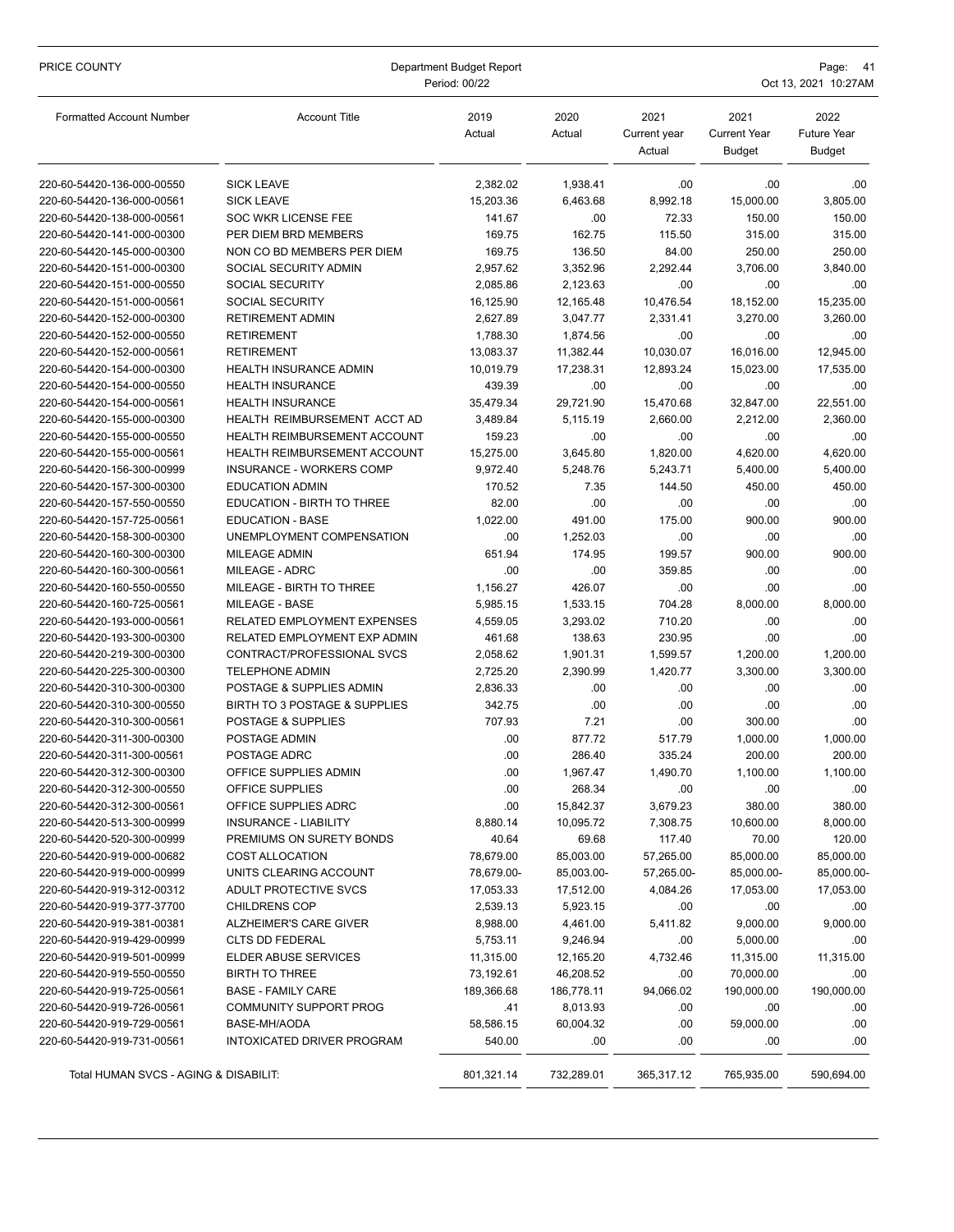| Formatted Account Number | Account Title | 2019 Actual | 2020 Actual | 2021 Current year Actual | 2021 Current Year Budget | 2022 Future Year Budget |
|---|---|---|---|---|---|---|
| 220-60-54420-136-000-00550 | SICK LEAVE | 2,382.02 | 1,938.41 | .00 | .00 | .00 |
| 220-60-54420-136-000-00561 | SICK LEAVE | 15,203.36 | 6,463.68 | 8,992.18 | 15,000.00 | 3,805.00 |
| 220-60-54420-138-000-00561 | SOC WKR LICENSE FEE | 141.67 | .00 | 72.33 | 150.00 | 150.00 |
| 220-60-54420-141-000-00300 | PER DIEM BRD MEMBERS | 169.75 | 162.75 | 115.50 | 315.00 | 315.00 |
| 220-60-54420-145-000-00300 | NON CO BD MEMBERS PER DIEM | 169.75 | 136.50 | 84.00 | 250.00 | 250.00 |
| 220-60-54420-151-000-00300 | SOCIAL SECURITY ADMIN | 2,957.62 | 3,352.96 | 2,292.44 | 3,706.00 | 3,840.00 |
| 220-60-54420-151-000-00550 | SOCIAL SECURITY | 2,085.86 | 2,123.63 | .00 | .00 | .00 |
| 220-60-54420-151-000-00561 | SOCIAL SECURITY | 16,125.90 | 12,165.48 | 10,476.54 | 18,152.00 | 15,235.00 |
| 220-60-54420-152-000-00300 | RETIREMENT ADMIN | 2,627.89 | 3,047.77 | 2,331.41 | 3,270.00 | 3,260.00 |
| 220-60-54420-152-000-00550 | RETIREMENT | 1,788.30 | 1,874.56 | .00 | .00 | .00 |
| 220-60-54420-152-000-00561 | RETIREMENT | 13,083.37 | 11,382.44 | 10,030.07 | 16,016.00 | 12,945.00 |
| 220-60-54420-154-000-00300 | HEALTH INSURANCE ADMIN | 10,019.79 | 17,238.31 | 12,893.24 | 15,023.00 | 17,535.00 |
| 220-60-54420-154-000-00550 | HEALTH INSURANCE | 439.39 | .00 | .00 | .00 | .00 |
| 220-60-54420-154-000-00561 | HEALTH INSURANCE | 35,479.34 | 29,721.90 | 15,470.68 | 32,847.00 | 22,551.00 |
| 220-60-54420-155-000-00300 | HEALTH REIMBURSEMENT ACCT AD | 3,489.84 | 5,115.19 | 2,660.00 | 2,212.00 | 2,360.00 |
| 220-60-54420-155-000-00550 | HEALTH REIMBURSEMENT ACCOUNT | 159.23 | .00 | .00 | .00 | .00 |
| 220-60-54420-155-000-00561 | HEALTH REIMBURSEMENT ACCOUNT | 15,275.00 | 3,645.80 | 1,820.00 | 4,620.00 | 4,620.00 |
| 220-60-54420-156-300-00999 | INSURANCE - WORKERS COMP | 9,972.40 | 5,248.76 | 5,243.71 | 5,400.00 | 5,400.00 |
| 220-60-54420-157-300-00300 | EDUCATION ADMIN | 170.52 | 7.35 | 144.50 | 450.00 | 450.00 |
| 220-60-54420-157-550-00550 | EDUCATION - BIRTH TO THREE | 82.00 | .00 | .00 | .00 | .00 |
| 220-60-54420-157-725-00561 | EDUCATION - BASE | 1,022.00 | 491.00 | 175.00 | 900.00 | 900.00 |
| 220-60-54420-158-300-00300 | UNEMPLOYMENT COMPENSATION | .00 | 1,252.03 | .00 | .00 | .00 |
| 220-60-54420-160-300-00300 | MILEAGE ADMIN | 651.94 | 174.95 | 199.57 | 900.00 | 900.00 |
| 220-60-54420-160-300-00561 | MILEAGE - ADRC | .00 | .00 | 359.85 | .00 | .00 |
| 220-60-54420-160-550-00550 | MILEAGE - BIRTH TO THREE | 1,156.27 | 426.07 | .00 | .00 | .00 |
| 220-60-54420-160-725-00561 | MILEAGE - BASE | 5,985.15 | 1,533.15 | 704.28 | 8,000.00 | 8,000.00 |
| 220-60-54420-193-000-00561 | RELATED EMPLOYMENT EXPENSES | 4,559.05 | 3,293.02 | 710.20 | .00 | .00 |
| 220-60-54420-193-300-00300 | RELATED EMPLOYMENT EXP ADMIN | 461.68 | 138.63 | 230.95 | .00 | .00 |
| 220-60-54420-219-300-00300 | CONTRACT/PROFESSIONAL SVCS | 2,058.62 | 1,901.31 | 1,599.57 | 1,200.00 | 1,200.00 |
| 220-60-54420-225-300-00300 | TELEPHONE ADMIN | 2,725.20 | 2,390.99 | 1,420.77 | 3,300.00 | 3,300.00 |
| 220-60-54420-310-300-00300 | POSTAGE & SUPPLIES ADMIN | 2,836.33 | .00 | .00 | .00 | .00 |
| 220-60-54420-310-300-00550 | BIRTH TO 3 POSTAGE & SUPPLIES | 342.75 | .00 | .00 | .00 | .00 |
| 220-60-54420-310-300-00561 | POSTAGE & SUPPLIES | 707.93 | 7.21 | .00 | 300.00 | .00 |
| 220-60-54420-311-300-00300 | POSTAGE ADMIN | .00 | 877.72 | 517.79 | 1,000.00 | 1,000.00 |
| 220-60-54420-311-300-00561 | POSTAGE ADRC | .00 | 286.40 | 335.24 | 200.00 | 200.00 |
| 220-60-54420-312-300-00300 | OFFICE SUPPLIES ADMIN | .00 | 1,967.47 | 1,490.70 | 1,100.00 | 1,100.00 |
| 220-60-54420-312-300-00550 | OFFICE SUPPLIES | .00 | 268.34 | .00 | .00 | .00 |
| 220-60-54420-312-300-00561 | OFFICE SUPPLIES ADRC | .00 | 15,842.37 | 3,679.23 | 380.00 | 380.00 |
| 220-60-54420-513-300-00999 | INSURANCE - LIABILITY | 8,880.14 | 10,095.72 | 7,308.75 | 10,600.00 | 8,000.00 |
| 220-60-54420-520-300-00999 | PREMIUMS ON SURETY BONDS | 40.64 | 69.68 | 117.40 | 70.00 | 120.00 |
| 220-60-54420-919-000-00682 | COST ALLOCATION | 78,679.00 | 85,003.00 | 57,265.00 | 85,000.00 | 85,000.00 |
| 220-60-54420-919-000-00999 | UNITS CLEARING ACCOUNT | 78,679.00- | 85,003.00- | 57,265.00- | 85,000.00- | 85,000.00- |
| 220-60-54420-919-312-00312 | ADULT PROTECTIVE SVCS | 17,053.33 | 17,512.00 | 4,084.26 | 17,053.00 | 17,053.00 |
| 220-60-54420-919-377-37700 | CHILDRENS COP | 2,539.13 | 5,923.15 | .00 | .00 | .00 |
| 220-60-54420-919-381-00381 | ALZHEIMER'S CARE GIVER | 8,988.00 | 4,461.00 | 5,411.82 | 9,000.00 | 9,000.00 |
| 220-60-54420-919-429-00999 | CLTS DD FEDERAL | 5,753.11 | 9,246.94 | .00 | 5,000.00 | .00 |
| 220-60-54420-919-501-00999 | ELDER ABUSE SERVICES | 11,315.00 | 12,165.20 | 4,732.46 | 11,315.00 | 11,315.00 |
| 220-60-54420-919-550-00550 | BIRTH TO THREE | 73,192.61 | 46,208.52 | .00 | 70,000.00 | .00 |
| 220-60-54420-919-725-00561 | BASE - FAMILY CARE | 189,366.68 | 186,778.11 | 94,066.02 | 190,000.00 | 190,000.00 |
| 220-60-54420-919-726-00561 | COMMUNITY SUPPORT PROG | .41 | 8,013.93 | .00 | .00 | .00 |
| 220-60-54420-919-729-00561 | BASE-MH/AODA | 58,586.15 | 60,004.32 | .00 | 59,000.00 | .00 |
| 220-60-54420-919-731-00561 | INTOXICATED DRIVER PROGRAM | 540.00 | .00 | .00 | .00 | .00 |
| Total HUMAN SVCS - AGING & DISABILIT: | | 801,321.14 | 732,289.01 | 365,317.12 | 765,935.00 | 590,694.00 |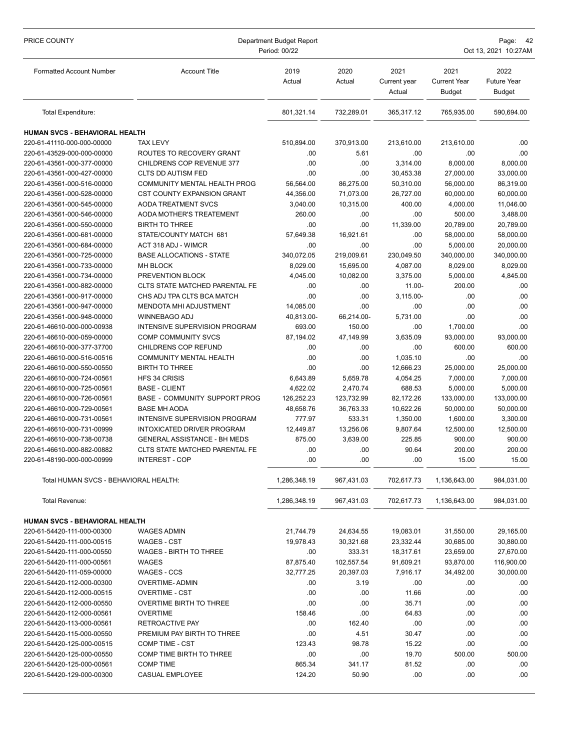| Formatted Account Number | Account Title | 2019 Actual | 2020 Actual | 2021 Current year Actual | 2021 Current Year Budget | 2022 Future Year Budget |
|---|---|---|---|---|---|---|
| Total Expenditure: | | 801,321.14 | 732,289.01 | 365,317.12 | 765,935.00 | 590,694.00 |
| **HUMAN SVCS - BEHAVIORAL HEALTH** | | | | | | |
| 220-61-41110-000-000-00000 | TAX LEVY | 510,894.00 | 370,913.00 | 213,610.00 | 213,610.00 | .00 |
| 220-61-43529-000-000-00000 | ROUTES TO RECOVERY GRANT | .00 | 5.61 | .00 | .00 | .00 |
| 220-61-43561-000-377-00000 | CHILDRENS COP REVENUE 377 | .00 | .00 | 3,314.00 | 8,000.00 | 8,000.00 |
| 220-61-43561-000-427-00000 | CLTS DD AUTISM FED | .00 | .00 | 30,453.38 | 27,000.00 | 33,000.00 |
| 220-61-43561-000-516-00000 | COMMUNITY MENTAL HEALTH PROG | 56,564.00 | 86,275.00 | 50,310.00 | 56,000.00 | 86,319.00 |
| 220-61-43561-000-528-00000 | CST COUNTY EXPANSION GRANT | 44,356.00 | 71,073.00 | 26,727.00 | 60,000.00 | 60,000.00 |
| 220-61-43561-000-545-00000 | AODA TREATMENT SVCS | 3,040.00 | 10,315.00 | 400.00 | 4,000.00 | 11,046.00 |
| 220-61-43561-000-546-00000 | AODA MOTHER'S TREATEMENT | 260.00 | .00 | .00 | 500.00 | 3,488.00 |
| 220-61-43561-000-550-00000 | BIRTH TO THREE | .00 | .00 | 11,339.00 | 20,789.00 | 20,789.00 |
| 220-61-43561-000-681-00000 | STATE/COUNTY MATCH 681 | 57,649.38 | 16,921.61 | .00 | 58,000.00 | 58,000.00 |
| 220-61-43561-000-684-00000 | ACT 318 ADJ - WIMCR | .00 | .00 | .00 | 5,000.00 | 20,000.00 |
| 220-61-43561-000-725-00000 | BASE ALLOCATIONS - STATE | 340,072.05 | 219,009.61 | 230,049.50 | 340,000.00 | 340,000.00 |
| 220-61-43561-000-733-00000 | MH BLOCK | 8,029.00 | 15,695.00 | 4,087.00 | 8,029.00 | 8,029.00 |
| 220-61-43561-000-734-00000 | PREVENTION BLOCK | 4,045.00 | 10,082.00 | 3,375.00 | 5,000.00 | 4,845.00 |
| 220-61-43561-000-882-00000 | CLTS STATE MATCHED PARENTAL FE | .00 | .00 | 11.00- | 200.00 | .00 |
| 220-61-43561-000-917-00000 | CHS ADJ TPA CLTS BCA MATCH | .00 | .00 | 3,115.00- | .00 | .00 |
| 220-61-43561-000-947-00000 | MENDOTA MHI ADJUSTMENT | 14,085.00 | .00 | .00 | .00 | .00 |
| 220-61-43561-000-948-00000 | WINNEBAGO ADJ | 40,813.00- | 66,214.00- | 5,731.00 | .00 | .00 |
| 220-61-46610-000-000-00938 | INTENSIVE SUPERVISION PROGRAM | 693.00 | 150.00 | .00 | 1,700.00 | .00 |
| 220-61-46610-000-059-00000 | COMP COMMUNITY SVCS | 87,194.02 | 47,149.99 | 3,635.09 | 93,000.00 | 93,000.00 |
| 220-61-46610-000-377-37700 | CHILDRENS COP REFUND | .00 | .00 | .00 | 600.00 | 600.00 |
| 220-61-46610-000-516-00516 | COMMUNITY MENTAL HEALTH | .00 | .00 | 1,035.10 | .00 | .00 |
| 220-61-46610-000-550-00550 | BIRTH TO THREE | .00 | .00 | 12,666.23 | 25,000.00 | 25,000.00 |
| 220-61-46610-000-724-00561 | HFS 34 CRISIS | 6,643.89 | 5,659.78 | 4,054.25 | 7,000.00 | 7,000.00 |
| 220-61-46610-000-725-00561 | BASE - CLIENT | 4,622.02 | 2,470.74 | 688.53 | 5,000.00 | 5,000.00 |
| 220-61-46610-000-726-00561 | BASE - COMMUNITY SUPPORT PROG | 126,252.23 | 123,732.99 | 82,172.26 | 133,000.00 | 133,000.00 |
| 220-61-46610-000-729-00561 | BASE MH AODA | 48,658.76 | 36,763.33 | 10,622.26 | 50,000.00 | 50,000.00 |
| 220-61-46610-000-731-00561 | INTENSIVE SUPERVISION PROGRAM | 777.97 | 533.31 | 1,350.00 | 1,600.00 | 3,300.00 |
| 220-61-46610-000-731-00999 | INTOXICATED DRIVER PROGRAM | 12,449.87 | 13,256.06 | 9,807.64 | 12,500.00 | 12,500.00 |
| 220-61-46610-000-738-00738 | GENERAL ASSISTANCE - BH MEDS | 875.00 | 3,639.00 | 225.85 | 900.00 | 900.00 |
| 220-61-46610-000-882-00882 | CLTS STATE MATCHED PARENTAL FE | .00 | .00 | 90.64 | 200.00 | 200.00 |
| 220-61-48190-000-000-00999 | INTEREST - COP | .00 | .00 | .00 | 15.00 | 15.00 |
| Total HUMAN SVCS - BEHAVIORAL HEALTH: | | 1,286,348.19 | 967,431.03 | 702,617.73 | 1,136,643.00 | 984,031.00 |
| Total Revenue: | | 1,286,348.19 | 967,431.03 | 702,617.73 | 1,136,643.00 | 984,031.00 |
| **HUMAN SVCS - BEHAVIORAL HEALTH** | | | | | | |
| 220-61-54420-111-000-00300 | WAGES ADMIN | 21,744.79 | 24,634.55 | 19,083.01 | 31,550.00 | 29,165.00 |
| 220-61-54420-111-000-00515 | WAGES - CST | 19,978.43 | 30,321.68 | 23,332.44 | 30,685.00 | 30,880.00 |
| 220-61-54420-111-000-00550 | WAGES - BIRTH TO THREE | .00 | 333.31 | 18,317.61 | 23,659.00 | 27,670.00 |
| 220-61-54420-111-000-00561 | WAGES | 87,875.40 | 102,557.54 | 91,609.21 | 93,870.00 | 116,900.00 |
| 220-61-54420-111-059-00000 | WAGES - CCS | 32,777.25 | 20,397.03 | 7,916.17 | 34,492.00 | 30,000.00 |
| 220-61-54420-112-000-00300 | OVERTIME- ADMIN | .00 | 3.19 | .00 | .00 | .00 |
| 220-61-54420-112-000-00515 | OVERTIME - CST | .00 | .00 | 11.66 | .00 | .00 |
| 220-61-54420-112-000-00550 | OVERTIME BIRTH TO THREE | .00 | .00 | 35.71 | .00 | .00 |
| 220-61-54420-112-000-00561 | OVERTIME | 158.46 | .00 | 64.83 | .00 | .00 |
| 220-61-54420-113-000-00561 | RETROACTIVE PAY | .00 | 162.40 | .00 | .00 | .00 |
| 220-61-54420-115-000-00550 | PREMIUM PAY BIRTH TO THREE | .00 | 4.51 | 30.47 | .00 | .00 |
| 220-61-54420-125-000-00515 | COMP TIME - CST | 123.43 | 98.78 | 15.22 | .00 | .00 |
| 220-61-54420-125-000-00550 | COMP TIME BIRTH TO THREE | .00 | .00 | 19.70 | 500.00 | 500.00 |
| 220-61-54420-125-000-00561 | COMP TIME | 865.34 | 341.17 | 81.52 | .00 | .00 |
| 220-61-54420-129-000-00300 | CASUAL EMPLOYEE | 124.20 | 50.90 | .00 | .00 | .00 |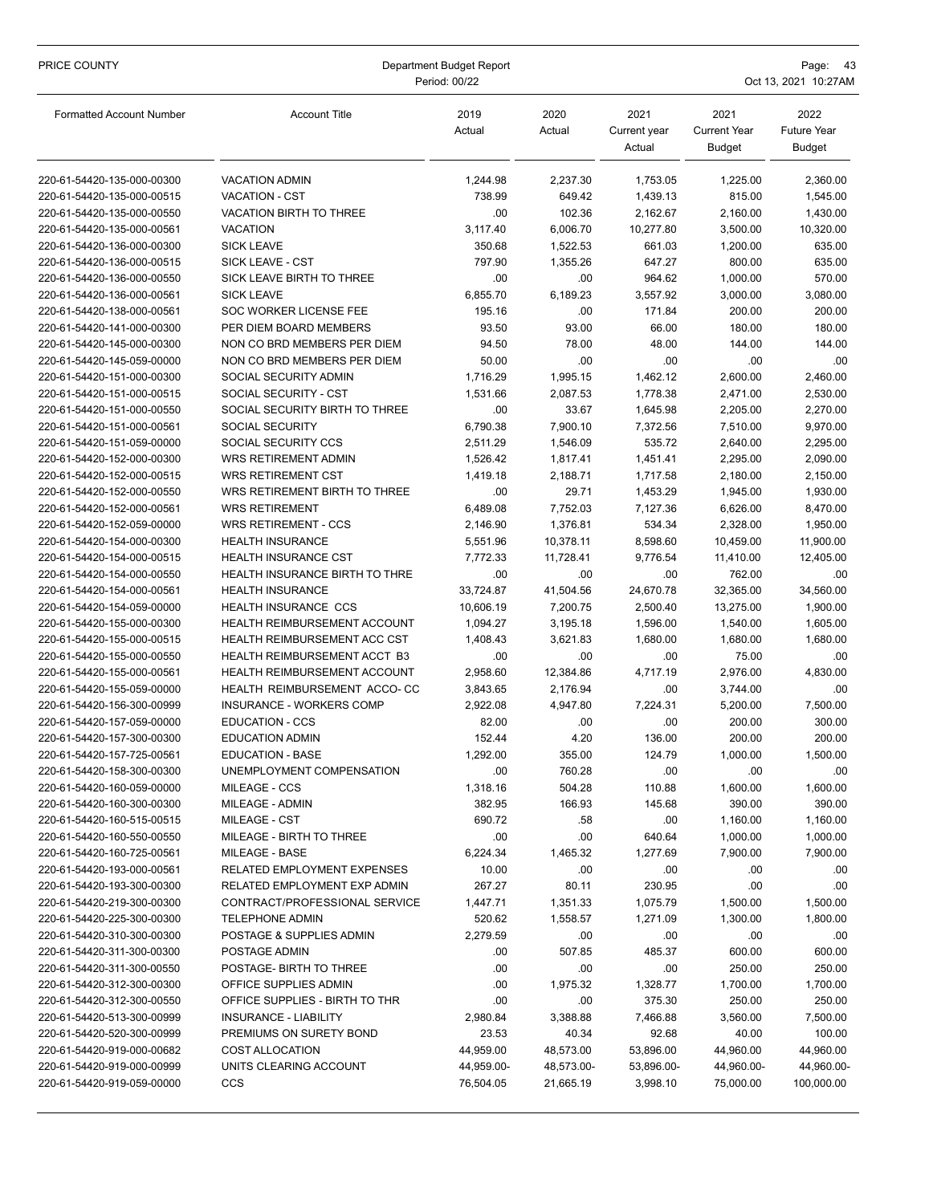| Formatted Account Number | Account Title | 2019 Actual | 2020 Actual | 2021 Current year Actual | 2021 Current Year Budget | 2022 Future Year Budget |
|---|---|---|---|---|---|---|
| 220-61-54420-135-000-00300 | VACATION ADMIN | 1,244.98 | 2,237.30 | 1,753.05 | 1,225.00 | 2,360.00 |
| 220-61-54420-135-000-00515 | VACATION - CST | 738.99 | 649.42 | 1,439.13 | 815.00 | 1,545.00 |
| 220-61-54420-135-000-00550 | VACATION BIRTH TO THREE | .00 | 102.36 | 2,162.67 | 2,160.00 | 1,430.00 |
| 220-61-54420-135-000-00561 | VACATION | 3,117.40 | 6,006.70 | 10,277.80 | 3,500.00 | 10,320.00 |
| 220-61-54420-136-000-00300 | SICK LEAVE | 350.68 | 1,522.53 | 661.03 | 1,200.00 | 635.00 |
| 220-61-54420-136-000-00515 | SICK LEAVE - CST | 797.90 | 1,355.26 | 647.27 | 800.00 | 635.00 |
| 220-61-54420-136-000-00550 | SICK LEAVE BIRTH TO THREE | .00 | .00 | 964.62 | 1,000.00 | 570.00 |
| 220-61-54420-136-000-00561 | SICK LEAVE | 6,855.70 | 6,189.23 | 3,557.92 | 3,000.00 | 3,080.00 |
| 220-61-54420-138-000-00561 | SOC WORKER LICENSE FEE | 195.16 | .00 | 171.84 | 200.00 | 200.00 |
| 220-61-54420-141-000-00300 | PER DIEM BOARD MEMBERS | 93.50 | 93.00 | 66.00 | 180.00 | 180.00 |
| 220-61-54420-145-000-00300 | NON CO BRD MEMBERS PER DIEM | 94.50 | 78.00 | 48.00 | 144.00 | 144.00 |
| 220-61-54420-145-059-00000 | NON CO BRD MEMBERS PER DIEM | 50.00 | .00 | .00 | .00 | .00 |
| 220-61-54420-151-000-00300 | SOCIAL SECURITY ADMIN | 1,716.29 | 1,995.15 | 1,462.12 | 2,600.00 | 2,460.00 |
| 220-61-54420-151-000-00515 | SOCIAL SECURITY - CST | 1,531.66 | 2,087.53 | 1,778.38 | 2,471.00 | 2,530.00 |
| 220-61-54420-151-000-00550 | SOCIAL SECURITY BIRTH TO THREE | .00 | 33.67 | 1,645.98 | 2,205.00 | 2,270.00 |
| 220-61-54420-151-000-00561 | SOCIAL SECURITY | 6,790.38 | 7,900.10 | 7,372.56 | 7,510.00 | 9,970.00 |
| 220-61-54420-151-059-00000 | SOCIAL SECURITY CCS | 2,511.29 | 1,546.09 | 535.72 | 2,640.00 | 2,295.00 |
| 220-61-54420-152-000-00300 | WRS RETIREMENT ADMIN | 1,526.42 | 1,817.41 | 1,451.41 | 2,295.00 | 2,090.00 |
| 220-61-54420-152-000-00515 | WRS RETIREMENT CST | 1,419.18 | 2,188.71 | 1,717.58 | 2,180.00 | 2,150.00 |
| 220-61-54420-152-000-00550 | WRS RETIREMENT BIRTH TO THREE | .00 | 29.71 | 1,453.29 | 1,945.00 | 1,930.00 |
| 220-61-54420-152-000-00561 | WRS RETIREMENT | 6,489.08 | 7,752.03 | 7,127.36 | 6,626.00 | 8,470.00 |
| 220-61-54420-152-059-00000 | WRS RETIREMENT - CCS | 2,146.90 | 1,376.81 | 534.34 | 2,328.00 | 1,950.00 |
| 220-61-54420-154-000-00300 | HEALTH INSURANCE | 5,551.96 | 10,378.11 | 8,598.60 | 10,459.00 | 11,900.00 |
| 220-61-54420-154-000-00515 | HEALTH INSURANCE CST | 7,772.33 | 11,728.41 | 9,776.54 | 11,410.00 | 12,405.00 |
| 220-61-54420-154-000-00550 | HEALTH INSURANCE BIRTH TO THRE | .00 | .00 | .00 | 762.00 | .00 |
| 220-61-54420-154-000-00561 | HEALTH INSURANCE | 33,724.87 | 41,504.56 | 24,670.78 | 32,365.00 | 34,560.00 |
| 220-61-54420-154-059-00000 | HEALTH INSURANCE CCS | 10,606.19 | 7,200.75 | 2,500.40 | 13,275.00 | 1,900.00 |
| 220-61-54420-155-000-00300 | HEALTH REIMBURSEMENT ACCOUNT | 1,094.27 | 3,195.18 | 1,596.00 | 1,540.00 | 1,605.00 |
| 220-61-54420-155-000-00515 | HEALTH REIMBURSEMENT ACC CST | 1,408.43 | 3,621.83 | 1,680.00 | 1,680.00 | 1,680.00 |
| 220-61-54420-155-000-00550 | HEALTH REIMBURSEMENT ACCT B3 | .00 | .00 | .00 | 75.00 | .00 |
| 220-61-54420-155-000-00561 | HEALTH REIMBURSEMENT ACCOUNT | 2,958.60 | 12,384.86 | 4,717.19 | 2,976.00 | 4,830.00 |
| 220-61-54420-155-059-00000 | HEALTH REIMBURSEMENT ACCO- CC | 3,843.65 | 2,176.94 | .00 | 3,744.00 | .00 |
| 220-61-54420-156-300-00999 | INSURANCE - WORKERS COMP | 2,922.08 | 4,947.80 | 7,224.31 | 5,200.00 | 7,500.00 |
| 220-61-54420-157-059-00000 | EDUCATION - CCS | 82.00 | .00 | .00 | 200.00 | 300.00 |
| 220-61-54420-157-300-00300 | EDUCATION ADMIN | 152.44 | 4.20 | 136.00 | 200.00 | 200.00 |
| 220-61-54420-157-725-00561 | EDUCATION - BASE | 1,292.00 | 355.00 | 124.79 | 1,000.00 | 1,500.00 |
| 220-61-54420-158-300-00300 | UNEMPLOYMENT COMPENSATION | .00 | 760.28 | .00 | .00 | .00 |
| 220-61-54420-160-059-00000 | MILEAGE - CCS | 1,318.16 | 504.28 | 110.88 | 1,600.00 | 1,600.00 |
| 220-61-54420-160-300-00300 | MILEAGE - ADMIN | 382.95 | 166.93 | 145.68 | 390.00 | 390.00 |
| 220-61-54420-160-515-00515 | MILEAGE - CST | 690.72 | .58 | .00 | 1,160.00 | 1,160.00 |
| 220-61-54420-160-550-00550 | MILEAGE - BIRTH TO THREE | .00 | .00 | 640.64 | 1,000.00 | 1,000.00 |
| 220-61-54420-160-725-00561 | MILEAGE - BASE | 6,224.34 | 1,465.32 | 1,277.69 | 7,900.00 | 7,900.00 |
| 220-61-54420-193-000-00561 | RELATED EMPLOYMENT EXPENSES | 10.00 | .00 | .00 | .00 | .00 |
| 220-61-54420-193-300-00300 | RELATED EMPLOYMENT EXP ADMIN | 267.27 | 80.11 | 230.95 | .00 | .00 |
| 220-61-54420-219-300-00300 | CONTRACT/PROFESSIONAL SERVICE | 1,447.71 | 1,351.33 | 1,075.79 | 1,500.00 | 1,500.00 |
| 220-61-54420-225-300-00300 | TELEPHONE ADMIN | 520.62 | 1,558.57 | 1,271.09 | 1,300.00 | 1,800.00 |
| 220-61-54420-310-300-00300 | POSTAGE & SUPPLIES ADMIN | 2,279.59 | .00 | .00 | .00 | .00 |
| 220-61-54420-311-300-00300 | POSTAGE ADMIN | .00 | 507.85 | 485.37 | 600.00 | 600.00 |
| 220-61-54420-311-300-00550 | POSTAGE- BIRTH TO THREE | .00 | .00 | .00 | 250.00 | 250.00 |
| 220-61-54420-312-300-00300 | OFFICE SUPPLIES ADMIN | .00 | 1,975.32 | 1,328.77 | 1,700.00 | 1,700.00 |
| 220-61-54420-312-300-00550 | OFFICE SUPPLIES - BIRTH TO THR | .00 | .00 | 375.30 | 250.00 | 250.00 |
| 220-61-54420-513-300-00999 | INSURANCE - LIABILITY | 2,980.84 | 3,388.88 | 7,466.88 | 3,560.00 | 7,500.00 |
| 220-61-54420-520-300-00999 | PREMIUMS ON SURETY BOND | 23.53 | 40.34 | 92.68 | 40.00 | 100.00 |
| 220-61-54420-919-000-00682 | COST ALLOCATION | 44,959.00 | 48,573.00 | 53,896.00 | 44,960.00 | 44,960.00 |
| 220-61-54420-919-000-00999 | UNITS CLEARING ACCOUNT | 44,959.00- | 48,573.00- | 53,896.00- | 44,960.00- | 44,960.00- |
| 220-61-54420-919-059-00000 | CCS | 76,504.05 | 21,665.19 | 3,998.10 | 75,000.00 | 100,000.00 |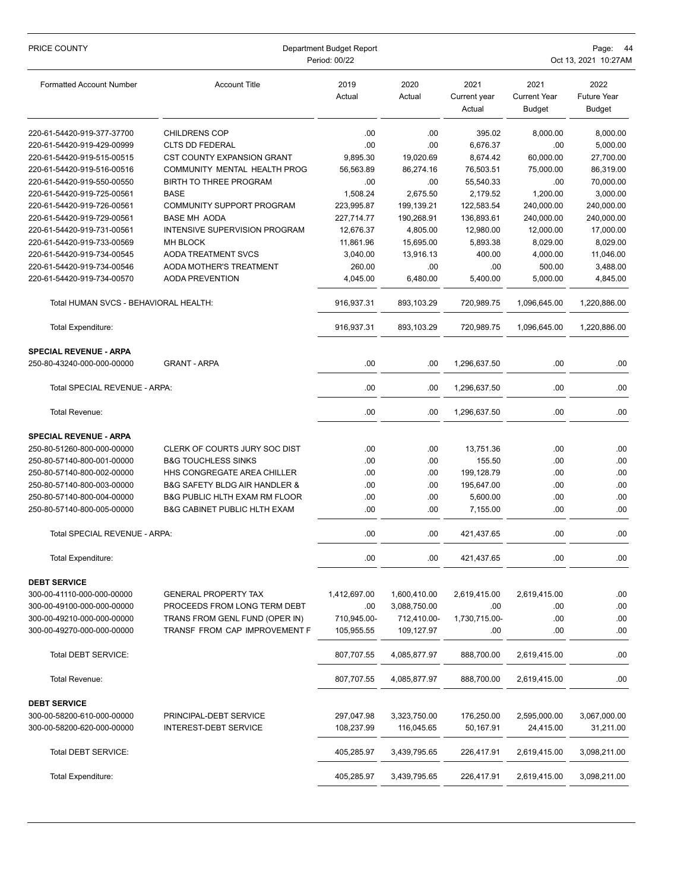| Formatted Account Number | Account Title | 2019 Actual | 2020 Actual | 2021 Current year Actual | 2021 Current Year Budget | 2022 Future Year Budget |
|---|---|---|---|---|---|---|
| 220-61-54420-919-377-37700 | CHILDRENS COP | .00 | .00 | 395.02 | 8,000.00 | 8,000.00 |
| 220-61-54420-919-429-00999 | CLTS DD FEDERAL | .00 | .00 | 6,676.37 | .00 | 5,000.00 |
| 220-61-54420-919-515-00515 | CST COUNTY EXPANSION GRANT | 9,895.30 | 19,020.69 | 8,674.42 | 60,000.00 | 27,700.00 |
| 220-61-54420-919-516-00516 | COMMUNITY MENTAL HEALTH PROG | 56,563.89 | 86,274.16 | 76,503.51 | 75,000.00 | 86,319.00 |
| 220-61-54420-919-550-00550 | BIRTH TO THREE PROGRAM | .00 | .00 | 55,540.33 | .00 | 70,000.00 |
| 220-61-54420-919-725-00561 | BASE | 1,508.24 | 2,675.50 | 2,179.52 | 1,200.00 | 3,000.00 |
| 220-61-54420-919-726-00561 | COMMUNITY SUPPORT PROGRAM | 223,995.87 | 199,139.21 | 122,583.54 | 240,000.00 | 240,000.00 |
| 220-61-54420-919-729-00561 | BASE MH AODA | 227,714.77 | 190,268.91 | 136,893.61 | 240,000.00 | 240,000.00 |
| 220-61-54420-919-731-00561 | INTENSIVE SUPERVISION PROGRAM | 12,676.37 | 4,805.00 | 12,980.00 | 12,000.00 | 17,000.00 |
| 220-61-54420-919-733-00569 | MH BLOCK | 11,861.96 | 15,695.00 | 5,893.38 | 8,029.00 | 8,029.00 |
| 220-61-54420-919-734-00545 | AODA TREATMENT SVCS | 3,040.00 | 13,916.13 | 400.00 | 4,000.00 | 11,046.00 |
| 220-61-54420-919-734-00546 | AODA MOTHER'S TREATMENT | 260.00 | .00 | .00 | 500.00 | 3,488.00 |
| 220-61-54420-919-734-00570 | AODA PREVENTION | 4,045.00 | 6,480.00 | 5,400.00 | 5,000.00 | 4,845.00 |
| Total HUMAN SVCS - BEHAVIORAL HEALTH: | | 916,937.31 | 893,103.29 | 720,989.75 | 1,096,645.00 | 1,220,886.00 |
| Total Expenditure: | | 916,937.31 | 893,103.29 | 720,989.75 | 1,096,645.00 | 1,220,886.00 |
| **SPECIAL REVENUE - ARPA** | | | | | | |
| 250-80-43240-000-000-00000 | GRANT - ARPA | .00 | .00 | 1,296,637.50 | .00 | .00 |
| Total SPECIAL REVENUE - ARPA: | | .00 | .00 | 1,296,637.50 | .00 | .00 |
| Total Revenue: | | .00 | .00 | 1,296,637.50 | .00 | .00 |
| **SPECIAL REVENUE - ARPA** | | | | | | |
| 250-80-51260-800-000-00000 | CLERK OF COURTS JURY SOC DIST | .00 | .00 | 13,751.36 | .00 | .00 |
| 250-80-57140-800-001-00000 | B&G TOUCHLESS SINKS | .00 | .00 | 155.50 | .00 | .00 |
| 250-80-57140-800-002-00000 | HHS CONGREGATE AREA CHILLER | .00 | .00 | 199,128.79 | .00 | .00 |
| 250-80-57140-800-003-00000 | B&G SAFETY BLDG AIR HANDLER & | .00 | .00 | 195,647.00 | .00 | .00 |
| 250-80-57140-800-004-00000 | B&G PUBLIC HLTH EXAM RM FLOOR | .00 | .00 | 5,600.00 | .00 | .00 |
| 250-80-57140-800-005-00000 | B&G CABINET PUBLIC HLTH EXAM | .00 | .00 | 7,155.00 | .00 | .00 |
| Total SPECIAL REVENUE - ARPA: | | .00 | .00 | 421,437.65 | .00 | .00 |
| Total Expenditure: | | .00 | .00 | 421,437.65 | .00 | .00 |
| **DEBT SERVICE** | | | | | | |
| 300-00-41110-000-000-00000 | GENERAL PROPERTY TAX | 1,412,697.00 | 1,600,410.00 | 2,619,415.00 | 2,619,415.00 | .00 |
| 300-00-49100-000-000-00000 | PROCEEDS FROM LONG TERM DEBT | .00 | 3,088,750.00 | .00 | .00 | .00 |
| 300-00-49210-000-000-00000 | TRANS FROM GENL FUND (OPER IN) | 710,945.00- | 712,410.00- | 1,730,715.00- | .00 | .00 |
| 300-00-49270-000-000-00000 | TRANSF FROM CAP IMPROVEMENT F | 105,955.55 | 109,127.97 | .00 | .00 | .00 |
| Total DEBT SERVICE: | | 807,707.55 | 4,085,877.97 | 888,700.00 | 2,619,415.00 | .00 |
| Total Revenue: | | 807,707.55 | 4,085,877.97 | 888,700.00 | 2,619,415.00 | .00 |
| **DEBT SERVICE** | | | | | | |
| 300-00-58200-610-000-00000 | PRINCIPAL-DEBT SERVICE | 297,047.98 | 3,323,750.00 | 176,250.00 | 2,595,000.00 | 3,067,000.00 |
| 300-00-58200-620-000-00000 | INTEREST-DEBT SERVICE | 108,237.99 | 116,045.65 | 50,167.91 | 24,415.00 | 31,211.00 |
| Total DEBT SERVICE: | | 405,285.97 | 3,439,795.65 | 226,417.91 | 2,619,415.00 | 3,098,211.00 |
| Total Expenditure: | | 405,285.97 | 3,439,795.65 | 226,417.91 | 2,619,415.00 | 3,098,211.00 |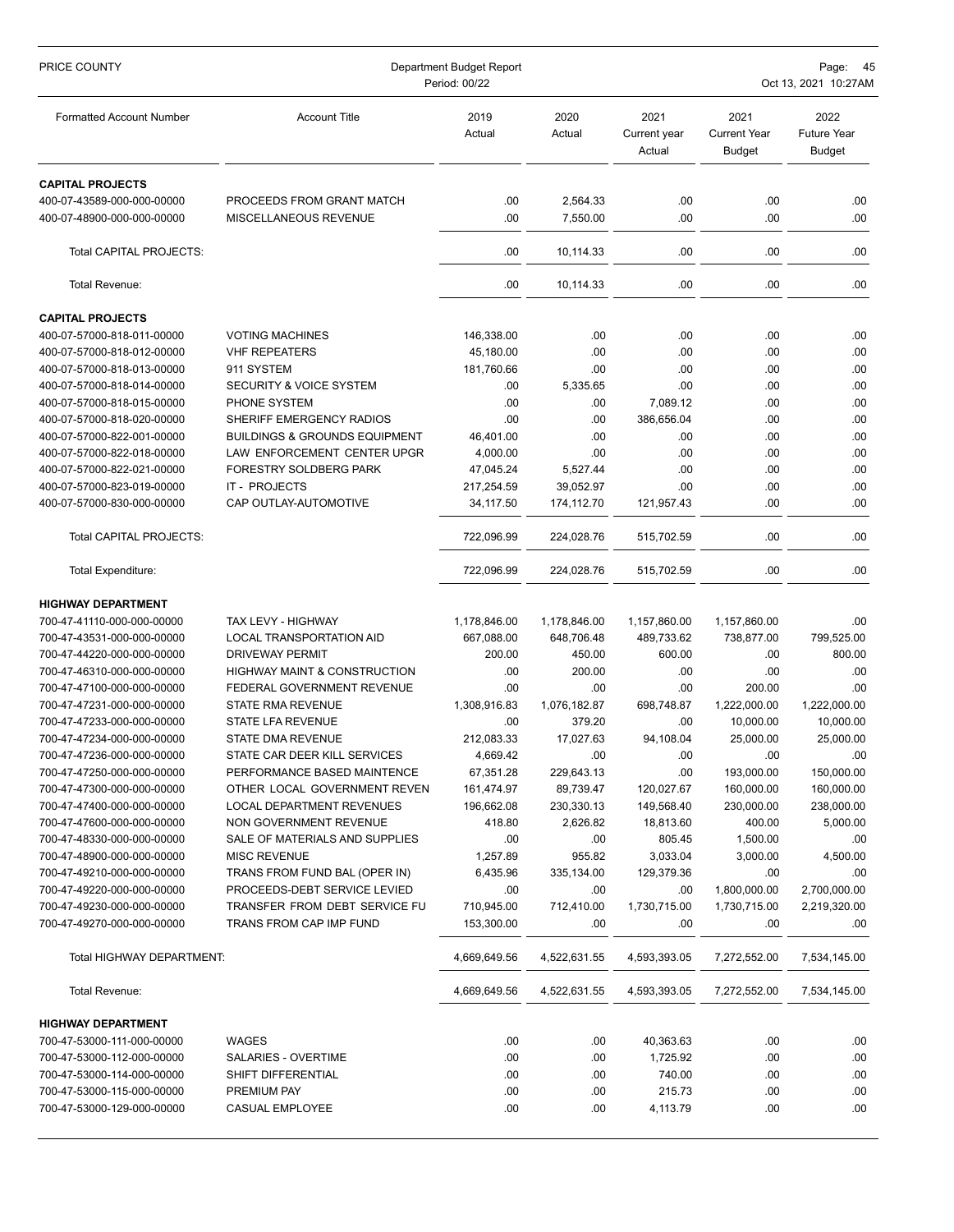PRICE COUNTY — Department Budget Report — Period: 00/22 — Oct 13, 2021 10:27AM

| Formatted Account Number | Account Title | 2019 Actual | 2020 Actual | 2021 Current year Actual | 2021 Current Year Budget | 2022 Future Year Budget |
|---|---|---|---|---|---|---|
| **CAPITAL PROJECTS** | | | | | | |
| 400-07-43589-000-000-00000 | PROCEEDS FROM GRANT MATCH | .00 | 2,564.33 | .00 | .00 | .00 |
| 400-07-48900-000-000-00000 | MISCELLANEOUS REVENUE | .00 | 7,550.00 | .00 | .00 | .00 |
| Total CAPITAL PROJECTS: | | .00 | 10,114.33 | .00 | .00 | .00 |
| Total Revenue: | | .00 | 10,114.33 | .00 | .00 | .00 |
| **CAPITAL PROJECTS** | | | | | | |
| 400-07-57000-818-011-00000 | VOTING MACHINES | 146,338.00 | .00 | .00 | .00 | .00 |
| 400-07-57000-818-012-00000 | VHF REPEATERS | 45,180.00 | .00 | .00 | .00 | .00 |
| 400-07-57000-818-013-00000 | 911 SYSTEM | 181,760.66 | .00 | .00 | .00 | .00 |
| 400-07-57000-818-014-00000 | SECURITY & VOICE SYSTEM | .00 | 5,335.65 | .00 | .00 | .00 |
| 400-07-57000-818-015-00000 | PHONE SYSTEM | .00 | .00 | 7,089.12 | .00 | .00 |
| 400-07-57000-818-020-00000 | SHERIFF EMERGENCY RADIOS | .00 | .00 | 386,656.04 | .00 | .00 |
| 400-07-57000-822-001-00000 | BUILDINGS & GROUNDS EQUIPMENT | 46,401.00 | .00 | .00 | .00 | .00 |
| 400-07-57000-822-018-00000 | LAW ENFORCEMENT CENTER UPGR | 4,000.00 | .00 | .00 | .00 | .00 |
| 400-07-57000-822-021-00000 | FORESTRY SOLDBERG PARK | 47,045.24 | 5,527.44 | .00 | .00 | .00 |
| 400-07-57000-823-019-00000 | IT - PROJECTS | 217,254.59 | 39,052.97 | .00 | .00 | .00 |
| 400-07-57000-830-000-00000 | CAP OUTLAY-AUTOMOTIVE | 34,117.50 | 174,112.70 | 121,957.43 | .00 | .00 |
| Total CAPITAL PROJECTS: | | 722,096.99 | 224,028.76 | 515,702.59 | .00 | .00 |
| Total Expenditure: | | 722,096.99 | 224,028.76 | 515,702.59 | .00 | .00 |
| **HIGHWAY DEPARTMENT** | | | | | | |
| 700-47-41110-000-000-00000 | TAX LEVY - HIGHWAY | 1,178,846.00 | 1,178,846.00 | 1,157,860.00 | 1,157,860.00 | .00 |
| 700-47-43531-000-000-00000 | LOCAL TRANSPORTATION AID | 667,088.00 | 648,706.48 | 489,733.62 | 738,877.00 | 799,525.00 |
| 700-47-44220-000-000-00000 | DRIVEWAY PERMIT | 200.00 | 450.00 | 600.00 | .00 | 800.00 |
| 700-47-46310-000-000-00000 | HIGHWAY MAINT & CONSTRUCTION | .00 | 200.00 | .00 | .00 | .00 |
| 700-47-47100-000-000-00000 | FEDERAL GOVERNMENT REVENUE | .00 | .00 | .00 | 200.00 | .00 |
| 700-47-47231-000-000-00000 | STATE RMA REVENUE | 1,308,916.83 | 1,076,182.87 | 698,748.87 | 1,222,000.00 | 1,222,000.00 |
| 700-47-47233-000-000-00000 | STATE LFA REVENUE | .00 | 379.20 | .00 | 10,000.00 | 10,000.00 |
| 700-47-47234-000-000-00000 | STATE DMA REVENUE | 212,083.33 | 17,027.63 | 94,108.04 | 25,000.00 | 25,000.00 |
| 700-47-47236-000-000-00000 | STATE CAR DEER KILL SERVICES | 4,669.42 | .00 | .00 | .00 | .00 |
| 700-47-47250-000-000-00000 | PERFORMANCE BASED MAINTENCE | 67,351.28 | 229,643.13 | .00 | 193,000.00 | 150,000.00 |
| 700-47-47300-000-000-00000 | OTHER LOCAL GOVERNMENT REVEN | 161,474.97 | 89,739.47 | 120,027.67 | 160,000.00 | 160,000.00 |
| 700-47-47400-000-000-00000 | LOCAL DEPARTMENT REVENUES | 196,662.08 | 230,330.13 | 149,568.40 | 230,000.00 | 238,000.00 |
| 700-47-47600-000-000-00000 | NON GOVERNMENT REVENUE | 418.80 | 2,626.82 | 18,813.60 | 400.00 | 5,000.00 |
| 700-47-48330-000-000-00000 | SALE OF MATERIALS AND SUPPLIES | .00 | .00 | 805.45 | 1,500.00 | .00 |
| 700-47-48900-000-000-00000 | MISC REVENUE | 1,257.89 | 955.82 | 3,033.04 | 3,000.00 | 4,500.00 |
| 700-47-49210-000-000-00000 | TRANS FROM FUND BAL (OPER IN) | 6,435.96 | 335,134.00 | 129,379.36 | .00 | .00 |
| 700-47-49220-000-000-00000 | PROCEEDS-DEBT SERVICE LEVIED | .00 | .00 | .00 | 1,800,000.00 | 2,700,000.00 |
| 700-47-49230-000-000-00000 | TRANSFER FROM DEBT SERVICE FU | 710,945.00 | 712,410.00 | 1,730,715.00 | 1,730,715.00 | 2,219,320.00 |
| 700-47-49270-000-000-00000 | TRANS FROM CAP IMP FUND | 153,300.00 | .00 | .00 | .00 | .00 |
| Total HIGHWAY DEPARTMENT: | | 4,669,649.56 | 4,522,631.55 | 4,593,393.05 | 7,272,552.00 | 7,534,145.00 |
| Total Revenue: | | 4,669,649.56 | 4,522,631.55 | 4,593,393.05 | 7,272,552.00 | 7,534,145.00 |
| **HIGHWAY DEPARTMENT** | | | | | | |
| 700-47-53000-111-000-00000 | WAGES | .00 | .00 | 40,363.63 | .00 | .00 |
| 700-47-53000-112-000-00000 | SALARIES - OVERTIME | .00 | .00 | 1,725.92 | .00 | .00 |
| 700-47-53000-114-000-00000 | SHIFT DIFFERENTIAL | .00 | .00 | 740.00 | .00 | .00 |
| 700-47-53000-115-000-00000 | PREMIUM PAY | .00 | .00 | 215.73 | .00 | .00 |
| 700-47-53000-129-000-00000 | CASUAL EMPLOYEE | .00 | .00 | 4,113.79 | .00 | .00 |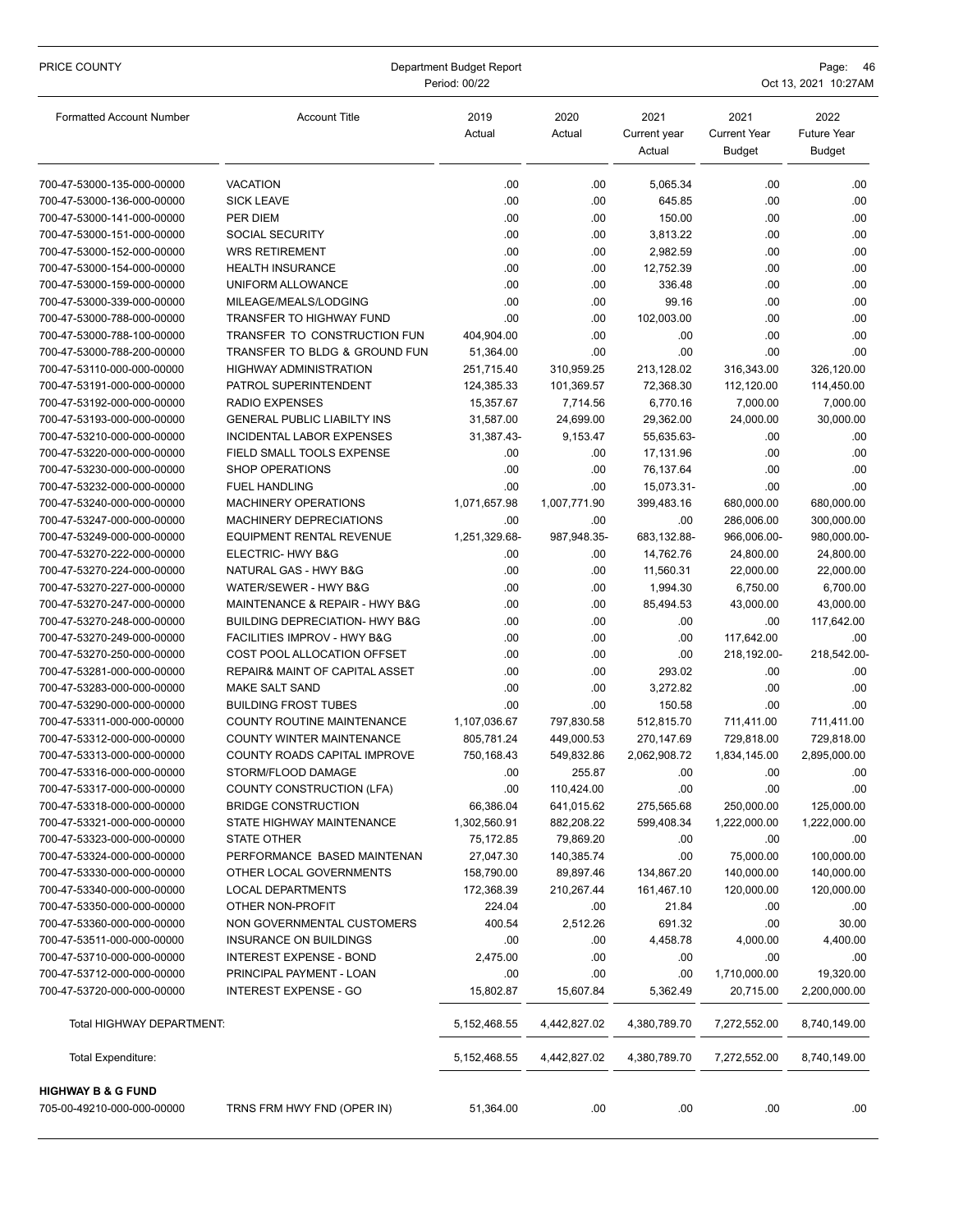| Formatted Account Number | Account Title | 2019 Actual | 2020 Actual | 2021 Current year Actual | 2021 Current Year Budget | 2022 Future Year Budget |
|---|---|---|---|---|---|---|
| 700-47-53000-135-000-00000 | VACATION | .00 | .00 | 5,065.34 | .00 | .00 |
| 700-47-53000-136-000-00000 | SICK LEAVE | .00 | .00 | 645.85 | .00 | .00 |
| 700-47-53000-141-000-00000 | PER DIEM | .00 | .00 | 150.00 | .00 | .00 |
| 700-47-53000-151-000-00000 | SOCIAL SECURITY | .00 | .00 | 3,813.22 | .00 | .00 |
| 700-47-53000-152-000-00000 | WRS RETIREMENT | .00 | .00 | 2,982.59 | .00 | .00 |
| 700-47-53000-154-000-00000 | HEALTH INSURANCE | .00 | .00 | 12,752.39 | .00 | .00 |
| 700-47-53000-159-000-00000 | UNIFORM ALLOWANCE | .00 | .00 | 336.48 | .00 | .00 |
| 700-47-53000-339-000-00000 | MILEAGE/MEALS/LODGING | .00 | .00 | 99.16 | .00 | .00 |
| 700-47-53000-788-000-00000 | TRANSFER TO HIGHWAY FUND | .00 | .00 | 102,003.00 | .00 | .00 |
| 700-47-53000-788-100-00000 | TRANSFER TO CONSTRUCTION FUN | 404,904.00 | .00 | .00 | .00 | .00 |
| 700-47-53000-788-200-00000 | TRANSFER TO BLDG & GROUND FUN | 51,364.00 | .00 | .00 | .00 | .00 |
| 700-47-53110-000-000-00000 | HIGHWAY ADMINISTRATION | 251,715.40 | 310,959.25 | 213,128.02 | 316,343.00 | 326,120.00 |
| 700-47-53191-000-000-00000 | PATROL SUPERINTENDENT | 124,385.33 | 101,369.57 | 72,368.30 | 112,120.00 | 114,450.00 |
| 700-47-53192-000-000-00000 | RADIO EXPENSES | 15,357.67 | 7,714.56 | 6,770.16 | 7,000.00 | 7,000.00 |
| 700-47-53193-000-000-00000 | GENERAL PUBLIC LIABILTY INS | 31,587.00 | 24,699.00 | 29,362.00 | 24,000.00 | 30,000.00 |
| 700-47-53210-000-000-00000 | INCIDENTAL LABOR EXPENSES | 31,387.43- | 9,153.47 | 55,635.63- | .00 | .00 |
| 700-47-53220-000-000-00000 | FIELD SMALL TOOLS EXPENSE | .00 | .00 | 17,131.96 | .00 | .00 |
| 700-47-53230-000-000-00000 | SHOP OPERATIONS | .00 | .00 | 76,137.64 | .00 | .00 |
| 700-47-53232-000-000-00000 | FUEL HANDLING | .00 | .00 | 15,073.31- | .00 | .00 |
| 700-47-53240-000-000-00000 | MACHINERY OPERATIONS | 1,071,657.98 | 1,007,771.90 | 399,483.16 | 680,000.00 | 680,000.00 |
| 700-47-53247-000-000-00000 | MACHINERY DEPRECIATIONS | .00 | .00 | .00 | 286,006.00 | 300,000.00 |
| 700-47-53249-000-000-00000 | EQUIPMENT RENTAL REVENUE | 1,251,329.68- | 987,948.35- | 683,132.88- | 966,006.00- | 980,000.00- |
| 700-47-53270-222-000-00000 | ELECTRIC- HWY B&G | .00 | .00 | 14,762.76 | 24,800.00 | 24,800.00 |
| 700-47-53270-224-000-00000 | NATURAL GAS - HWY B&G | .00 | .00 | 11,560.31 | 22,000.00 | 22,000.00 |
| 700-47-53270-227-000-00000 | WATER/SEWER - HWY B&G | .00 | .00 | 1,994.30 | 6,750.00 | 6,700.00 |
| 700-47-53270-247-000-00000 | MAINTENANCE & REPAIR - HWY B&G | .00 | .00 | 85,494.53 | 43,000.00 | 43,000.00 |
| 700-47-53270-248-000-00000 | BUILDING DEPRECIATION- HWY B&G | .00 | .00 | .00 | .00 | 117,642.00 |
| 700-47-53270-249-000-00000 | FACILITIES IMPROV - HWY B&G | .00 | .00 | .00 | 117,642.00 | .00 |
| 700-47-53270-250-000-00000 | COST POOL ALLOCATION OFFSET | .00 | .00 | .00 | 218,192.00- | 218,542.00- |
| 700-47-53281-000-000-00000 | REPAIR& MAINT OF CAPITAL ASSET | .00 | .00 | 293.02 | .00 | .00 |
| 700-47-53283-000-000-00000 | MAKE SALT SAND | .00 | .00 | 3,272.82 | .00 | .00 |
| 700-47-53290-000-000-00000 | BUILDING FROST TUBES | .00 | .00 | 150.58 | .00 | .00 |
| 700-47-53311-000-000-00000 | COUNTY ROUTINE MAINTENANCE | 1,107,036.67 | 797,830.58 | 512,815.70 | 711,411.00 | 711,411.00 |
| 700-47-53312-000-000-00000 | COUNTY WINTER MAINTENANCE | 805,781.24 | 449,000.53 | 270,147.69 | 729,818.00 | 729,818.00 |
| 700-47-53313-000-000-00000 | COUNTY ROADS CAPITAL IMPROVE | 750,168.43 | 549,832.86 | 2,062,908.72 | 1,834,145.00 | 2,895,000.00 |
| 700-47-53316-000-000-00000 | STORM/FLOOD DAMAGE | .00 | 255.87 | .00 | .00 | .00 |
| 700-47-53317-000-000-00000 | COUNTY CONSTRUCTION (LFA) | .00 | 110,424.00 | .00 | .00 | .00 |
| 700-47-53318-000-000-00000 | BRIDGE CONSTRUCTION | 66,386.04 | 641,015.62 | 275,565.68 | 250,000.00 | 125,000.00 |
| 700-47-53321-000-000-00000 | STATE HIGHWAY MAINTENANCE | 1,302,560.91 | 882,208.22 | 599,408.34 | 1,222,000.00 | 1,222,000.00 |
| 700-47-53323-000-000-00000 | STATE OTHER | 75,172.85 | 79,869.20 | .00 | .00 | .00 |
| 700-47-53324-000-000-00000 | PERFORMANCE BASED MAINTENAN | 27,047.30 | 140,385.74 | .00 | 75,000.00 | 100,000.00 |
| 700-47-53330-000-000-00000 | OTHER LOCAL GOVERNMENTS | 158,790.00 | 89,897.46 | 134,867.20 | 140,000.00 | 140,000.00 |
| 700-47-53340-000-000-00000 | LOCAL DEPARTMENTS | 172,368.39 | 210,267.44 | 161,467.10 | 120,000.00 | 120,000.00 |
| 700-47-53350-000-000-00000 | OTHER NON-PROFIT | 224.04 | .00 | 21.84 | .00 | .00 |
| 700-47-53360-000-000-00000 | NON GOVERNMENTAL CUSTOMERS | 400.54 | 2,512.26 | 691.32 | .00 | 30.00 |
| 700-47-53511-000-000-00000 | INSURANCE ON BUILDINGS | .00 | .00 | 4,458.78 | 4,000.00 | 4,400.00 |
| 700-47-53710-000-000-00000 | INTEREST EXPENSE - BOND | 2,475.00 | .00 | .00 | .00 | .00 |
| 700-47-53712-000-000-00000 | PRINCIPAL PAYMENT - LOAN | .00 | .00 | .00 | 1,710,000.00 | 19,320.00 |
| 700-47-53720-000-000-00000 | INTEREST EXPENSE - GO | 15,802.87 | 15,607.84 | 5,362.49 | 20,715.00 | 2,200,000.00 |
| Total HIGHWAY DEPARTMENT: | | 5,152,468.55 | 4,442,827.02 | 4,380,789.70 | 7,272,552.00 | 8,740,149.00 |
| Total Expenditure: | | 5,152,468.55 | 4,442,827.02 | 4,380,789.70 | 7,272,552.00 | 8,740,149.00 |

**HIGHWAY B & G FUND**

| Formatted Account Number | Account Title | 2019 Actual | 2020 Actual | 2021 Current year Actual | 2021 Current Year Budget | 2022 Future Year Budget |
|---|---|---|---|---|---|---|
| 705-00-49210-000-000-00000 | TRNS FRM HWY FND (OPER IN) | 51,364.00 | .00 | .00 | .00 | .00 |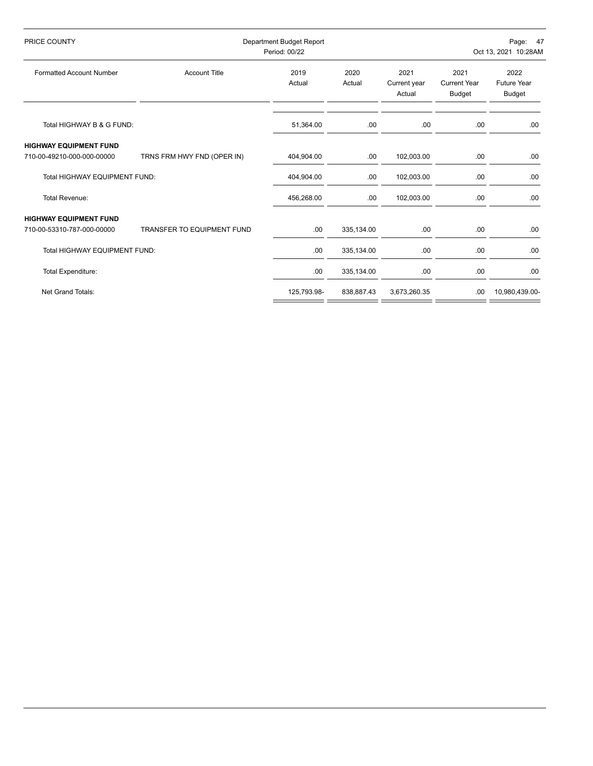| Formatted Account Number | Account Title | 2019 Actual | 2020 Actual | 2021 Current year Actual | 2021 Current Year Budget | 2022 Future Year Budget |
|---|---|---|---|---|---|---|
| Total HIGHWAY B & G FUND: | | 51,364.00 | .00 | .00 | .00 | .00 |
| **HIGHWAY EQUIPMENT FUND** | | | | | | |
| 710-00-49210-000-000-00000 | TRNS FRM HWY FND (OPER IN) | 404,904.00 | .00 | 102,003.00 | .00 | .00 |
| Total HIGHWAY EQUIPMENT FUND: | | 404,904.00 | .00 | 102,003.00 | .00 | .00 |
| Total Revenue: | | 456,268.00 | .00 | 102,003.00 | .00 | .00 |
| **HIGHWAY EQUIPMENT FUND** | | | | | | |
| 710-00-53310-787-000-00000 | TRANSFER TO EQUIPMENT FUND | .00 | 335,134.00 | .00 | .00 | .00 |
| Total HIGHWAY EQUIPMENT FUND: | | .00 | 335,134.00 | .00 | .00 | .00 |
| Total Expenditure: | | .00 | 335,134.00 | .00 | .00 | .00 |
| Net Grand Totals: | | 125,793.98- | 838,887.43 | 3,673,260.35 | .00 | 10,980,439.00- |